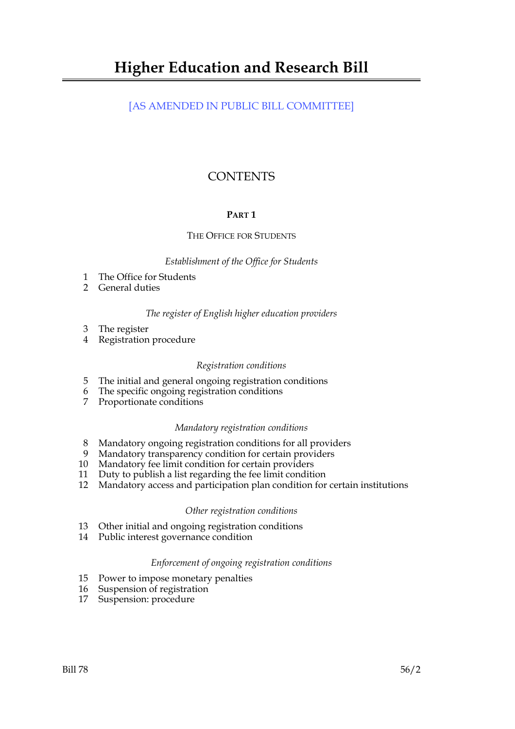# Higher Education and Research Bill

[AS AMENDED IN PUBLIC BILL COMMITTEE]

## CONTENTS

### PART 1

THE OFFICE FOR STUDENTS

*Establishment of the Office for Students*

1 The Office for Students
2 General duties

*The register of English higher education providers*

3 The register
4 Registration procedure

*Registration conditions*

5 The initial and general ongoing registration conditions
6 The specific ongoing registration conditions
7 Proportionate conditions

*Mandatory registration conditions*

8 Mandatory ongoing registration conditions for all providers
9 Mandatory transparency condition for certain providers
10 Mandatory fee limit condition for certain providers
11 Duty to publish a list regarding the fee limit condition
12 Mandatory access and participation plan condition for certain institutions

*Other registration conditions*

13 Other initial and ongoing registration conditions
14 Public interest governance condition

*Enforcement of ongoing registration conditions*

15 Power to impose monetary penalties
16 Suspension of registration
17 Suspension: procedure

Bill 78 56/2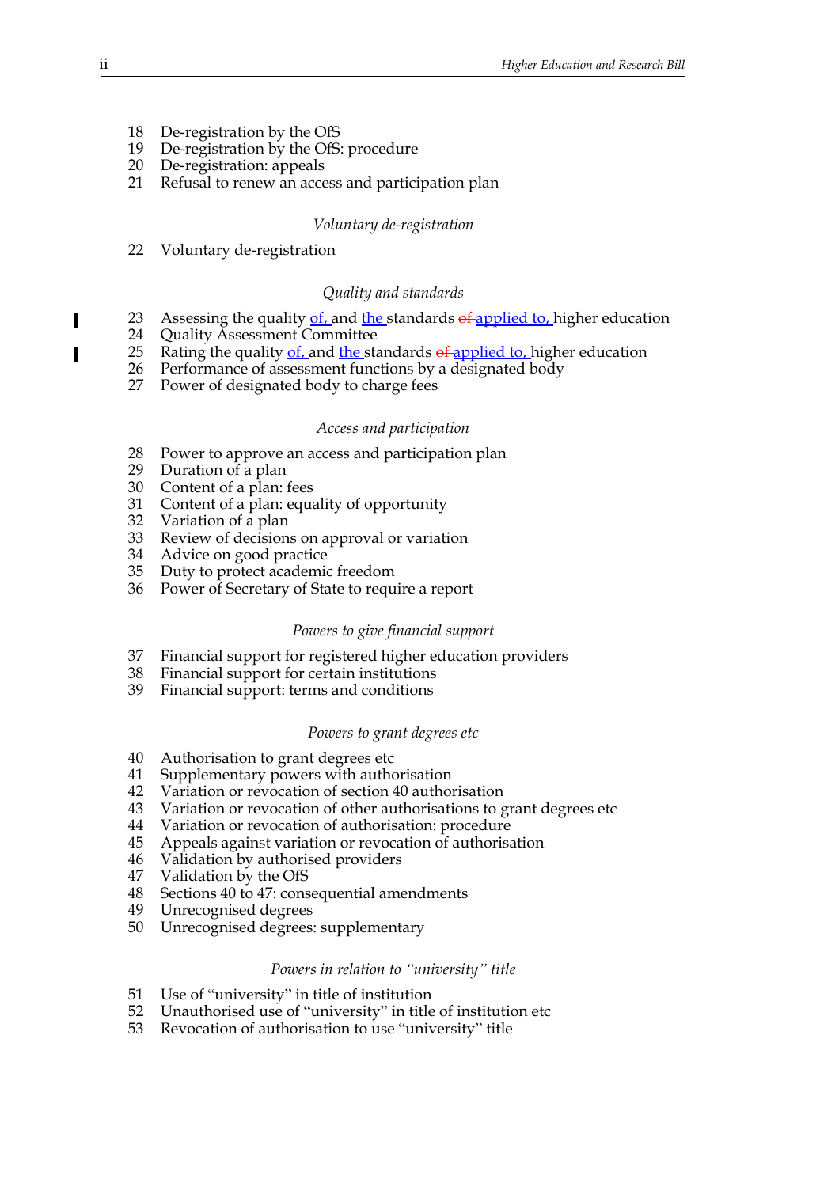18 De-registration by the OfS
19 De-registration by the OfS: procedure
20 De-registration: appeals
21 Refusal to renew an access and participation plan

*Voluntary de-registration*

22 Voluntary de-registration

*Quality and standards*

23 Assessing the quality of, and the standards ~~of~~ applied to, higher education
24 Quality Assessment Committee
25 Rating the quality of, and the standards ~~of~~ applied to, higher education
26 Performance of assessment functions by a designated body
27 Power of designated body to charge fees

*Access and participation*

28 Power to approve an access and participation plan
29 Duration of a plan
30 Content of a plan: fees
31 Content of a plan: equality of opportunity
32 Variation of a plan
33 Review of decisions on approval or variation
34 Advice on good practice
35 Duty to protect academic freedom
36 Power of Secretary of State to require a report

*Powers to give financial support*

37 Financial support for registered higher education providers
38 Financial support for certain institutions
39 Financial support: terms and conditions

*Powers to grant degrees etc*

40 Authorisation to grant degrees etc
41 Supplementary powers with authorisation
42 Variation or revocation of section 40 authorisation
43 Variation or revocation of other authorisations to grant degrees etc
44 Variation or revocation of authorisation: procedure
45 Appeals against variation or revocation of authorisation
46 Validation by authorised providers
47 Validation by the OfS
48 Sections 40 to 47: consequential amendments
49 Unrecognised degrees
50 Unrecognised degrees: supplementary

*Powers in relation to "university" title*

51 Use of "university" in title of institution
52 Unauthorised use of "university" in title of institution etc
53 Revocation of authorisation to use "university" title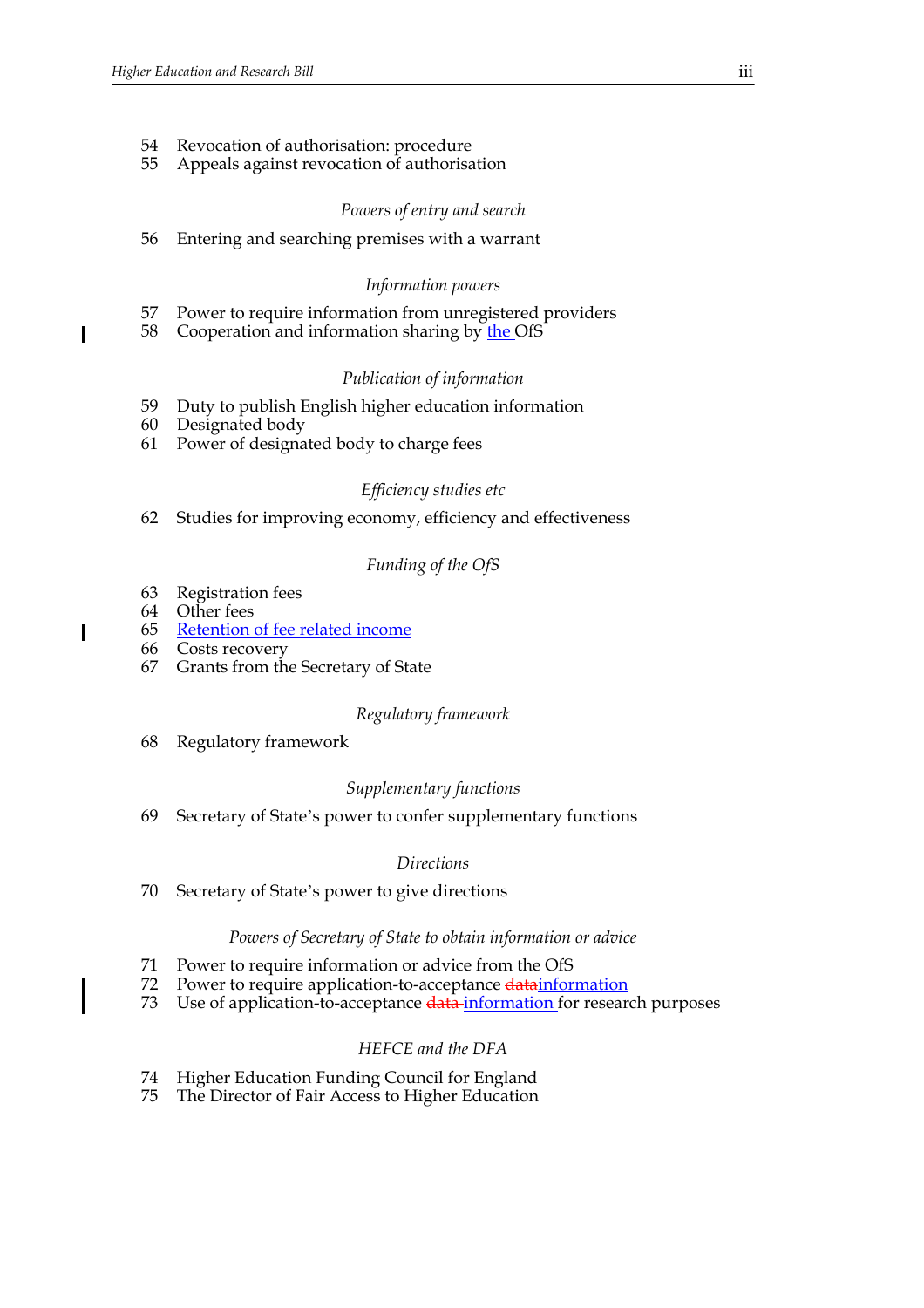54 Revocation of authorisation: procedure
55 Appeals against revocation of authorisation

*Powers of entry and search*

56 Entering and searching premises with a warrant

*Information powers*

57 Power to require information from unregistered providers
58 Cooperation and information sharing by the OfS

*Publication of information*

59 Duty to publish English higher education information
60 Designated body
61 Power of designated body to charge fees

*Efficiency studies etc*

62 Studies for improving economy, efficiency and effectiveness

*Funding of the OfS*

63 Registration fees
64 Other fees
65 Retention of fee related income
66 Costs recovery
67 Grants from the Secretary of State

*Regulatory framework*

68 Regulatory framework

*Supplementary functions*

69 Secretary of State's power to confer supplementary functions

*Directions*

70 Secretary of State's power to give directions

*Powers of Secretary of State to obtain information or advice*

71 Power to require information or advice from the OfS
72 Power to require application-to-acceptance ~~data~~information
73 Use of application-to-acceptance ~~data~~ information for research purposes

*HEFCE and the DFA*

74 Higher Education Funding Council for England
75 The Director of Fair Access to Higher Education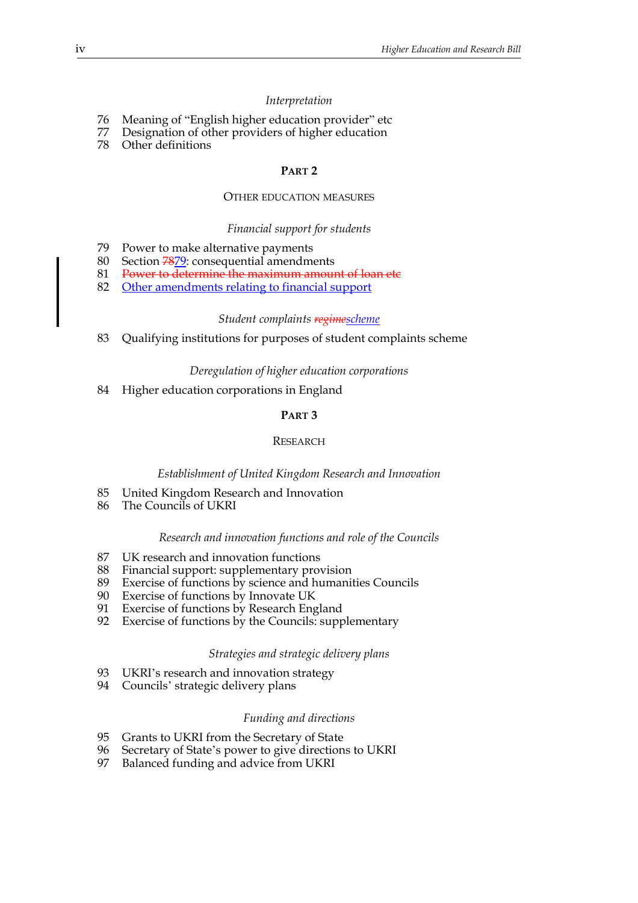*Interpretation*

76 Meaning of "English higher education provider" etc
77 Designation of other providers of higher education
78 Other definitions

## PART 2

### OTHER EDUCATION MEASURES

*Financial support for students*

79 Power to make alternative payments
80 Section ~~78~~79: consequential amendments
81 ~~Power to determine the maximum amount of loan etc~~
82 Other amendments relating to financial support

*Student complaints ~~regime~~scheme*

83 Qualifying institutions for purposes of student complaints scheme

*Deregulation of higher education corporations*

84 Higher education corporations in England

## PART 3

### RESEARCH

*Establishment of United Kingdom Research and Innovation*

85 United Kingdom Research and Innovation
86 The Councils of UKRI

*Research and innovation functions and role of the Councils*

87 UK research and innovation functions
88 Financial support: supplementary provision
89 Exercise of functions by science and humanities Councils
90 Exercise of functions by Innovate UK
91 Exercise of functions by Research England
92 Exercise of functions by the Councils: supplementary

*Strategies and strategic delivery plans*

93 UKRI's research and innovation strategy
94 Councils' strategic delivery plans

*Funding and directions*

95 Grants to UKRI from the Secretary of State
96 Secretary of State's power to give directions to UKRI
97 Balanced funding and advice from UKRI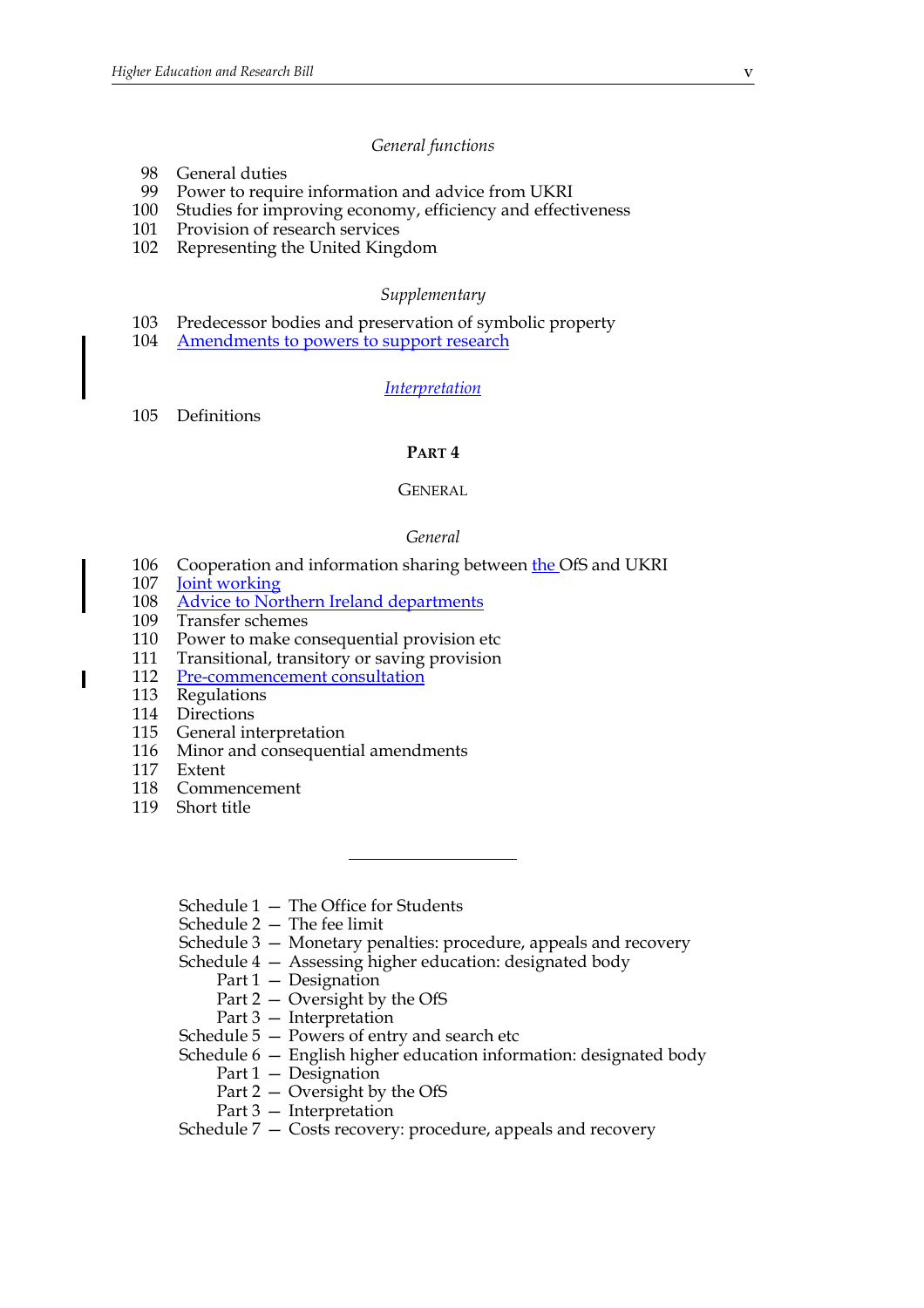*General functions*

98 General duties
99 Power to require information and advice from UKRI
100 Studies for improving economy, efficiency and effectiveness
101 Provision of research services
102 Representing the United Kingdom

*Supplementary*

103 Predecessor bodies and preservation of symbolic property
104 Amendments to powers to support research

*Interpretation*

105 Definitions

## PART 4

## GENERAL

*General*

106 Cooperation and information sharing between the OfS and UKRI
107 Joint working
108 Advice to Northern Ireland departments
109 Transfer schemes
110 Power to make consequential provision etc
111 Transitional, transitory or saving provision
112 Pre-commencement consultation
113 Regulations
114 Directions
115 General interpretation
116 Minor and consequential amendments
117 Extent
118 Commencement
119 Short title

---

Schedule 1 — The Office for Students
Schedule 2 — The fee limit
Schedule 3 — Monetary penalties: procedure, appeals and recovery
Schedule 4 — Assessing higher education: designated body
  Part 1 — Designation
  Part 2 — Oversight by the OfS
  Part 3 — Interpretation
Schedule 5 — Powers of entry and search etc
Schedule 6 — English higher education information: designated body
  Part 1 — Designation
  Part 2 — Oversight by the OfS
  Part 3 — Interpretation
Schedule 7 — Costs recovery: procedure, appeals and recovery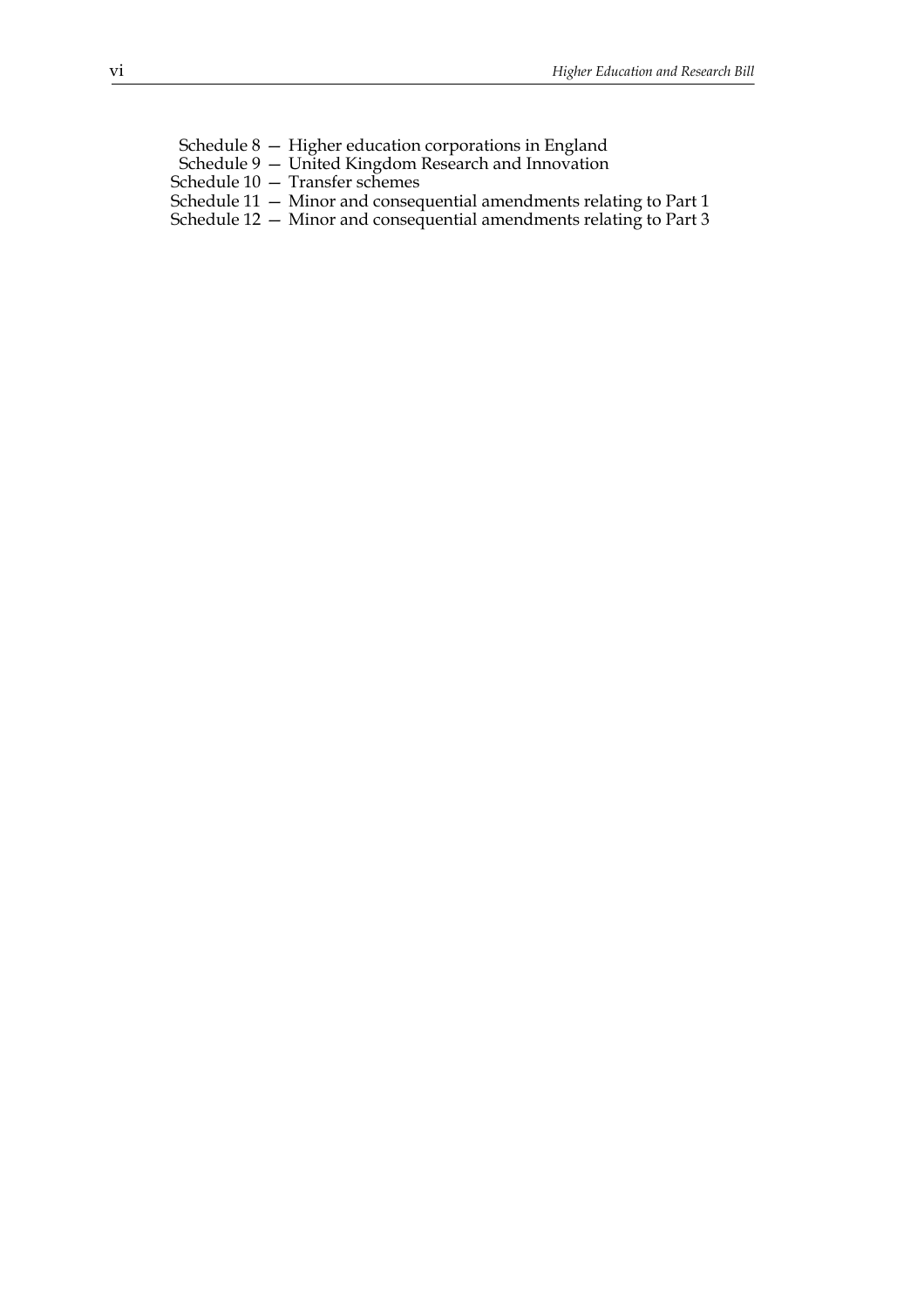Schedule 8 — Higher education corporations in England
Schedule 9 — United Kingdom Research and Innovation
Schedule 10 — Transfer schemes
Schedule 11 — Minor and consequential amendments relating to Part 1
Schedule 12 — Minor and consequential amendments relating to Part 3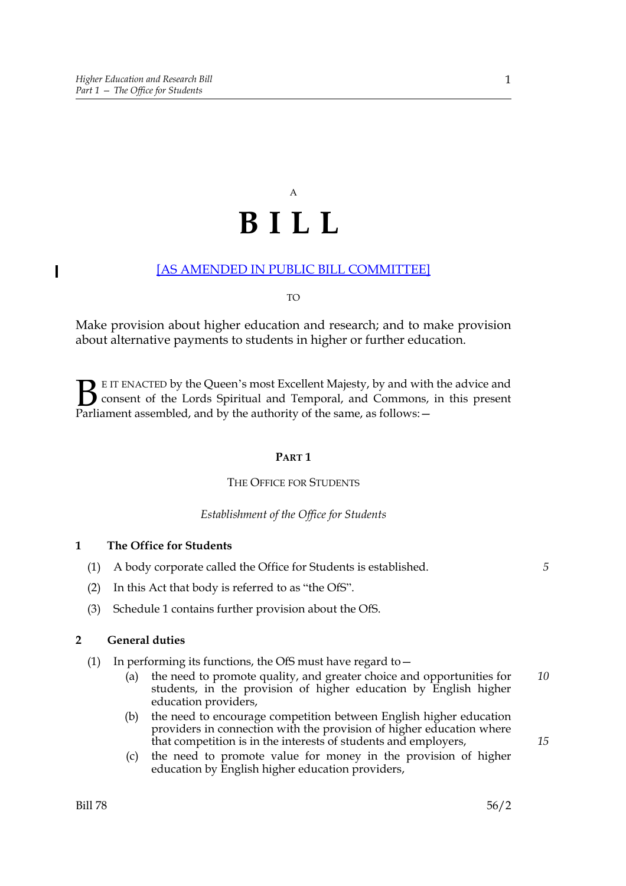A

# B I L L

[AS AMENDED IN PUBLIC BILL COMMITTEE]

TO

Make provision about higher education and research; and to make provision about alternative payments to students in higher or further education.

BE IT ENACTED by the Queen's most Excellent Majesty, by and with the advice and consent of the Lords Spiritual and Temporal, and Commons, in this present Parliament assembled, and by the authority of the same, as follows:—

## PART 1

### THE OFFICE FOR STUDENTS

*Establishment of the Office for Students*

**1 The Office for Students**

(1) A body corporate called the Office for Students is established.

(2) In this Act that body is referred to as "the OfS".

(3) Schedule 1 contains further provision about the OfS.

**2 General duties**

(1) In performing its functions, the OfS must have regard to—

(a) the need to promote quality, and greater choice and opportunities for students, in the provision of higher education by English higher education providers,

(b) the need to encourage competition between English higher education providers in connection with the provision of higher education where that competition is in the interests of students and employers,

(c) the need to promote value for money in the provision of higher education by English higher education providers,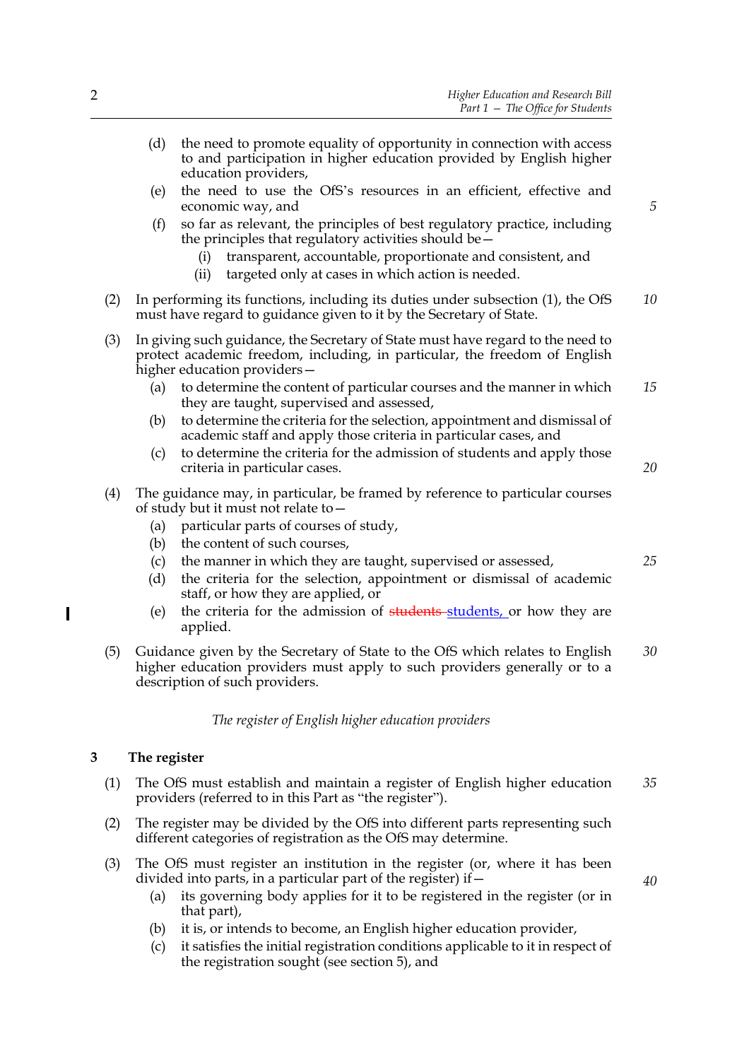(d) the need to promote equality of opportunity in connection with access to and participation in higher education provided by English higher education providers,

(e) the need to use the OfS's resources in an efficient, effective and economic way, and

(f) so far as relevant, the principles of best regulatory practice, including the principles that regulatory activities should be—

(i) transparent, accountable, proportionate and consistent, and

(ii) targeted only at cases in which action is needed.

(2) In performing its functions, including its duties under subsection (1), the OfS must have regard to guidance given to it by the Secretary of State.

(3) In giving such guidance, the Secretary of State must have regard to the need to protect academic freedom, including, in particular, the freedom of English higher education providers—

(a) to determine the content of particular courses and the manner in which they are taught, supervised and assessed,

(b) to determine the criteria for the selection, appointment and dismissal of academic staff and apply those criteria in particular cases, and

(c) to determine the criteria for the admission of students and apply those criteria in particular cases.

(4) The guidance may, in particular, be framed by reference to particular courses of study but it must not relate to—

(a) particular parts of courses of study,

(b) the content of such courses,

(c) the manner in which they are taught, supervised or assessed,

(d) the criteria for the selection, appointment or dismissal of academic staff, or how they are applied, or

(e) the criteria for the admission of ~~students~~ students, or how they are applied.

(5) Guidance given by the Secretary of State to the OfS which relates to English higher education providers must apply to such providers generally or to a description of such providers.

*The register of English higher education providers*

**3 The register**

(1) The OfS must establish and maintain a register of English higher education providers (referred to in this Part as "the register").

(2) The register may be divided by the OfS into different parts representing such different categories of registration as the OfS may determine.

(3) The OfS must register an institution in the register (or, where it has been divided into parts, in a particular part of the register) if—

(a) its governing body applies for it to be registered in the register (or in that part),

(b) it is, or intends to become, an English higher education provider,

(c) it satisfies the initial registration conditions applicable to it in respect of the registration sought (see section 5), and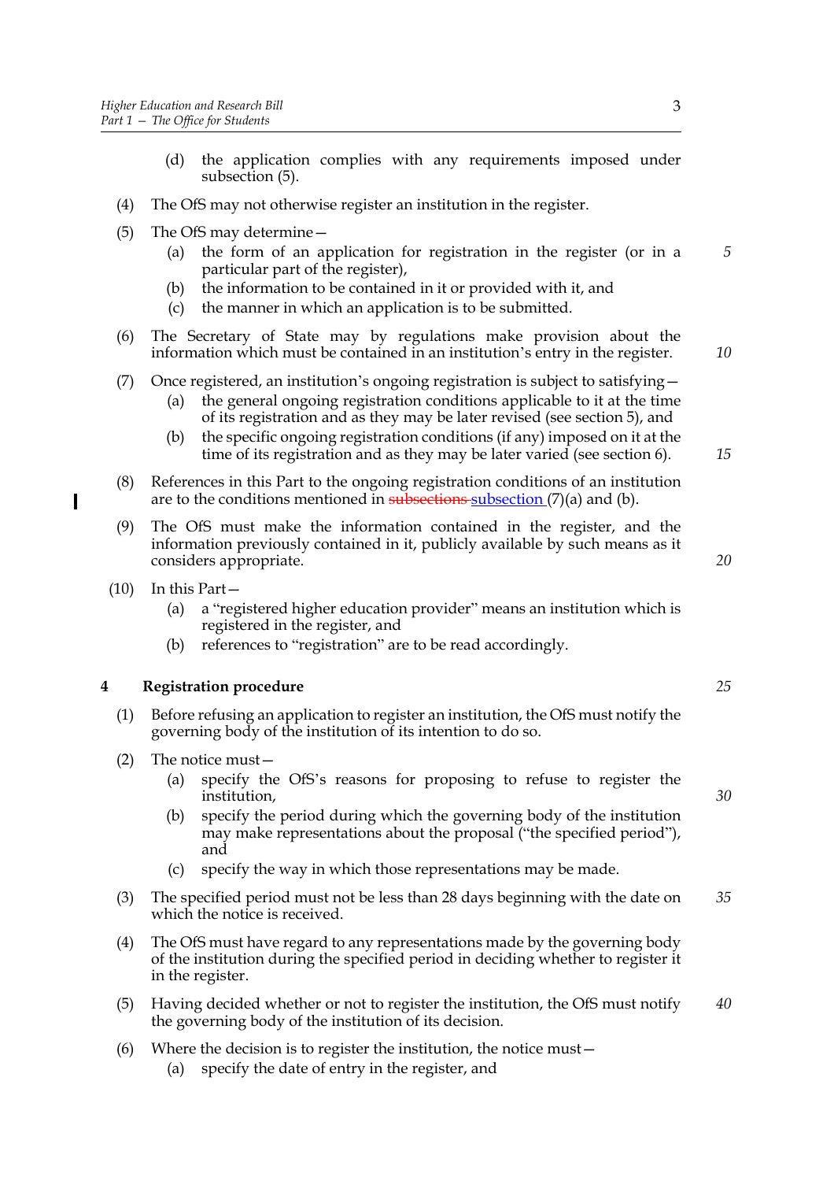(d) the application complies with any requirements imposed under subsection (5).

(4) The OfS may not otherwise register an institution in the register.

(5) The OfS may determine—

(a) the form of an application for registration in the register (or in a particular part of the register),

(b) the information to be contained in it or provided with it, and

(c) the manner in which an application is to be submitted.

(6) The Secretary of State may by regulations make provision about the information which must be contained in an institution's entry in the register.

(7) Once registered, an institution's ongoing registration is subject to satisfying—

(a) the general ongoing registration conditions applicable to it at the time of its registration and as they may be later revised (see section 5), and

(b) the specific ongoing registration conditions (if any) imposed on it at the time of its registration and as they may be later varied (see section 6).

(8) References in this Part to the ongoing registration conditions of an institution are to the conditions mentioned in ~~subsections~~ subsection (7)(a) and (b).

(9) The OfS must make the information contained in the register, and the information previously contained in it, publicly available by such means as it considers appropriate.

(10) In this Part—

(a) a "registered higher education provider" means an institution which is registered in the register, and

(b) references to "registration" are to be read accordingly.

## 4 Registration procedure

(1) Before refusing an application to register an institution, the OfS must notify the governing body of the institution of its intention to do so.

(2) The notice must—

(a) specify the OfS's reasons for proposing to refuse to register the institution,

(b) specify the period during which the governing body of the institution may make representations about the proposal ("the specified period"), and

(c) specify the way in which those representations may be made.

(3) The specified period must not be less than 28 days beginning with the date on which the notice is received.

(4) The OfS must have regard to any representations made by the governing body of the institution during the specified period in deciding whether to register it in the register.

(5) Having decided whether or not to register the institution, the OfS must notify the governing body of the institution of its decision.

(6) Where the decision is to register the institution, the notice must—

(a) specify the date of entry in the register, and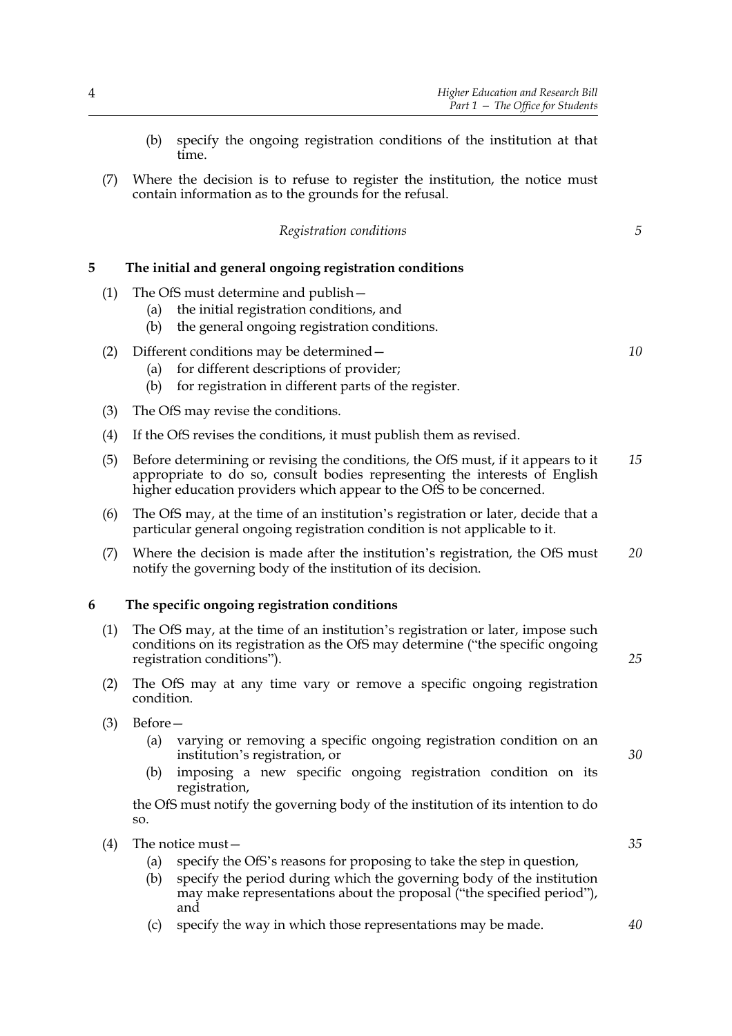(b) specify the ongoing registration conditions of the institution at that time.

(7) Where the decision is to refuse to register the institution, the notice must contain information as to the grounds for the refusal.

*Registration conditions*

## 5 The initial and general ongoing registration conditions

(1) The OfS must determine and publish—

(a) the initial registration conditions, and

(b) the general ongoing registration conditions.

(2) Different conditions may be determined—

(a) for different descriptions of provider;

(b) for registration in different parts of the register.

(3) The OfS may revise the conditions.

(4) If the OfS revises the conditions, it must publish them as revised.

(5) Before determining or revising the conditions, the OfS must, if it appears to it appropriate to do so, consult bodies representing the interests of English higher education providers which appear to the OfS to be concerned.

(6) The OfS may, at the time of an institution's registration or later, decide that a particular general ongoing registration condition is not applicable to it.

(7) Where the decision is made after the institution's registration, the OfS must notify the governing body of the institution of its decision.

## 6 The specific ongoing registration conditions

(1) The OfS may, at the time of an institution's registration or later, impose such conditions on its registration as the OfS may determine ("the specific ongoing registration conditions").

(2) The OfS may at any time vary or remove a specific ongoing registration condition.

(3) Before—

(a) varying or removing a specific ongoing registration condition on an institution's registration, or

(b) imposing a new specific ongoing registration condition on its registration,

the OfS must notify the governing body of the institution of its intention to do so.

(4) The notice must—

(a) specify the OfS's reasons for proposing to take the step in question,

(b) specify the period during which the governing body of the institution may make representations about the proposal ("the specified period"), and

(c) specify the way in which those representations may be made.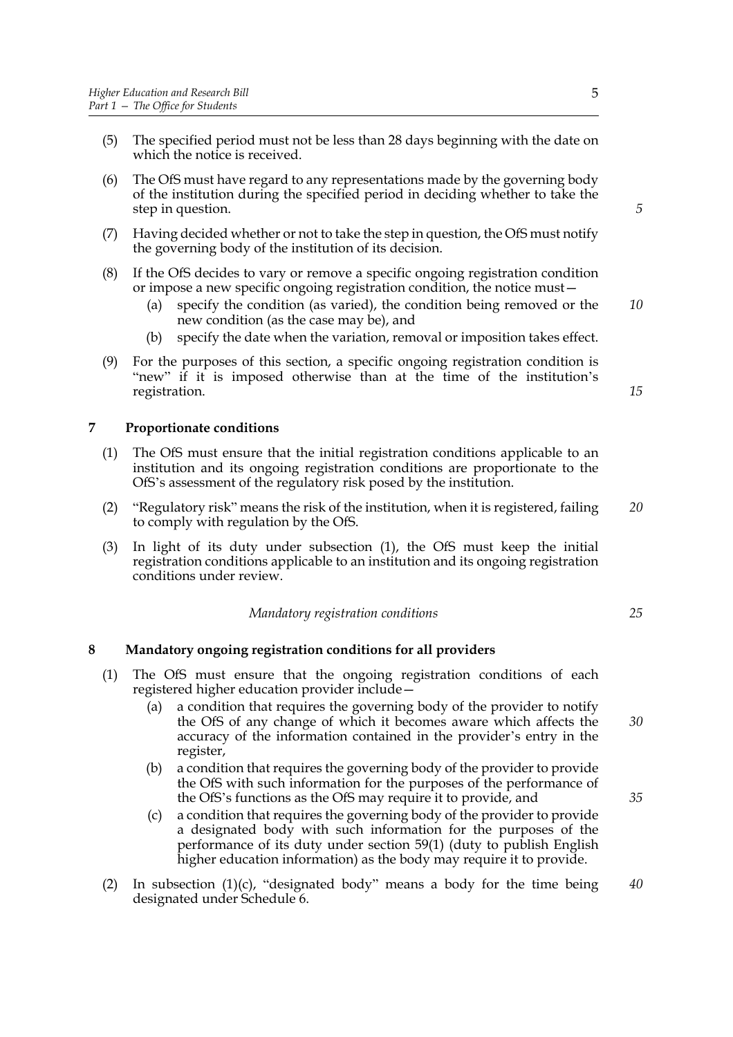(5) The specified period must not be less than 28 days beginning with the date on which the notice is received.

(6) The OfS must have regard to any representations made by the governing body of the institution during the specified period in deciding whether to take the step in question.

(7) Having decided whether or not to take the step in question, the OfS must notify the governing body of the institution of its decision.

(8) If the OfS decides to vary or remove a specific ongoing registration condition or impose a new specific ongoing registration condition, the notice must—

  (a) specify the condition (as varied), the condition being removed or the new condition (as the case may be), and

  (b) specify the date when the variation, removal or imposition takes effect.

(9) For the purposes of this section, a specific ongoing registration condition is "new" if it is imposed otherwise than at the time of the institution's registration.

## 7 Proportionate conditions

(1) The OfS must ensure that the initial registration conditions applicable to an institution and its ongoing registration conditions are proportionate to the OfS's assessment of the regulatory risk posed by the institution.

(2) "Regulatory risk" means the risk of the institution, when it is registered, failing to comply with regulation by the OfS.

(3) In light of its duty under subsection (1), the OfS must keep the initial registration conditions applicable to an institution and its ongoing registration conditions under review.

*Mandatory registration conditions*

## 8 Mandatory ongoing registration conditions for all providers

(1) The OfS must ensure that the ongoing registration conditions of each registered higher education provider include—

  (a) a condition that requires the governing body of the provider to notify the OfS of any change of which it becomes aware which affects the accuracy of the information contained in the provider's entry in the register,

  (b) a condition that requires the governing body of the provider to provide the OfS with such information for the purposes of the performance of the OfS's functions as the OfS may require it to provide, and

  (c) a condition that requires the governing body of the provider to provide a designated body with such information for the purposes of the performance of its duty under section 59(1) (duty to publish English higher education information) as the body may require it to provide.

(2) In subsection (1)(c), "designated body" means a body for the time being designated under Schedule 6.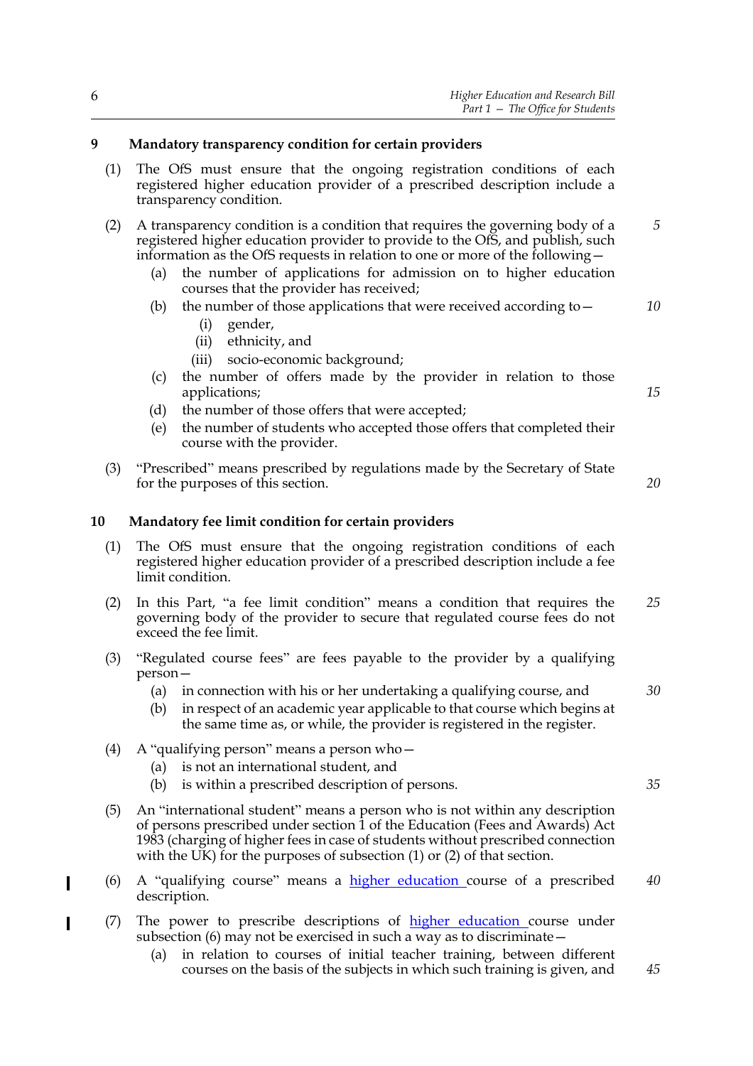## 9 Mandatory transparency condition for certain providers

(1) The OfS must ensure that the ongoing registration conditions of each registered higher education provider of a prescribed description include a transparency condition.

(2) A transparency condition is a condition that requires the governing body of a registered higher education provider to provide to the OfS, and publish, such information as the OfS requests in relation to one or more of the following—

- (a) the number of applications for admission on to higher education courses that the provider has received;
- (b) the number of those applications that were received according to—
  - (i) gender,
  - (ii) ethnicity, and
  - (iii) socio-economic background;
- (c) the number of offers made by the provider in relation to those applications;
- (d) the number of those offers that were accepted;
- (e) the number of students who accepted those offers that completed their course with the provider.

(3) "Prescribed" means prescribed by regulations made by the Secretary of State for the purposes of this section.

## 10 Mandatory fee limit condition for certain providers

(1) The OfS must ensure that the ongoing registration conditions of each registered higher education provider of a prescribed description include a fee limit condition.

(2) In this Part, "a fee limit condition" means a condition that requires the governing body of the provider to secure that regulated course fees do not exceed the fee limit.

(3) "Regulated course fees" are fees payable to the provider by a qualifying person—

- (a) in connection with his or her undertaking a qualifying course, and
- (b) in respect of an academic year applicable to that course which begins at the same time as, or while, the provider is registered in the register.

(4) A "qualifying person" means a person who—

- (a) is not an international student, and
- (b) is within a prescribed description of persons.

(5) An "international student" means a person who is not within any description of persons prescribed under section 1 of the Education (Fees and Awards) Act 1983 (charging of higher fees in case of students without prescribed connection with the UK) for the purposes of subsection (1) or (2) of that section.

(6) A "qualifying course" means a higher education course of a prescribed description.

(7) The power to prescribe descriptions of higher education course under subsection (6) may not be exercised in such a way as to discriminate—

- (a) in relation to courses of initial teacher training, between different courses on the basis of the subjects in which such training is given, and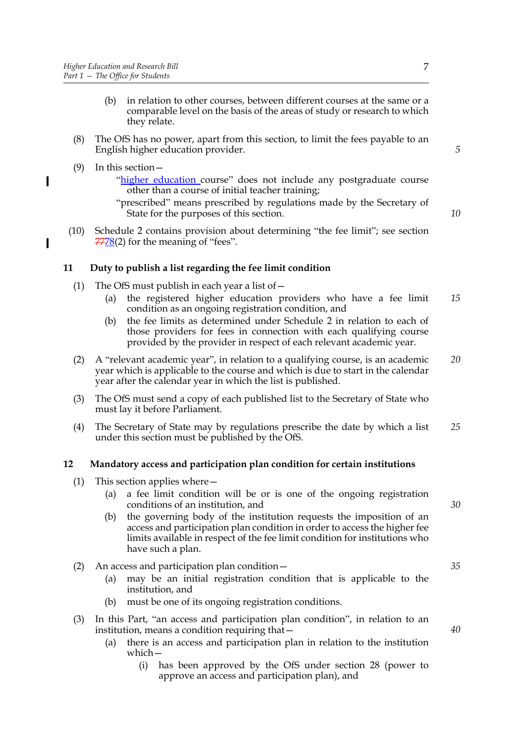(b) in relation to other courses, between different courses at the same or a comparable level on the basis of the areas of study or research to which they relate.

(8) The OfS has no power, apart from this section, to limit the fees payable to an English higher education provider.

(9) In this section—

"higher education course" does not include any postgraduate course other than a course of initial teacher training;

"prescribed" means prescribed by regulations made by the Secretary of State for the purposes of this section.

(10) Schedule 2 contains provision about determining "the fee limit"; see section ~~77~~78(2) for the meaning of "fees".

### 11 Duty to publish a list regarding the fee limit condition

(1) The OfS must publish in each year a list of—

(a) the registered higher education providers who have a fee limit condition as an ongoing registration condition, and

(b) the fee limits as determined under Schedule 2 in relation to each of those providers for fees in connection with each qualifying course provided by the provider in respect of each relevant academic year.

(2) A "relevant academic year", in relation to a qualifying course, is an academic year which is applicable to the course and which is due to start in the calendar year after the calendar year in which the list is published.

(3) The OfS must send a copy of each published list to the Secretary of State who must lay it before Parliament.

(4) The Secretary of State may by regulations prescribe the date by which a list under this section must be published by the OfS.

### 12 Mandatory access and participation plan condition for certain institutions

(1) This section applies where—

(a) a fee limit condition will be or is one of the ongoing registration conditions of an institution, and

(b) the governing body of the institution requests the imposition of an access and participation plan condition in order to access the higher fee limits available in respect of the fee limit condition for institutions who have such a plan.

(2) An access and participation plan condition—

(a) may be an initial registration condition that is applicable to the institution, and

(b) must be one of its ongoing registration conditions.

(3) In this Part, "an access and participation plan condition", in relation to an institution, means a condition requiring that—

(a) there is an access and participation plan in relation to the institution which—

(i) has been approved by the OfS under section 28 (power to approve an access and participation plan), and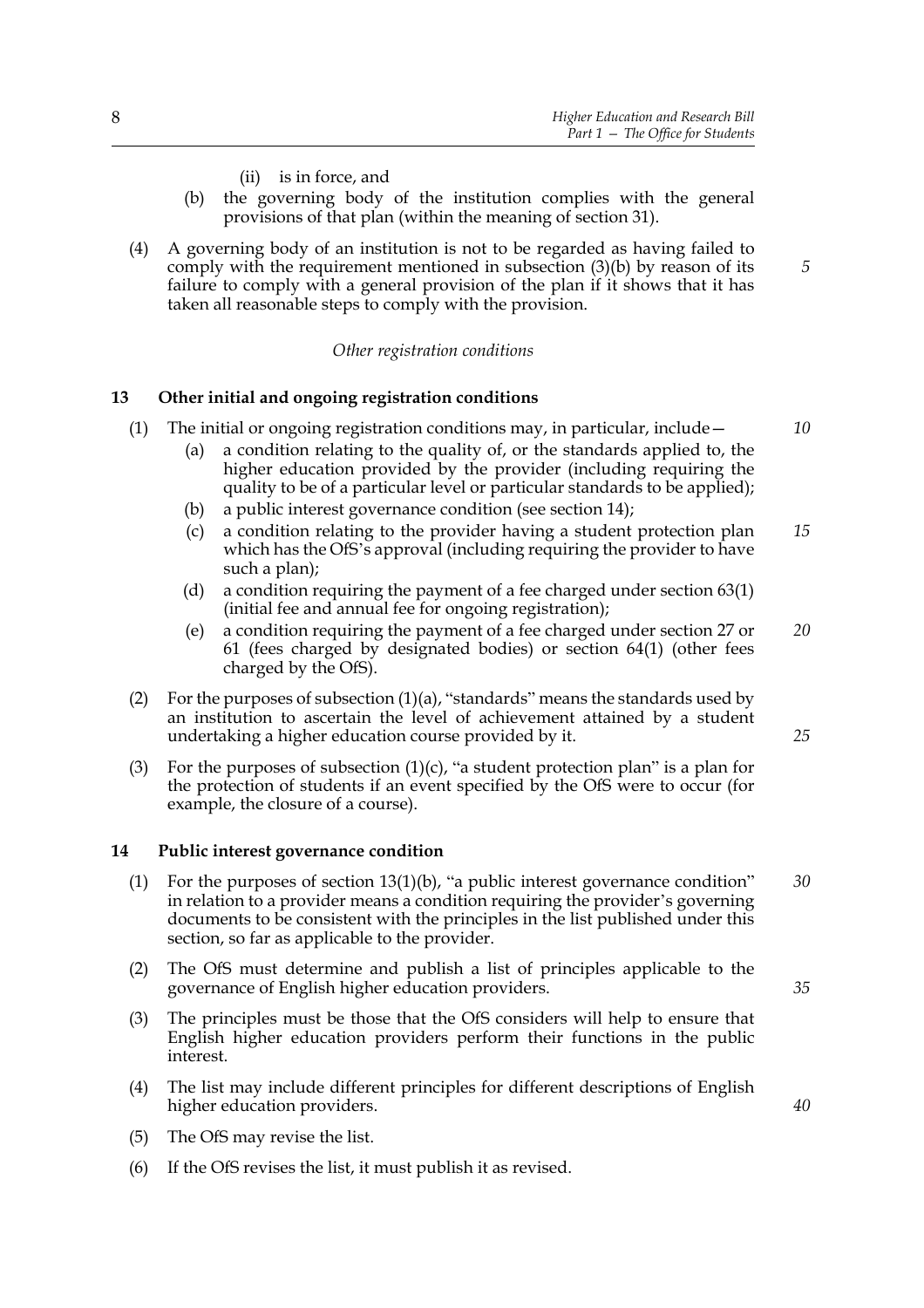(ii) is in force, and

(b) the governing body of the institution complies with the general provisions of that plan (within the meaning of section 31).

(4) A governing body of an institution is not to be regarded as having failed to comply with the requirement mentioned in subsection (3)(b) by reason of its failure to comply with a general provision of the plan if it shows that it has taken all reasonable steps to comply with the provision.

*Other registration conditions*

## 13 Other initial and ongoing registration conditions

(1) The initial or ongoing registration conditions may, in particular, include—

(a) a condition relating to the quality of, or the standards applied to, the higher education provided by the provider (including requiring the quality to be of a particular level or particular standards to be applied);

(b) a public interest governance condition (see section 14);

(c) a condition relating to the provider having a student protection plan which has the OfS's approval (including requiring the provider to have such a plan);

(d) a condition requiring the payment of a fee charged under section 63(1) (initial fee and annual fee for ongoing registration);

(e) a condition requiring the payment of a fee charged under section 27 or 61 (fees charged by designated bodies) or section 64(1) (other fees charged by the OfS).

(2) For the purposes of subsection (1)(a), "standards" means the standards used by an institution to ascertain the level of achievement attained by a student undertaking a higher education course provided by it.

(3) For the purposes of subsection (1)(c), "a student protection plan" is a plan for the protection of students if an event specified by the OfS were to occur (for example, the closure of a course).

## 14 Public interest governance condition

(1) For the purposes of section 13(1)(b), "a public interest governance condition" in relation to a provider means a condition requiring the provider's governing documents to be consistent with the principles in the list published under this section, so far as applicable to the provider.

(2) The OfS must determine and publish a list of principles applicable to the governance of English higher education providers.

(3) The principles must be those that the OfS considers will help to ensure that English higher education providers perform their functions in the public interest.

(4) The list may include different principles for different descriptions of English higher education providers.

(5) The OfS may revise the list.

(6) If the OfS revises the list, it must publish it as revised.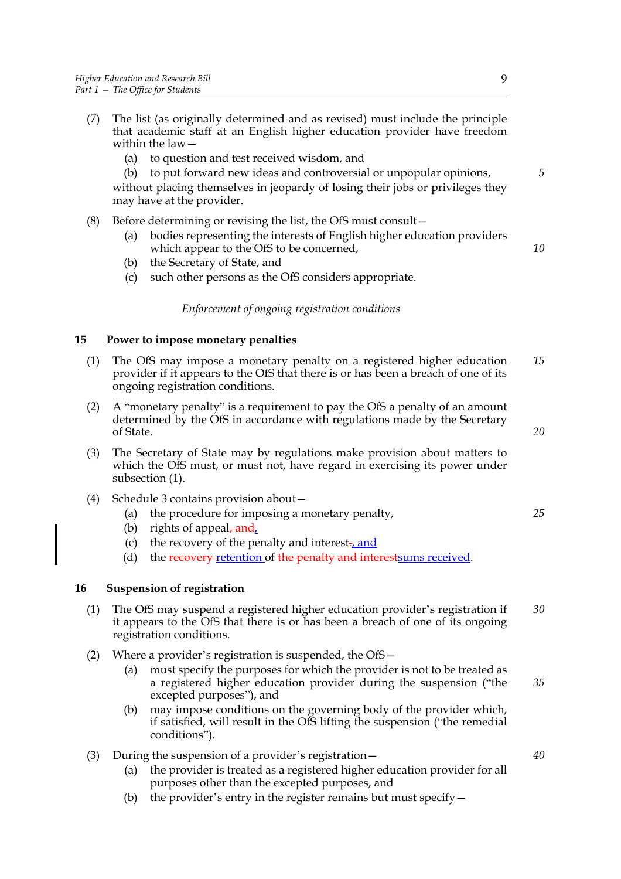(7) The list (as originally determined and as revised) must include the principle that academic staff at an English higher education provider have freedom within the law—

(a) to question and test received wisdom, and

(b) to put forward new ideas and controversial or unpopular opinions,

without placing themselves in jeopardy of losing their jobs or privileges they may have at the provider.

(8) Before determining or revising the list, the OfS must consult—

(a) bodies representing the interests of English higher education providers which appear to the OfS to be concerned,

(b) the Secretary of State, and

(c) such other persons as the OfS considers appropriate.

*Enforcement of ongoing registration conditions*

### 15 Power to impose monetary penalties

(1) The OfS may impose a monetary penalty on a registered higher education provider if it appears to the OfS that there is or has been a breach of one of its ongoing registration conditions.

(2) A "monetary penalty" is a requirement to pay the OfS a penalty of an amount determined by the OfS in accordance with regulations made by the Secretary of State.

(3) The Secretary of State may by regulations make provision about matters to which the OfS must, or must not, have regard in exercising its power under subsection (1).

(4) Schedule 3 contains provision about—

(a) the procedure for imposing a monetary penalty,

(b) rights of appeal~~, and~~,

(c) the recovery of the penalty and interest~~.~~, and

(d) the ~~recovery~~ retention of ~~the penalty and interest~~sums received.

### 16 Suspension of registration

(1) The OfS may suspend a registered higher education provider's registration if it appears to the OfS that there is or has been a breach of one of its ongoing registration conditions.

(2) Where a provider's registration is suspended, the OfS—

(a) must specify the purposes for which the provider is not to be treated as a registered higher education provider during the suspension ("the excepted purposes"), and

(b) may impose conditions on the governing body of the provider which, if satisfied, will result in the OfS lifting the suspension ("the remedial conditions").

(3) During the suspension of a provider's registration—

(a) the provider is treated as a registered higher education provider for all purposes other than the excepted purposes, and

(b) the provider's entry in the register remains but must specify—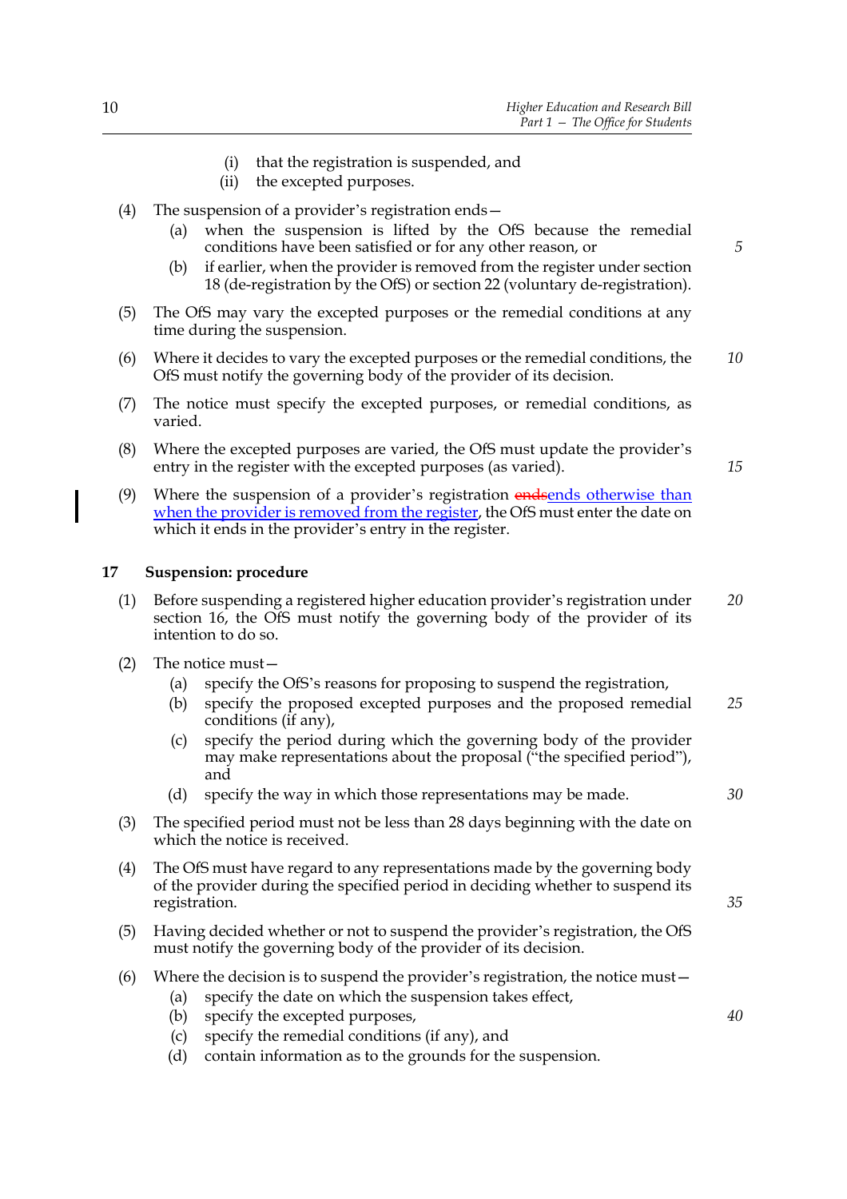(i) that the registration is suspended, and

(ii) the excepted purposes.

(4) The suspension of a provider's registration ends—

(a) when the suspension is lifted by the OfS because the remedial conditions have been satisfied or for any other reason, or

(b) if earlier, when the provider is removed from the register under section 18 (de-registration by the OfS) or section 22 (voluntary de-registration).

(5) The OfS may vary the excepted purposes or the remedial conditions at any time during the suspension.

(6) Where it decides to vary the excepted purposes or the remedial conditions, the OfS must notify the governing body of the provider of its decision.

(7) The notice must specify the excepted purposes, or remedial conditions, as varied.

(8) Where the excepted purposes are varied, the OfS must update the provider's entry in the register with the excepted purposes (as varied).

(9) Where the suspension of a provider's registration ~~ends~~ends otherwise than when the provider is removed from the register, the OfS must enter the date on which it ends in the provider's entry in the register.

### 17 Suspension: procedure

(1) Before suspending a registered higher education provider's registration under section 16, the OfS must notify the governing body of the provider of its intention to do so.

(2) The notice must—

(a) specify the OfS's reasons for proposing to suspend the registration,

(b) specify the proposed excepted purposes and the proposed remedial conditions (if any),

(c) specify the period during which the governing body of the provider may make representations about the proposal ("the specified period"), and

(d) specify the way in which those representations may be made.

(3) The specified period must not be less than 28 days beginning with the date on which the notice is received.

(4) The OfS must have regard to any representations made by the governing body of the provider during the specified period in deciding whether to suspend its registration.

(5) Having decided whether or not to suspend the provider's registration, the OfS must notify the governing body of the provider of its decision.

(6) Where the decision is to suspend the provider's registration, the notice must—

(a) specify the date on which the suspension takes effect,

(b) specify the excepted purposes,

(c) specify the remedial conditions (if any), and

(d) contain information as to the grounds for the suspension.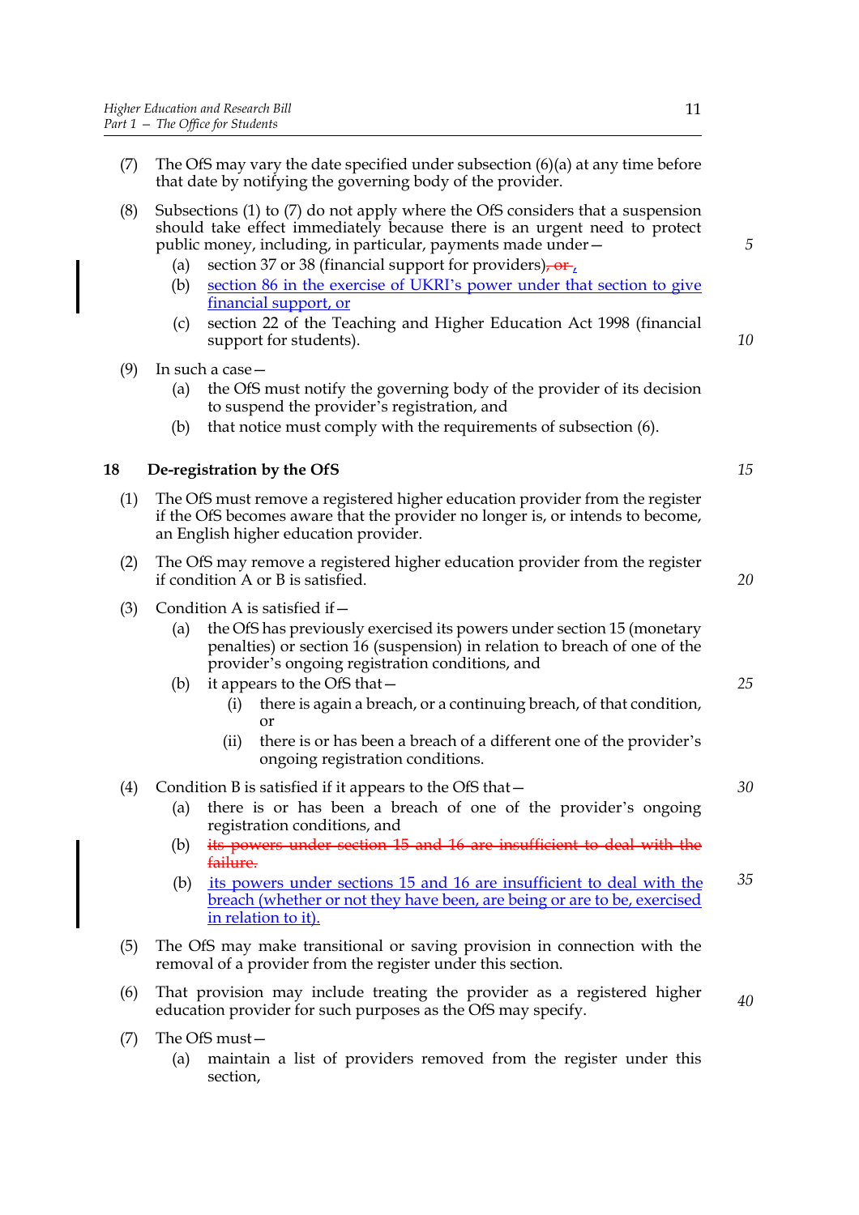(7) The OfS may vary the date specified under subsection (6)(a) at any time before that date by notifying the governing body of the provider.

(8) Subsections (1) to (7) do not apply where the OfS considers that a suspension should take effect immediately because there is an urgent need to protect public money, including, in particular, payments made under—

(a) section 37 or 38 (financial support for providers)~~, or~~,

(b) section 86 in the exercise of UKRI's power under that section to give financial support, or

(c) section 22 of the Teaching and Higher Education Act 1998 (financial support for students).

(9) In such a case—

(a) the OfS must notify the governing body of the provider of its decision to suspend the provider's registration, and

(b) that notice must comply with the requirements of subsection (6).

## 18 De-registration by the OfS

(1) The OfS must remove a registered higher education provider from the register if the OfS becomes aware that the provider no longer is, or intends to become, an English higher education provider.

(2) The OfS may remove a registered higher education provider from the register if condition A or B is satisfied.

(3) Condition A is satisfied if—

(a) the OfS has previously exercised its powers under section 15 (monetary penalties) or section 16 (suspension) in relation to breach of one of the provider's ongoing registration conditions, and

(b) it appears to the OfS that—

(i) there is again a breach, or a continuing breach, of that condition, or

(ii) there is or has been a breach of a different one of the provider's ongoing registration conditions.

(4) Condition B is satisfied if it appears to the OfS that—

(a) there is or has been a breach of one of the provider's ongoing registration conditions, and

(b) ~~its powers under section 15 and 16 are insufficient to deal with the failure.~~

(b) its powers under sections 15 and 16 are insufficient to deal with the breach (whether or not they have been, are being or are to be, exercised in relation to it).

(5) The OfS may make transitional or saving provision in connection with the removal of a provider from the register under this section.

(6) That provision may include treating the provider as a registered higher education provider for such purposes as the OfS may specify.

(7) The OfS must—

(a) maintain a list of providers removed from the register under this section,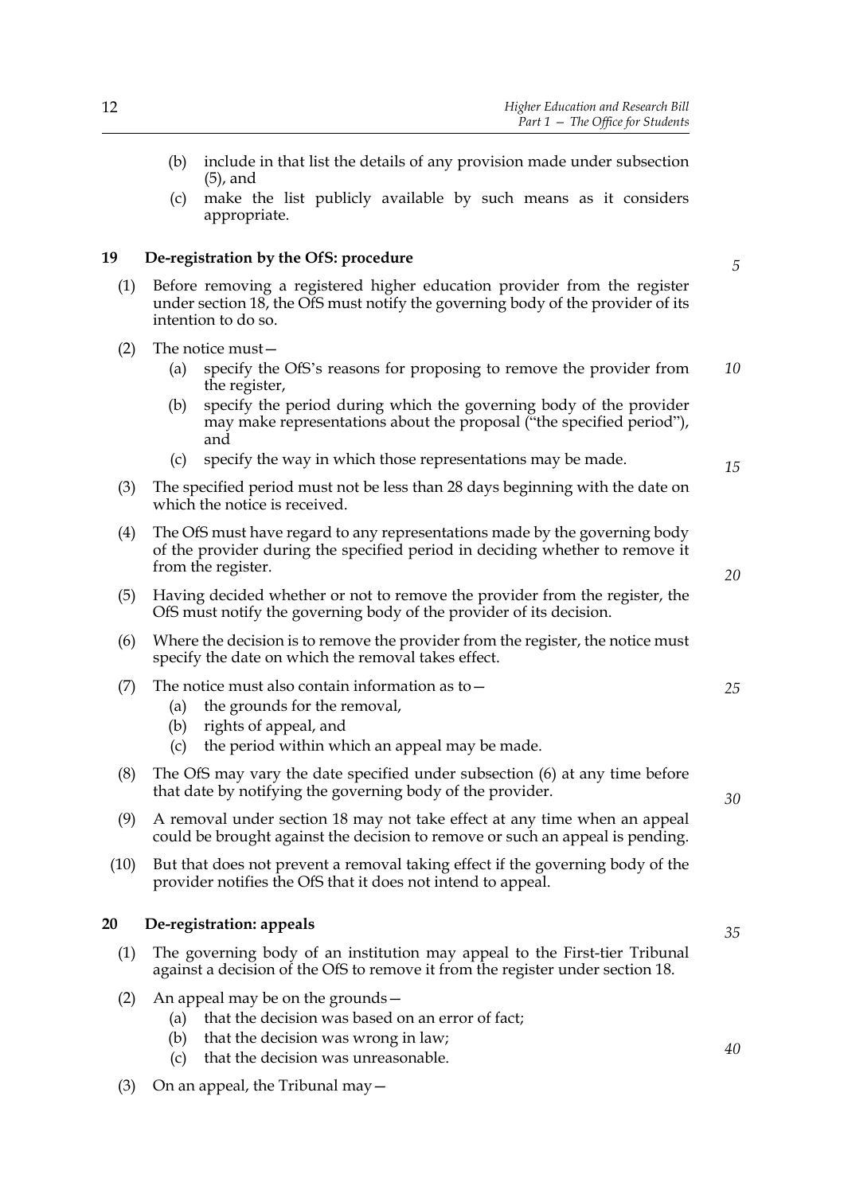(b) include in that list the details of any provision made under subsection (5), and

(c) make the list publicly available by such means as it considers appropriate.

## 19 De-registration by the OfS: procedure

(1) Before removing a registered higher education provider from the register under section 18, the OfS must notify the governing body of the provider of its intention to do so.

(2) The notice must—

(a) specify the OfS's reasons for proposing to remove the provider from the register,

(b) specify the period during which the governing body of the provider may make representations about the proposal ("the specified period"), and

(c) specify the way in which those representations may be made.

(3) The specified period must not be less than 28 days beginning with the date on which the notice is received.

(4) The OfS must have regard to any representations made by the governing body of the provider during the specified period in deciding whether to remove it from the register.

(5) Having decided whether or not to remove the provider from the register, the OfS must notify the governing body of the provider of its decision.

(6) Where the decision is to remove the provider from the register, the notice must specify the date on which the removal takes effect.

(7) The notice must also contain information as to—

(a) the grounds for the removal,

(b) rights of appeal, and

(c) the period within which an appeal may be made.

(8) The OfS may vary the date specified under subsection (6) at any time before that date by notifying the governing body of the provider.

(9) A removal under section 18 may not take effect at any time when an appeal could be brought against the decision to remove or such an appeal is pending.

(10) But that does not prevent a removal taking effect if the governing body of the provider notifies the OfS that it does not intend to appeal.

## 20 De-registration: appeals

(1) The governing body of an institution may appeal to the First-tier Tribunal against a decision of the OfS to remove it from the register under section 18.

(2) An appeal may be on the grounds—

(a) that the decision was based on an error of fact;

(b) that the decision was wrong in law;

(c) that the decision was unreasonable.

(3) On an appeal, the Tribunal may—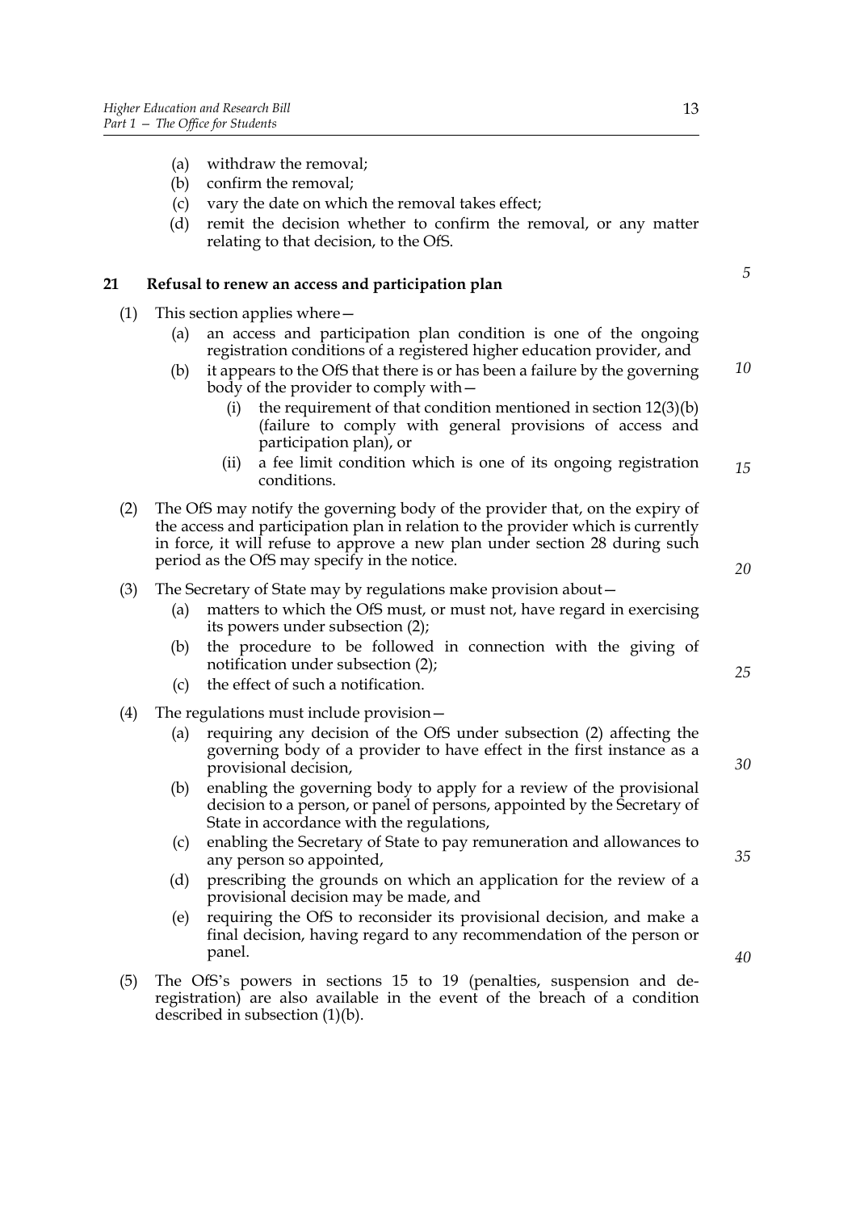(a) withdraw the removal;
(b) confirm the removal;
(c) vary the date on which the removal takes effect;
(d) remit the decision whether to confirm the removal, or any matter relating to that decision, to the OfS.

## 21 Refusal to renew an access and participation plan

(1) This section applies where—
  (a) an access and participation plan condition is one of the ongoing registration conditions of a registered higher education provider, and
  (b) it appears to the OfS that there is or has been a failure by the governing body of the provider to comply with—
    (i) the requirement of that condition mentioned in section 12(3)(b) (failure to comply with general provisions of access and participation plan), or
    (ii) a fee limit condition which is one of its ongoing registration conditions.

(2) The OfS may notify the governing body of the provider that, on the expiry of the access and participation plan in relation to the provider which is currently in force, it will refuse to approve a new plan under section 28 during such period as the OfS may specify in the notice.

(3) The Secretary of State may by regulations make provision about—
  (a) matters to which the OfS must, or must not, have regard in exercising its powers under subsection (2);
  (b) the procedure to be followed in connection with the giving of notification under subsection (2);
  (c) the effect of such a notification.

(4) The regulations must include provision—
  (a) requiring any decision of the OfS under subsection (2) affecting the governing body of a provider to have effect in the first instance as a provisional decision,
  (b) enabling the governing body to apply for a review of the provisional decision to a person, or panel of persons, appointed by the Secretary of State in accordance with the regulations,
  (c) enabling the Secretary of State to pay remuneration and allowances to any person so appointed,
  (d) prescribing the grounds on which an application for the review of a provisional decision may be made, and
  (e) requiring the OfS to reconsider its provisional decision, and make a final decision, having regard to any recommendation of the person or panel.

(5) The OfS's powers in sections 15 to 19 (penalties, suspension and de-registration) are also available in the event of the breach of a condition described in subsection (1)(b).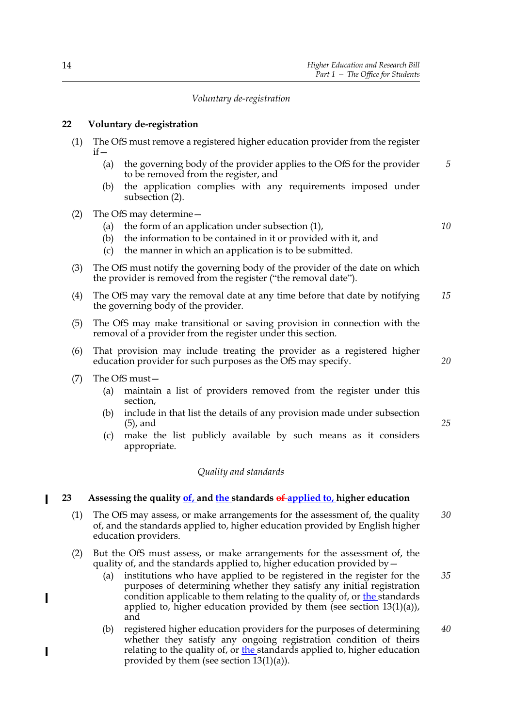*Voluntary de-registration*

## 22 Voluntary de-registration

(1) The OfS must remove a registered higher education provider from the register if—

(a) the governing body of the provider applies to the OfS for the provider to be removed from the register, and

(b) the application complies with any requirements imposed under subsection (2).

(2) The OfS may determine—

(a) the form of an application under subsection (1),

(b) the information to be contained in it or provided with it, and

(c) the manner in which an application is to be submitted.

(3) The OfS must notify the governing body of the provider of the date on which the provider is removed from the register ("the removal date").

(4) The OfS may vary the removal date at any time before that date by notifying the governing body of the provider.

(5) The OfS may make transitional or saving provision in connection with the removal of a provider from the register under this section.

(6) That provision may include treating the provider as a registered higher education provider for such purposes as the OfS may specify.

(7) The OfS must—

(a) maintain a list of providers removed from the register under this section,

(b) include in that list the details of any provision made under subsection (5), and

(c) make the list publicly available by such means as it considers appropriate.

*Quality and standards*

## 23 Assessing the quality of, and the standards ~~of~~ applied to, higher education

(1) The OfS may assess, or make arrangements for the assessment of, the quality of, and the standards applied to, higher education provided by English higher education providers.

(2) But the OfS must assess, or make arrangements for the assessment of, the quality of, and the standards applied to, higher education provided by—

(a) institutions who have applied to be registered in the register for the purposes of determining whether they satisfy any initial registration condition applicable to them relating to the quality of, or the standards applied to, higher education provided by them (see section 13(1)(a)), and

(b) registered higher education providers for the purposes of determining whether they satisfy any ongoing registration condition of theirs relating to the quality of, or the standards applied to, higher education provided by them (see section 13(1)(a)).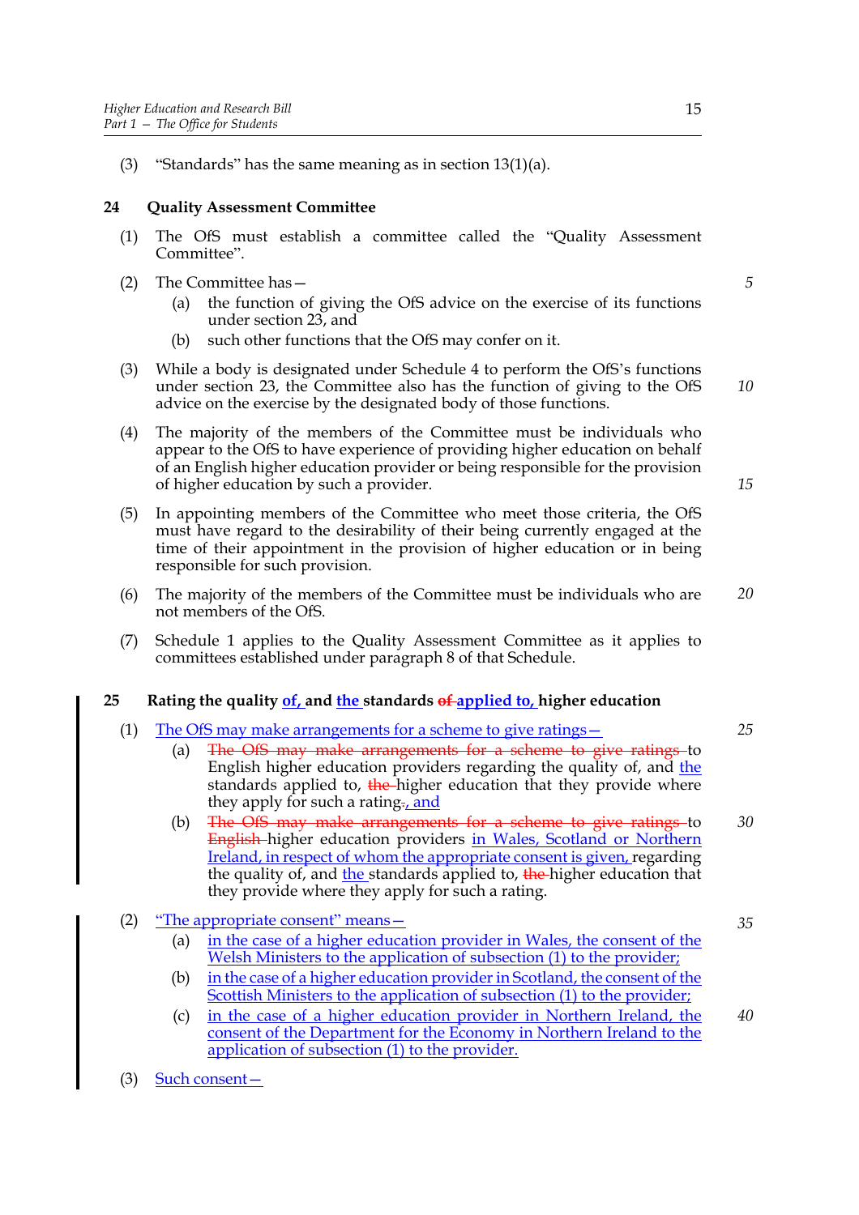(3) "Standards" has the same meaning as in section 13(1)(a).

### 24 Quality Assessment Committee

(1) The OfS must establish a committee called the "Quality Assessment Committee".

(2) The Committee has—

(a) the function of giving the OfS advice on the exercise of its functions under section 23, and

(b) such other functions that the OfS may confer on it.

(3) While a body is designated under Schedule 4 to perform the OfS's functions under section 23, the Committee also has the function of giving to the OfS advice on the exercise by the designated body of those functions.

(4) The majority of the members of the Committee must be individuals who appear to the OfS to have experience of providing higher education on behalf of an English higher education provider or being responsible for the provision of higher education by such a provider.

(5) In appointing members of the Committee who meet those criteria, the OfS must have regard to the desirability of their being currently engaged at the time of their appointment in the provision of higher education or in being responsible for such provision.

(6) The majority of the members of the Committee must be individuals who are not members of the OfS.

(7) Schedule 1 applies to the Quality Assessment Committee as it applies to committees established under paragraph 8 of that Schedule.

### 25 Rating the quality of, and the standards ~~of~~ applied to, higher education

(1) The OfS may make arrangements for a scheme to give ratings—

(a) ~~The OfS may make arrangements for a scheme to give ratings~~ to English higher education providers regarding the quality of, and the standards applied to, ~~the~~ higher education that they provide where they apply for such a rating~~.~~, and

(b) ~~The OfS may make arrangements for a scheme to give ratings~~ to ~~English~~ higher education providers in Wales, Scotland or Northern Ireland, in respect of whom the appropriate consent is given, regarding the quality of, and the standards applied to, ~~the~~ higher education that they provide where they apply for such a rating.

(2) "The appropriate consent" means—

(a) in the case of a higher education provider in Wales, the consent of the Welsh Ministers to the application of subsection (1) to the provider;

(b) in the case of a higher education provider in Scotland, the consent of the Scottish Ministers to the application of subsection (1) to the provider;

(c) in the case of a higher education provider in Northern Ireland, the consent of the Department for the Economy in Northern Ireland to the application of subsection (1) to the provider.

(3) Such consent—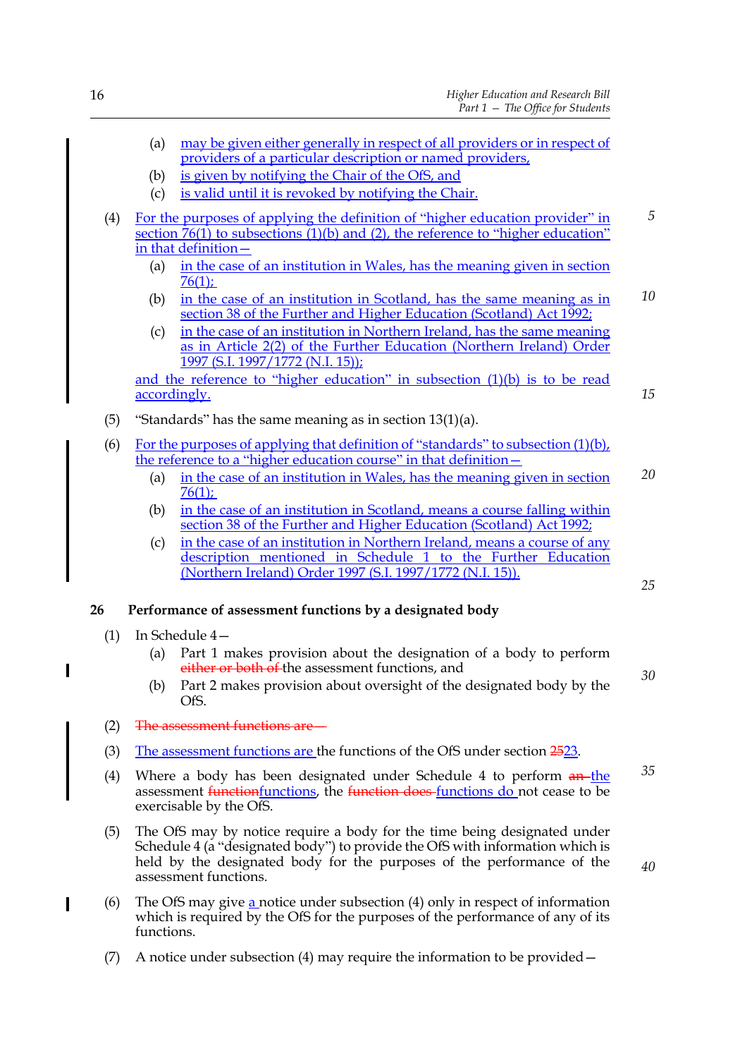(a) may be given either generally in respect of all providers or in respect of providers of a particular description or named providers,

(b) is given by notifying the Chair of the OfS, and

(c) is valid until it is revoked by notifying the Chair.

(4) For the purposes of applying the definition of "higher education provider" in section 76(1) to subsections (1)(b) and (2), the reference to "higher education" in that definition—

(a) in the case of an institution in Wales, has the meaning given in section 76(1);

(b) in the case of an institution in Scotland, has the same meaning as in section 38 of the Further and Higher Education (Scotland) Act 1992;

(c) in the case of an institution in Northern Ireland, has the same meaning as in Article 2(2) of the Further Education (Northern Ireland) Order 1997 (S.I. 1997/1772 (N.I. 15));

and the reference to "higher education" in subsection (1)(b) is to be read accordingly.

(5) "Standards" has the same meaning as in section 13(1)(a).

(6) For the purposes of applying that definition of "standards" to subsection (1)(b), the reference to a "higher education course" in that definition—

(a) in the case of an institution in Wales, has the meaning given in section 76(1);

(b) in the case of an institution in Scotland, means a course falling within section 38 of the Further and Higher Education (Scotland) Act 1992;

(c) in the case of an institution in Northern Ireland, means a course of any description mentioned in Schedule 1 to the Further Education (Northern Ireland) Order 1997 (S.I. 1997/1772 (N.I. 15)).

### 26 Performance of assessment functions by a designated body

(1) In Schedule 4—

(a) Part 1 makes provision about the designation of a body to perform ~~either or both of~~ the assessment functions, and

(b) Part 2 makes provision about oversight of the designated body by the OfS.

(2) ~~The assessment functions are—~~

(3) The assessment functions are the functions of the OfS under section ~~25~~23.

(4) Where a body has been designated under Schedule 4 to perform ~~an~~ the assessment ~~function~~functions, the ~~function does~~ functions do not cease to be exercisable by the OfS.

(5) The OfS may by notice require a body for the time being designated under Schedule 4 (a "designated body") to provide the OfS with information which is held by the designated body for the purposes of the performance of the assessment functions.

(6) The OfS may give a notice under subsection (4) only in respect of information which is required by the OfS for the purposes of the performance of any of its functions.

(7) A notice under subsection (4) may require the information to be provided—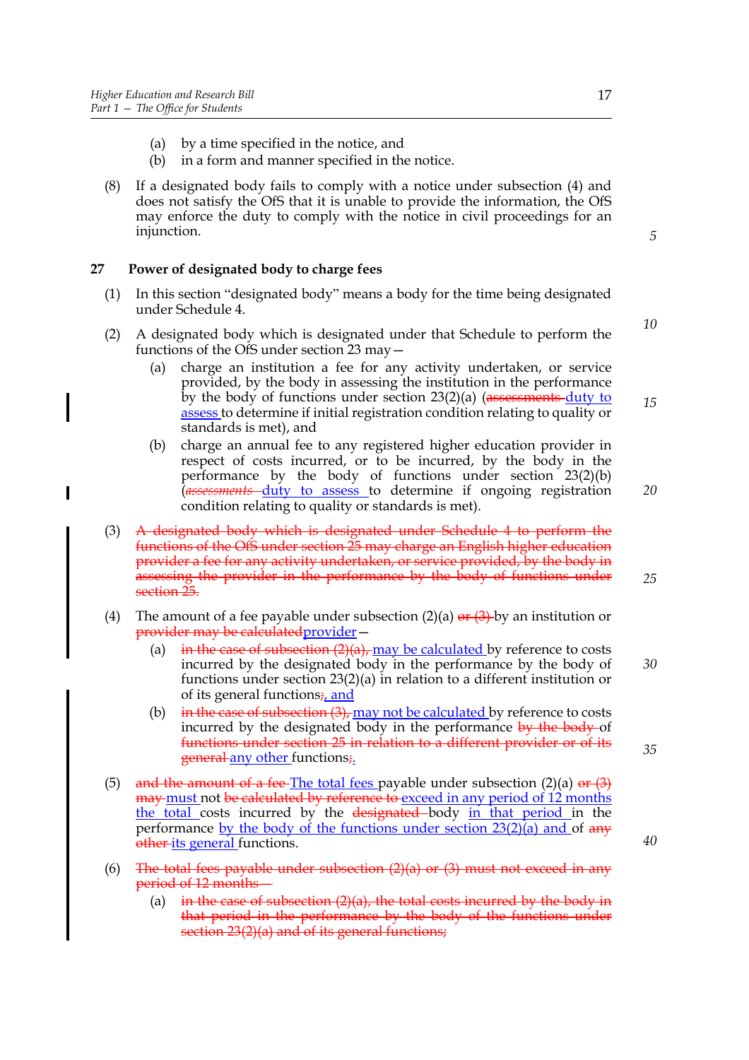(a) by a time specified in the notice, and

(b) in a form and manner specified in the notice.

(8) If a designated body fails to comply with a notice under subsection (4) and does not satisfy the OfS that it is unable to provide the information, the OfS may enforce the duty to comply with the notice in civil proceedings for an injunction.

### 27 Power of designated body to charge fees

(1) In this section "designated body" means a body for the time being designated under Schedule 4.

(2) A designated body which is designated under that Schedule to perform the functions of the OfS under section 23 may—

(a) charge an institution a fee for any activity undertaken, or service provided, by the body in assessing the institution in the performance by the body of functions under section 23(2)(a) (~~assessments~~ <u>duty to assess</u> to determine if initial registration condition relating to quality or standards is met), and

(b) charge an annual fee to any registered higher education provider in respect of costs incurred, or to be incurred, by the body in the performance by the body of functions under section 23(2)(b) (~~*assessments*~~ <u>duty to assess</u> to determine if ongoing registration condition relating to quality or standards is met).

(3) ~~A designated body which is designated under Schedule 4 to perform the functions of the OfS under section 25 may charge an English higher education provider a fee for any activity undertaken, or service provided, by the body in assessing the provider in the performance by the body of functions under section 25.~~

(4) The amount of a fee payable under subsection (2)(a) ~~or (3)~~ by an institution or ~~provider may be calculated~~<u>provider</u>—

(a) ~~in the case of subsection (2)(a),~~ <u>may be calculated</u> by reference to costs incurred by the designated body in the performance by the body of functions under section 23(2)(a) in relation to a different institution or of its general functions~~;~~<u>, and</u>

(b) ~~in the case of subsection (3),~~ <u>may not be calculated</u> by reference to costs incurred by the designated body in the performance ~~by the body~~ of ~~functions under section 25 in relation to a different provider or of its general~~ <u>any other</u> functions~~;~~<u>.</u>

(5) ~~and the amount of a fee~~ <u>The total fees</u> payable under subsection (2)(a) ~~or (3) may~~ <u>must</u> not ~~be calculated by reference to~~ <u>exceed in any period of 12 months the total</u> costs incurred by the ~~designated~~ body <u>in that period</u> in the performance <u>by the body of the functions under section 23(2)(a) and</u> of ~~any other~~ <u>its general</u> functions.

(6) ~~The total fees payable under subsection (2)(a) or (3) must not exceed in any period of 12 months—~~

(a) ~~in the case of subsection (2)(a), the total costs incurred by the body in that period in the performance by the body of the functions under section 23(2)(a) and of its general functions;~~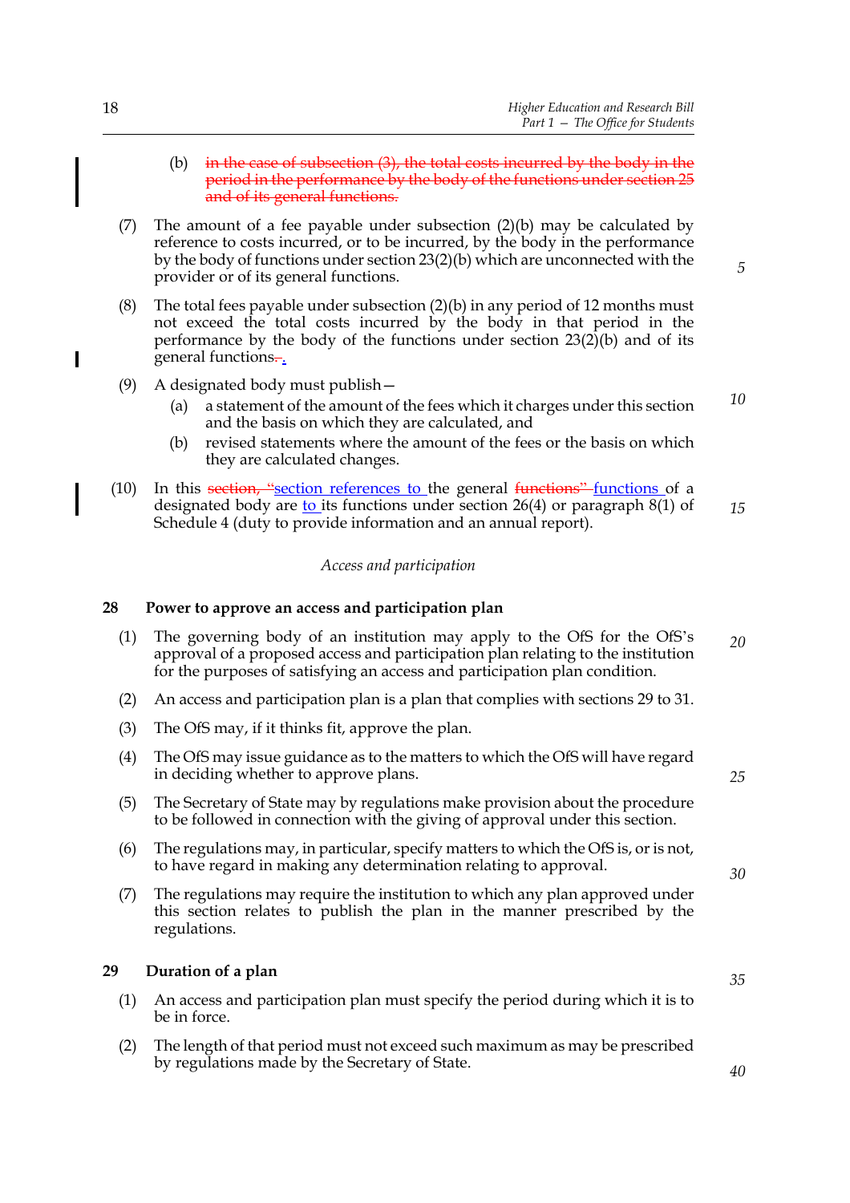(b) ~~in the case of subsection (3), the total costs incurred by the body in the period in the performance by the body of the functions under section 25 and of its general functions.~~

(7) The amount of a fee payable under subsection (2)(b) may be calculated by reference to costs incurred, or to be incurred, by the body in the performance by the body of functions under section 23(2)(b) which are unconnected with the provider or of its general functions.

(8) The total fees payable under subsection (2)(b) in any period of 12 months must not exceed the total costs incurred by the body in that period in the performance by the body of the functions under section 23(2)(b) and of its general functions~~.~~.

(9) A designated body must publish—

(a) a statement of the amount of the fees which it charges under this section and the basis on which they are calculated, and

(b) revised statements where the amount of the fees or the basis on which they are calculated changes.

(10) In this ~~section, "~~section references to the general ~~functions"~~ functions of a designated body are to its functions under section 26(4) or paragraph 8(1) of Schedule 4 (duty to provide information and an annual report).

*Access and participation*

### 28 Power to approve an access and participation plan

(1) The governing body of an institution may apply to the OfS for the OfS's approval of a proposed access and participation plan relating to the institution for the purposes of satisfying an access and participation plan condition.

(2) An access and participation plan is a plan that complies with sections 29 to 31.

(3) The OfS may, if it thinks fit, approve the plan.

(4) The OfS may issue guidance as to the matters to which the OfS will have regard in deciding whether to approve plans.

(5) The Secretary of State may by regulations make provision about the procedure to be followed in connection with the giving of approval under this section.

(6) The regulations may, in particular, specify matters to which the OfS is, or is not, to have regard in making any determination relating to approval.

(7) The regulations may require the institution to which any plan approved under this section relates to publish the plan in the manner prescribed by the regulations.

### 29 Duration of a plan

(1) An access and participation plan must specify the period during which it is to be in force.

(2) The length of that period must not exceed such maximum as may be prescribed by regulations made by the Secretary of State.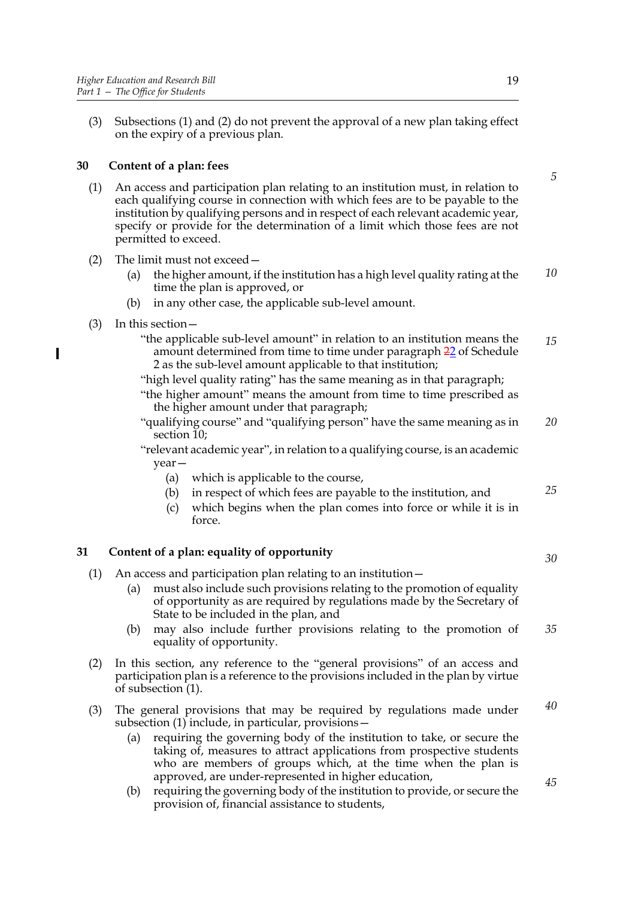(3) Subsections (1) and (2) do not prevent the approval of a new plan taking effect on the expiry of a previous plan.

## 30 Content of a plan: fees

(1) An access and participation plan relating to an institution must, in relation to each qualifying course in connection with which fees are to be payable to the institution by qualifying persons and in respect of each relevant academic year, specify or provide for the determination of a limit which those fees are not permitted to exceed.

(2) The limit must not exceed—

- (a) the higher amount, if the institution has a high level quality rating at the time the plan is approved, or
- (b) in any other case, the applicable sub-level amount.

(3) In this section—

"the applicable sub-level amount" in relation to an institution means the amount determined from time to time under paragraph 22 of Schedule 2 as the sub-level amount applicable to that institution;

"high level quality rating" has the same meaning as in that paragraph;

"the higher amount" means the amount from time to time prescribed as the higher amount under that paragraph;

"qualifying course" and "qualifying person" have the same meaning as in section 10;

"relevant academic year", in relation to a qualifying course, is an academic year—

- (a) which is applicable to the course,
- (b) in respect of which fees are payable to the institution, and
- (c) which begins when the plan comes into force or while it is in force.

## 31 Content of a plan: equality of opportunity

(1) An access and participation plan relating to an institution—

- (a) must also include such provisions relating to the promotion of equality of opportunity as are required by regulations made by the Secretary of State to be included in the plan, and
- (b) may also include further provisions relating to the promotion of equality of opportunity.

(2) In this section, any reference to the "general provisions" of an access and participation plan is a reference to the provisions included in the plan by virtue of subsection (1).

(3) The general provisions that may be required by regulations made under subsection (1) include, in particular, provisions—

- (a) requiring the governing body of the institution to take, or secure the taking of, measures to attract applications from prospective students who are members of groups which, at the time when the plan is approved, are under-represented in higher education,
- (b) requiring the governing body of the institution to provide, or secure the provision of, financial assistance to students,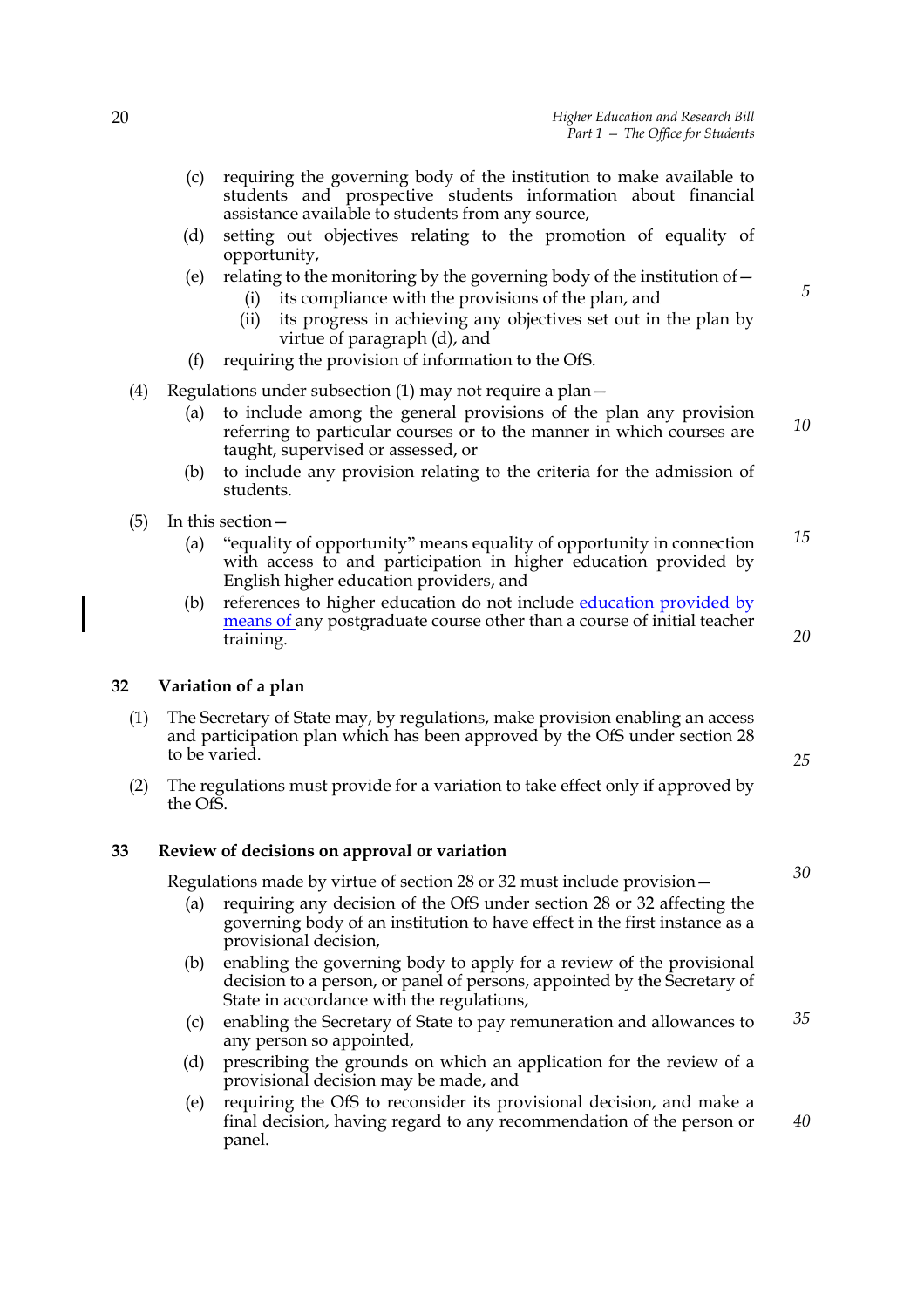(c) requiring the governing body of the institution to make available to students and prospective students information about financial assistance available to students from any source,

(d) setting out objectives relating to the promotion of equality of opportunity,

(e) relating to the monitoring by the governing body of the institution of—

  (i) its compliance with the provisions of the plan, and

  (ii) its progress in achieving any objectives set out in the plan by virtue of paragraph (d), and

(f) requiring the provision of information to the OfS.

(4) Regulations under subsection (1) may not require a plan—

(a) to include among the general provisions of the plan any provision referring to particular courses or to the manner in which courses are taught, supervised or assessed, or

(b) to include any provision relating to the criteria for the admission of students.

(5) In this section—

(a) "equality of opportunity" means equality of opportunity in connection with access to and participation in higher education provided by English higher education providers, and

(b) references to higher education do not include education provided by means of any postgraduate course other than a course of initial teacher training.

## 32 Variation of a plan

(1) The Secretary of State may, by regulations, make provision enabling an access and participation plan which has been approved by the OfS under section 28 to be varied.

(2) The regulations must provide for a variation to take effect only if approved by the OfS.

## 33 Review of decisions on approval or variation

Regulations made by virtue of section 28 or 32 must include provision—

(a) requiring any decision of the OfS under section 28 or 32 affecting the governing body of an institution to have effect in the first instance as a provisional decision,

(b) enabling the governing body to apply for a review of the provisional decision to a person, or panel of persons, appointed by the Secretary of State in accordance with the regulations,

(c) enabling the Secretary of State to pay remuneration and allowances to any person so appointed,

(d) prescribing the grounds on which an application for the review of a provisional decision may be made, and

(e) requiring the OfS to reconsider its provisional decision, and make a final decision, having regard to any recommendation of the person or panel.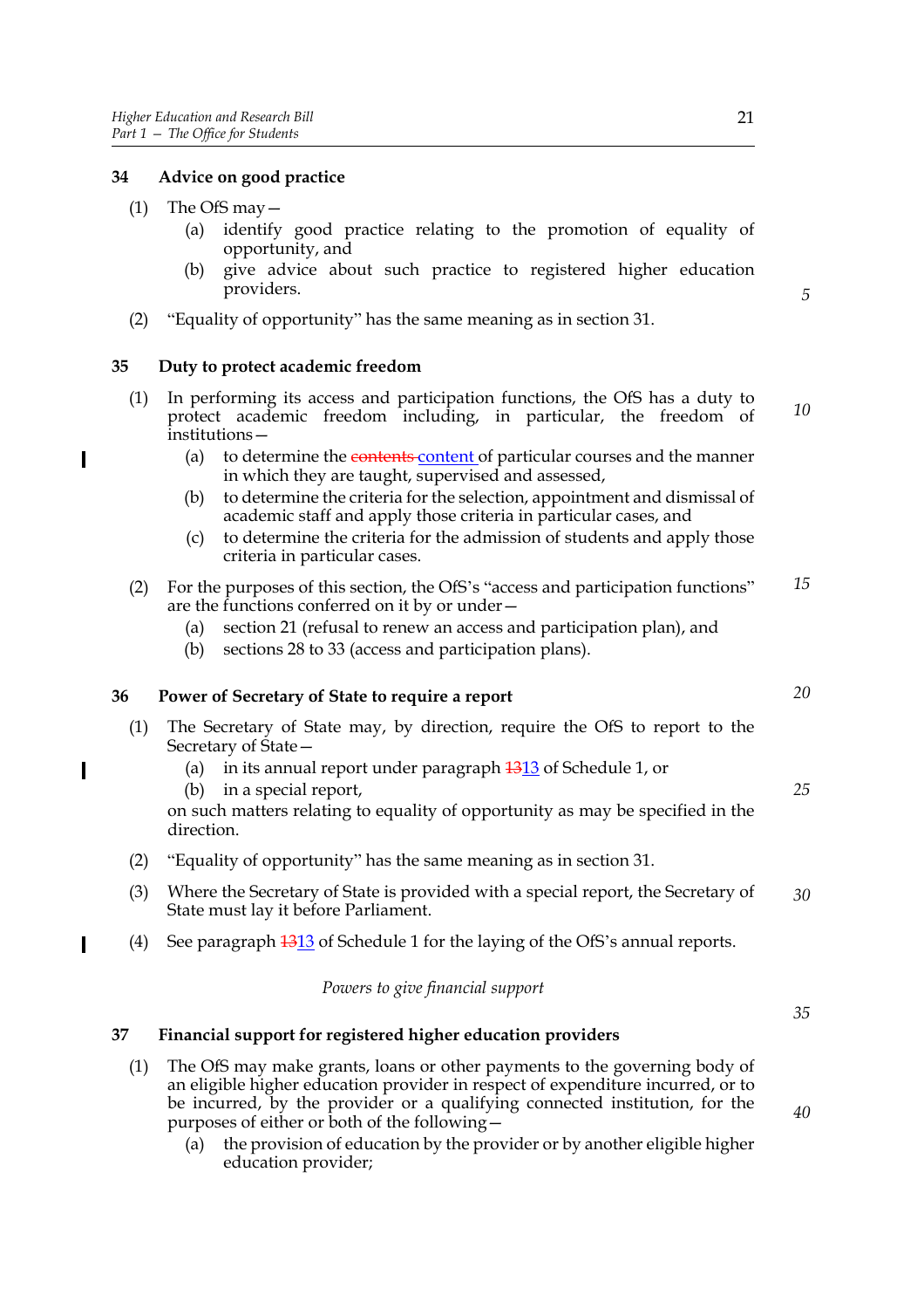### 34 Advice on good practice

(1) The OfS may—

(a) identify good practice relating to the promotion of equality of opportunity, and

(b) give advice about such practice to registered higher education providers.

(2) "Equality of opportunity" has the same meaning as in section 31.

### 35 Duty to protect academic freedom

(1) In performing its access and participation functions, the OfS has a duty to protect academic freedom including, in particular, the freedom of institutions—

(a) to determine the ~~contents~~ content of particular courses and the manner in which they are taught, supervised and assessed,

(b) to determine the criteria for the selection, appointment and dismissal of academic staff and apply those criteria in particular cases, and

(c) to determine the criteria for the admission of students and apply those criteria in particular cases.

(2) For the purposes of this section, the OfS's "access and participation functions" are the functions conferred on it by or under—

(a) section 21 (refusal to renew an access and participation plan), and

(b) sections 28 to 33 (access and participation plans).

### 36 Power of Secretary of State to require a report

(1) The Secretary of State may, by direction, require the OfS to report to the Secretary of State—

(a) in its annual report under paragraph ~~13~~13 of Schedule 1, or

(b) in a special report,

on such matters relating to equality of opportunity as may be specified in the direction.

(2) "Equality of opportunity" has the same meaning as in section 31.

(3) Where the Secretary of State is provided with a special report, the Secretary of State must lay it before Parliament.

(4) See paragraph ~~13~~13 of Schedule 1 for the laying of the OfS's annual reports.

*Powers to give financial support*

### 37 Financial support for registered higher education providers

(1) The OfS may make grants, loans or other payments to the governing body of an eligible higher education provider in respect of expenditure incurred, or to be incurred, by the provider or a qualifying connected institution, for the purposes of either or both of the following—

(a) the provision of education by the provider or by another eligible higher education provider;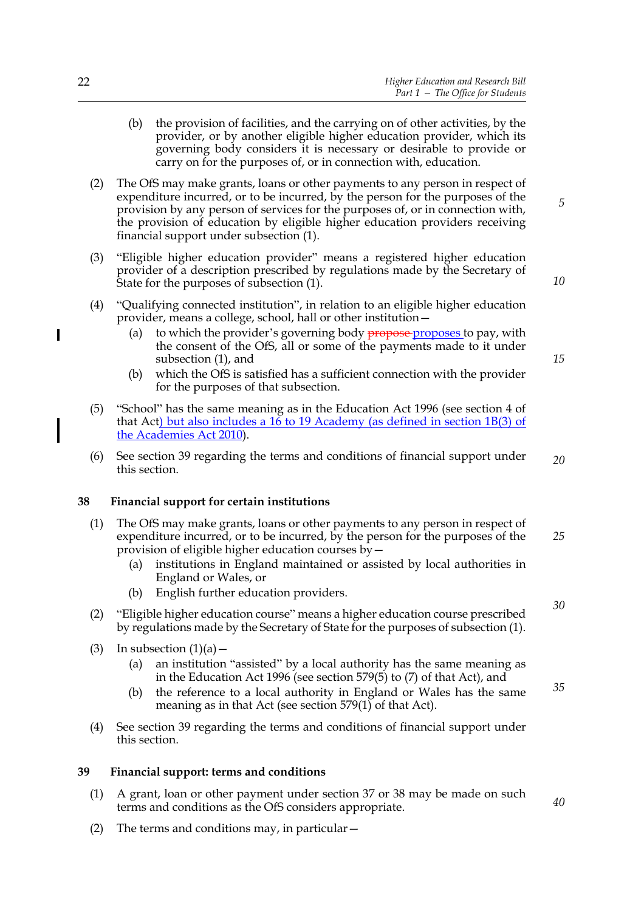(b) the provision of facilities, and the carrying on of other activities, by the provider, or by another eligible higher education provider, which its governing body considers it is necessary or desirable to provide or carry on for the purposes of, or in connection with, education.

(2) The OfS may make grants, loans or other payments to any person in respect of expenditure incurred, or to be incurred, by the person for the purposes of the provision by any person of services for the purposes of, or in connection with, the provision of education by eligible higher education providers receiving financial support under subsection (1).

(3) "Eligible higher education provider" means a registered higher education provider of a description prescribed by regulations made by the Secretary of State for the purposes of subsection (1).

(4) "Qualifying connected institution", in relation to an eligible higher education provider, means a college, school, hall or other institution—

(a) to which the provider's governing body ~~propose~~ proposes to pay, with the consent of the OfS, all or some of the payments made to it under subsection (1), and

(b) which the OfS is satisfied has a sufficient connection with the provider for the purposes of that subsection.

(5) "School" has the same meaning as in the Education Act 1996 (see section 4 of that Act) but also includes a 16 to 19 Academy (as defined in section 1B(3) of the Academies Act 2010).

(6) See section 39 regarding the terms and conditions of financial support under this section.

### 38 Financial support for certain institutions

(1) The OfS may make grants, loans or other payments to any person in respect of expenditure incurred, or to be incurred, by the person for the purposes of the provision of eligible higher education courses by—

(a) institutions in England maintained or assisted by local authorities in England or Wales, or

(b) English further education providers.

(2) "Eligible higher education course" means a higher education course prescribed by regulations made by the Secretary of State for the purposes of subsection (1).

(3) In subsection (1)(a)—

(a) an institution "assisted" by a local authority has the same meaning as in the Education Act 1996 (see section 579(5) to (7) of that Act), and

(b) the reference to a local authority in England or Wales has the same meaning as in that Act (see section 579(1) of that Act).

(4) See section 39 regarding the terms and conditions of financial support under this section.

### 39 Financial support: terms and conditions

(1) A grant, loan or other payment under section 37 or 38 may be made on such terms and conditions as the OfS considers appropriate.

(2) The terms and conditions may, in particular—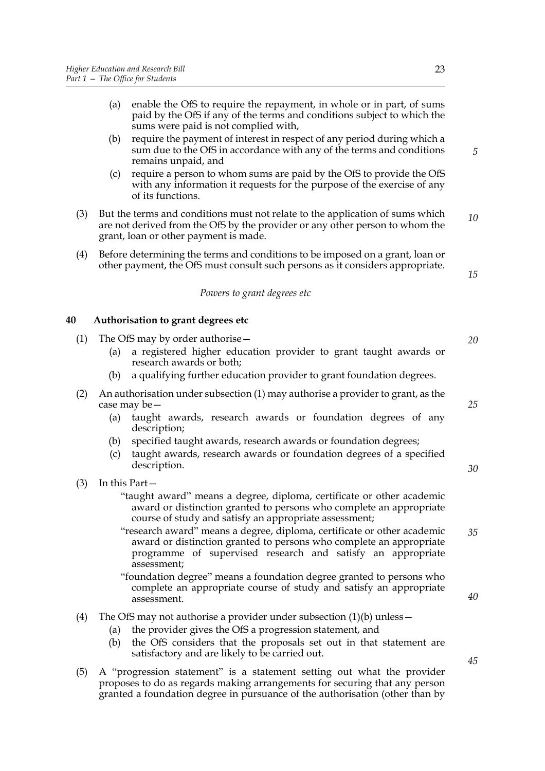(a) enable the OfS to require the repayment, in whole or in part, of sums paid by the OfS if any of the terms and conditions subject to which the sums were paid is not complied with,

(b) require the payment of interest in respect of any period during which a sum due to the OfS in accordance with any of the terms and conditions remains unpaid, and

(c) require a person to whom sums are paid by the OfS to provide the OfS with any information it requests for the purpose of the exercise of any of its functions.

(3) But the terms and conditions must not relate to the application of sums which are not derived from the OfS by the provider or any other person to whom the grant, loan or other payment is made.

(4) Before determining the terms and conditions to be imposed on a grant, loan or other payment, the OfS must consult such persons as it considers appropriate.

*Powers to grant degrees etc*

**40 Authorisation to grant degrees etc**

(1) The OfS may by order authorise—

(a) a registered higher education provider to grant taught awards or research awards or both;

(b) a qualifying further education provider to grant foundation degrees.

(2) An authorisation under subsection (1) may authorise a provider to grant, as the case may be—

(a) taught awards, research awards or foundation degrees of any description;

(b) specified taught awards, research awards or foundation degrees;

(c) taught awards, research awards or foundation degrees of a specified description.

(3) In this Part—

"taught award" means a degree, diploma, certificate or other academic award or distinction granted to persons who complete an appropriate course of study and satisfy an appropriate assessment;

"research award" means a degree, diploma, certificate or other academic award or distinction granted to persons who complete an appropriate programme of supervised research and satisfy an appropriate assessment;

"foundation degree" means a foundation degree granted to persons who complete an appropriate course of study and satisfy an appropriate assessment.

(4) The OfS may not authorise a provider under subsection (1)(b) unless—

(a) the provider gives the OfS a progression statement, and

(b) the OfS considers that the proposals set out in that statement are satisfactory and are likely to be carried out.

(5) A "progression statement" is a statement setting out what the provider proposes to do as regards making arrangements for securing that any person granted a foundation degree in pursuance of the authorisation (other than by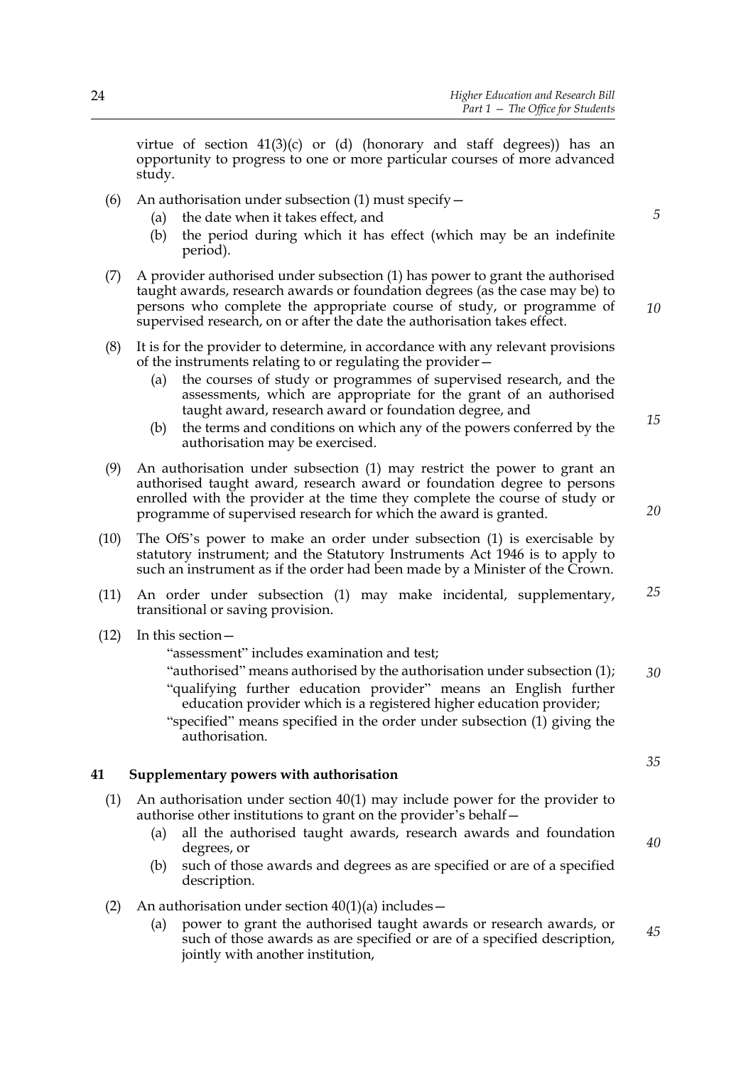virtue of section 41(3)(c) or (d) (honorary and staff degrees)) has an opportunity to progress to one or more particular courses of more advanced study.

(6) An authorisation under subsection (1) must specify—

(a) the date when it takes effect, and

(b) the period during which it has effect (which may be an indefinite period).

(7) A provider authorised under subsection (1) has power to grant the authorised taught awards, research awards or foundation degrees (as the case may be) to persons who complete the appropriate course of study, or programme of supervised research, on or after the date the authorisation takes effect.

(8) It is for the provider to determine, in accordance with any relevant provisions of the instruments relating to or regulating the provider—

(a) the courses of study or programmes of supervised research, and the assessments, which are appropriate for the grant of an authorised taught award, research award or foundation degree, and

(b) the terms and conditions on which any of the powers conferred by the authorisation may be exercised.

(9) An authorisation under subsection (1) may restrict the power to grant an authorised taught award, research award or foundation degree to persons enrolled with the provider at the time they complete the course of study or programme of supervised research for which the award is granted.

(10) The OfS's power to make an order under subsection (1) is exercisable by statutory instrument; and the Statutory Instruments Act 1946 is to apply to such an instrument as if the order had been made by a Minister of the Crown.

(11) An order under subsection (1) may make incidental, supplementary, transitional or saving provision.

(12) In this section—

"assessment" includes examination and test;

"authorised" means authorised by the authorisation under subsection (1);

"qualifying further education provider" means an English further education provider which is a registered higher education provider;

"specified" means specified in the order under subsection (1) giving the authorisation.

## 41 Supplementary powers with authorisation

(1) An authorisation under section 40(1) may include power for the provider to authorise other institutions to grant on the provider's behalf—

(a) all the authorised taught awards, research awards and foundation degrees, or

(b) such of those awards and degrees as are specified or are of a specified description.

(2) An authorisation under section 40(1)(a) includes—

(a) power to grant the authorised taught awards or research awards, or such of those awards as are specified or are of a specified description, jointly with another institution,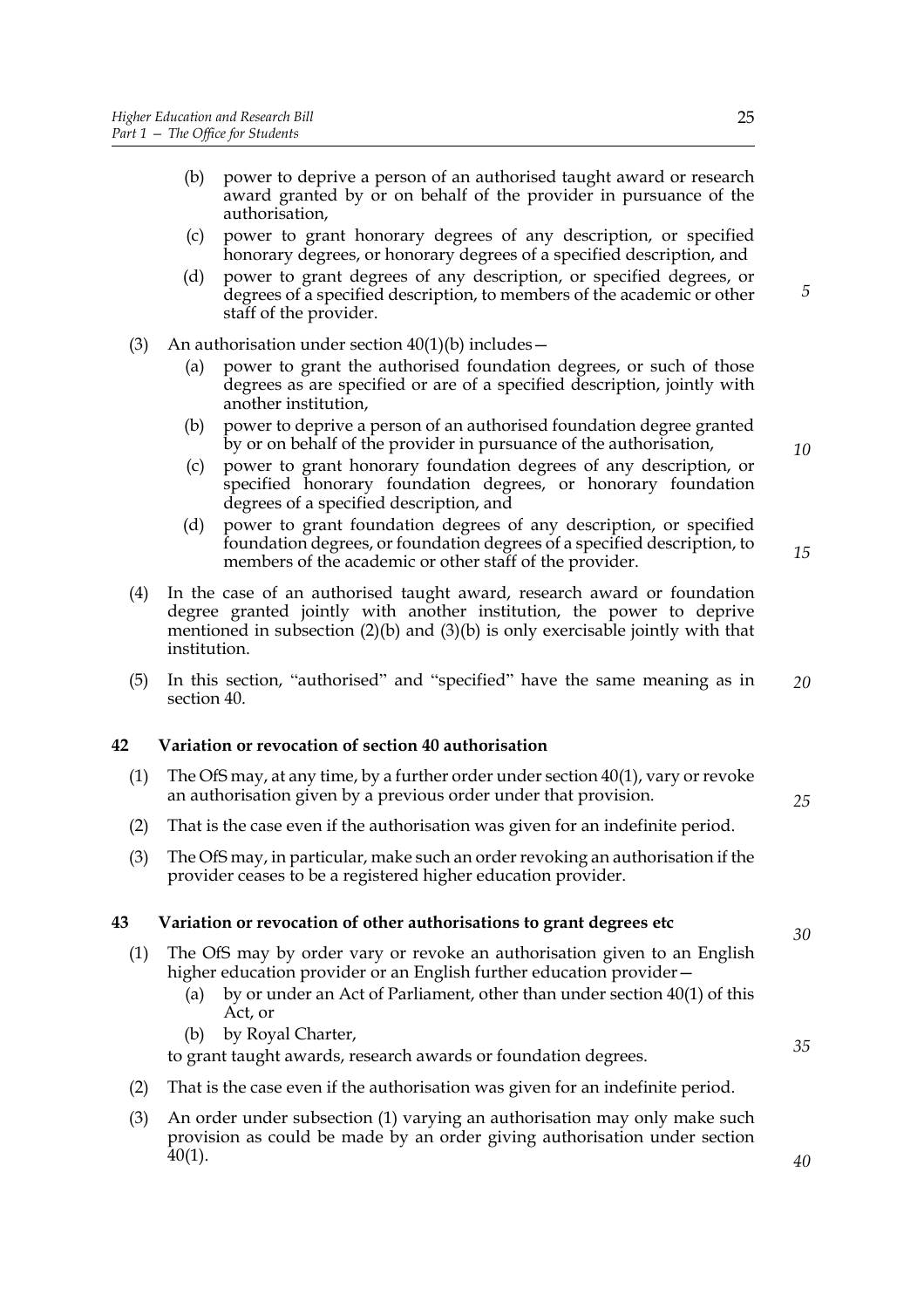(b) power to deprive a person of an authorised taught award or research award granted by or on behalf of the provider in pursuance of the authorisation,

(c) power to grant honorary degrees of any description, or specified honorary degrees, or honorary degrees of a specified description, and

(d) power to grant degrees of any description, or specified degrees, or degrees of a specified description, to members of the academic or other staff of the provider.

(3) An authorisation under section 40(1)(b) includes—

(a) power to grant the authorised foundation degrees, or such of those degrees as are specified or are of a specified description, jointly with another institution,

(b) power to deprive a person of an authorised foundation degree granted by or on behalf of the provider in pursuance of the authorisation,

(c) power to grant honorary foundation degrees of any description, or specified honorary foundation degrees, or honorary foundation degrees of a specified description, and

(d) power to grant foundation degrees of any description, or specified foundation degrees, or foundation degrees of a specified description, to members of the academic or other staff of the provider.

(4) In the case of an authorised taught award, research award or foundation degree granted jointly with another institution, the power to deprive mentioned in subsection (2)(b) and (3)(b) is only exercisable jointly with that institution.

(5) In this section, "authorised" and "specified" have the same meaning as in section 40.

## 42 Variation or revocation of section 40 authorisation

(1) The OfS may, at any time, by a further order under section 40(1), vary or revoke an authorisation given by a previous order under that provision.

(2) That is the case even if the authorisation was given for an indefinite period.

(3) The OfS may, in particular, make such an order revoking an authorisation if the provider ceases to be a registered higher education provider.

## 43 Variation or revocation of other authorisations to grant degrees etc

(1) The OfS may by order vary or revoke an authorisation given to an English higher education provider or an English further education provider—

(a) by or under an Act of Parliament, other than under section 40(1) of this Act, or

(b) by Royal Charter,

to grant taught awards, research awards or foundation degrees.

(2) That is the case even if the authorisation was given for an indefinite period.

(3) An order under subsection (1) varying an authorisation may only make such provision as could be made by an order giving authorisation under section 40(1).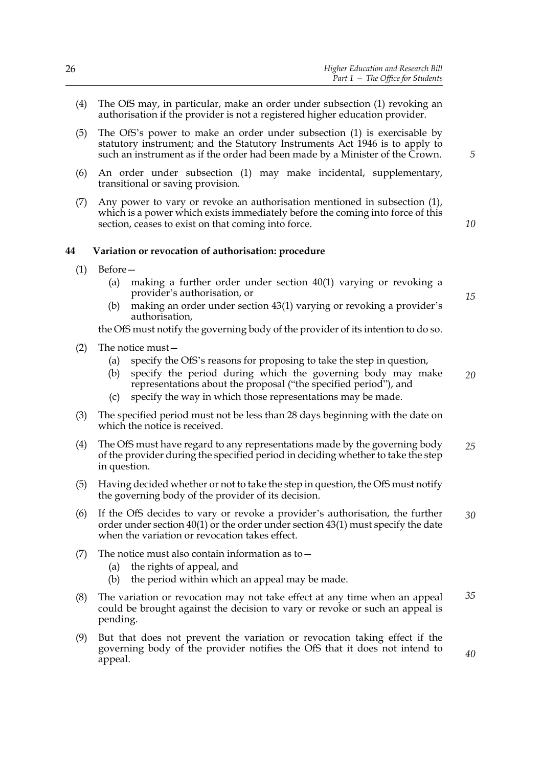(4) The OfS may, in particular, make an order under subsection (1) revoking an authorisation if the provider is not a registered higher education provider.

(5) The OfS's power to make an order under subsection (1) is exercisable by statutory instrument; and the Statutory Instruments Act 1946 is to apply to such an instrument as if the order had been made by a Minister of the Crown.

(6) An order under subsection (1) may make incidental, supplementary, transitional or saving provision.

(7) Any power to vary or revoke an authorisation mentioned in subsection (1), which is a power which exists immediately before the coming into force of this section, ceases to exist on that coming into force.

### 44 Variation or revocation of authorisation: procedure

(1) Before—

- (a) making a further order under section 40(1) varying or revoking a provider's authorisation, or
- (b) making an order under section 43(1) varying or revoking a provider's authorisation,

the OfS must notify the governing body of the provider of its intention to do so.

(2) The notice must—

- (a) specify the OfS's reasons for proposing to take the step in question,
- (b) specify the period during which the governing body may make representations about the proposal ("the specified period"), and
- (c) specify the way in which those representations may be made.

(3) The specified period must not be less than 28 days beginning with the date on which the notice is received.

(4) The OfS must have regard to any representations made by the governing body of the provider during the specified period in deciding whether to take the step in question.

(5) Having decided whether or not to take the step in question, the OfS must notify the governing body of the provider of its decision.

(6) If the OfS decides to vary or revoke a provider's authorisation, the further order under section 40(1) or the order under section 43(1) must specify the date when the variation or revocation takes effect.

(7) The notice must also contain information as to—

- (a) the rights of appeal, and
- (b) the period within which an appeal may be made.

(8) The variation or revocation may not take effect at any time when an appeal could be brought against the decision to vary or revoke or such an appeal is pending.

(9) But that does not prevent the variation or revocation taking effect if the governing body of the provider notifies the OfS that it does not intend to appeal.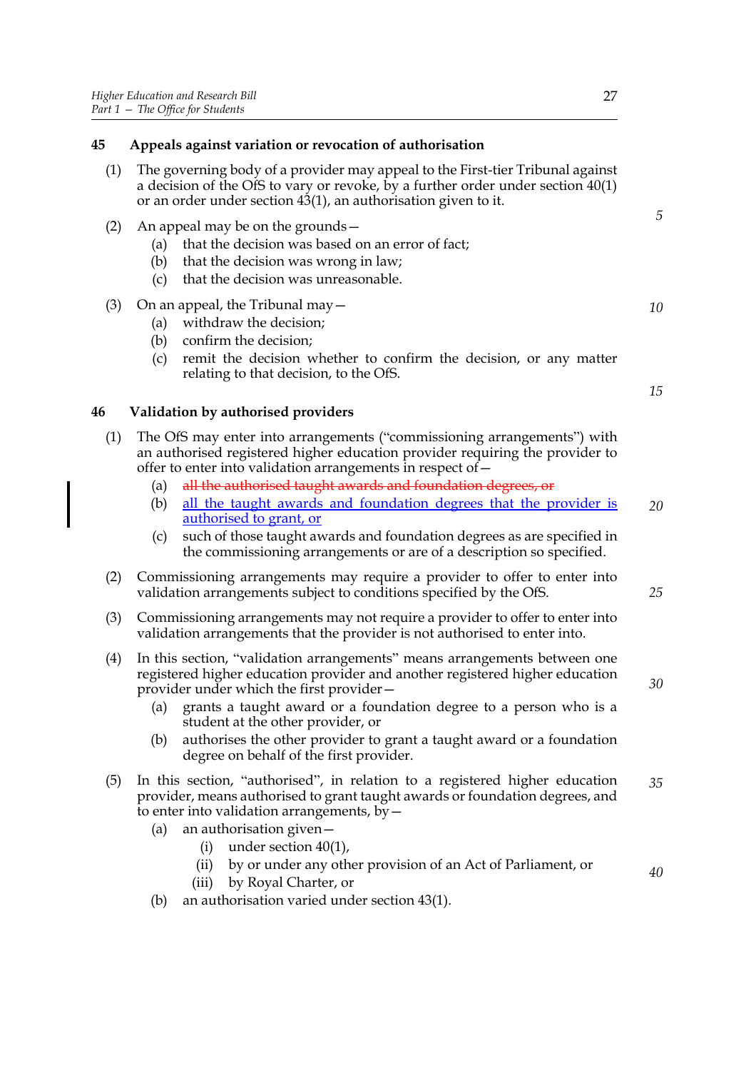### 45 Appeals against variation or revocation of authorisation

(1) The governing body of a provider may appeal to the First-tier Tribunal against a decision of the OfS to vary or revoke, by a further order under section 40(1) or an order under section 43(1), an authorisation given to it.

(2) An appeal may be on the grounds—

- (a) that the decision was based on an error of fact;
- (b) that the decision was wrong in law;
- (c) that the decision was unreasonable.

(3) On an appeal, the Tribunal may—

- (a) withdraw the decision;
- (b) confirm the decision;
- (c) remit the decision whether to confirm the decision, or any matter relating to that decision, to the OfS.

### 46 Validation by authorised providers

(1) The OfS may enter into arrangements ("commissioning arrangements") with an authorised registered higher education provider requiring the provider to offer to enter into validation arrangements in respect of—

- (a) ~~all the authorised taught awards and foundation degrees, or~~
- (b) all the taught awards and foundation degrees that the provider is authorised to grant, or
- (c) such of those taught awards and foundation degrees as are specified in the commissioning arrangements or are of a description so specified.

(2) Commissioning arrangements may require a provider to offer to enter into validation arrangements subject to conditions specified by the OfS.

(3) Commissioning arrangements may not require a provider to offer to enter into validation arrangements that the provider is not authorised to enter into.

(4) In this section, "validation arrangements" means arrangements between one registered higher education provider and another registered higher education provider under which the first provider—

- (a) grants a taught award or a foundation degree to a person who is a student at the other provider, or
- (b) authorises the other provider to grant a taught award or a foundation degree on behalf of the first provider.

(5) In this section, "authorised", in relation to a registered higher education provider, means authorised to grant taught awards or foundation degrees, and to enter into validation arrangements, by—

- (a) an authorisation given—
  - (i) under section 40(1),
  - (ii) by or under any other provision of an Act of Parliament, or
  - (iii) by Royal Charter, or
- (b) an authorisation varied under section 43(1).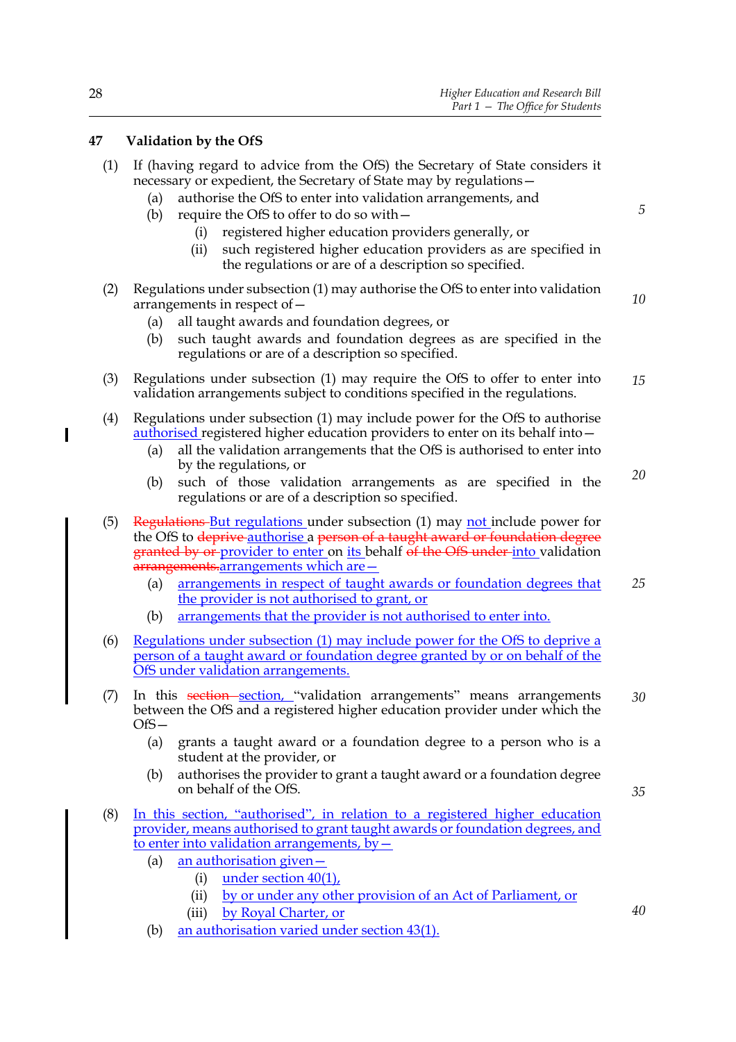## 47 Validation by the OfS

(1) If (having regard to advice from the OfS) the Secretary of State considers it necessary or expedient, the Secretary of State may by regulations—

(a) authorise the OfS to enter into validation arrangements, and

(b) require the OfS to offer to do so with—

(i) registered higher education providers generally, or

(ii) such registered higher education providers as are specified in the regulations or are of a description so specified.

(2) Regulations under subsection (1) may authorise the OfS to enter into validation arrangements in respect of—

(a) all taught awards and foundation degrees, or

(b) such taught awards and foundation degrees as are specified in the regulations or are of a description so specified.

(3) Regulations under subsection (1) may require the OfS to offer to enter into validation arrangements subject to conditions specified in the regulations.

(4) Regulations under subsection (1) may include power for the OfS to authorise authorised registered higher education providers to enter on its behalf into—

(a) all the validation arrangements that the OfS is authorised to enter into by the regulations, or

(b) such of those validation arrangements as are specified in the regulations or are of a description so specified.

(5) ~~Regulations~~ But regulations under subsection (1) may not include power for the OfS to ~~deprive~~ authorise a ~~person of a taught award or foundation degree granted by or~~ provider to enter on its behalf ~~of the OfS under~~ into validation ~~arrangements.~~ arrangements which are—

(a) arrangements in respect of taught awards or foundation degrees that the provider is not authorised to grant, or

(b) arrangements that the provider is not authorised to enter into.

(6) Regulations under subsection (1) may include power for the OfS to deprive a person of a taught award or foundation degree granted by or on behalf of the OfS under validation arrangements.

(7) In this ~~section~~ section, "validation arrangements" means arrangements between the OfS and a registered higher education provider under which the OfS—

(a) grants a taught award or a foundation degree to a person who is a student at the provider, or

(b) authorises the provider to grant a taught award or a foundation degree on behalf of the OfS.

(8) In this section, "authorised", in relation to a registered higher education provider, means authorised to grant taught awards or foundation degrees, and to enter into validation arrangements, by—

(a) an authorisation given—

(i) under section 40(1),

(ii) by or under any other provision of an Act of Parliament, or

(iii) by Royal Charter, or

(b) an authorisation varied under section 43(1).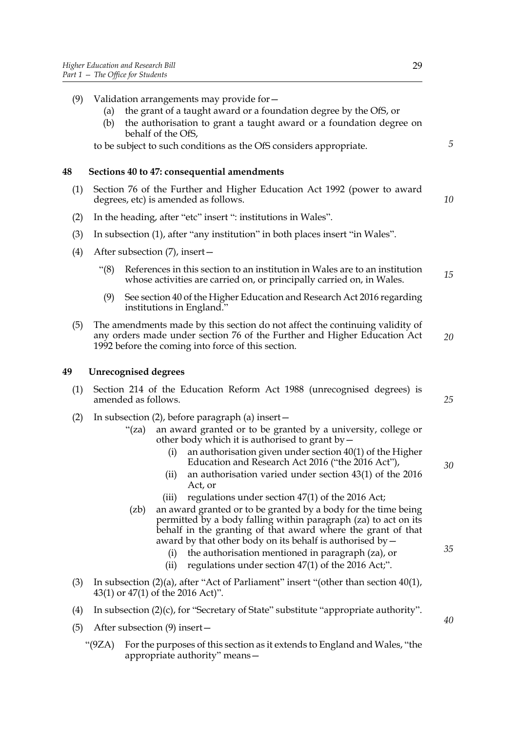(9) Validation arrangements may provide for—

 (a) the grant of a taught award or a foundation degree by the OfS, or

 (b) the authorisation to grant a taught award or a foundation degree on behalf of the OfS,

 to be subject to such conditions as the OfS considers appropriate.

## 48 Sections 40 to 47: consequential amendments

(1) Section 76 of the Further and Higher Education Act 1992 (power to award degrees, etc) is amended as follows.

(2) In the heading, after "etc" insert ": institutions in Wales".

(3) In subsection (1), after "any institution" in both places insert "in Wales".

(4) After subsection (7), insert—

 "(8) References in this section to an institution in Wales are to an institution whose activities are carried on, or principally carried on, in Wales.

 (9) See section 40 of the Higher Education and Research Act 2016 regarding institutions in England."

(5) The amendments made by this section do not affect the continuing validity of any orders made under section 76 of the Further and Higher Education Act 1992 before the coming into force of this section.

## 49 Unrecognised degrees

(1) Section 214 of the Education Reform Act 1988 (unrecognised degrees) is amended as follows.

(2) In subsection (2), before paragraph (a) insert—

 "(za) an award granted or to be granted by a university, college or other body which it is authorised to grant by—

 (i) an authorisation given under section 40(1) of the Higher Education and Research Act 2016 ("the 2016 Act"),

 (ii) an authorisation varied under section 43(1) of the 2016 Act, or

 (iii) regulations under section 47(1) of the 2016 Act;

 (zb) an award granted or to be granted by a body for the time being permitted by a body falling within paragraph (za) to act on its behalf in the granting of that award where the grant of that award by that other body on its behalf is authorised by—

 (i) the authorisation mentioned in paragraph (za), or

 (ii) regulations under section 47(1) of the 2016 Act;".

(3) In subsection (2)(a), after "Act of Parliament" insert "(other than section 40(1), 43(1) or 47(1) of the 2016 Act)".

(4) In subsection (2)(c), for "Secretary of State" substitute "appropriate authority".

(5) After subsection (9) insert—

 "(9ZA) For the purposes of this section as it extends to England and Wales, "the appropriate authority" means—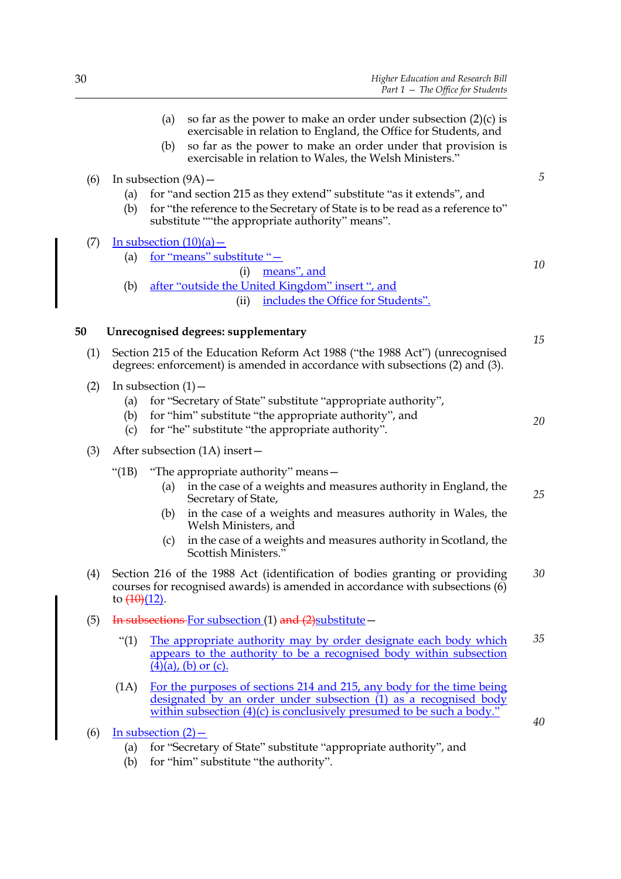(a) so far as the power to make an order under subsection (2)(c) is exercisable in relation to England, the Office for Students, and

(b) so far as the power to make an order under that provision is exercisable in relation to Wales, the Welsh Ministers."

(6) In subsection (9A)—

(a) for "and section 215 as they extend" substitute "as it extends", and

(b) for "the reference to the Secretary of State is to be read as a reference to" substitute ""the appropriate authority" means".

(7) In subsection (10)(a)—

(a) for "means" substitute "—

(i) means", and

(b) after "outside the United Kingdom" insert ", and

(ii) includes the Office for Students".

## 50 Unrecognised degrees: supplementary

(1) Section 215 of the Education Reform Act 1988 ("the 1988 Act") (unrecognised degrees: enforcement) is amended in accordance with subsections (2) and (3).

(2) In subsection (1)—

(a) for "Secretary of State" substitute "appropriate authority",

(b) for "him" substitute "the appropriate authority", and

(c) for "he" substitute "the appropriate authority".

(3) After subsection (1A) insert—

"(1B) "The appropriate authority" means—

(a) in the case of a weights and measures authority in England, the Secretary of State,

(b) in the case of a weights and measures authority in Wales, the Welsh Ministers, and

(c) in the case of a weights and measures authority in Scotland, the Scottish Ministers."

(4) Section 216 of the 1988 Act (identification of bodies granting or providing courses for recognised awards) is amended in accordance with subsections (6) to ~~(10)~~(12).

(5) ~~In subsections~~ For subsection (1) ~~and (2)~~substitute—

"(1) The appropriate authority may by order designate each body which appears to the authority to be a recognised body within subsection (4)(a), (b) or (c).

(1A) For the purposes of sections 214 and 215, any body for the time being designated by an order under subsection (1) as a recognised body within subsection (4)(c) is conclusively presumed to be such a body."

(6) In subsection (2)—

(a) for "Secretary of State" substitute "appropriate authority", and

(b) for "him" substitute "the authority".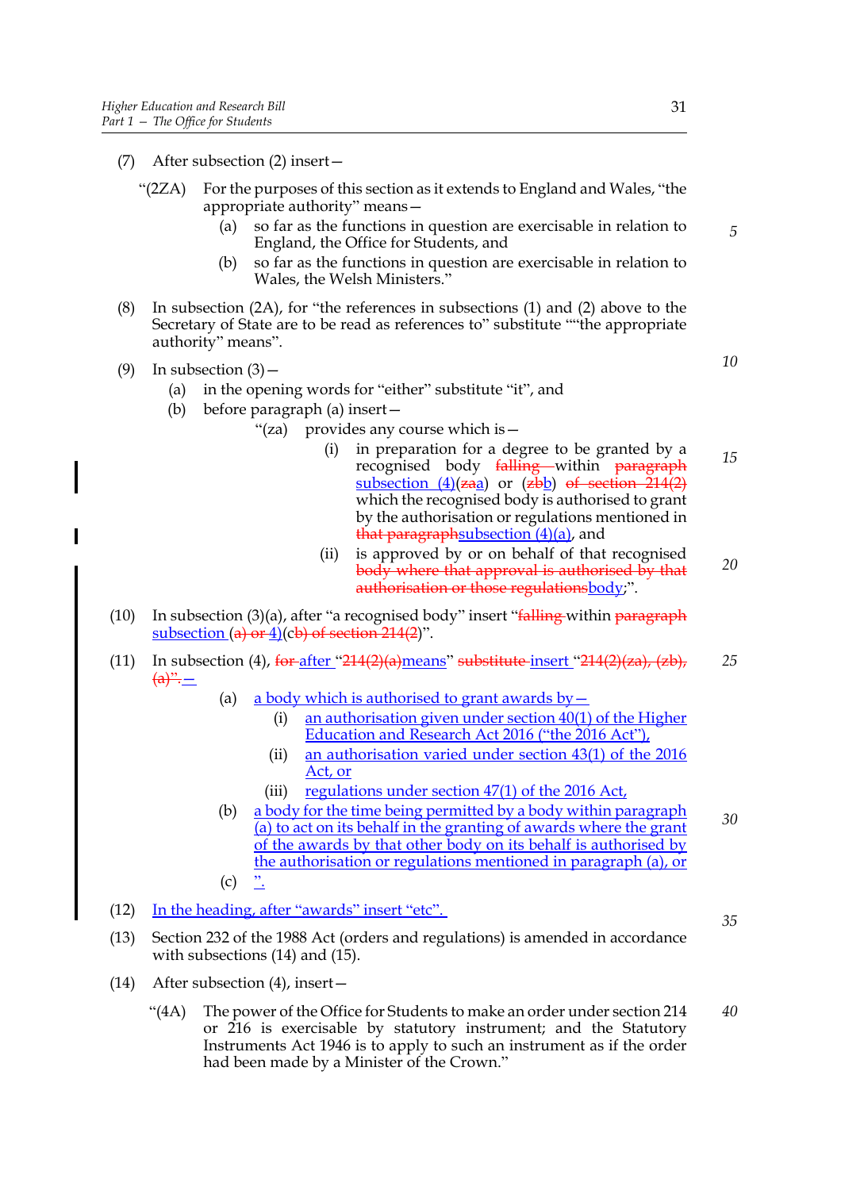(7) After subsection (2) insert—

"(2ZA) For the purposes of this section as it extends to England and Wales, "the appropriate authority" means—

(a) so far as the functions in question are exercisable in relation to England, the Office for Students, and

(b) so far as the functions in question are exercisable in relation to Wales, the Welsh Ministers."

(8) In subsection (2A), for "the references in subsections (1) and (2) above to the Secretary of State are to be read as references to" substitute ""the appropriate authority" means".

(9) In subsection (3)—

(a) in the opening words for "either" substitute "it", and

(b) before paragraph (a) insert—

"(za) provides any course which is—

(i) in preparation for a degree to be granted by a recognised body ~~falling~~ within ~~paragraph~~ subsection (4)(~~z~~a) or (~~z~~bb) ~~of section 214(2)~~ which the recognised body is authorised to grant by the authorisation or regulations mentioned in ~~that paragraph~~subsection (4)(a), and

(ii) is approved by or on behalf of that recognised ~~body where that approval is authorised by that authorisation or those regulations~~body;".

(10) In subsection (3)(a), after "a recognised body" insert "~~falling~~ within ~~paragraph~~ subsection ~~(a) or~~ 4)(c~~b~~) ~~of section 214(2)~~)".

(11) In subsection (4), ~~for~~ after "~~214(2)(a)~~means" ~~substitute~~ insert "~~214(2)(za), (zb), (a)".~~—

(a) a body which is authorised to grant awards by—

(i) an authorisation given under section 40(1) of the Higher Education and Research Act 2016 ("the 2016 Act"),

(ii) an authorisation varied under section 43(1) of the 2016 Act, or

(iii) regulations under section 47(1) of the 2016 Act,

(b) a body for the time being permitted by a body within paragraph (a) to act on its behalf in the granting of awards where the grant of the awards by that other body on its behalf is authorised by the authorisation or regulations mentioned in paragraph (a), or

(c) ".

(12) In the heading, after "awards" insert "etc".

(13) Section 232 of the 1988 Act (orders and regulations) is amended in accordance with subsections (14) and (15).

(14) After subsection (4), insert—

"(4A) The power of the Office for Students to make an order under section 214 or 216 is exercisable by statutory instrument; and the Statutory Instruments Act 1946 is to apply to such an instrument as if the order had been made by a Minister of the Crown."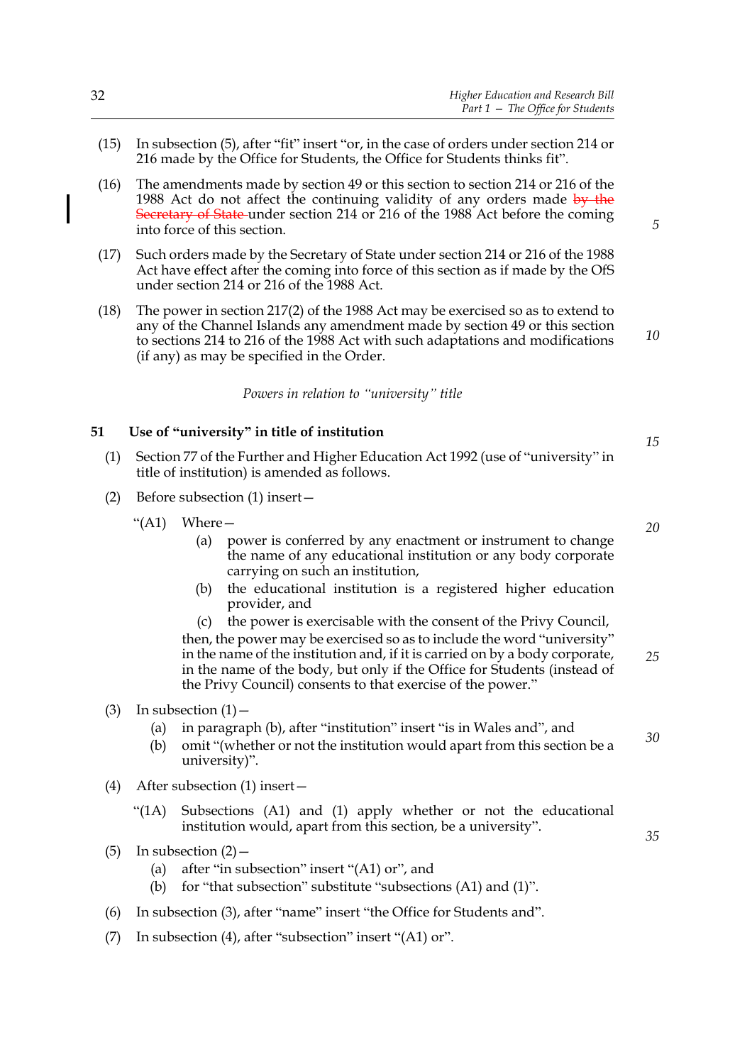(15) In subsection (5), after "fit" insert "or, in the case of orders under section 214 or 216 made by the Office for Students, the Office for Students thinks fit".

(16) The amendments made by section 49 or this section to section 214 or 216 of the 1988 Act do not affect the continuing validity of any orders made ~~by the Secretary of State~~ under section 214 or 216 of the 1988 Act before the coming into force of this section.

(17) Such orders made by the Secretary of State under section 214 or 216 of the 1988 Act have effect after the coming into force of this section as if made by the OfS under section 214 or 216 of the 1988 Act.

(18) The power in section 217(2) of the 1988 Act may be exercised so as to extend to any of the Channel Islands any amendment made by section 49 or this section to sections 214 to 216 of the 1988 Act with such adaptations and modifications (if any) as may be specified in the Order.

*Powers in relation to "university" title*

**51 Use of "university" in title of institution**

(1) Section 77 of the Further and Higher Education Act 1992 (use of "university" in title of institution) is amended as follows.

(2) Before subsection (1) insert—

"(A1) Where—

(a) power is conferred by any enactment or instrument to change the name of any educational institution or any body corporate carrying on such an institution,

(b) the educational institution is a registered higher education provider, and

(c) the power is exercisable with the consent of the Privy Council,

then, the power may be exercised so as to include the word "university" in the name of the institution and, if it is carried on by a body corporate, in the name of the body, but only if the Office for Students (instead of the Privy Council) consents to that exercise of the power."

(3) In subsection (1)—

(a) in paragraph (b), after "institution" insert "is in Wales and", and

(b) omit "(whether or not the institution would apart from this section be a university)".

(4) After subsection (1) insert—

"(1A) Subsections (A1) and (1) apply whether or not the educational institution would, apart from this section, be a university".

(5) In subsection (2)—

(a) after "in subsection" insert "(A1) or", and

(b) for "that subsection" substitute "subsections (A1) and (1)".

(6) In subsection (3), after "name" insert "the Office for Students and".

(7) In subsection (4), after "subsection" insert "(A1) or".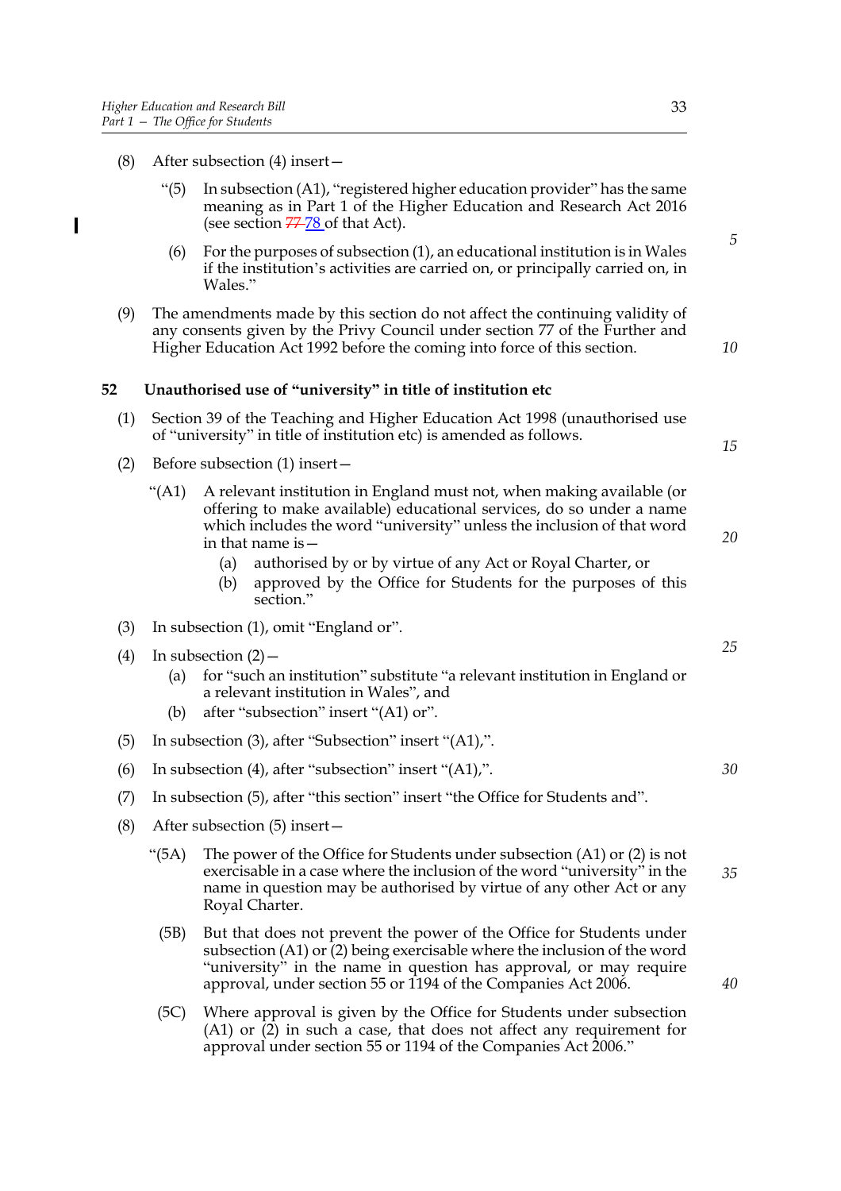(8) After subsection (4) insert—

"(5) In subsection (A1), "registered higher education provider" has the same meaning as in Part 1 of the Higher Education and Research Act 2016 (see section ~~77~~ 78 of that Act).

(6) For the purposes of subsection (1), an educational institution is in Wales if the institution's activities are carried on, or principally carried on, in Wales."

(9) The amendments made by this section do not affect the continuing validity of any consents given by the Privy Council under section 77 of the Further and Higher Education Act 1992 before the coming into force of this section.

**52 Unauthorised use of "university" in title of institution etc**

(1) Section 39 of the Teaching and Higher Education Act 1998 (unauthorised use of "university" in title of institution etc) is amended as follows.

(2) Before subsection (1) insert—

"(A1) A relevant institution in England must not, when making available (or offering to make available) educational services, do so under a name which includes the word "university" unless the inclusion of that word in that name is—

(a) authorised by or by virtue of any Act or Royal Charter, or

(b) approved by the Office for Students for the purposes of this section."

(3) In subsection (1), omit "England or".

(4) In subsection (2)—

(a) for "such an institution" substitute "a relevant institution in England or a relevant institution in Wales", and

(b) after "subsection" insert "(A1) or".

(5) In subsection (3), after "Subsection" insert "(A1),".

(6) In subsection (4), after "subsection" insert "(A1),".

(7) In subsection (5), after "this section" insert "the Office for Students and".

(8) After subsection (5) insert—

"(5A) The power of the Office for Students under subsection (A1) or (2) is not exercisable in a case where the inclusion of the word "university" in the name in question may be authorised by virtue of any other Act or any Royal Charter.

(5B) But that does not prevent the power of the Office for Students under subsection (A1) or (2) being exercisable where the inclusion of the word "university" in the name in question has approval, or may require approval, under section 55 or 1194 of the Companies Act 2006.

(5C) Where approval is given by the Office for Students under subsection (A1) or (2) in such a case, that does not affect any requirement for approval under section 55 or 1194 of the Companies Act 2006."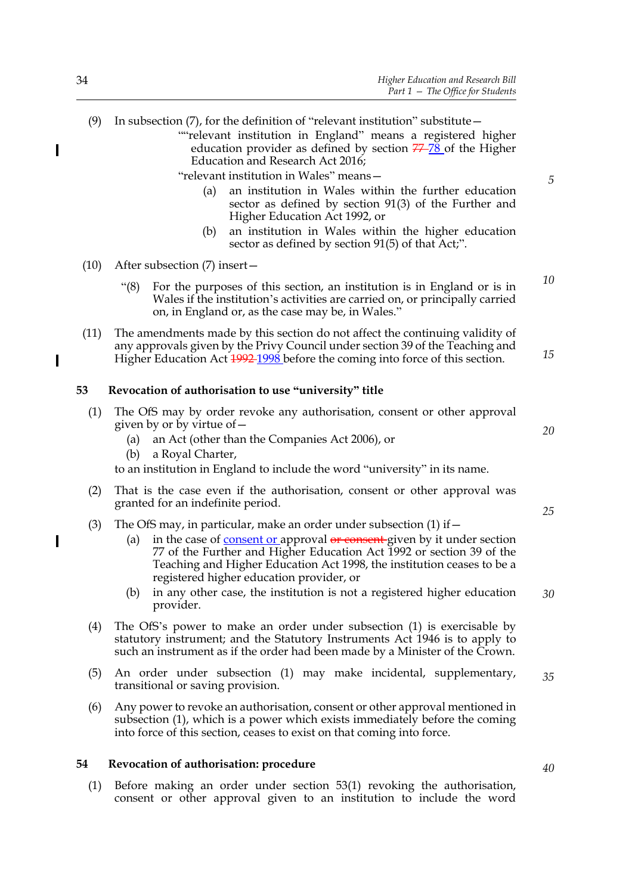(9) In subsection (7), for the definition of "relevant institution" substitute—

""relevant institution in England" means a registered higher education provider as defined by section ~~77~~ 78 of the Higher Education and Research Act 2016;

"relevant institution in Wales" means—

(a) an institution in Wales within the further education sector as defined by section 91(3) of the Further and Higher Education Act 1992, or

(b) an institution in Wales within the higher education sector as defined by section 91(5) of that Act;".

(10) After subsection (7) insert—

"(8) For the purposes of this section, an institution is in England or is in Wales if the institution's activities are carried on, or principally carried on, in England or, as the case may be, in Wales."

(11) The amendments made by this section do not affect the continuing validity of any approvals given by the Privy Council under section 39 of the Teaching and Higher Education Act ~~1992~~ 1998 before the coming into force of this section.

## 53 Revocation of authorisation to use "university" title

(1) The OfS may by order revoke any authorisation, consent or other approval given by or by virtue of—

(a) an Act (other than the Companies Act 2006), or

(b) a Royal Charter,

to an institution in England to include the word "university" in its name.

(2) That is the case even if the authorisation, consent or other approval was granted for an indefinite period.

(3) The OfS may, in particular, make an order under subsection (1) if—

(a) in the case of consent or approval ~~or consent~~ given by it under section 77 of the Further and Higher Education Act 1992 or section 39 of the Teaching and Higher Education Act 1998, the institution ceases to be a registered higher education provider, or

(b) in any other case, the institution is not a registered higher education provider.

(4) The OfS's power to make an order under subsection (1) is exercisable by statutory instrument; and the Statutory Instruments Act 1946 is to apply to such an instrument as if the order had been made by a Minister of the Crown.

(5) An order under subsection (1) may make incidental, supplementary, transitional or saving provision.

(6) Any power to revoke an authorisation, consent or other approval mentioned in subsection (1), which is a power which exists immediately before the coming into force of this section, ceases to exist on that coming into force.

## 54 Revocation of authorisation: procedure

(1) Before making an order under section 53(1) revoking the authorisation, consent or other approval given to an institution to include the word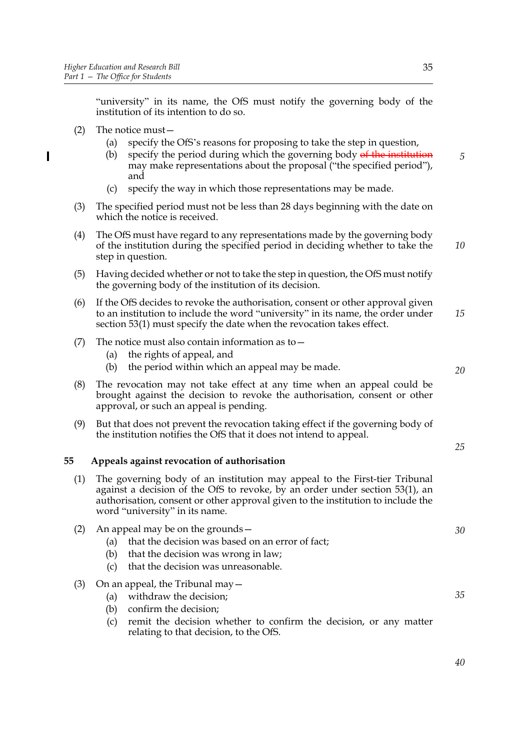"university" in its name, the OfS must notify the governing body of the institution of its intention to do so.

(2) The notice must—

(a) specify the OfS's reasons for proposing to take the step in question,

(b) specify the period during which the governing body ~~of the institution~~ may make representations about the proposal ("the specified period"), and

(c) specify the way in which those representations may be made.

(3) The specified period must not be less than 28 days beginning with the date on which the notice is received.

(4) The OfS must have regard to any representations made by the governing body of the institution during the specified period in deciding whether to take the step in question.

(5) Having decided whether or not to take the step in question, the OfS must notify the governing body of the institution of its decision.

(6) If the OfS decides to revoke the authorisation, consent or other approval given to an institution to include the word "university" in its name, the order under section 53(1) must specify the date when the revocation takes effect.

(7) The notice must also contain information as to—

(a) the rights of appeal, and

(b) the period within which an appeal may be made.

(8) The revocation may not take effect at any time when an appeal could be brought against the decision to revoke the authorisation, consent or other approval, or such an appeal is pending.

(9) But that does not prevent the revocation taking effect if the governing body of the institution notifies the OfS that it does not intend to appeal.

## 55 Appeals against revocation of authorisation

(1) The governing body of an institution may appeal to the First-tier Tribunal against a decision of the OfS to revoke, by an order under section 53(1), an authorisation, consent or other approval given to the institution to include the word "university" in its name.

(2) An appeal may be on the grounds—

(a) that the decision was based on an error of fact;

(b) that the decision was wrong in law;

(c) that the decision was unreasonable.

(3) On an appeal, the Tribunal may—

(a) withdraw the decision;

(b) confirm the decision;

(c) remit the decision whether to confirm the decision, or any matter relating to that decision, to the OfS.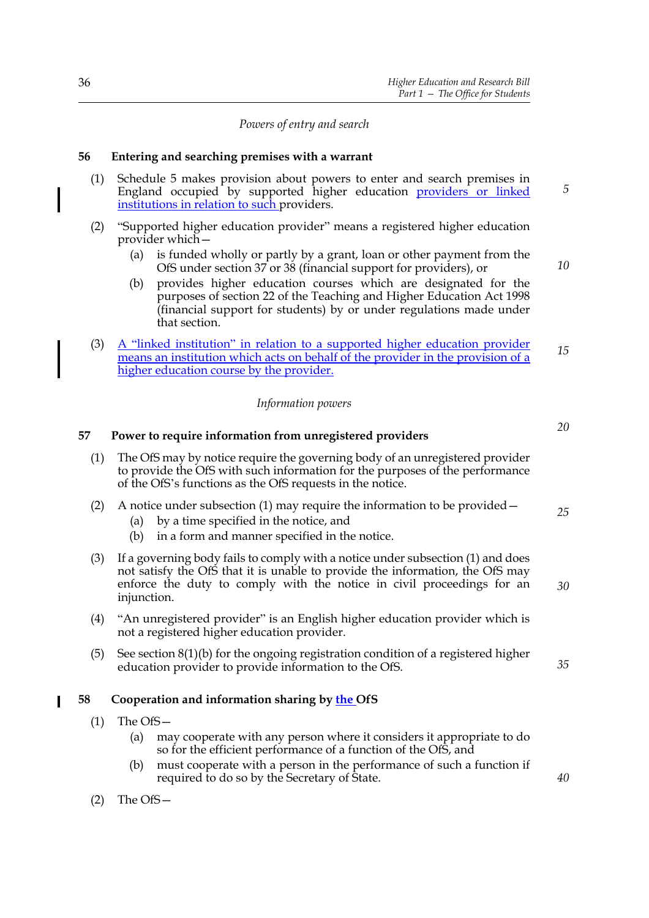*Powers of entry and search*

**56 Entering and searching premises with a warrant**

(1) Schedule 5 makes provision about powers to enter and search premises in England occupied by supported higher education providers or linked institutions in relation to such providers.

(2) "Supported higher education provider" means a registered higher education provider which—

(a) is funded wholly or partly by a grant, loan or other payment from the OfS under section 37 or 38 (financial support for providers), or

(b) provides higher education courses which are designated for the purposes of section 22 of the Teaching and Higher Education Act 1998 (financial support for students) by or under regulations made under that section.

(3) A "linked institution" in relation to a supported higher education provider means an institution which acts on behalf of the provider in the provision of a higher education course by the provider.

*Information powers*

**57 Power to require information from unregistered providers**

(1) The OfS may by notice require the governing body of an unregistered provider to provide the OfS with such information for the purposes of the performance of the OfS's functions as the OfS requests in the notice.

(2) A notice under subsection (1) may require the information to be provided—

(a) by a time specified in the notice, and

(b) in a form and manner specified in the notice.

(3) If a governing body fails to comply with a notice under subsection (1) and does not satisfy the OfS that it is unable to provide the information, the OfS may enforce the duty to comply with the notice in civil proceedings for an injunction.

(4) "An unregistered provider" is an English higher education provider which is not a registered higher education provider.

(5) See section 8(1)(b) for the ongoing registration condition of a registered higher education provider to provide information to the OfS.

**58 Cooperation and information sharing by the OfS**

(1) The OfS—

(a) may cooperate with any person where it considers it appropriate to do so for the efficient performance of a function of the OfS, and

(b) must cooperate with a person in the performance of such a function if required to do so by the Secretary of State.

(2) The OfS—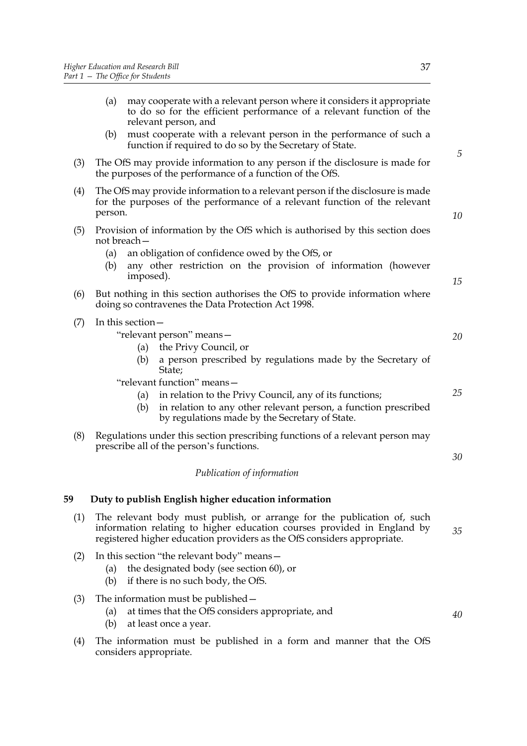(a) may cooperate with a relevant person where it considers it appropriate to do so for the efficient performance of a relevant function of the relevant person, and

(b) must cooperate with a relevant person in the performance of such a function if required to do so by the Secretary of State.

(3) The OfS may provide information to any person if the disclosure is made for the purposes of the performance of a function of the OfS.

(4) The OfS may provide information to a relevant person if the disclosure is made for the purposes of the performance of a relevant function of the relevant person.

(5) Provision of information by the OfS which is authorised by this section does not breach—

(a) an obligation of confidence owed by the OfS, or

(b) any other restriction on the provision of information (however imposed).

(6) But nothing in this section authorises the OfS to provide information where doing so contravenes the Data Protection Act 1998.

(7) In this section—

"relevant person" means—

(a) the Privy Council, or

(b) a person prescribed by regulations made by the Secretary of State;

"relevant function" means—

(a) in relation to the Privy Council, any of its functions;

(b) in relation to any other relevant person, a function prescribed by regulations made by the Secretary of State.

(8) Regulations under this section prescribing functions of a relevant person may prescribe all of the person's functions.

*Publication of information*

**59 Duty to publish English higher education information**

(1) The relevant body must publish, or arrange for the publication of, such information relating to higher education courses provided in England by registered higher education providers as the OfS considers appropriate.

(2) In this section "the relevant body" means—

(a) the designated body (see section 60), or

(b) if there is no such body, the OfS.

(3) The information must be published—

(a) at times that the OfS considers appropriate, and

(b) at least once a year.

(4) The information must be published in a form and manner that the OfS considers appropriate.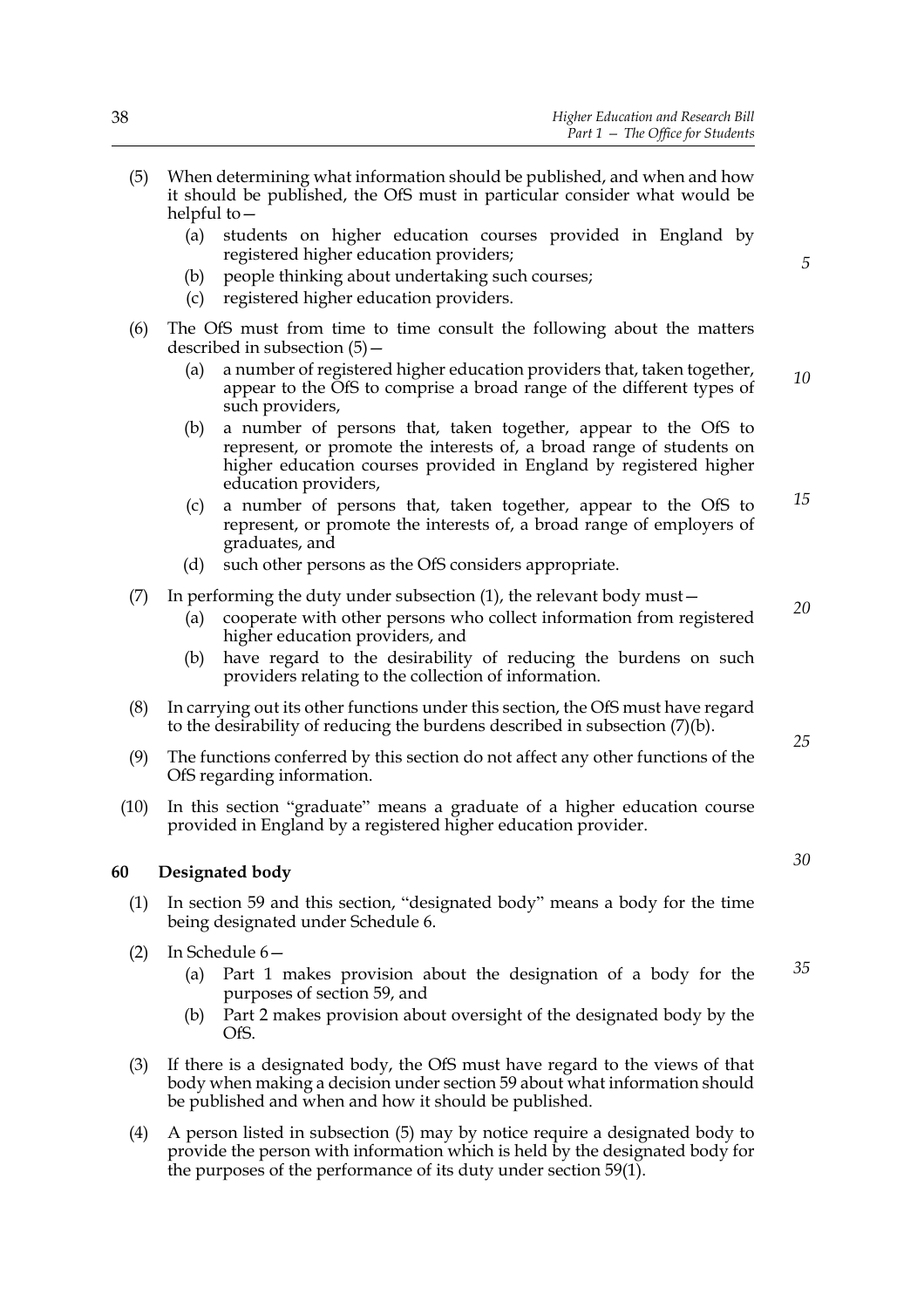(5) When determining what information should be published, and when and how it should be published, the OfS must in particular consider what would be helpful to—

  (a) students on higher education courses provided in England by registered higher education providers;

  (b) people thinking about undertaking such courses;

  (c) registered higher education providers.

(6) The OfS must from time to time consult the following about the matters described in subsection (5)—

  (a) a number of registered higher education providers that, taken together, appear to the OfS to comprise a broad range of the different types of such providers,

  (b) a number of persons that, taken together, appear to the OfS to represent, or promote the interests of, a broad range of students on higher education courses provided in England by registered higher education providers,

  (c) a number of persons that, taken together, appear to the OfS to represent, or promote the interests of, a broad range of employers of graduates, and

  (d) such other persons as the OfS considers appropriate.

(7) In performing the duty under subsection (1), the relevant body must—

  (a) cooperate with other persons who collect information from registered higher education providers, and

  (b) have regard to the desirability of reducing the burdens on such providers relating to the collection of information.

(8) In carrying out its other functions under this section, the OfS must have regard to the desirability of reducing the burdens described in subsection (7)(b).

(9) The functions conferred by this section do not affect any other functions of the OfS regarding information.

(10) In this section "graduate" means a graduate of a higher education course provided in England by a registered higher education provider.

### 60 Designated body

(1) In section 59 and this section, "designated body" means a body for the time being designated under Schedule 6.

(2) In Schedule 6—

  (a) Part 1 makes provision about the designation of a body for the purposes of section 59, and

  (b) Part 2 makes provision about oversight of the designated body by the OfS.

(3) If there is a designated body, the OfS must have regard to the views of that body when making a decision under section 59 about what information should be published and when and how it should be published.

(4) A person listed in subsection (5) may by notice require a designated body to provide the person with information which is held by the designated body for the purposes of the performance of its duty under section 59(1).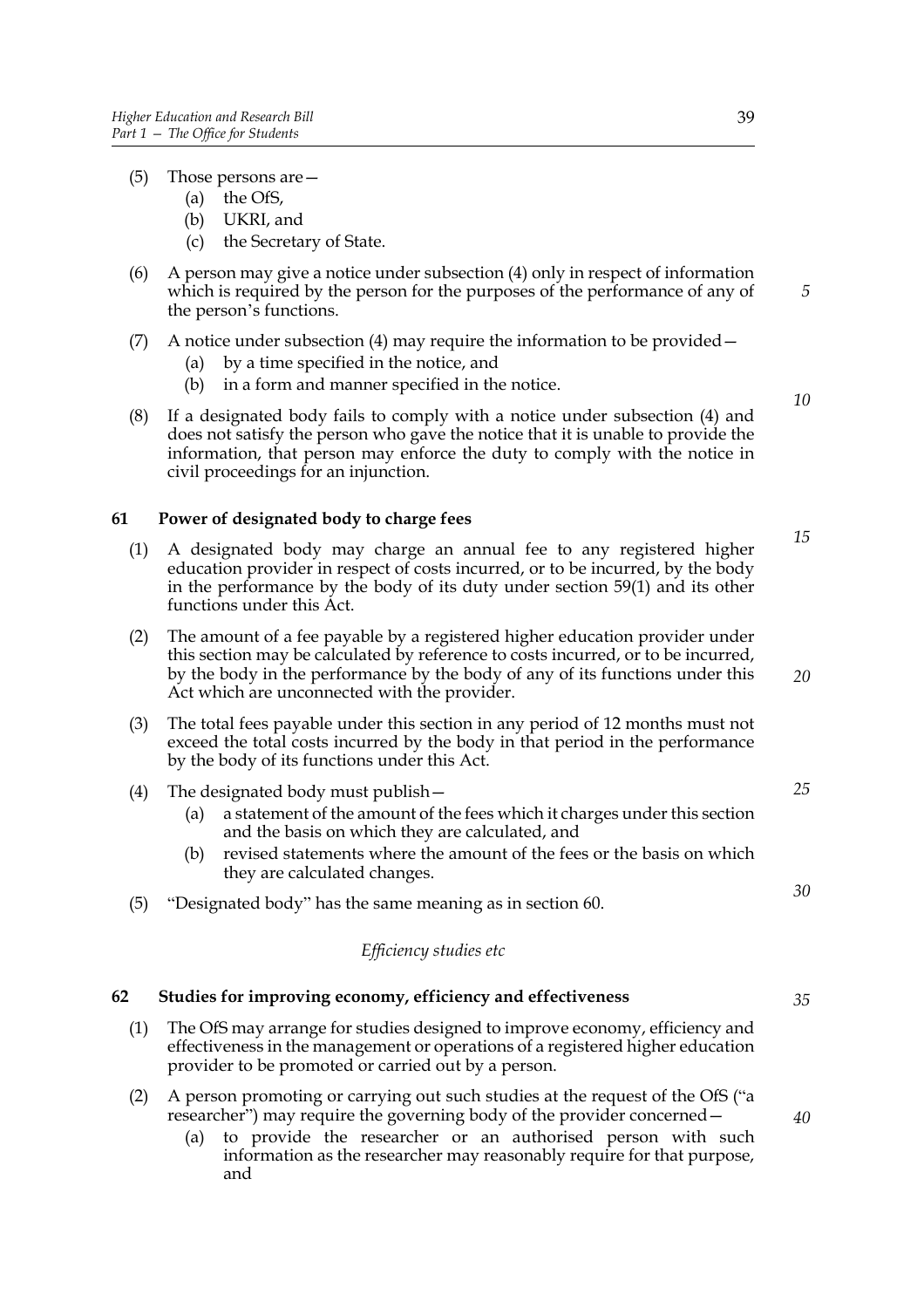(5) Those persons are—
   (a) the OfS,
   (b) UKRI, and
   (c) the Secretary of State.

(6) A person may give a notice under subsection (4) only in respect of information which is required by the person for the purposes of the performance of any of the person's functions.

(7) A notice under subsection (4) may require the information to be provided—
   (a) by a time specified in the notice, and
   (b) in a form and manner specified in the notice.

(8) If a designated body fails to comply with a notice under subsection (4) and does not satisfy the person who gave the notice that it is unable to provide the information, that person may enforce the duty to comply with the notice in civil proceedings for an injunction.

### 61 Power of designated body to charge fees

(1) A designated body may charge an annual fee to any registered higher education provider in respect of costs incurred, or to be incurred, by the body in the performance by the body of its duty under section 59(1) and its other functions under this Act.

(2) The amount of a fee payable by a registered higher education provider under this section may be calculated by reference to costs incurred, or to be incurred, by the body in the performance by the body of any of its functions under this Act which are unconnected with the provider.

(3) The total fees payable under this section in any period of 12 months must not exceed the total costs incurred by the body in that period in the performance by the body of its functions under this Act.

(4) The designated body must publish—
   (a) a statement of the amount of the fees which it charges under this section and the basis on which they are calculated, and
   (b) revised statements where the amount of the fees or the basis on which they are calculated changes.

(5) "Designated body" has the same meaning as in section 60.

*Efficiency studies etc*

### 62 Studies for improving economy, efficiency and effectiveness

(1) The OfS may arrange for studies designed to improve economy, efficiency and effectiveness in the management or operations of a registered higher education provider to be promoted or carried out by a person.

(2) A person promoting or carrying out such studies at the request of the OfS ("a researcher") may require the governing body of the provider concerned—
   (a) to provide the researcher or an authorised person with such information as the researcher may reasonably require for that purpose, and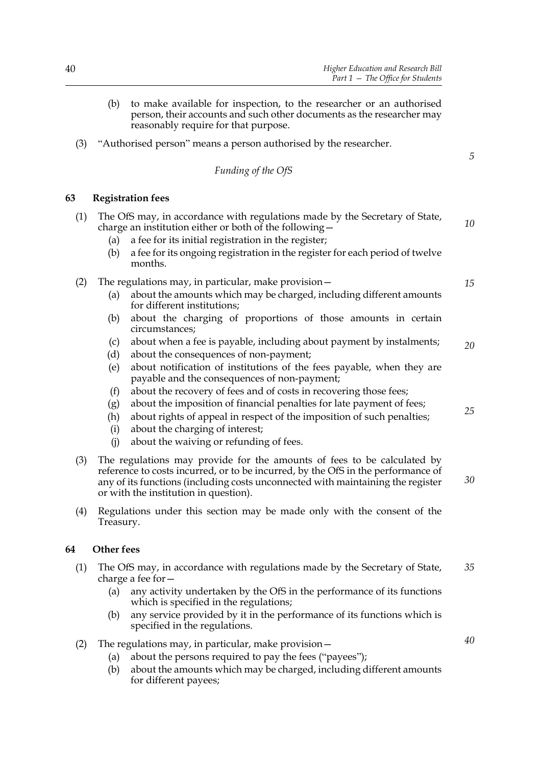(b) to make available for inspection, to the researcher or an authorised person, their accounts and such other documents as the researcher may reasonably require for that purpose.

(3) "Authorised person" means a person authorised by the researcher.

*Funding of the OfS*

### 63 Registration fees

(1) The OfS may, in accordance with regulations made by the Secretary of State, charge an institution either or both of the following—

(a) a fee for its initial registration in the register;

(b) a fee for its ongoing registration in the register for each period of twelve months.

(2) The regulations may, in particular, make provision—

(a) about the amounts which may be charged, including different amounts for different institutions;

(b) about the charging of proportions of those amounts in certain circumstances;

(c) about when a fee is payable, including about payment by instalments;

(d) about the consequences of non-payment;

(e) about notification of institutions of the fees payable, when they are payable and the consequences of non-payment;

(f) about the recovery of fees and of costs in recovering those fees;

(g) about the imposition of financial penalties for late payment of fees;

(h) about rights of appeal in respect of the imposition of such penalties;

(i) about the charging of interest;

(j) about the waiving or refunding of fees.

(3) The regulations may provide for the amounts of fees to be calculated by reference to costs incurred, or to be incurred, by the OfS in the performance of any of its functions (including costs unconnected with maintaining the register or with the institution in question).

(4) Regulations under this section may be made only with the consent of the Treasury.

### 64 Other fees

(1) The OfS may, in accordance with regulations made by the Secretary of State, charge a fee for—

(a) any activity undertaken by the OfS in the performance of its functions which is specified in the regulations;

(b) any service provided by it in the performance of its functions which is specified in the regulations.

(2) The regulations may, in particular, make provision—

(a) about the persons required to pay the fees ("payees");

(b) about the amounts which may be charged, including different amounts for different payees;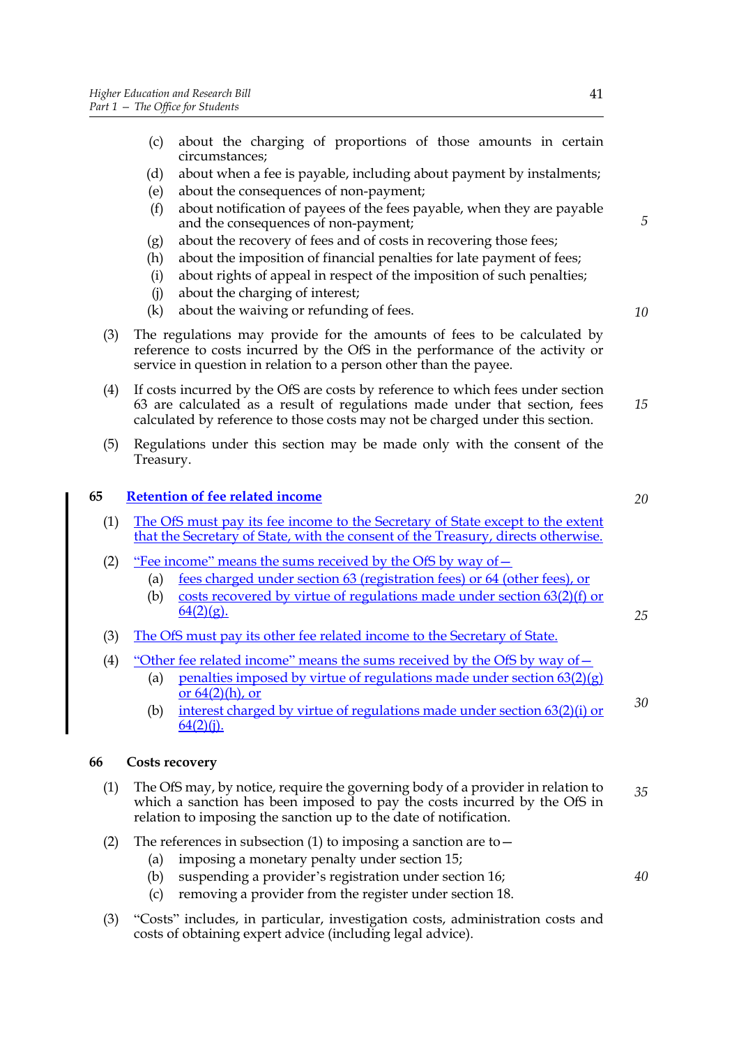(c) about the charging of proportions of those amounts in certain circumstances;

(d) about when a fee is payable, including about payment by instalments;

(e) about the consequences of non-payment;

(f) about notification of payees of the fees payable, when they are payable and the consequences of non-payment;

(g) about the recovery of fees and of costs in recovering those fees;

(h) about the imposition of financial penalties for late payment of fees;

(i) about rights of appeal in respect of the imposition of such penalties;

(j) about the charging of interest;

(k) about the waiving or refunding of fees.

(3) The regulations may provide for the amounts of fees to be calculated by reference to costs incurred by the OfS in the performance of the activity or service in question in relation to a person other than the payee.

(4) If costs incurred by the OfS are costs by reference to which fees under section 63 are calculated as a result of regulations made under that section, fees calculated by reference to those costs may not be charged under this section.

(5) Regulations under this section may be made only with the consent of the Treasury.

### 65 Retention of fee related income

(1) The OfS must pay its fee income to the Secretary of State except to the extent that the Secretary of State, with the consent of the Treasury, directs otherwise.

(2) "Fee income" means the sums received by the OfS by way of—

(a) fees charged under section 63 (registration fees) or 64 (other fees), or

(b) costs recovered by virtue of regulations made under section 63(2)(f) or 64(2)(g).

(3) The OfS must pay its other fee related income to the Secretary of State.

(4) "Other fee related income" means the sums received by the OfS by way of—

(a) penalties imposed by virtue of regulations made under section 63(2)(g) or 64(2)(h), or

(b) interest charged by virtue of regulations made under section 63(2)(i) or 64(2)(j).

### 66 Costs recovery

(1) The OfS may, by notice, require the governing body of a provider in relation to which a sanction has been imposed to pay the costs incurred by the OfS in relation to imposing the sanction up to the date of notification.

(2) The references in subsection (1) to imposing a sanction are to—

(a) imposing a monetary penalty under section 15;

(b) suspending a provider's registration under section 16;

(c) removing a provider from the register under section 18.

(3) "Costs" includes, in particular, investigation costs, administration costs and costs of obtaining expert advice (including legal advice).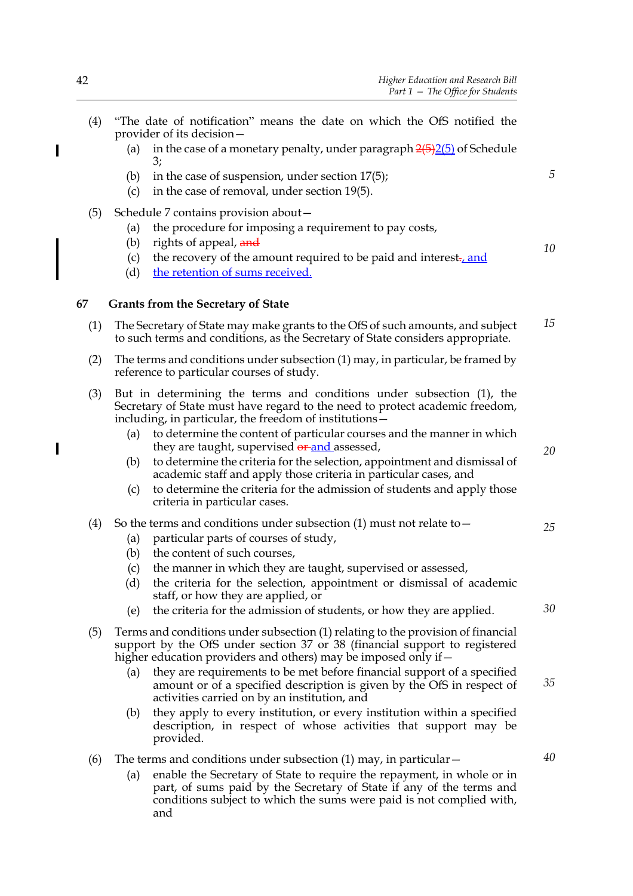(4) "The date of notification" means the date on which the OfS notified the provider of its decision—

(a) in the case of a monetary penalty, under paragraph ~~2(5)~~2(5) of Schedule 3;

(b) in the case of suspension, under section 17(5);

(c) in the case of removal, under section 19(5).

(5) Schedule 7 contains provision about—

(a) the procedure for imposing a requirement to pay costs,

(b) rights of appeal, ~~and~~

(c) the recovery of the amount required to be paid and interest~~.~~, and

(d) the retention of sums received.

**67 Grants from the Secretary of State**

(1) The Secretary of State may make grants to the OfS of such amounts, and subject to such terms and conditions, as the Secretary of State considers appropriate.

(2) The terms and conditions under subsection (1) may, in particular, be framed by reference to particular courses of study.

(3) But in determining the terms and conditions under subsection (1), the Secretary of State must have regard to the need to protect academic freedom, including, in particular, the freedom of institutions—

(a) to determine the content of particular courses and the manner in which they are taught, supervised ~~or~~ and assessed,

(b) to determine the criteria for the selection, appointment and dismissal of academic staff and apply those criteria in particular cases, and

(c) to determine the criteria for the admission of students and apply those criteria in particular cases.

(4) So the terms and conditions under subsection (1) must not relate to—

(a) particular parts of courses of study,

(b) the content of such courses,

(c) the manner in which they are taught, supervised or assessed,

(d) the criteria for the selection, appointment or dismissal of academic staff, or how they are applied, or

(e) the criteria for the admission of students, or how they are applied.

(5) Terms and conditions under subsection (1) relating to the provision of financial support by the OfS under section 37 or 38 (financial support to registered higher education providers and others) may be imposed only if—

(a) they are requirements to be met before financial support of a specified amount or of a specified description is given by the OfS in respect of activities carried on by an institution, and

(b) they apply to every institution, or every institution within a specified description, in respect of whose activities that support may be provided.

(6) The terms and conditions under subsection (1) may, in particular—

(a) enable the Secretary of State to require the repayment, in whole or in part, of sums paid by the Secretary of State if any of the terms and conditions subject to which the sums were paid is not complied with, and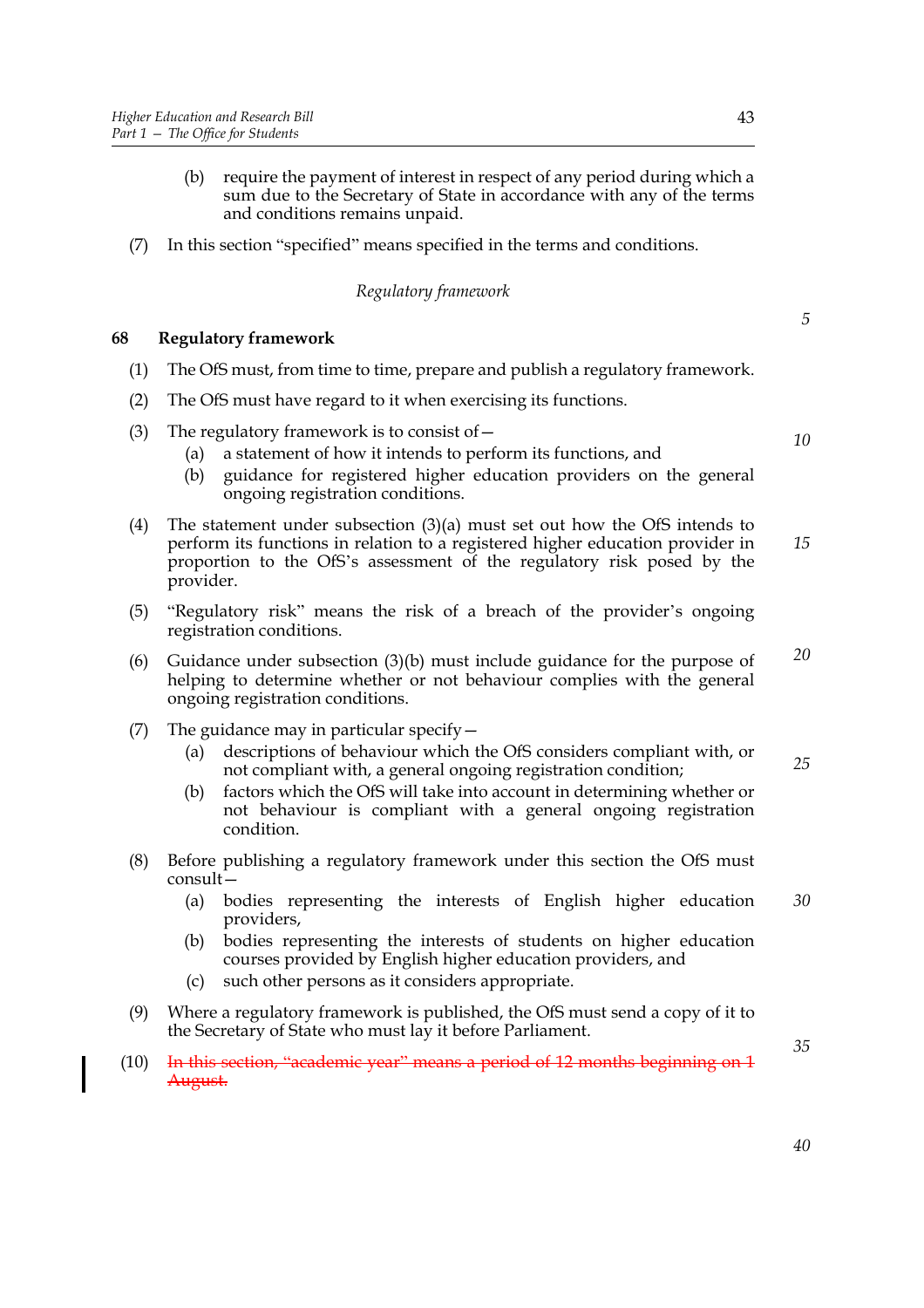(b) require the payment of interest in respect of any period during which a sum due to the Secretary of State in accordance with any of the terms and conditions remains unpaid.

(7) In this section "specified" means specified in the terms and conditions.

*Regulatory framework*

## 68 Regulatory framework

(1) The OfS must, from time to time, prepare and publish a regulatory framework.

(2) The OfS must have regard to it when exercising its functions.

(3) The regulatory framework is to consist of—

- (a) a statement of how it intends to perform its functions, and
- (b) guidance for registered higher education providers on the general ongoing registration conditions.

(4) The statement under subsection (3)(a) must set out how the OfS intends to perform its functions in relation to a registered higher education provider in proportion to the OfS's assessment of the regulatory risk posed by the provider.

(5) "Regulatory risk" means the risk of a breach of the provider's ongoing registration conditions.

(6) Guidance under subsection (3)(b) must include guidance for the purpose of helping to determine whether or not behaviour complies with the general ongoing registration conditions.

(7) The guidance may in particular specify—

- (a) descriptions of behaviour which the OfS considers compliant with, or not compliant with, a general ongoing registration condition;
- (b) factors which the OfS will take into account in determining whether or not behaviour is compliant with a general ongoing registration condition.

(8) Before publishing a regulatory framework under this section the OfS must consult—

- (a) bodies representing the interests of English higher education providers,
- (b) bodies representing the interests of students on higher education courses provided by English higher education providers, and
- (c) such other persons as it considers appropriate.

(9) Where a regulatory framework is published, the OfS must send a copy of it to the Secretary of State who must lay it before Parliament.

(10) ~~In this section, "academic year" means a period of 12 months beginning on 1 August.~~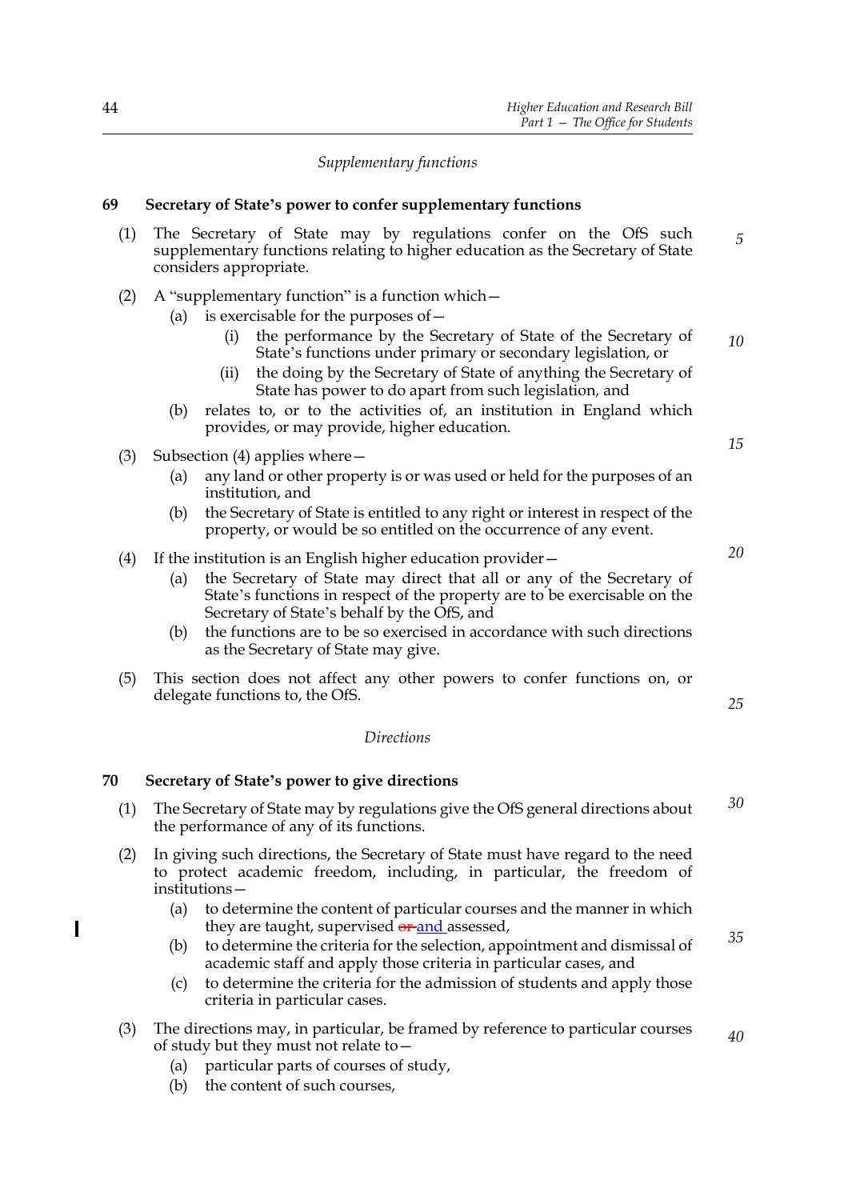*Supplementary functions*

**69 Secretary of State's power to confer supplementary functions**

(1) The Secretary of State may by regulations confer on the OfS such supplementary functions relating to higher education as the Secretary of State considers appropriate.

(2) A "supplementary function" is a function which—

   (a) is exercisable for the purposes of—

      (i) the performance by the Secretary of State of the Secretary of State's functions under primary or secondary legislation, or

      (ii) the doing by the Secretary of State of anything the Secretary of State has power to do apart from such legislation, and

   (b) relates to, or to the activities of, an institution in England which provides, or may provide, higher education.

(3) Subsection (4) applies where—

   (a) any land or other property is or was used or held for the purposes of an institution, and

   (b) the Secretary of State is entitled to any right or interest in respect of the property, or would be so entitled on the occurrence of any event.

(4) If the institution is an English higher education provider—

   (a) the Secretary of State may direct that all or any of the Secretary of State's functions in respect of the property are to be exercisable on the Secretary of State's behalf by the OfS, and

   (b) the functions are to be so exercised in accordance with such directions as the Secretary of State may give.

(5) This section does not affect any other powers to confer functions on, or delegate functions to, the OfS.

*Directions*

**70 Secretary of State's power to give directions**

(1) The Secretary of State may by regulations give the OfS general directions about the performance of any of its functions.

(2) In giving such directions, the Secretary of State must have regard to the need to protect academic freedom, including, in particular, the freedom of institutions—

   (a) to determine the content of particular courses and the manner in which they are taught, supervised ~~or~~ and assessed,

   (b) to determine the criteria for the selection, appointment and dismissal of academic staff and apply those criteria in particular cases, and

   (c) to determine the criteria for the admission of students and apply those criteria in particular cases.

(3) The directions may, in particular, be framed by reference to particular courses of study but they must not relate to—

   (a) particular parts of courses of study,

   (b) the content of such courses,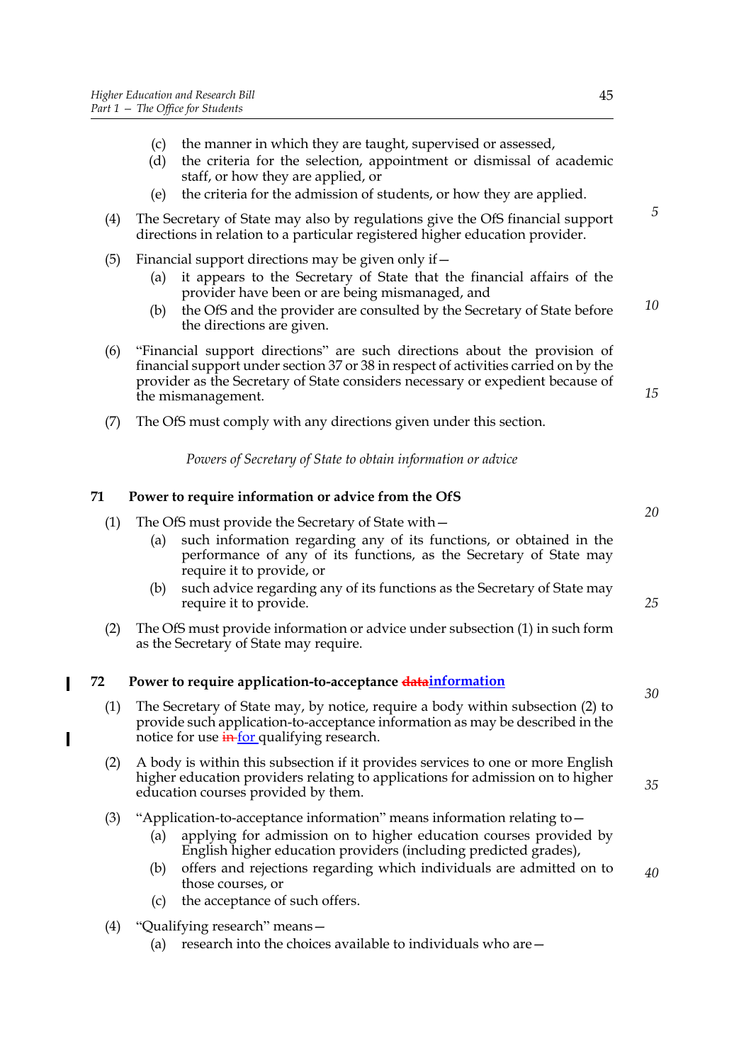(c) the manner in which they are taught, supervised or assessed,

(d) the criteria for the selection, appointment or dismissal of academic staff, or how they are applied, or

(e) the criteria for the admission of students, or how they are applied.

(4) The Secretary of State may also by regulations give the OfS financial support directions in relation to a particular registered higher education provider.

(5) Financial support directions may be given only if—

(a) it appears to the Secretary of State that the financial affairs of the provider have been or are being mismanaged, and

(b) the OfS and the provider are consulted by the Secretary of State before the directions are given.

(6) "Financial support directions" are such directions about the provision of financial support under section 37 or 38 in respect of activities carried on by the provider as the Secretary of State considers necessary or expedient because of the mismanagement.

(7) The OfS must comply with any directions given under this section.

*Powers of Secretary of State to obtain information or advice*

### 71 Power to require information or advice from the OfS

(1) The OfS must provide the Secretary of State with—

(a) such information regarding any of its functions, or obtained in the performance of any of its functions, as the Secretary of State may require it to provide, or

(b) such advice regarding any of its functions as the Secretary of State may require it to provide.

(2) The OfS must provide information or advice under subsection (1) in such form as the Secretary of State may require.

### 72 Power to require application-to-acceptance ~~data~~**information**

(1) The Secretary of State may, by notice, require a body within subsection (2) to provide such application-to-acceptance information as may be described in the notice for use ~~in~~ for qualifying research.

(2) A body is within this subsection if it provides services to one or more English higher education providers relating to applications for admission on to higher education courses provided by them.

(3) "Application-to-acceptance information" means information relating to—

(a) applying for admission on to higher education courses provided by English higher education providers (including predicted grades),

(b) offers and rejections regarding which individuals are admitted on to those courses, or

(c) the acceptance of such offers.

(4) "Qualifying research" means—

(a) research into the choices available to individuals who are—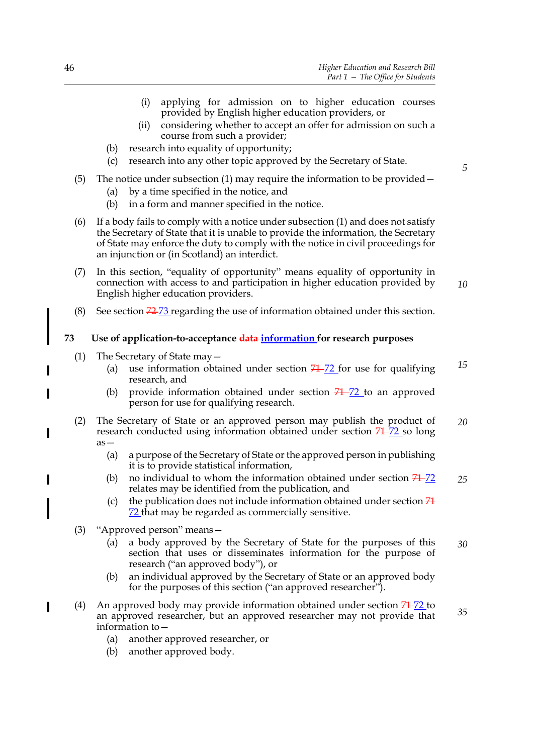(i) applying for admission on to higher education courses provided by English higher education providers, or

(ii) considering whether to accept an offer for admission on such a course from such a provider;

(b) research into equality of opportunity;

(c) research into any other topic approved by the Secretary of State.

(5) The notice under subsection (1) may require the information to be provided—

(a) by a time specified in the notice, and

(b) in a form and manner specified in the notice.

(6) If a body fails to comply with a notice under subsection (1) and does not satisfy the Secretary of State that it is unable to provide the information, the Secretary of State may enforce the duty to comply with the notice in civil proceedings for an injunction or (in Scotland) an interdict.

(7) In this section, "equality of opportunity" means equality of opportunity in connection with access to and participation in higher education provided by English higher education providers.

(8) See section ~~72~~ 73 regarding the use of information obtained under this section.

**73 Use of application-to-acceptance ~~data~~ information for research purposes**

(1) The Secretary of State may—

(a) use information obtained under section ~~71~~ 72 for use for qualifying research, and

(b) provide information obtained under section ~~71~~ 72 to an approved person for use for qualifying research.

(2) The Secretary of State or an approved person may publish the product of research conducted using information obtained under section ~~71~~ 72 so long as—

(a) a purpose of the Secretary of State or the approved person in publishing it is to provide statistical information,

(b) no individual to whom the information obtained under section ~~71~~ 72 relates may be identified from the publication, and

(c) the publication does not include information obtained under section ~~71~~ 72 that may be regarded as commercially sensitive.

(3) "Approved person" means—

(a) a body approved by the Secretary of State for the purposes of this section that uses or disseminates information for the purpose of research ("an approved body"), or

(b) an individual approved by the Secretary of State or an approved body for the purposes of this section ("an approved researcher").

(4) An approved body may provide information obtained under section ~~71~~ 72 to an approved researcher, but an approved researcher may not provide that information to—

(a) another approved researcher, or

(b) another approved body.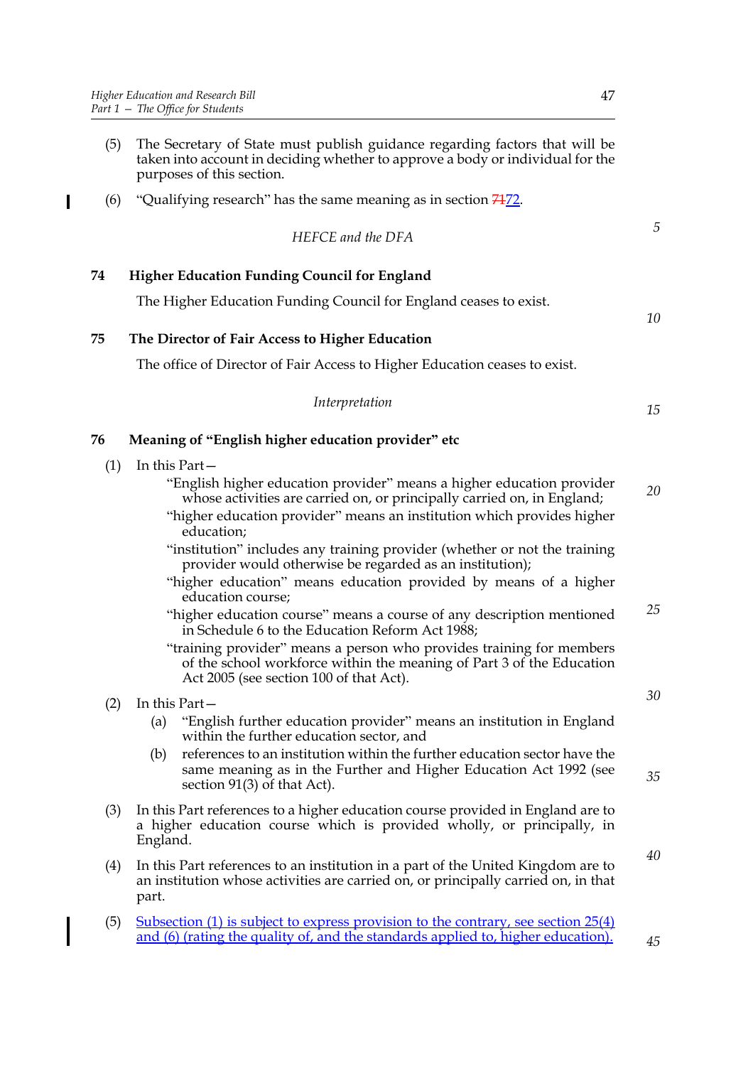(5) The Secretary of State must publish guidance regarding factors that will be taken into account in deciding whether to approve a body or individual for the purposes of this section.

(6) "Qualifying research" has the same meaning as in section ~~71~~72.

*HEFCE and the DFA*

**74 Higher Education Funding Council for England**

The Higher Education Funding Council for England ceases to exist.

**75 The Director of Fair Access to Higher Education**

The office of Director of Fair Access to Higher Education ceases to exist.

*Interpretation*

**76 Meaning of "English higher education provider" etc**

(1) In this Part—

"English higher education provider" means a higher education provider whose activities are carried on, or principally carried on, in England;

"higher education provider" means an institution which provides higher education;

"institution" includes any training provider (whether or not the training provider would otherwise be regarded as an institution);

"higher education" means education provided by means of a higher education course;

"higher education course" means a course of any description mentioned in Schedule 6 to the Education Reform Act 1988;

"training provider" means a person who provides training for members of the school workforce within the meaning of Part 3 of the Education Act 2005 (see section 100 of that Act).

(2) In this Part—

(a) "English further education provider" means an institution in England within the further education sector, and

(b) references to an institution within the further education sector have the same meaning as in the Further and Higher Education Act 1992 (see section 91(3) of that Act).

(3) In this Part references to a higher education course provided in England are to a higher education course which is provided wholly, or principally, in England.

(4) In this Part references to an institution in a part of the United Kingdom are to an institution whose activities are carried on, or principally carried on, in that part.

(5) Subsection (1) is subject to express provision to the contrary, see section 25(4) and (6) (rating the quality of, and the standards applied to, higher education).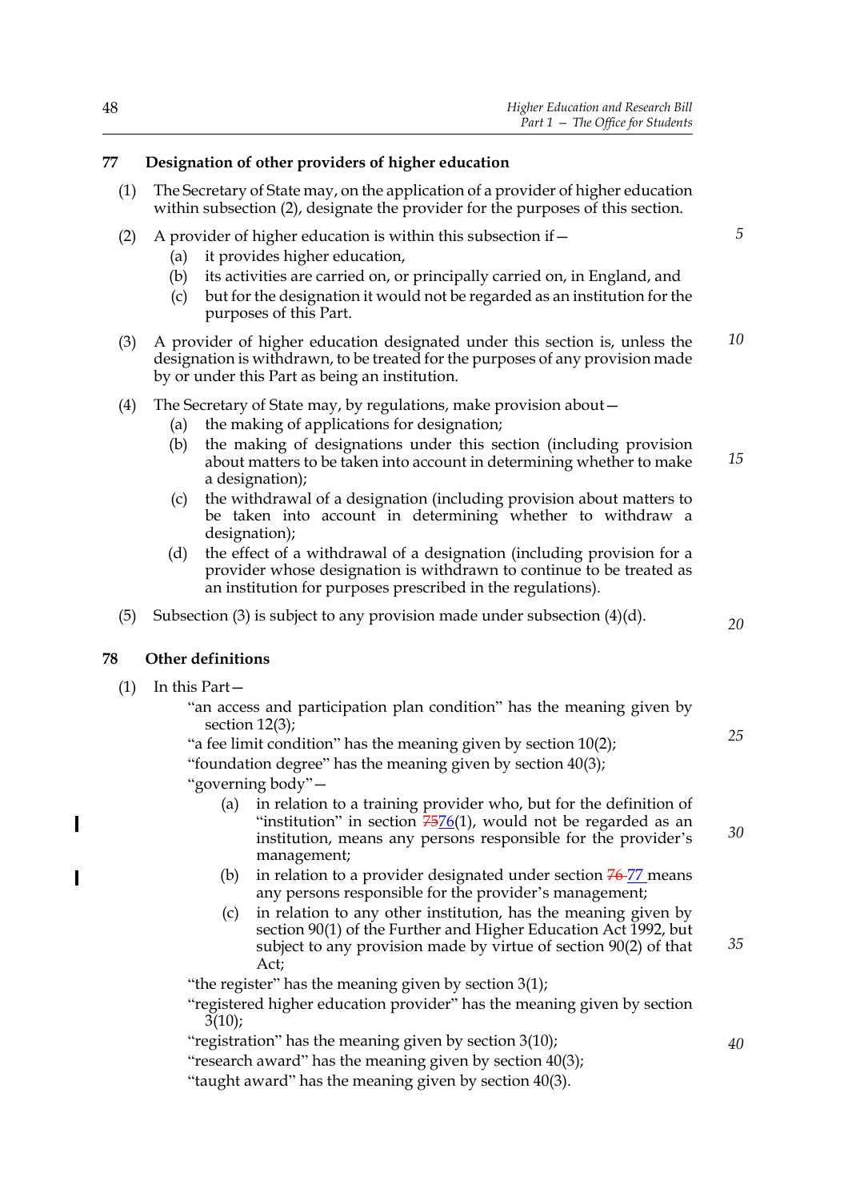## 77 Designation of other providers of higher education

(1) The Secretary of State may, on the application of a provider of higher education within subsection (2), designate the provider for the purposes of this section.

(2) A provider of higher education is within this subsection if—

  (a) it provides higher education,

  (b) its activities are carried on, or principally carried on, in England, and

  (c) but for the designation it would not be regarded as an institution for the purposes of this Part.

(3) A provider of higher education designated under this section is, unless the designation is withdrawn, to be treated for the purposes of any provision made by or under this Part as being an institution.

(4) The Secretary of State may, by regulations, make provision about—

  (a) the making of applications for designation;

  (b) the making of designations under this section (including provision about matters to be taken into account in determining whether to make a designation);

  (c) the withdrawal of a designation (including provision about matters to be taken into account in determining whether to withdraw a designation);

  (d) the effect of a withdrawal of a designation (including provision for a provider whose designation is withdrawn to continue to be treated as an institution for purposes prescribed in the regulations).

(5) Subsection (3) is subject to any provision made under subsection (4)(d).

## 78 Other definitions

(1) In this Part—

"an access and participation plan condition" has the meaning given by section 12(3);

"a fee limit condition" has the meaning given by section 10(2);

"foundation degree" has the meaning given by section 40(3);

"governing body"—

  (a) in relation to a training provider who, but for the definition of "institution" in section ~~75~~76(1), would not be regarded as an institution, means any persons responsible for the provider's management;

  (b) in relation to a provider designated under section ~~76~~ 77 means any persons responsible for the provider's management;

  (c) in relation to any other institution, has the meaning given by section 90(1) of the Further and Higher Education Act 1992, but subject to any provision made by virtue of section 90(2) of that Act;

"the register" has the meaning given by section 3(1);

"registered higher education provider" has the meaning given by section 3(10);

"registration" has the meaning given by section 3(10);

"research award" has the meaning given by section 40(3);

"taught award" has the meaning given by section 40(3).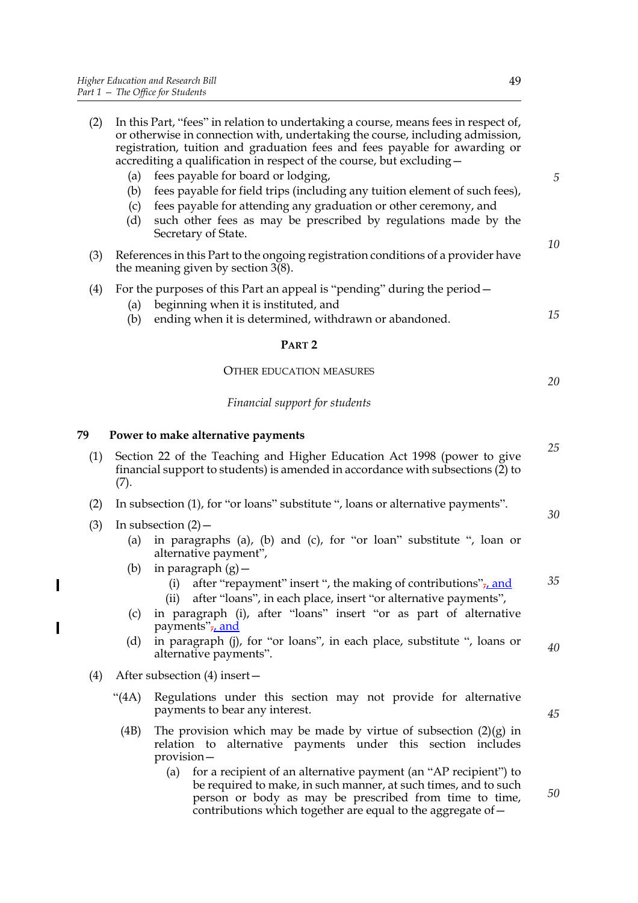(2) In this Part, "fees" in relation to undertaking a course, means fees in respect of, or otherwise in connection with, undertaking the course, including admission, registration, tuition and graduation fees and fees payable for awarding or accrediting a qualification in respect of the course, but excluding—

  (a) fees payable for board or lodging,

  (b) fees payable for field trips (including any tuition element of such fees),

  (c) fees payable for attending any graduation or other ceremony, and

  (d) such other fees as may be prescribed by regulations made by the Secretary of State.

(3) References in this Part to the ongoing registration conditions of a provider have the meaning given by section 3(8).

(4) For the purposes of this Part an appeal is "pending" during the period—

  (a) beginning when it is instituted, and

  (b) ending when it is determined, withdrawn or abandoned.

## PART 2

### OTHER EDUCATION MEASURES

*Financial support for students*

**79 Power to make alternative payments**

(1) Section 22 of the Teaching and Higher Education Act 1998 (power to give financial support to students) is amended in accordance with subsections (2) to (7).

(2) In subsection (1), for "or loans" substitute ", loans or alternative payments".

(3) In subsection (2)—

  (a) in paragraphs (a), (b) and (c), for "or loan" substitute ", loan or alternative payment",

  (b) in paragraph (g)—

    (i) after "repayment" insert ", the making of contributions", and

    (ii) after "loans", in each place, insert "or alternative payments",

  (c) in paragraph (i), after "loans" insert "or as part of alternative payments", and

  (d) in paragraph (j), for "or loans", in each place, substitute ", loans or alternative payments".

(4) After subsection (4) insert—

"(4A) Regulations under this section may not provide for alternative payments to bear any interest.

(4B) The provision which may be made by virtue of subsection (2)(g) in relation to alternative payments under this section includes provision—

  (a) for a recipient of an alternative payment (an "AP recipient") to be required to make, in such manner, at such times, and to such person or body as may be prescribed from time to time, contributions which together are equal to the aggregate of—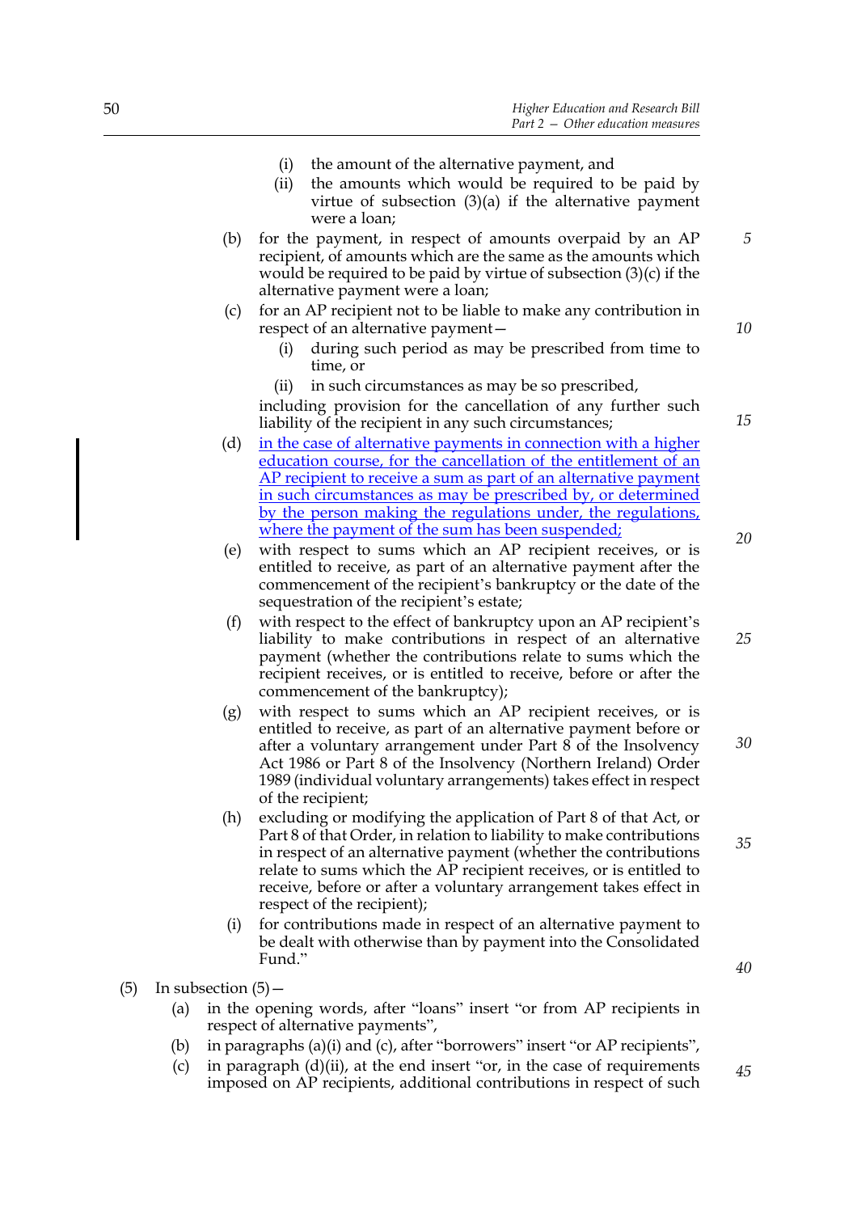(i) the amount of the alternative payment, and

(ii) the amounts which would be required to be paid by virtue of subsection (3)(a) if the alternative payment were a loan;

(b) for the payment, in respect of amounts overpaid by an AP recipient, of amounts which are the same as the amounts which would be required to be paid by virtue of subsection (3)(c) if the alternative payment were a loan;

(c) for an AP recipient not to be liable to make any contribution in respect of an alternative payment—

(i) during such period as may be prescribed from time to time, or

(ii) in such circumstances as may be so prescribed,

including provision for the cancellation of any further such liability of the recipient in any such circumstances;

(d) in the case of alternative payments in connection with a higher education course, for the cancellation of the entitlement of an AP recipient to receive a sum as part of an alternative payment in such circumstances as may be prescribed by, or determined by the person making the regulations under, the regulations, where the payment of the sum has been suspended;

(e) with respect to sums which an AP recipient receives, or is entitled to receive, as part of an alternative payment after the commencement of the recipient's bankruptcy or the date of the sequestration of the recipient's estate;

(f) with respect to the effect of bankruptcy upon an AP recipient's liability to make contributions in respect of an alternative payment (whether the contributions relate to sums which the recipient receives, or is entitled to receive, before or after the commencement of the bankruptcy);

(g) with respect to sums which an AP recipient receives, or is entitled to receive, as part of an alternative payment before or after a voluntary arrangement under Part 8 of the Insolvency Act 1986 or Part 8 of the Insolvency (Northern Ireland) Order 1989 (individual voluntary arrangements) takes effect in respect of the recipient;

(h) excluding or modifying the application of Part 8 of that Act, or Part 8 of that Order, in relation to liability to make contributions in respect of an alternative payment (whether the contributions relate to sums which the AP recipient receives, or is entitled to receive, before or after a voluntary arrangement takes effect in respect of the recipient);

(i) for contributions made in respect of an alternative payment to be dealt with otherwise than by payment into the Consolidated Fund."

(5) In subsection (5)—

(a) in the opening words, after "loans" insert "or from AP recipients in respect of alternative payments",

(b) in paragraphs (a)(i) and (c), after "borrowers" insert "or AP recipients",

(c) in paragraph (d)(ii), at the end insert "or, in the case of requirements imposed on AP recipients, additional contributions in respect of such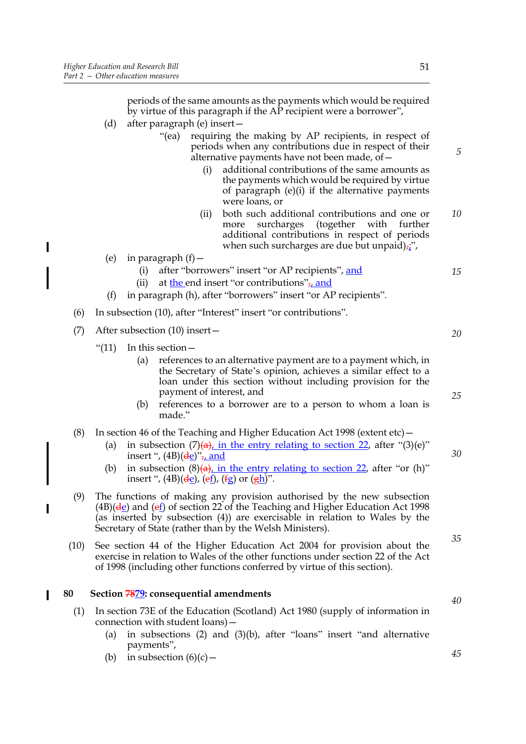periods of the same amounts as the payments which would be required by virtue of this paragraph if the AP recipient were a borrower",

(d) after paragraph (e) insert—

"(ea) requiring the making by AP recipients, in respect of periods when any contributions due in respect of their alternative payments have not been made, of—

(i) additional contributions of the same amounts as the payments which would be required by virtue of paragraph (e)(i) if the alternative payments were loans, or

(ii) both such additional contributions and one or more surcharges (together with further additional contributions in respect of periods when such surcharges are due but unpaid),;",

(e) in paragraph (f)—

(i) after "borrowers" insert "or AP recipients", and

(ii) at the end insert "or contributions", and

(f) in paragraph (h), after "borrowers" insert "or AP recipients".

(6) In subsection (10), after "Interest" insert "or contributions".

(7) After subsection (10) insert—

"(11) In this section—

(a) references to an alternative payment are to a payment which, in the Secretary of State's opinion, achieves a similar effect to a loan under this section without including provision for the payment of interest, and

(b) references to a borrower are to a person to whom a loan is made."

(8) In section 46 of the Teaching and Higher Education Act 1998 (extent etc)—

(a) in subsection (7)(a), in the entry relating to section 22, after "(3)(e)" insert ", (4B)(de)", and

(b) in subsection (8)(a), in the entry relating to section 22, after "or (h)" insert ", (4B)(de), (ef), (fg) or (gh)".

(9) The functions of making any provision authorised by the new subsection (4B)(de) and (ef) of section 22 of the Teaching and Higher Education Act 1998 (as inserted by subsection (4)) are exercisable in relation to Wales by the Secretary of State (rather than by the Welsh Ministers).

(10) See section 44 of the Higher Education Act 2004 for provision about the exercise in relation to Wales of the other functions under section 22 of the Act of 1998 (including other functions conferred by virtue of this section).

## 80 Section 7879: consequential amendments

(1) In section 73E of the Education (Scotland) Act 1980 (supply of information in connection with student loans)—

(a) in subsections (2) and (3)(b), after "loans" insert "and alternative payments",

(b) in subsection (6)(c)—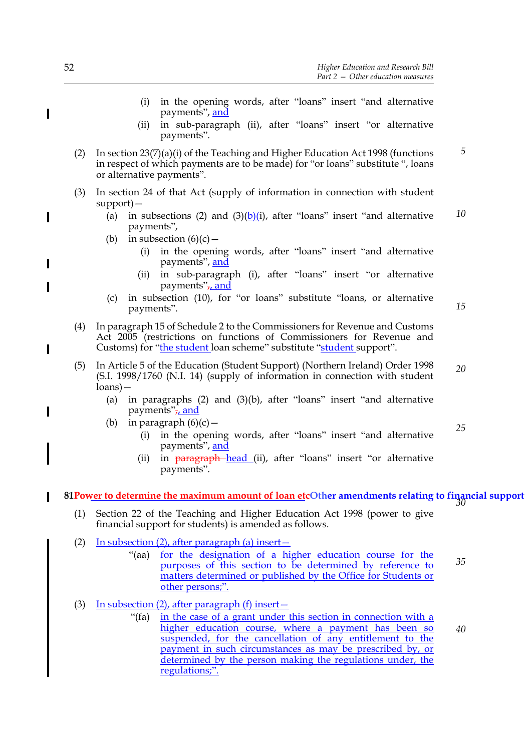(i) in the opening words, after "loans" insert "and alternative payments", and

(ii) in sub-paragraph (ii), after "loans" insert "or alternative payments".

(2) In section 23(7)(a)(i) of the Teaching and Higher Education Act 1998 (functions in respect of which payments are to be made) for "or loans" substitute ", loans or alternative payments".

(3) In section 24 of that Act (supply of information in connection with student support)—

(a) in subsections (2) and (3)(b)(i), after "loans" insert "and alternative payments",

(b) in subsection (6)(c)—

(i) in the opening words, after "loans" insert "and alternative payments", and

(ii) in sub-paragraph (i), after "loans" insert "or alternative payments", and

(c) in subsection (10), for "or loans" substitute "loans, or alternative payments".

(4) In paragraph 15 of Schedule 2 to the Commissioners for Revenue and Customs Act 2005 (restrictions on functions of Commissioners for Revenue and Customs) for "the student loan scheme" substitute "student support".

(5) In Article 5 of the Education (Student Support) (Northern Ireland) Order 1998 (S.I. 1998/1760 (N.I. 14) (supply of information in connection with student loans)—

(a) in paragraphs (2) and (3)(b), after "loans" insert "and alternative payments", and

(b) in paragraph (6)(c)—

(i) in the opening words, after "loans" insert "and alternative payments", and

(ii) in ~~paragraph~~ head (ii), after "loans" insert "or alternative payments".

**81 ~~Power to determine the maximum amount of loan etc~~ Other amendments relating to financial support**

(1) Section 22 of the Teaching and Higher Education Act 1998 (power to give financial support for students) is amended as follows.

(2) In subsection (2), after paragraph (a) insert—

"(aa) for the designation of a higher education course for the purposes of this section to be determined by reference to matters determined or published by the Office for Students or other persons;".

(3) In subsection (2), after paragraph (f) insert—

"(fa) in the case of a grant under this section in connection with a higher education course, where a payment has been so suspended, for the cancellation of any entitlement to the payment in such circumstances as may be prescribed by, or determined by the person making the regulations under, the regulations;".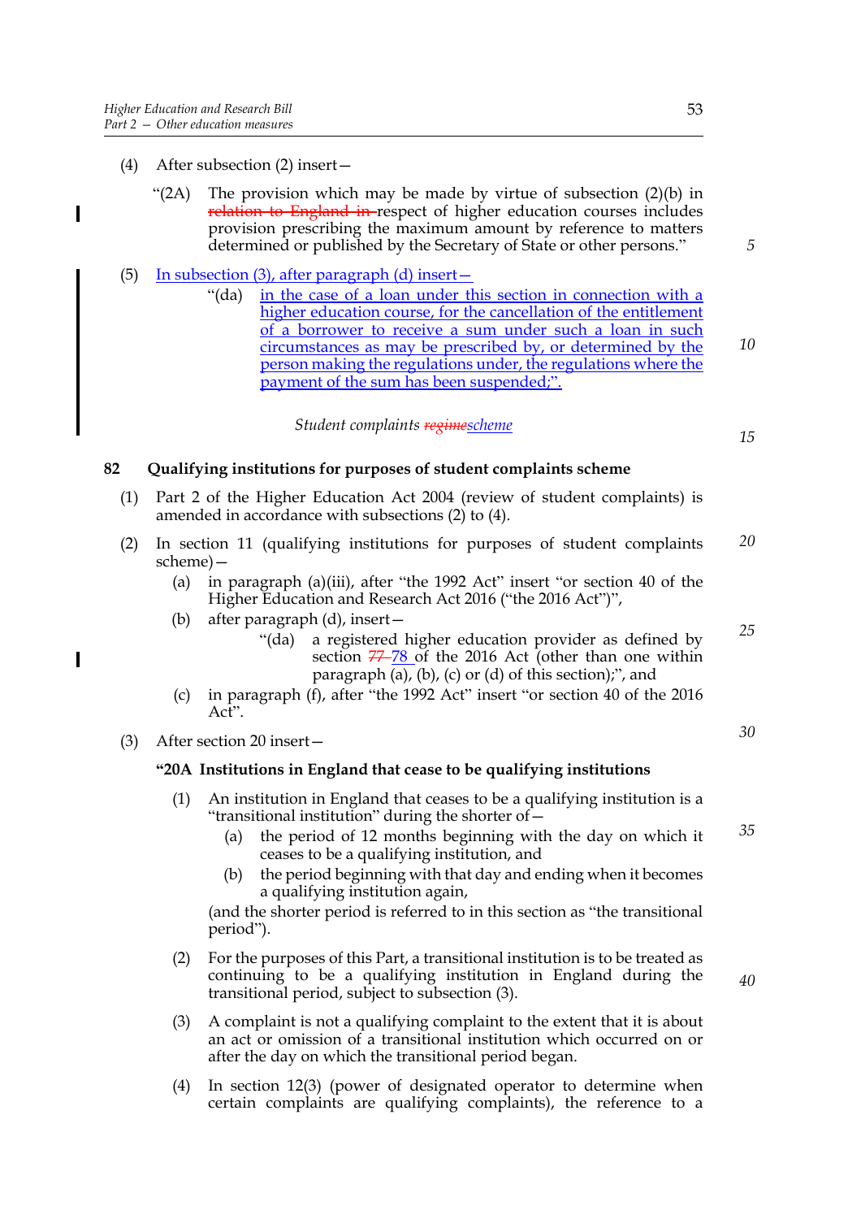(4) After subsection (2) insert—

"(2A) The provision which may be made by virtue of subsection (2)(b) in ~~relation to England in~~ respect of higher education courses includes provision prescribing the maximum amount by reference to matters determined or published by the Secretary of State or other persons."

(5) In subsection (3), after paragraph (d) insert—

"(da) in the case of a loan under this section in connection with a higher education course, for the cancellation of the entitlement of a borrower to receive a sum under such a loan in such circumstances as may be prescribed by, or determined by the person making the regulations under, the regulations where the payment of the sum has been suspended;".

*Student complaints ~~regime~~scheme*

## 82 Qualifying institutions for purposes of student complaints scheme

(1) Part 2 of the Higher Education Act 2004 (review of student complaints) is amended in accordance with subsections (2) to (4).

(2) In section 11 (qualifying institutions for purposes of student complaints scheme)—

(a) in paragraph (a)(iii), after "the 1992 Act" insert "or section 40 of the Higher Education and Research Act 2016 ("the 2016 Act")",

(b) after paragraph (d), insert—

"(da) a registered higher education provider as defined by section ~~77~~ 78 of the 2016 Act (other than one within paragraph (a), (b), (c) or (d) of this section);", and

(c) in paragraph (f), after "the 1992 Act" insert "or section 40 of the 2016 Act".

(3) After section 20 insert—

**"20A Institutions in England that cease to be qualifying institutions**

(1) An institution in England that ceases to be a qualifying institution is a "transitional institution" during the shorter of—

(a) the period of 12 months beginning with the day on which it ceases to be a qualifying institution, and

(b) the period beginning with that day and ending when it becomes a qualifying institution again,

(and the shorter period is referred to in this section as "the transitional period").

(2) For the purposes of this Part, a transitional institution is to be treated as continuing to be a qualifying institution in England during the transitional period, subject to subsection (3).

(3) A complaint is not a qualifying complaint to the extent that it is about an act or omission of a transitional institution which occurred on or after the day on which the transitional period began.

(4) In section 12(3) (power of designated operator to determine when certain complaints are qualifying complaints), the reference to a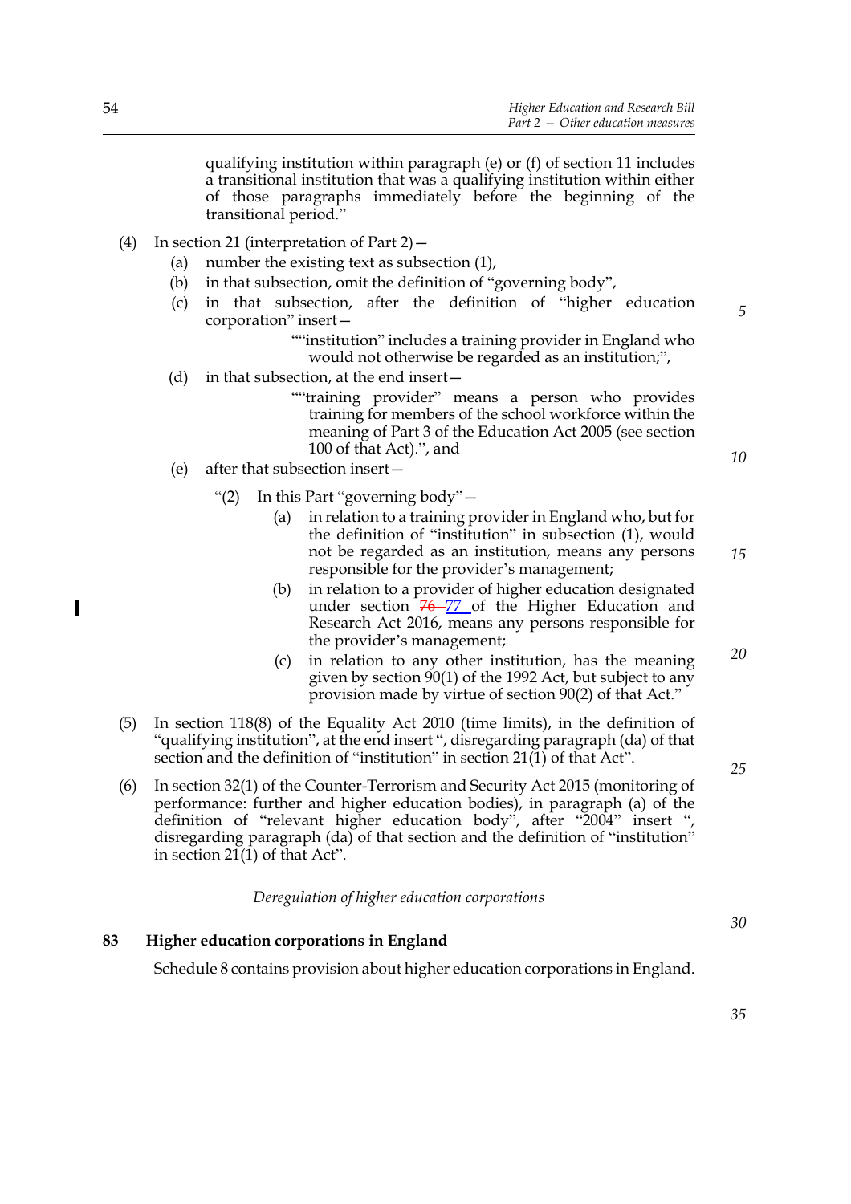qualifying institution within paragraph (e) or (f) of section 11 includes a transitional institution that was a qualifying institution within either of those paragraphs immediately before the beginning of the transitional period."

(4) In section 21 (interpretation of Part 2)—

(a) number the existing text as subsection (1),

(b) in that subsection, omit the definition of "governing body",

(c) in that subsection, after the definition of "higher education corporation" insert—

> ""institution" includes a training provider in England who would not otherwise be regarded as an institution;",

(d) in that subsection, at the end insert—

> ""training provider" means a person who provides training for members of the school workforce within the meaning of Part 3 of the Education Act 2005 (see section 100 of that Act).", and

(e) after that subsection insert—

> "(2) In this Part "governing body"—
>
> (a) in relation to a training provider in England who, but for the definition of "institution" in subsection (1), would not be regarded as an institution, means any persons responsible for the provider's management;
>
> (b) in relation to a provider of higher education designated under section ~~76~~ 77 of the Higher Education and Research Act 2016, means any persons responsible for the provider's management;
>
> (c) in relation to any other institution, has the meaning given by section 90(1) of the 1992 Act, but subject to any provision made by virtue of section 90(2) of that Act."

(5) In section 118(8) of the Equality Act 2010 (time limits), in the definition of "qualifying institution", at the end insert ", disregarding paragraph (da) of that section and the definition of "institution" in section 21(1) of that Act".

(6) In section 32(1) of the Counter-Terrorism and Security Act 2015 (monitoring of performance: further and higher education bodies), in paragraph (a) of the definition of "relevant higher education body", after "2004" insert ", disregarding paragraph (da) of that section and the definition of "institution" in section 21(1) of that Act".

*Deregulation of higher education corporations*

### 83 Higher education corporations in England

Schedule 8 contains provision about higher education corporations in England.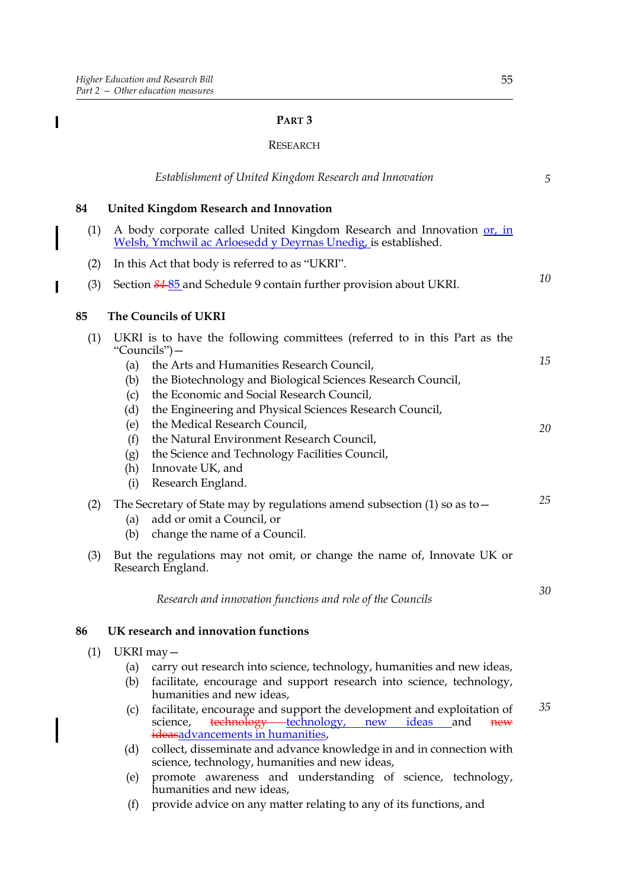## PART 3

### RESEARCH

*Establishment of United Kingdom Research and Innovation*

**84 United Kingdom Research and Innovation**

(1) A body corporate called United Kingdom Research and Innovation or, in Welsh, Ymchwil ac Arloesedd y Deyrnas Unedig, is established.

(2) In this Act that body is referred to as "UKRI".

(3) Section ~~84~~ 85 and Schedule 9 contain further provision about UKRI.

**85 The Councils of UKRI**

(1) UKRI is to have the following committees (referred to in this Part as the "Councils")—

- (a) the Arts and Humanities Research Council,
- (b) the Biotechnology and Biological Sciences Research Council,
- (c) the Economic and Social Research Council,
- (d) the Engineering and Physical Sciences Research Council,
- (e) the Medical Research Council,
- (f) the Natural Environment Research Council,
- (g) the Science and Technology Facilities Council,
- (h) Innovate UK, and
- (i) Research England.

(2) The Secretary of State may by regulations amend subsection (1) so as to—

- (a) add or omit a Council, or
- (b) change the name of a Council.

(3) But the regulations may not omit, or change the name of, Innovate UK or Research England.

*Research and innovation functions and role of the Councils*

**86 UK research and innovation functions**

(1) UKRI may—

- (a) carry out research into science, technology, humanities and new ideas,
- (b) facilitate, encourage and support research into science, technology, humanities and new ideas,
- (c) facilitate, encourage and support the development and exploitation of science, ~~technology~~ technology, new ideas and ~~new ideas~~advancements in humanities,
- (d) collect, disseminate and advance knowledge in and in connection with science, technology, humanities and new ideas,
- (e) promote awareness and understanding of science, technology, humanities and new ideas,
- (f) provide advice on any matter relating to any of its functions, and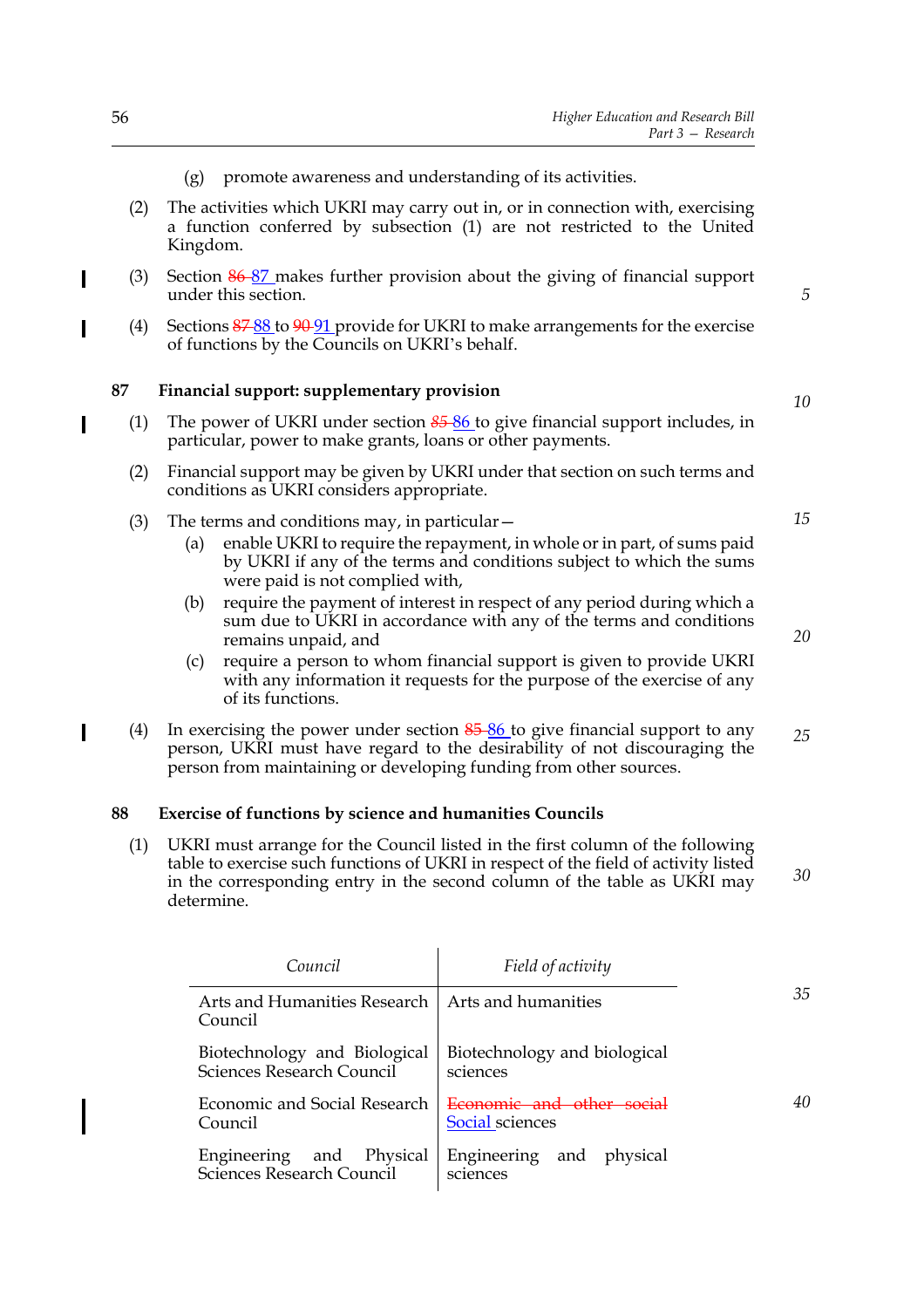(g) promote awareness and understanding of its activities.

(2) The activities which UKRI may carry out in, or in connection with, exercising a function conferred by subsection (1) are not restricted to the United Kingdom.

(3) Section ~~86~~ 87 makes further provision about the giving of financial support under this section.

(4) Sections ~~87~~ 88 to ~~90~~ 91 provide for UKRI to make arrangements for the exercise of functions by the Councils on UKRI's behalf.

### 87 Financial support: supplementary provision

(1) The power of UKRI under section ~~85~~ 86 to give financial support includes, in particular, power to make grants, loans or other payments.

(2) Financial support may be given by UKRI under that section on such terms and conditions as UKRI considers appropriate.

(3) The terms and conditions may, in particular—

(a) enable UKRI to require the repayment, in whole or in part, of sums paid by UKRI if any of the terms and conditions subject to which the sums were paid is not complied with,

(b) require the payment of interest in respect of any period during which a sum due to UKRI in accordance with any of the terms and conditions remains unpaid, and

(c) require a person to whom financial support is given to provide UKRI with any information it requests for the purpose of the exercise of any of its functions.

(4) In exercising the power under section ~~85~~ 86 to give financial support to any person, UKRI must have regard to the desirability of not discouraging the person from maintaining or developing funding from other sources.

### 88 Exercise of functions by science and humanities Councils

(1) UKRI must arrange for the Council listed in the first column of the following table to exercise such functions of UKRI in respect of the field of activity listed in the corresponding entry in the second column of the table as UKRI may determine.

| *Council* | *Field of activity* |
|---|---|
| Arts and Humanities Research Council | Arts and humanities |
| Biotechnology and Biological Sciences Research Council | Biotechnology and biological sciences |
| Economic and Social Research Council | ~~Economic and other social~~ Social sciences |
| Engineering and Physical Sciences Research Council | Engineering and physical sciences |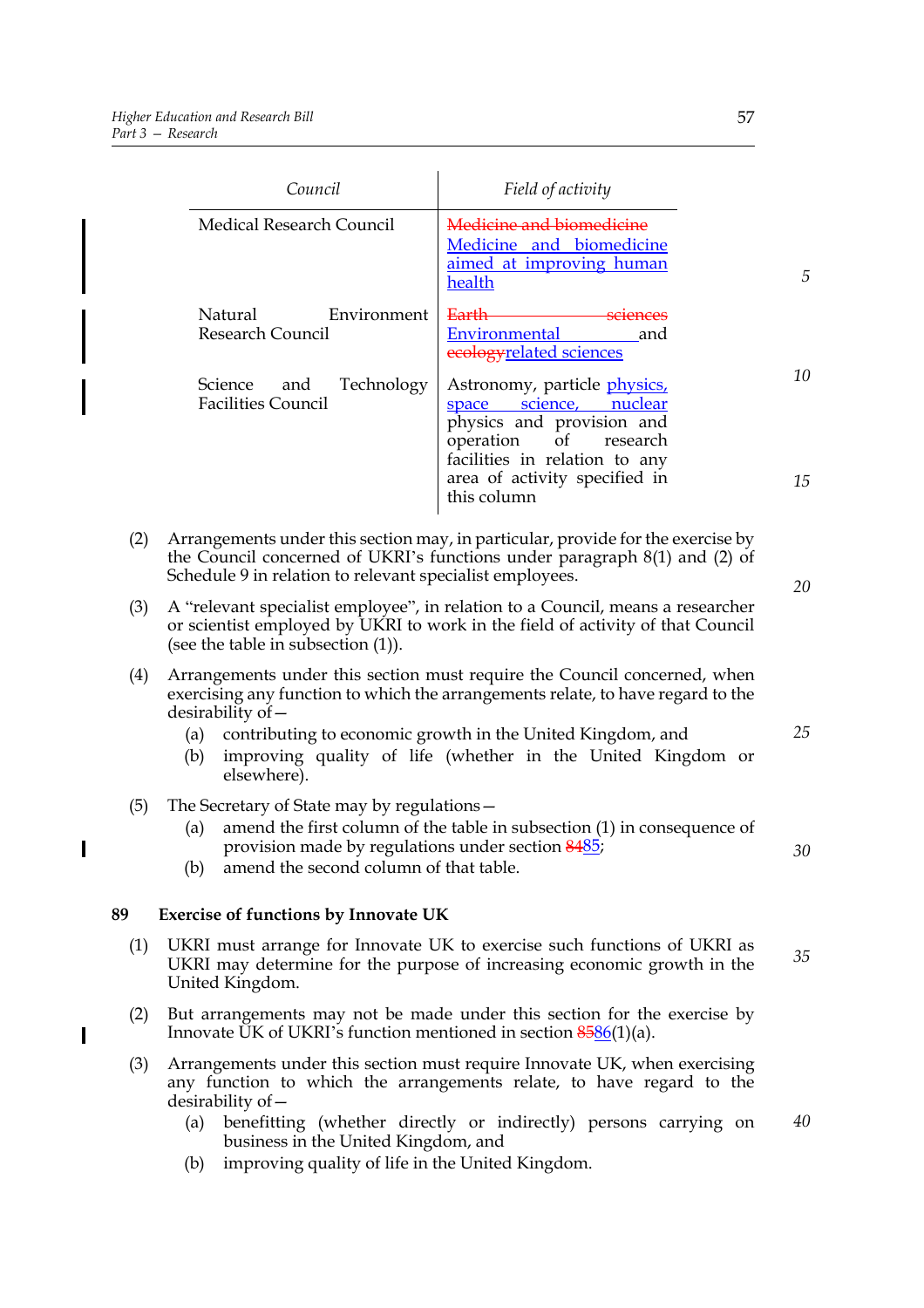| Council | Field of activity |
|---|---|
| Medical Research Council | ~~Medicine and biomedicine~~ Medicine and biomedicine aimed at improving human health |
| Natural Environment Research Council | ~~Earth sciences~~ Environmental and ~~ecology~~related sciences |
| Science and Technology Facilities Council | Astronomy, particle physics, space science, nuclear physics and provision and operation of research facilities in relation to any area of activity specified in this column |

(2) Arrangements under this section may, in particular, provide for the exercise by the Council concerned of UKRI's functions under paragraph 8(1) and (2) of Schedule 9 in relation to relevant specialist employees.

(3) A "relevant specialist employee", in relation to a Council, means a researcher or scientist employed by UKRI to work in the field of activity of that Council (see the table in subsection (1)).

(4) Arrangements under this section must require the Council concerned, when exercising any function to which the arrangements relate, to have regard to the desirability of—

(a) contributing to economic growth in the United Kingdom, and

(b) improving quality of life (whether in the United Kingdom or elsewhere).

(5) The Secretary of State may by regulations—

(a) amend the first column of the table in subsection (1) in consequence of provision made by regulations under section ~~84~~85;

(b) amend the second column of that table.

**89 Exercise of functions by Innovate UK**

(1) UKRI must arrange for Innovate UK to exercise such functions of UKRI as UKRI may determine for the purpose of increasing economic growth in the United Kingdom.

(2) But arrangements may not be made under this section for the exercise by Innovate UK of UKRI's function mentioned in section ~~85~~86(1)(a).

(3) Arrangements under this section must require Innovate UK, when exercising any function to which the arrangements relate, to have regard to the desirability of—

(a) benefitting (whether directly or indirectly) persons carrying on business in the United Kingdom, and

(b) improving quality of life in the United Kingdom.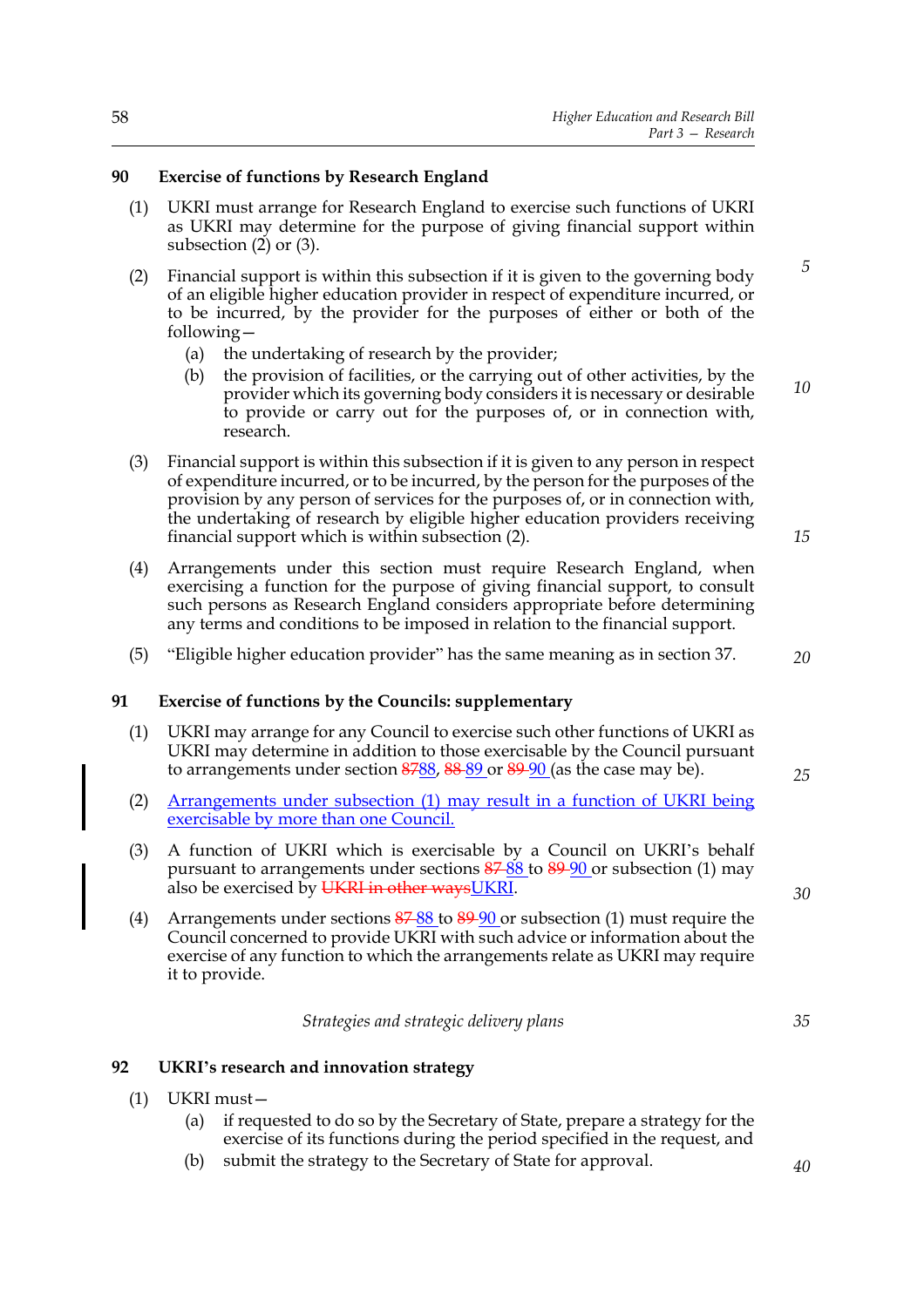### 90 Exercise of functions by Research England

(1) UKRI must arrange for Research England to exercise such functions of UKRI as UKRI may determine for the purpose of giving financial support within subsection (2) or (3).

(2) Financial support is within this subsection if it is given to the governing body of an eligible higher education provider in respect of expenditure incurred, or to be incurred, by the provider for the purposes of either or both of the following—

(a) the undertaking of research by the provider;

(b) the provision of facilities, or the carrying out of other activities, by the provider which its governing body considers it is necessary or desirable to provide or carry out for the purposes of, or in connection with, research.

(3) Financial support is within this subsection if it is given to any person in respect of expenditure incurred, or to be incurred, by the person for the purposes of the provision by any person of services for the purposes of, or in connection with, the undertaking of research by eligible higher education providers receiving financial support which is within subsection (2).

(4) Arrangements under this section must require Research England, when exercising a function for the purpose of giving financial support, to consult such persons as Research England considers appropriate before determining any terms and conditions to be imposed in relation to the financial support.

(5) "Eligible higher education provider" has the same meaning as in section 37.

### 91 Exercise of functions by the Councils: supplementary

(1) UKRI may arrange for any Council to exercise such other functions of UKRI as UKRI may determine in addition to those exercisable by the Council pursuant to arrangements under section ~~87~~88, ~~88~~ 89 or ~~89~~ 90 (as the case may be).

(2) Arrangements under subsection (1) may result in a function of UKRI being exercisable by more than one Council.

(3) A function of UKRI which is exercisable by a Council on UKRI's behalf pursuant to arrangements under sections ~~87~~ 88 to ~~89~~ 90 or subsection (1) may also be exercised by ~~UKRI in other ways~~UKRI.

(4) Arrangements under sections ~~87~~ 88 to ~~89~~ 90 or subsection (1) must require the Council concerned to provide UKRI with such advice or information about the exercise of any function to which the arrangements relate as UKRI may require it to provide.

*Strategies and strategic delivery plans*

### 92 UKRI's research and innovation strategy

(1) UKRI must—

(a) if requested to do so by the Secretary of State, prepare a strategy for the exercise of its functions during the period specified in the request, and

(b) submit the strategy to the Secretary of State for approval.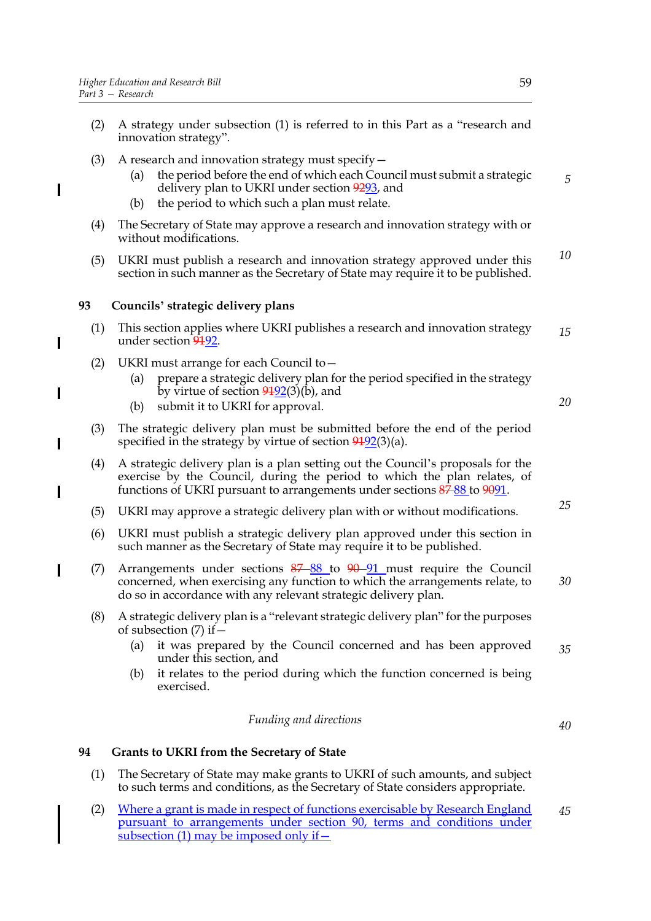(2) A strategy under subsection (1) is referred to in this Part as a "research and innovation strategy".

(3) A research and innovation strategy must specify—

  (a) the period before the end of which each Council must submit a strategic delivery plan to UKRI under section ~~92~~93, and

  (b) the period to which such a plan must relate.

(4) The Secretary of State may approve a research and innovation strategy with or without modifications.

(5) UKRI must publish a research and innovation strategy approved under this section in such manner as the Secretary of State may require it to be published.

### 93 Councils' strategic delivery plans

(1) This section applies where UKRI publishes a research and innovation strategy under section ~~91~~92.

(2) UKRI must arrange for each Council to—

  (a) prepare a strategic delivery plan for the period specified in the strategy by virtue of section ~~91~~92(3)(b), and

  (b) submit it to UKRI for approval.

(3) The strategic delivery plan must be submitted before the end of the period specified in the strategy by virtue of section ~~91~~92(3)(a).

(4) A strategic delivery plan is a plan setting out the Council's proposals for the exercise by the Council, during the period to which the plan relates, of functions of UKRI pursuant to arrangements under sections ~~87~~ 88 to ~~90~~91.

(5) UKRI may approve a strategic delivery plan with or without modifications.

(6) UKRI must publish a strategic delivery plan approved under this section in such manner as the Secretary of State may require it to be published.

(7) Arrangements under sections ~~87~~ 88 to ~~90~~ 91 must require the Council concerned, when exercising any function to which the arrangements relate, to do so in accordance with any relevant strategic delivery plan.

(8) A strategic delivery plan is a "relevant strategic delivery plan" for the purposes of subsection (7) if—

  (a) it was prepared by the Council concerned and has been approved under this section, and

  (b) it relates to the period during which the function concerned is being exercised.

*Funding and directions*

### 94 Grants to UKRI from the Secretary of State

(1) The Secretary of State may make grants to UKRI of such amounts, and subject to such terms and conditions, as the Secretary of State considers appropriate.

(2) Where a grant is made in respect of functions exercisable by Research England pursuant to arrangements under section 90, terms and conditions under subsection (1) may be imposed only if—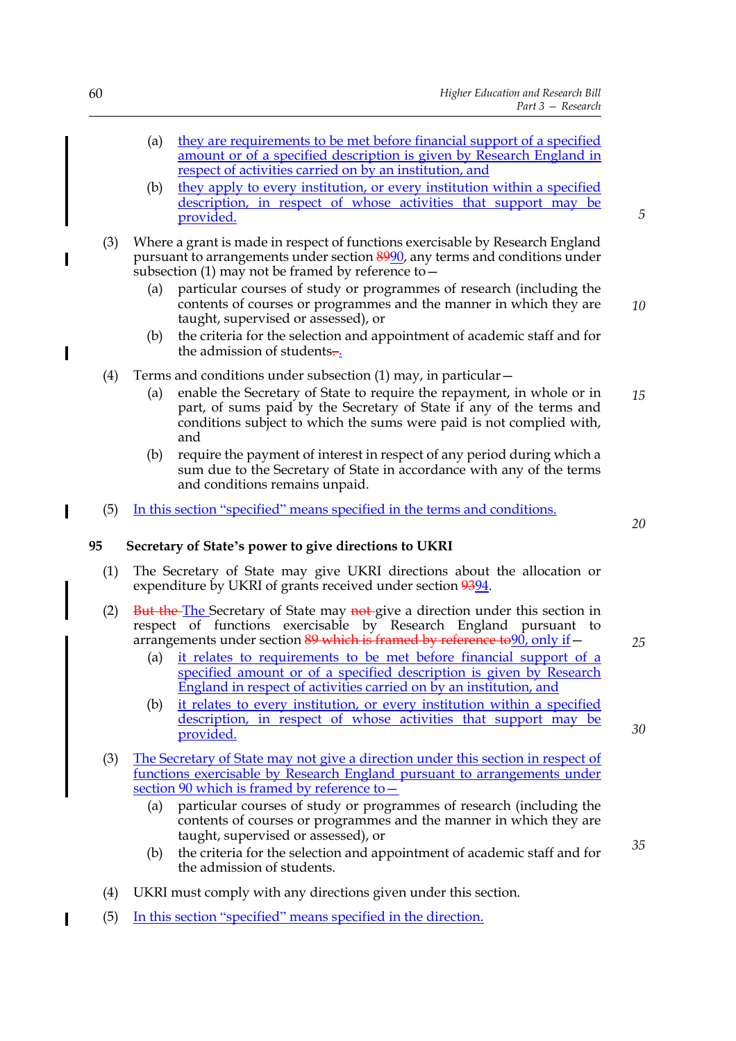(a) they are requirements to be met before financial support of a specified amount or of a specified description is given by Research England in respect of activities carried on by an institution, and

(b) they apply to every institution, or every institution within a specified description, in respect of whose activities that support may be provided.

(3) Where a grant is made in respect of functions exercisable by Research England pursuant to arrangements under section 8990, any terms and conditions under subsection (1) may not be framed by reference to—

(a) particular courses of study or programmes of research (including the contents of courses or programmes and the manner in which they are taught, supervised or assessed), or

(b) the criteria for the selection and appointment of academic staff and for the admission of students..

(4) Terms and conditions under subsection (1) may, in particular—

(a) enable the Secretary of State to require the repayment, in whole or in part, of sums paid by the Secretary of State if any of the terms and conditions subject to which the sums were paid is not complied with, and

(b) require the payment of interest in respect of any period during which a sum due to the Secretary of State in accordance with any of the terms and conditions remains unpaid.

(5) In this section "specified" means specified in the terms and conditions.

**95 Secretary of State's power to give directions to UKRI**

(1) The Secretary of State may give UKRI directions about the allocation or expenditure by UKRI of grants received under section 9394.

(2) But the The Secretary of State may not give a direction under this section in respect of functions exercisable by Research England pursuant to arrangements under section 89 which is framed by reference to90, only if—

(a) it relates to requirements to be met before financial support of a specified amount or of a specified description is given by Research England in respect of activities carried on by an institution, and

(b) it relates to every institution, or every institution within a specified description, in respect of whose activities that support may be provided.

(3) The Secretary of State may not give a direction under this section in respect of functions exercisable by Research England pursuant to arrangements under section 90 which is framed by reference to—

(a) particular courses of study or programmes of research (including the contents of courses or programmes and the manner in which they are taught, supervised or assessed), or

(b) the criteria for the selection and appointment of academic staff and for the admission of students.

(4) UKRI must comply with any directions given under this section.

(5) In this section "specified" means specified in the direction.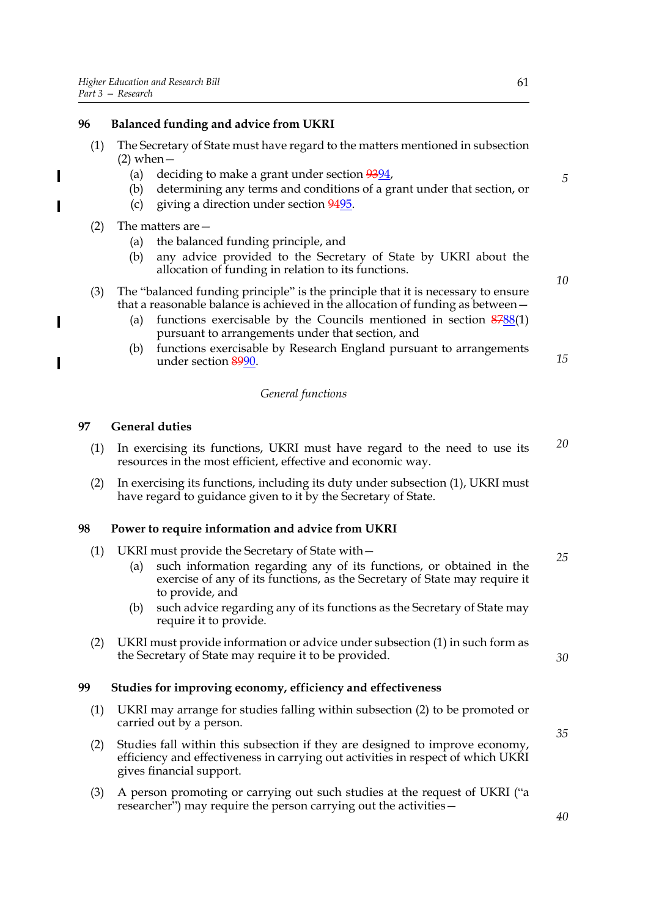### 96 Balanced funding and advice from UKRI

(1) The Secretary of State must have regard to the matters mentioned in subsection (2) when—

- (a) deciding to make a grant under section ~~93~~94,
- (b) determining any terms and conditions of a grant under that section, or
- (c) giving a direction under section ~~94~~95.

(2) The matters are—

- (a) the balanced funding principle, and
- (b) any advice provided to the Secretary of State by UKRI about the allocation of funding in relation to its functions.

(3) The "balanced funding principle" is the principle that it is necessary to ensure that a reasonable balance is achieved in the allocation of funding as between—

- (a) functions exercisable by the Councils mentioned in section ~~87~~88(1) pursuant to arrangements under that section, and
- (b) functions exercisable by Research England pursuant to arrangements under section ~~89~~90.

*General functions*

### 97 General duties

(1) In exercising its functions, UKRI must have regard to the need to use its resources in the most efficient, effective and economic way.

(2) In exercising its functions, including its duty under subsection (1), UKRI must have regard to guidance given to it by the Secretary of State.

### 98 Power to require information and advice from UKRI

(1) UKRI must provide the Secretary of State with—

- (a) such information regarding any of its functions, or obtained in the exercise of any of its functions, as the Secretary of State may require it to provide, and
- (b) such advice regarding any of its functions as the Secretary of State may require it to provide.

(2) UKRI must provide information or advice under subsection (1) in such form as the Secretary of State may require it to be provided.

### 99 Studies for improving economy, efficiency and effectiveness

(1) UKRI may arrange for studies falling within subsection (2) to be promoted or carried out by a person.

(2) Studies fall within this subsection if they are designed to improve economy, efficiency and effectiveness in carrying out activities in respect of which UKRI gives financial support.

(3) A person promoting or carrying out such studies at the request of UKRI ("a researcher") may require the person carrying out the activities—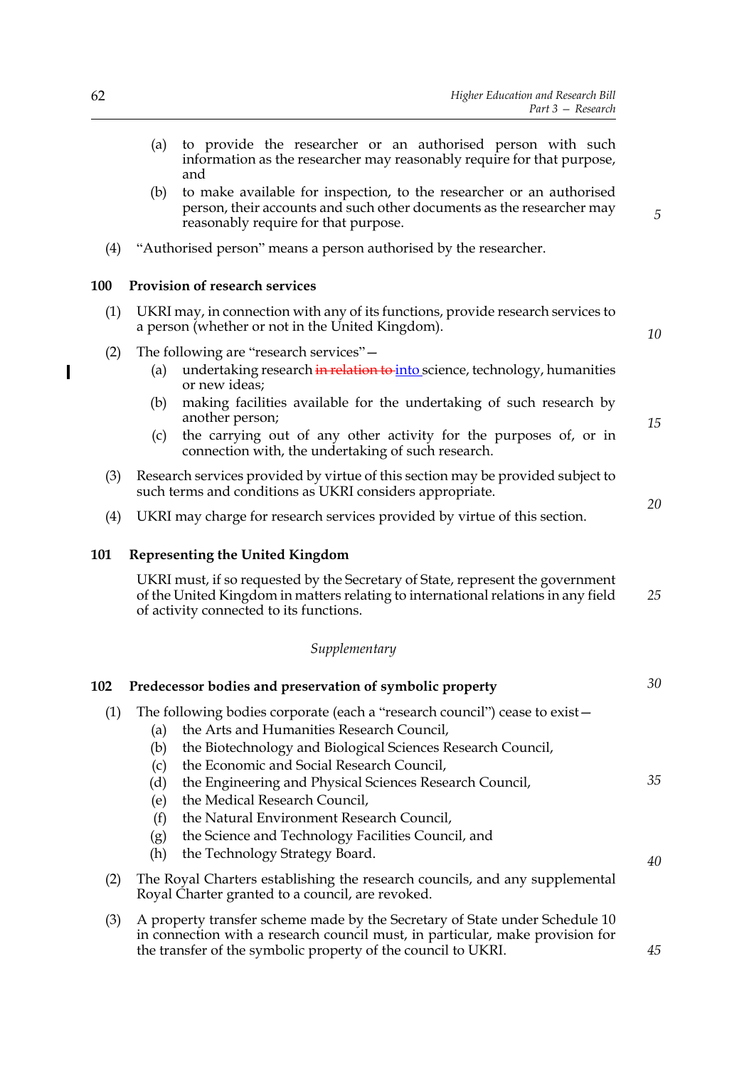(a) to provide the researcher or an authorised person with such information as the researcher may reasonably require for that purpose, and

(b) to make available for inspection, to the researcher or an authorised person, their accounts and such other documents as the researcher may reasonably require for that purpose.

(4) "Authorised person" means a person authorised by the researcher.

**100 Provision of research services**

(1) UKRI may, in connection with any of its functions, provide research services to a person (whether or not in the United Kingdom).

(2) The following are "research services"—

(a) undertaking research ~~in relation to~~ into science, technology, humanities or new ideas;

(b) making facilities available for the undertaking of such research by another person;

(c) the carrying out of any other activity for the purposes of, or in connection with, the undertaking of such research.

(3) Research services provided by virtue of this section may be provided subject to such terms and conditions as UKRI considers appropriate.

(4) UKRI may charge for research services provided by virtue of this section.

**101 Representing the United Kingdom**

UKRI must, if so requested by the Secretary of State, represent the government of the United Kingdom in matters relating to international relations in any field of activity connected to its functions.

*Supplementary*

**102 Predecessor bodies and preservation of symbolic property**

(1) The following bodies corporate (each a "research council") cease to exist—

(a) the Arts and Humanities Research Council,

(b) the Biotechnology and Biological Sciences Research Council,

(c) the Economic and Social Research Council,

(d) the Engineering and Physical Sciences Research Council,

(e) the Medical Research Council,

(f) the Natural Environment Research Council,

(g) the Science and Technology Facilities Council, and

(h) the Technology Strategy Board.

(2) The Royal Charters establishing the research councils, and any supplemental Royal Charter granted to a council, are revoked.

(3) A property transfer scheme made by the Secretary of State under Schedule 10 in connection with a research council must, in particular, make provision for the transfer of the symbolic property of the council to UKRI.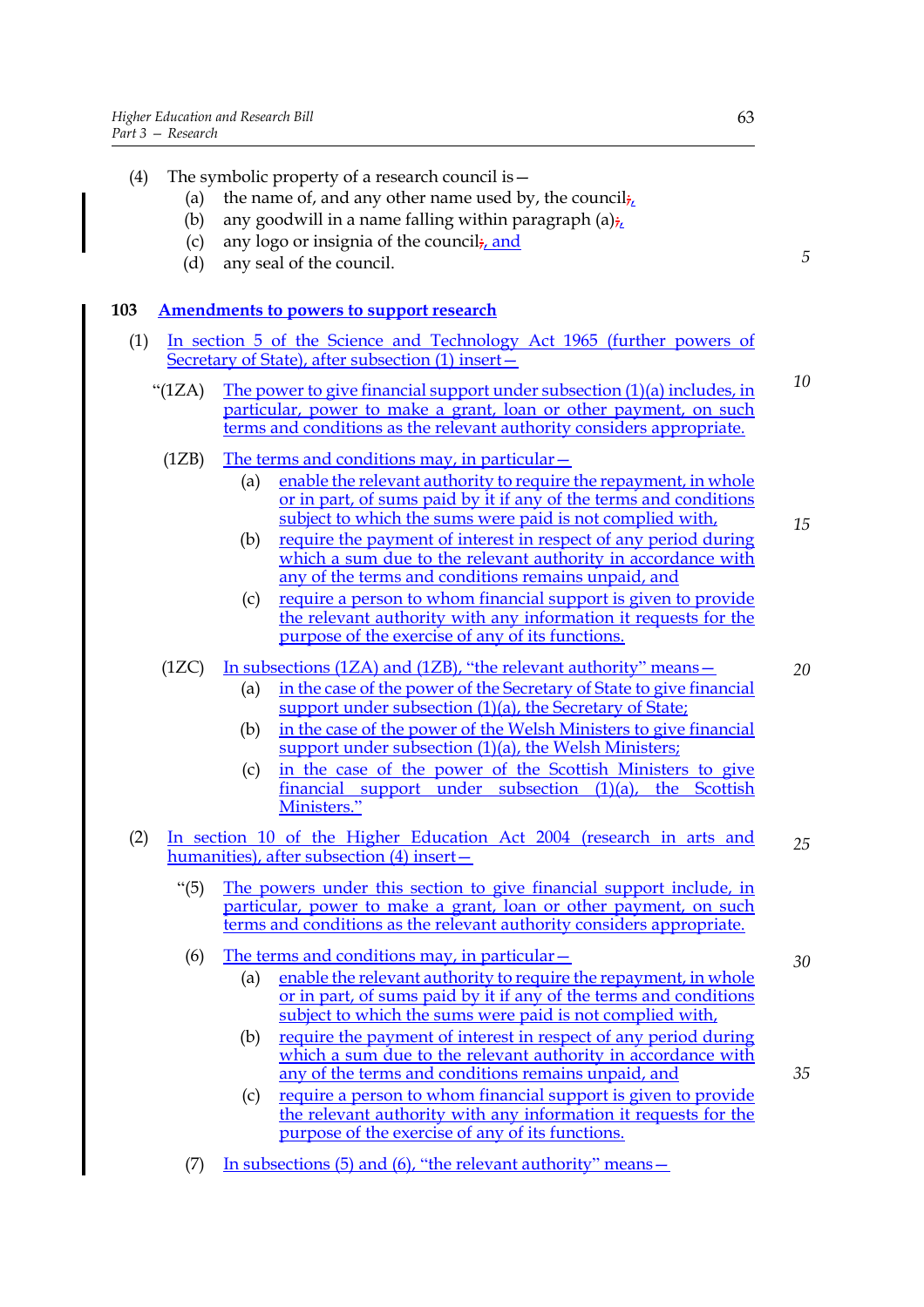(4) The symbolic property of a research council is—

(a) the name of, and any other name used by, the council,

(b) any goodwill in a name falling within paragraph (a),

(c) any logo or insignia of the council, and

(d) any seal of the council.

**103 Amendments to powers to support research**

(1) In section 5 of the Science and Technology Act 1965 (further powers of Secretary of State), after subsection (1) insert—

"(1ZA) The power to give financial support under subsection (1)(a) includes, in particular, power to make a grant, loan or other payment, on such terms and conditions as the relevant authority considers appropriate.

(1ZB) The terms and conditions may, in particular—

(a) enable the relevant authority to require the repayment, in whole or in part, of sums paid by it if any of the terms and conditions subject to which the sums were paid is not complied with,

(b) require the payment of interest in respect of any period during which a sum due to the relevant authority in accordance with any of the terms and conditions remains unpaid, and

(c) require a person to whom financial support is given to provide the relevant authority with any information it requests for the purpose of the exercise of any of its functions.

(1ZC) In subsections (1ZA) and (1ZB), "the relevant authority" means—

(a) in the case of the power of the Secretary of State to give financial support under subsection (1)(a), the Secretary of State;

(b) in the case of the power of the Welsh Ministers to give financial support under subsection (1)(a), the Welsh Ministers;

(c) in the case of the power of the Scottish Ministers to give financial support under subsection (1)(a), the Scottish Ministers."

(2) In section 10 of the Higher Education Act 2004 (research in arts and humanities), after subsection (4) insert—

"(5) The powers under this section to give financial support include, in particular, power to make a grant, loan or other payment, on such terms and conditions as the relevant authority considers appropriate.

(6) The terms and conditions may, in particular—

(a) enable the relevant authority to require the repayment, in whole or in part, of sums paid by it if any of the terms and conditions subject to which the sums were paid is not complied with,

(b) require the payment of interest in respect of any period during which a sum due to the relevant authority in accordance with any of the terms and conditions remains unpaid, and

(c) require a person to whom financial support is given to provide the relevant authority with any information it requests for the purpose of the exercise of any of its functions.

(7) In subsections (5) and (6), "the relevant authority" means—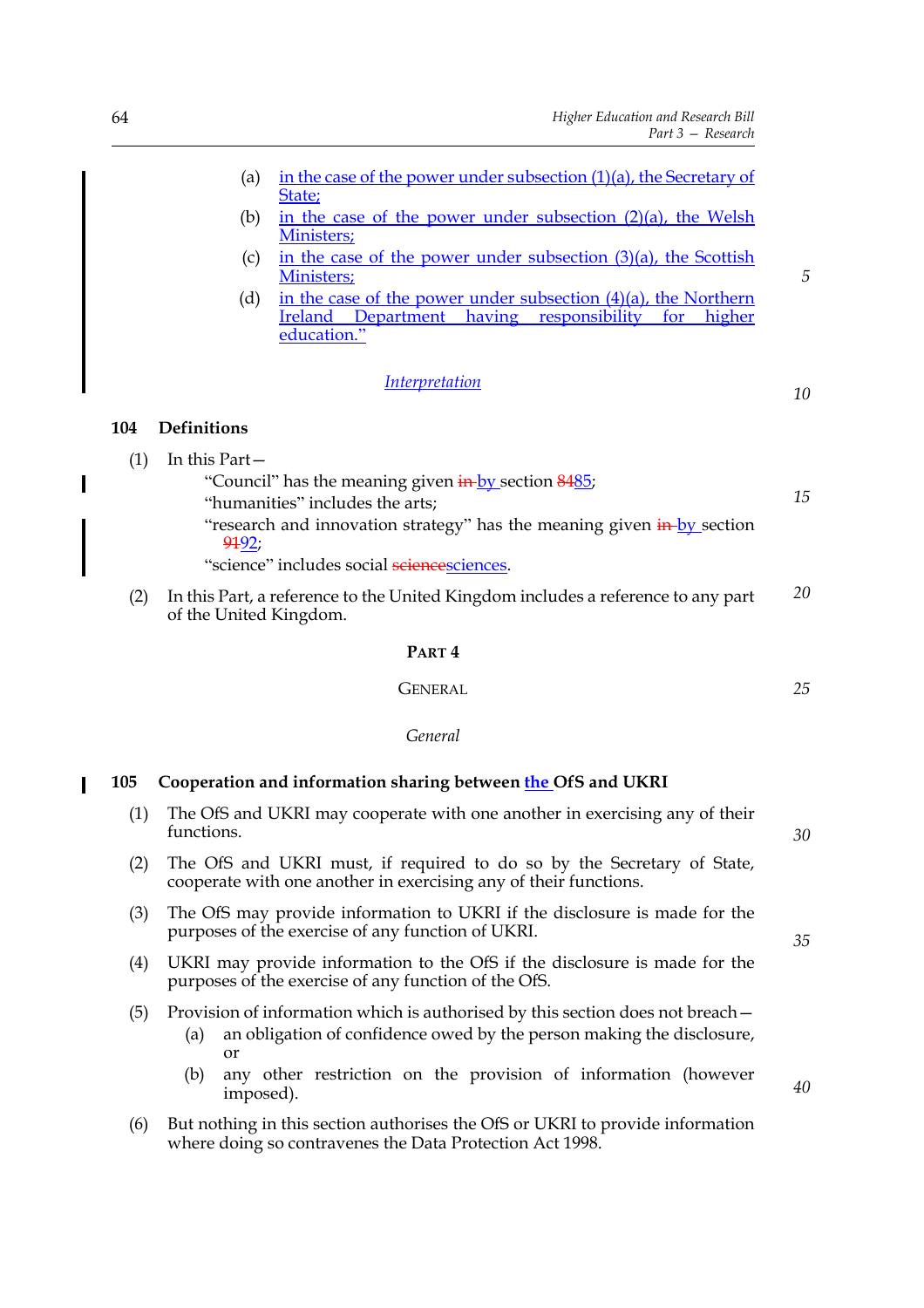(a) in the case of the power under subsection (1)(a), the Secretary of State;

(b) in the case of the power under subsection (2)(a), the Welsh Ministers;

(c) in the case of the power under subsection (3)(a), the Scottish Ministers;

(d) in the case of the power under subsection (4)(a), the Northern Ireland Department having responsibility for higher education."

*Interpretation*

**104 Definitions**

(1) In this Part—

"Council" has the meaning given in by section 8485;

"humanities" includes the arts;

"research and innovation strategy" has the meaning given in by section 9192;

"science" includes social sciencesciences.

(2) In this Part, a reference to the United Kingdom includes a reference to any part of the United Kingdom.

# PART 4

## GENERAL

*General*

**105 Cooperation and information sharing between the OfS and UKRI**

(1) The OfS and UKRI may cooperate with one another in exercising any of their functions.

(2) The OfS and UKRI must, if required to do so by the Secretary of State, cooperate with one another in exercising any of their functions.

(3) The OfS may provide information to UKRI if the disclosure is made for the purposes of the exercise of any function of UKRI.

(4) UKRI may provide information to the OfS if the disclosure is made for the purposes of the exercise of any function of the OfS.

(5) Provision of information which is authorised by this section does not breach—

(a) an obligation of confidence owed by the person making the disclosure, or

(b) any other restriction on the provision of information (however imposed).

(6) But nothing in this section authorises the OfS or UKRI to provide information where doing so contravenes the Data Protection Act 1998.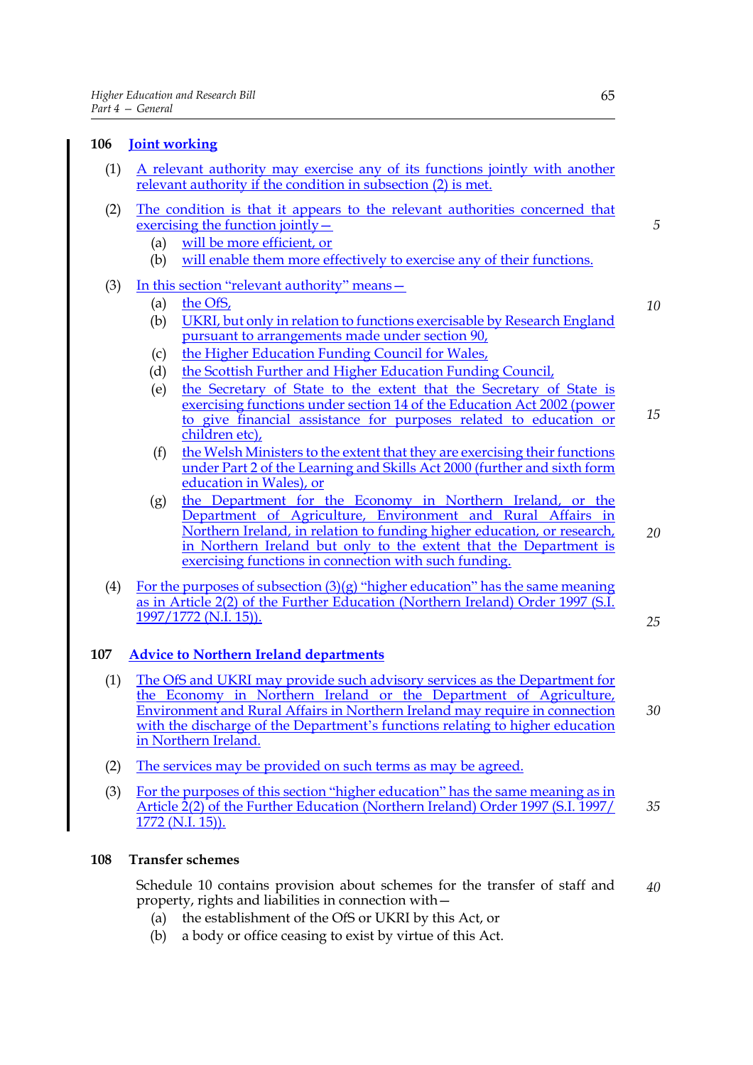**106 Joint working**

(1) A relevant authority may exercise any of its functions jointly with another relevant authority if the condition in subsection (2) is met.

(2) The condition is that it appears to the relevant authorities concerned that exercising the function jointly—

- (a) will be more efficient, or
- (b) will enable them more effectively to exercise any of their functions.

(3) In this section "relevant authority" means—

- (a) the OfS,
- (b) UKRI, but only in relation to functions exercisable by Research England pursuant to arrangements made under section 90,
- (c) the Higher Education Funding Council for Wales,
- (d) the Scottish Further and Higher Education Funding Council,
- (e) the Secretary of State to the extent that the Secretary of State is exercising functions under section 14 of the Education Act 2002 (power to give financial assistance for purposes related to education or children etc),
- (f) the Welsh Ministers to the extent that they are exercising their functions under Part 2 of the Learning and Skills Act 2000 (further and sixth form education in Wales), or
- (g) the Department for the Economy in Northern Ireland, or the Department of Agriculture, Environment and Rural Affairs in Northern Ireland, in relation to funding higher education, or research, in Northern Ireland but only to the extent that the Department is exercising functions in connection with such funding.

(4) For the purposes of subsection (3)(g) "higher education" has the same meaning as in Article 2(2) of the Further Education (Northern Ireland) Order 1997 (S.I. 1997/1772 (N.I. 15)).

**107 Advice to Northern Ireland departments**

(1) The OfS and UKRI may provide such advisory services as the Department for the Economy in Northern Ireland or the Department of Agriculture, Environment and Rural Affairs in Northern Ireland may require in connection with the discharge of the Department's functions relating to higher education in Northern Ireland.

(2) The services may be provided on such terms as may be agreed.

(3) For the purposes of this section "higher education" has the same meaning as in Article 2(2) of the Further Education (Northern Ireland) Order 1997 (S.I. 1997/1772 (N.I. 15)).

**108 Transfer schemes**

Schedule 10 contains provision about schemes for the transfer of staff and property, rights and liabilities in connection with—

- (a) the establishment of the OfS or UKRI by this Act, or
- (b) a body or office ceasing to exist by virtue of this Act.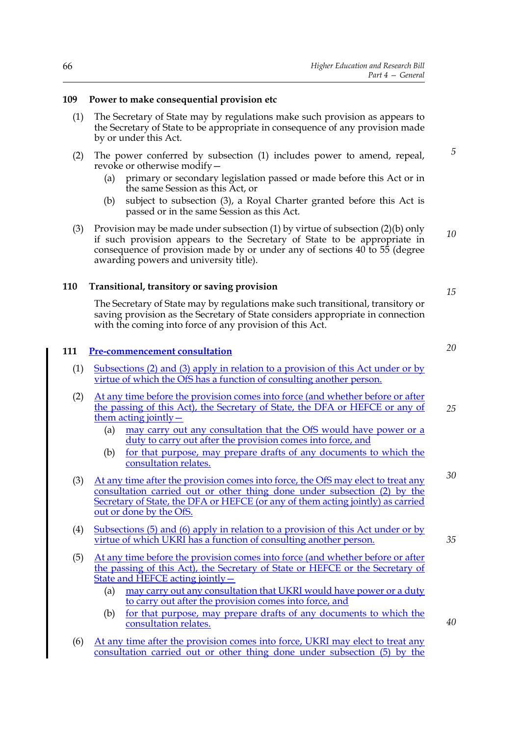**109 Power to make consequential provision etc**

(1) The Secretary of State may by regulations make such provision as appears to the Secretary of State to be appropriate in consequence of any provision made by or under this Act.

(2) The power conferred by subsection (1) includes power to amend, repeal, revoke or otherwise modify—

(a) primary or secondary legislation passed or made before this Act or in the same Session as this Act, or

(b) subject to subsection (3), a Royal Charter granted before this Act is passed or in the same Session as this Act.

(3) Provision may be made under subsection (1) by virtue of subsection (2)(b) only if such provision appears to the Secretary of State to be appropriate in consequence of provision made by or under any of sections 40 to 55 (degree awarding powers and university title).

**110 Transitional, transitory or saving provision**

The Secretary of State may by regulations make such transitional, transitory or saving provision as the Secretary of State considers appropriate in connection with the coming into force of any provision of this Act.

**111 Pre-commencement consultation**

(1) Subsections (2) and (3) apply in relation to a provision of this Act under or by virtue of which the OfS has a function of consulting another person.

(2) At any time before the provision comes into force (and whether before or after the passing of this Act), the Secretary of State, the DFA or HEFCE or any of them acting jointly—

(a) may carry out any consultation that the OfS would have power or a duty to carry out after the provision comes into force, and

(b) for that purpose, may prepare drafts of any documents to which the consultation relates.

(3) At any time after the provision comes into force, the OfS may elect to treat any consultation carried out or other thing done under subsection (2) by the Secretary of State, the DFA or HEFCE (or any of them acting jointly) as carried out or done by the OfS.

(4) Subsections (5) and (6) apply in relation to a provision of this Act under or by virtue of which UKRI has a function of consulting another person.

(5) At any time before the provision comes into force (and whether before or after the passing of this Act), the Secretary of State or HEFCE or the Secretary of State and HEFCE acting jointly—

(a) may carry out any consultation that UKRI would have power or a duty to carry out after the provision comes into force, and

(b) for that purpose, may prepare drafts of any documents to which the consultation relates.

(6) At any time after the provision comes into force, UKRI may elect to treat any consultation carried out or other thing done under subsection (5) by the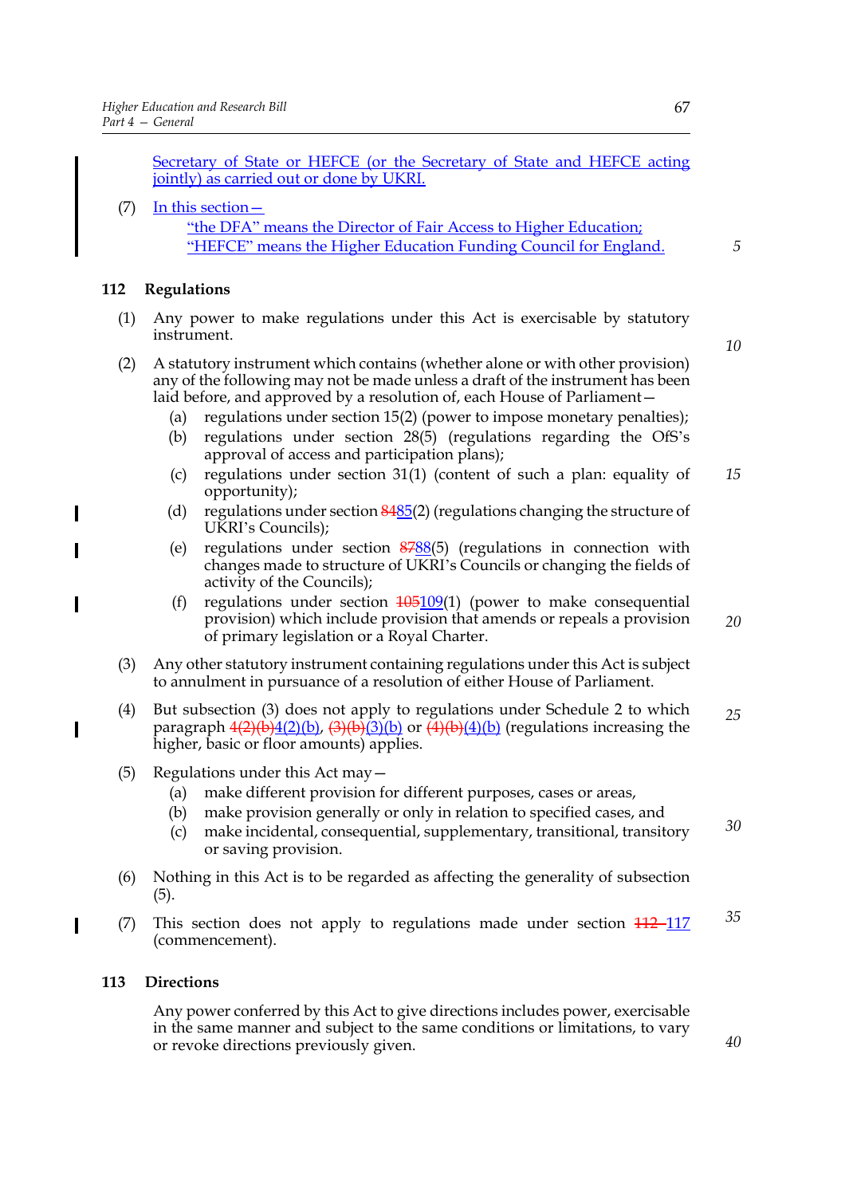Secretary of State or HEFCE (or the Secretary of State and HEFCE acting jointly) as carried out or done by UKRI.

(7) In this section—

"the DFA" means the Director of Fair Access to Higher Education;

"HEFCE" means the Higher Education Funding Council for England.

### 112 Regulations

(1) Any power to make regulations under this Act is exercisable by statutory instrument.

(2) A statutory instrument which contains (whether alone or with other provision) any of the following may not be made unless a draft of the instrument has been laid before, and approved by a resolution of, each House of Parliament—

- (a) regulations under section 15(2) (power to impose monetary penalties);
- (b) regulations under section 28(5) (regulations regarding the OfS's approval of access and participation plans);
- (c) regulations under section 31(1) (content of such a plan: equality of opportunity);
- (d) regulations under section ~~84~~85(2) (regulations changing the structure of UKRI's Councils);
- (e) regulations under section ~~87~~88(5) (regulations in connection with changes made to structure of UKRI's Councils or changing the fields of activity of the Councils);
- (f) regulations under section ~~105~~109(1) (power to make consequential provision) which include provision that amends or repeals a provision of primary legislation or a Royal Charter.

(3) Any other statutory instrument containing regulations under this Act is subject to annulment in pursuance of a resolution of either House of Parliament.

(4) But subsection (3) does not apply to regulations under Schedule 2 to which paragraph ~~4(2)(b)~~4(2)(b), ~~(3)(b)~~(3)(b) or ~~(4)(b)~~(4)(b) (regulations increasing the higher, basic or floor amounts) applies.

(5) Regulations under this Act may—

- (a) make different provision for different purposes, cases or areas,
- (b) make provision generally or only in relation to specified cases, and
- (c) make incidental, consequential, supplementary, transitional, transitory or saving provision.

(6) Nothing in this Act is to be regarded as affecting the generality of subsection (5).

(7) This section does not apply to regulations made under section ~~112~~ 117 (commencement).

### 113 Directions

Any power conferred by this Act to give directions includes power, exercisable in the same manner and subject to the same conditions or limitations, to vary or revoke directions previously given.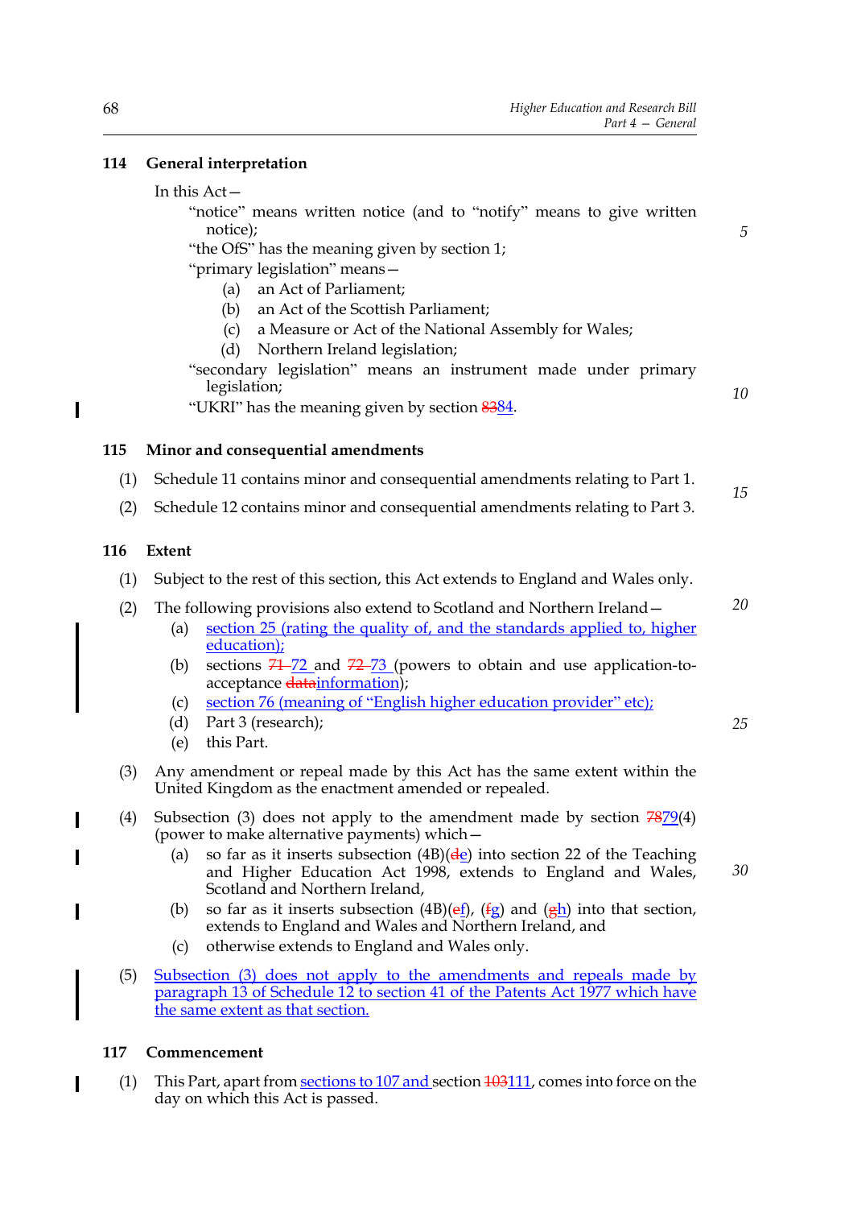## 114 General interpretation

In this Act—

"notice" means written notice (and to "notify" means to give written notice);

"the OfS" has the meaning given by section 1;

"primary legislation" means—

- (a) an Act of Parliament;
- (b) an Act of the Scottish Parliament;
- (c) a Measure or Act of the National Assembly for Wales;
- (d) Northern Ireland legislation;

"secondary legislation" means an instrument made under primary legislation;

"UKRI" has the meaning given by section ~~83~~84.

## 115 Minor and consequential amendments

(1) Schedule 11 contains minor and consequential amendments relating to Part 1.

(2) Schedule 12 contains minor and consequential amendments relating to Part 3.

## 116 Extent

(1) Subject to the rest of this section, this Act extends to England and Wales only.

(2) The following provisions also extend to Scotland and Northern Ireland—

- (a) section 25 (rating the quality of, and the standards applied to, higher education);
- (b) sections ~~71~~ 72 and ~~72~~ 73 (powers to obtain and use application-to-acceptance ~~data~~information);
- (c) section 76 (meaning of "English higher education provider" etc);
- (d) Part 3 (research);
- (e) this Part.

(3) Any amendment or repeal made by this Act has the same extent within the United Kingdom as the enactment amended or repealed.

(4) Subsection (3) does not apply to the amendment made by section ~~78~~79(4) (power to make alternative payments) which—

- (a) so far as it inserts subsection (4B)(~~d~~e) into section 22 of the Teaching and Higher Education Act 1998, extends to England and Wales, Scotland and Northern Ireland,
- (b) so far as it inserts subsection (4B)(~~e~~f), (~~f~~g) and (~~g~~h) into that section, extends to England and Wales and Northern Ireland, and
- (c) otherwise extends to England and Wales only.

(5) Subsection (3) does not apply to the amendments and repeals made by paragraph 13 of Schedule 12 to section 41 of the Patents Act 1977 which have the same extent as that section.

## 117 Commencement

(1) This Part, apart from sections to 107 and section ~~103~~111, comes into force on the day on which this Act is passed.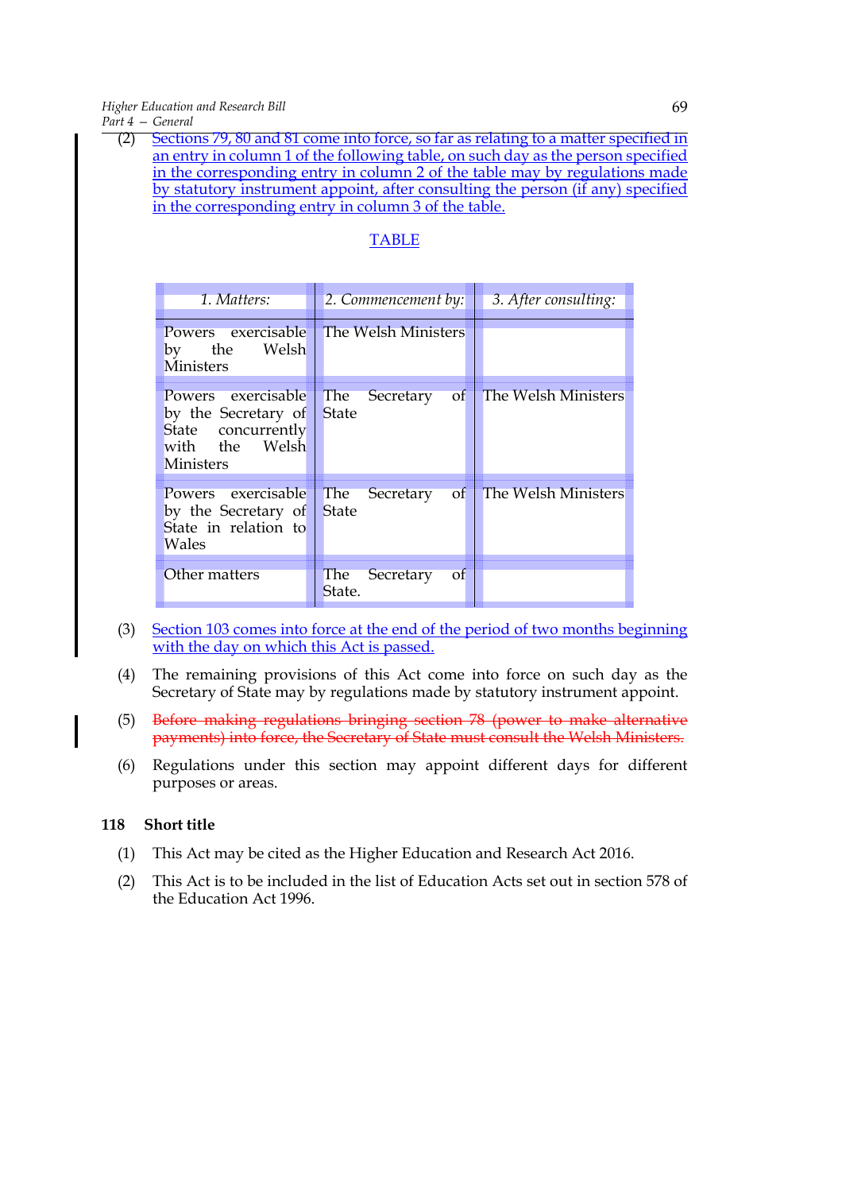(2) Sections 79, 80 and 81 come into force, so far as relating to a matter specified in an entry in column 1 of the following table, on such day as the person specified in the corresponding entry in column 2 of the table may by regulations made by statutory instrument appoint, after consulting the person (if any) specified in the corresponding entry in column 3 of the table.

TABLE

| *1. Matters:* | *2. Commencement by:* | *3. After consulting:* |
|---|---|---|
| Powers exercisable by the Welsh Ministers | The Welsh Ministers | |
| Powers exercisable by the Secretary of State concurrently with the Welsh Ministers | The Secretary of State | The Welsh Ministers |
| Powers exercisable by the Secretary of State in relation to Wales | The Secretary of State | The Welsh Ministers |
| Other matters | The Secretary of State. | |

(3) Section 103 comes into force at the end of the period of two months beginning with the day on which this Act is passed.

(4) The remaining provisions of this Act come into force on such day as the Secretary of State may by regulations made by statutory instrument appoint.

(5) ~~Before making regulations bringing section 78 (power to make alternative payments) into force, the Secretary of State must consult the Welsh Ministers.~~

(6) Regulations under this section may appoint different days for different purposes or areas.

**118 Short title**

(1) This Act may be cited as the Higher Education and Research Act 2016.

(2) This Act is to be included in the list of Education Acts set out in section 578 of the Education Act 1996.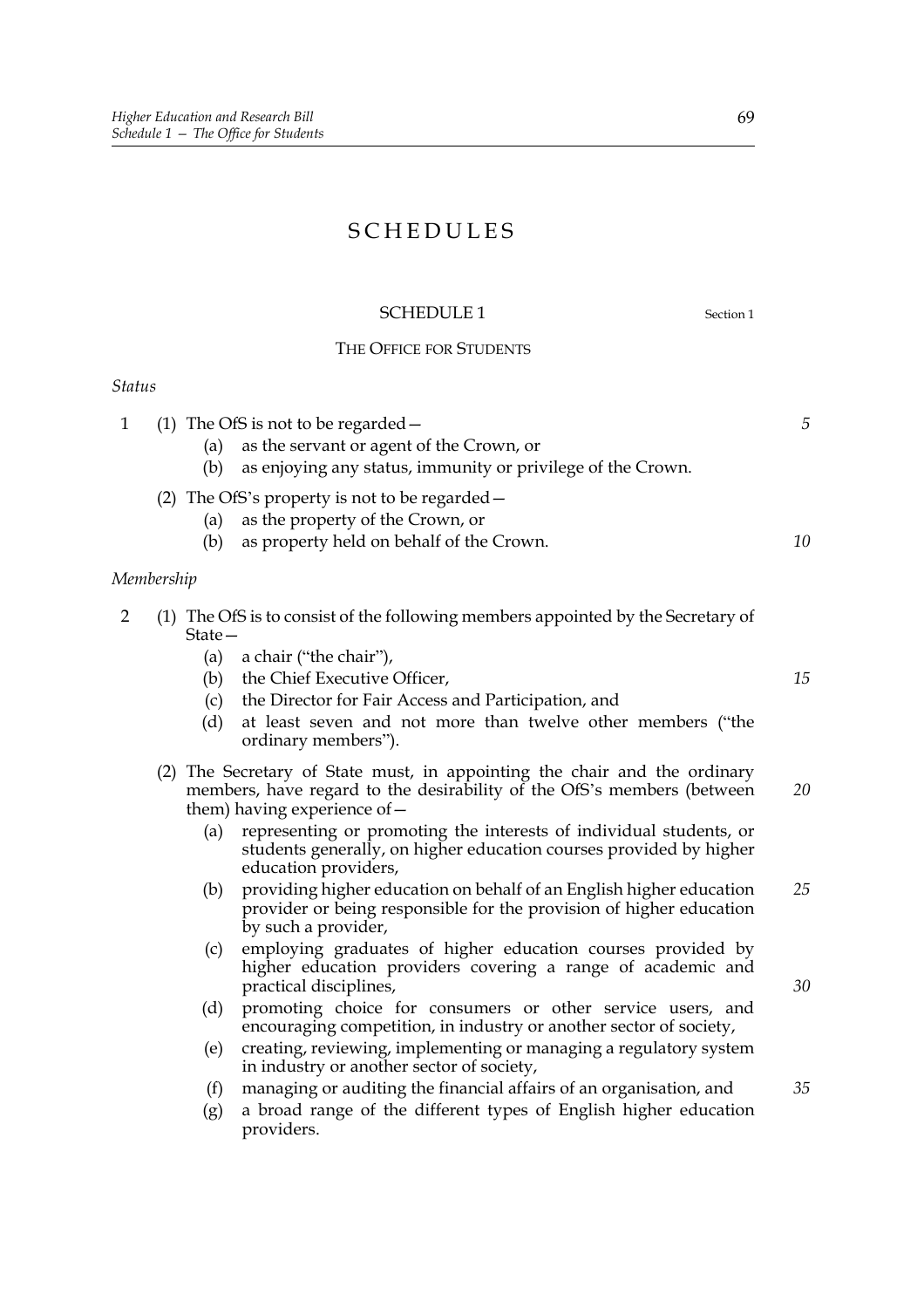# SCHEDULES

## SCHEDULE 1

Section 1

### THE OFFICE FOR STUDENTS

*Status*

1 (1) The OfS is not to be regarded—

(a) as the servant or agent of the Crown, or

(b) as enjoying any status, immunity or privilege of the Crown.

(2) The OfS's property is not to be regarded—

(a) as the property of the Crown, or

(b) as property held on behalf of the Crown.

*Membership*

2 (1) The OfS is to consist of the following members appointed by the Secretary of State—

(a) a chair ("the chair"),

(b) the Chief Executive Officer,

(c) the Director for Fair Access and Participation, and

(d) at least seven and not more than twelve other members ("the ordinary members").

(2) The Secretary of State must, in appointing the chair and the ordinary members, have regard to the desirability of the OfS's members (between them) having experience of—

(a) representing or promoting the interests of individual students, or students generally, on higher education courses provided by higher education providers,

(b) providing higher education on behalf of an English higher education provider or being responsible for the provision of higher education by such a provider,

(c) employing graduates of higher education courses provided by higher education providers covering a range of academic and practical disciplines,

(d) promoting choice for consumers or other service users, and encouraging competition, in industry or another sector of society,

(e) creating, reviewing, implementing or managing a regulatory system in industry or another sector of society,

(f) managing or auditing the financial affairs of an organisation, and

(g) a broad range of the different types of English higher education providers.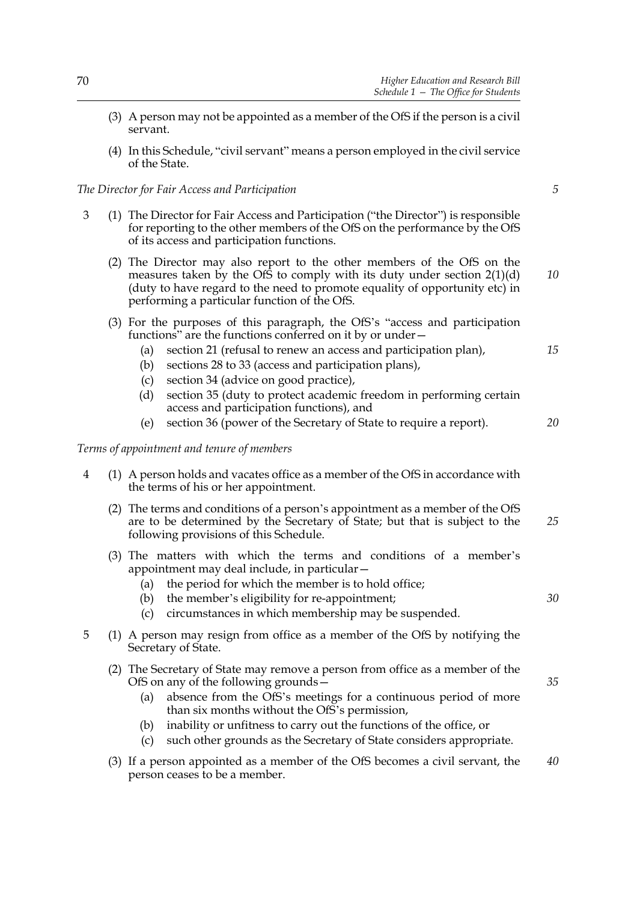(3) A person may not be appointed as a member of the OfS if the person is a civil servant.

(4) In this Schedule, "civil servant" means a person employed in the civil service of the State.

*The Director for Fair Access and Participation*

3 (1) The Director for Fair Access and Participation ("the Director") is responsible for reporting to the other members of the OfS on the performance by the OfS of its access and participation functions.

(2) The Director may also report to the other members of the OfS on the measures taken by the OfS to comply with its duty under section 2(1)(d) (duty to have regard to the need to promote equality of opportunity etc) in performing a particular function of the OfS.

(3) For the purposes of this paragraph, the OfS's "access and participation functions" are the functions conferred on it by or under—

- (a) section 21 (refusal to renew an access and participation plan),
- (b) sections 28 to 33 (access and participation plans),
- (c) section 34 (advice on good practice),
- (d) section 35 (duty to protect academic freedom in performing certain access and participation functions), and
- (e) section 36 (power of the Secretary of State to require a report).

*Terms of appointment and tenure of members*

4 (1) A person holds and vacates office as a member of the OfS in accordance with the terms of his or her appointment.

(2) The terms and conditions of a person's appointment as a member of the OfS are to be determined by the Secretary of State; but that is subject to the following provisions of this Schedule.

(3) The matters with which the terms and conditions of a member's appointment may deal include, in particular—

- (a) the period for which the member is to hold office;
- (b) the member's eligibility for re-appointment;
- (c) circumstances in which membership may be suspended.

5 (1) A person may resign from office as a member of the OfS by notifying the Secretary of State.

(2) The Secretary of State may remove a person from office as a member of the OfS on any of the following grounds—

- (a) absence from the OfS's meetings for a continuous period of more than six months without the OfS's permission,
- (b) inability or unfitness to carry out the functions of the office, or
- (c) such other grounds as the Secretary of State considers appropriate.

(3) If a person appointed as a member of the OfS becomes a civil servant, the person ceases to be a member.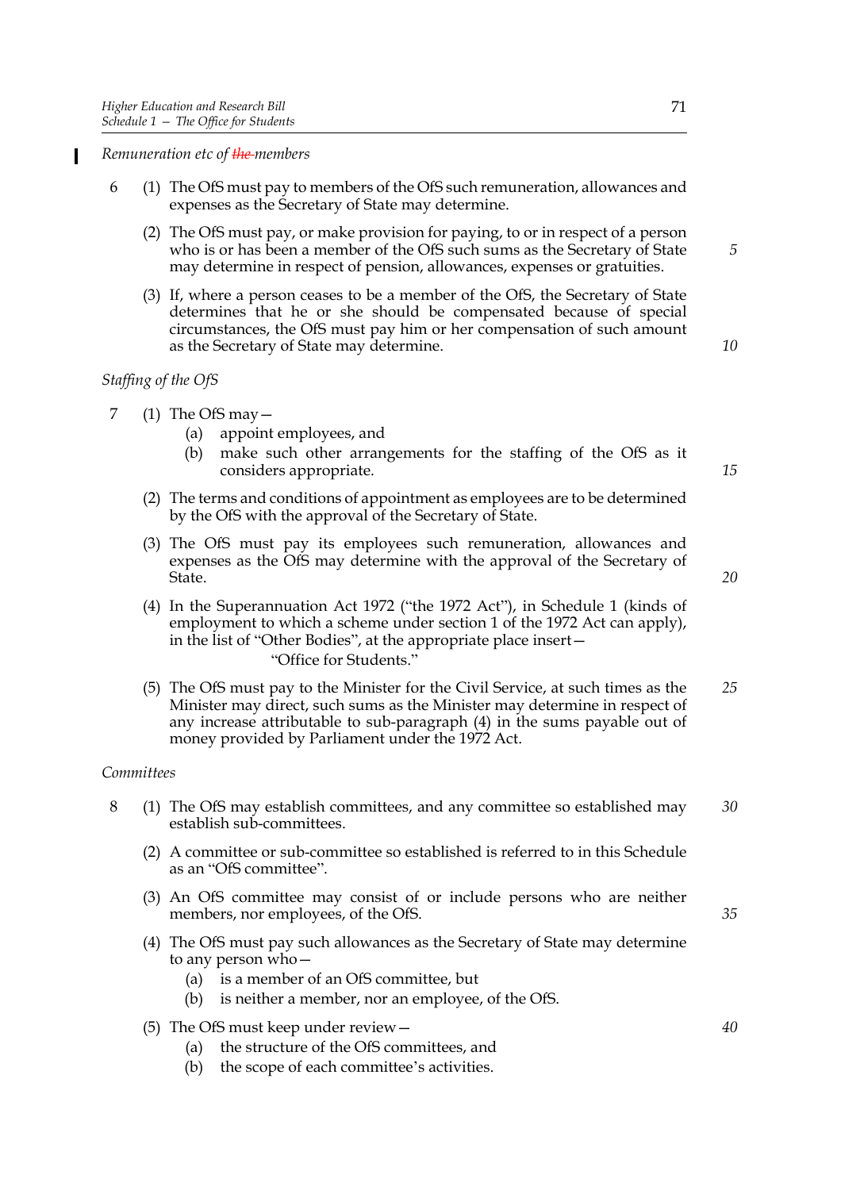*Remuneration etc of ~~the~~ members*

6 (1) The OfS must pay to members of the OfS such remuneration, allowances and expenses as the Secretary of State may determine.

(2) The OfS must pay, or make provision for paying, to or in respect of a person who is or has been a member of the OfS such sums as the Secretary of State may determine in respect of pension, allowances, expenses or gratuities.

(3) If, where a person ceases to be a member of the OfS, the Secretary of State determines that he or she should be compensated because of special circumstances, the OfS must pay him or her compensation of such amount as the Secretary of State may determine.

*Staffing of the OfS*

7 (1) The OfS may—

(a) appoint employees, and

(b) make such other arrangements for the staffing of the OfS as it considers appropriate.

(2) The terms and conditions of appointment as employees are to be determined by the OfS with the approval of the Secretary of State.

(3) The OfS must pay its employees such remuneration, allowances and expenses as the OfS may determine with the approval of the Secretary of State.

(4) In the Superannuation Act 1972 ("the 1972 Act"), in Schedule 1 (kinds of employment to which a scheme under section 1 of the 1972 Act can apply), in the list of "Other Bodies", at the appropriate place insert—

"Office for Students."

(5) The OfS must pay to the Minister for the Civil Service, at such times as the Minister may direct, such sums as the Minister may determine in respect of any increase attributable to sub-paragraph (4) in the sums payable out of money provided by Parliament under the 1972 Act.

*Committees*

8 (1) The OfS may establish committees, and any committee so established may establish sub-committees.

(2) A committee or sub-committee so established is referred to in this Schedule as an "OfS committee".

(3) An OfS committee may consist of or include persons who are neither members, nor employees, of the OfS.

(4) The OfS must pay such allowances as the Secretary of State may determine to any person who—

(a) is a member of an OfS committee, but

(b) is neither a member, nor an employee, of the OfS.

(5) The OfS must keep under review—

(a) the structure of the OfS committees, and

(b) the scope of each committee's activities.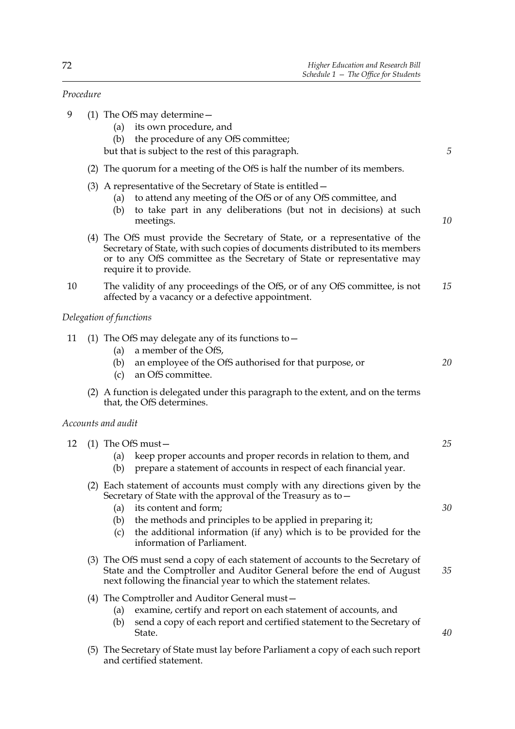*Procedure*

9 (1) The OfS may determine—

(a) its own procedure, and

(b) the procedure of any OfS committee;

but that is subject to the rest of this paragraph.

(2) The quorum for a meeting of the OfS is half the number of its members.

(3) A representative of the Secretary of State is entitled—

(a) to attend any meeting of the OfS or of any OfS committee, and

(b) to take part in any deliberations (but not in decisions) at such meetings.

(4) The OfS must provide the Secretary of State, or a representative of the Secretary of State, with such copies of documents distributed to its members or to any OfS committee as the Secretary of State or representative may require it to provide.

10 The validity of any proceedings of the OfS, or of any OfS committee, is not affected by a vacancy or a defective appointment.

*Delegation of functions*

11 (1) The OfS may delegate any of its functions to—

(a) a member of the OfS,

(b) an employee of the OfS authorised for that purpose, or

(c) an OfS committee.

(2) A function is delegated under this paragraph to the extent, and on the terms that, the OfS determines.

*Accounts and audit*

12 (1) The OfS must—

(a) keep proper accounts and proper records in relation to them, and

(b) prepare a statement of accounts in respect of each financial year.

(2) Each statement of accounts must comply with any directions given by the Secretary of State with the approval of the Treasury as to—

(a) its content and form;

(b) the methods and principles to be applied in preparing it;

(c) the additional information (if any) which is to be provided for the information of Parliament.

(3) The OfS must send a copy of each statement of accounts to the Secretary of State and the Comptroller and Auditor General before the end of August next following the financial year to which the statement relates.

(4) The Comptroller and Auditor General must—

(a) examine, certify and report on each statement of accounts, and

(b) send a copy of each report and certified statement to the Secretary of State.

(5) The Secretary of State must lay before Parliament a copy of each such report and certified statement.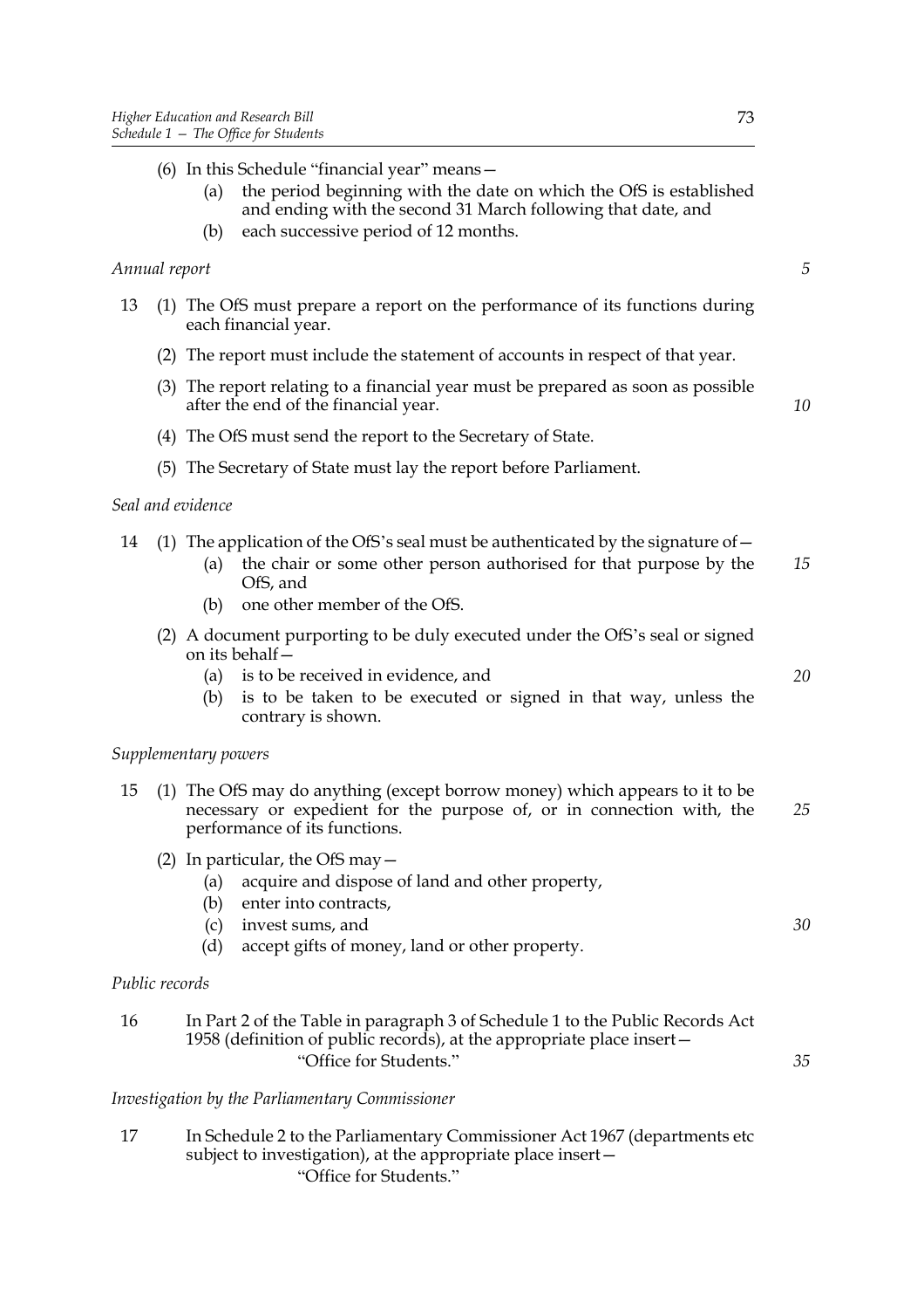(6) In this Schedule "financial year" means—

(a) the period beginning with the date on which the OfS is established and ending with the second 31 March following that date, and

(b) each successive period of 12 months.

*Annual report*

13 (1) The OfS must prepare a report on the performance of its functions during each financial year.

(2) The report must include the statement of accounts in respect of that year.

(3) The report relating to a financial year must be prepared as soon as possible after the end of the financial year.

(4) The OfS must send the report to the Secretary of State.

(5) The Secretary of State must lay the report before Parliament.

*Seal and evidence*

14 (1) The application of the OfS's seal must be authenticated by the signature of—

(a) the chair or some other person authorised for that purpose by the OfS, and

(b) one other member of the OfS.

(2) A document purporting to be duly executed under the OfS's seal or signed on its behalf—

(a) is to be received in evidence, and

(b) is to be taken to be executed or signed in that way, unless the contrary is shown.

*Supplementary powers*

15 (1) The OfS may do anything (except borrow money) which appears to it to be necessary or expedient for the purpose of, or in connection with, the performance of its functions.

(2) In particular, the OfS may—

(a) acquire and dispose of land and other property,

(b) enter into contracts,

(c) invest sums, and

(d) accept gifts of money, land or other property.

*Public records*

16 In Part 2 of the Table in paragraph 3 of Schedule 1 to the Public Records Act 1958 (definition of public records), at the appropriate place insert—

"Office for Students."

*Investigation by the Parliamentary Commissioner*

17 In Schedule 2 to the Parliamentary Commissioner Act 1967 (departments etc subject to investigation), at the appropriate place insert—

"Office for Students."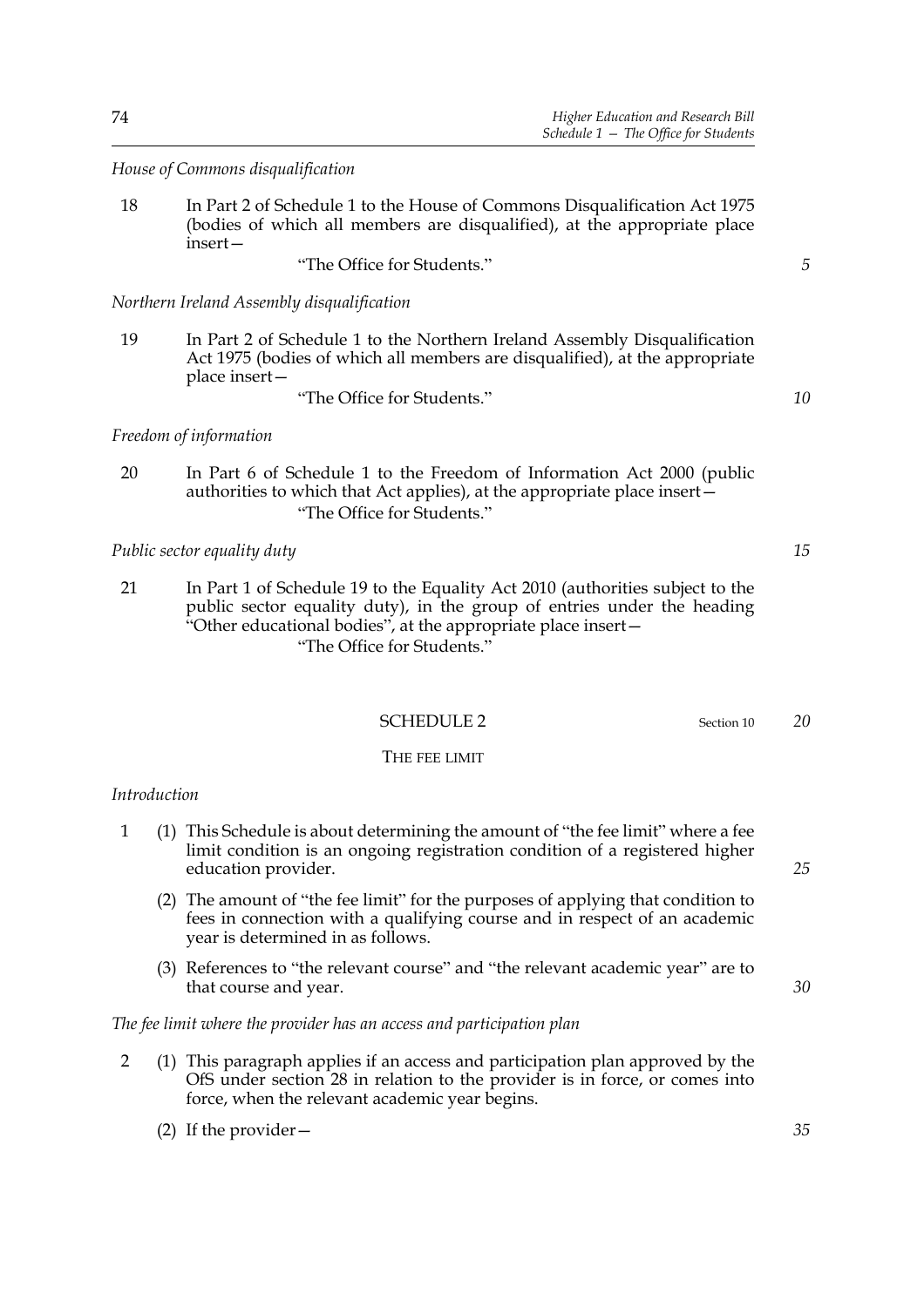*House of Commons disqualification*

18 In Part 2 of Schedule 1 to the House of Commons Disqualification Act 1975 (bodies of which all members are disqualified), at the appropriate place insert—

"The Office for Students."

*Northern Ireland Assembly disqualification*

19 In Part 2 of Schedule 1 to the Northern Ireland Assembly Disqualification Act 1975 (bodies of which all members are disqualified), at the appropriate place insert—

"The Office for Students."

*Freedom of information*

20 In Part 6 of Schedule 1 to the Freedom of Information Act 2000 (public authorities to which that Act applies), at the appropriate place insert—

"The Office for Students."

*Public sector equality duty*

21 In Part 1 of Schedule 19 to the Equality Act 2010 (authorities subject to the public sector equality duty), in the group of entries under the heading "Other educational bodies", at the appropriate place insert—

"The Office for Students."

## SCHEDULE 2

Section 10

### THE FEE LIMIT

*Introduction*

1 (1) This Schedule is about determining the amount of "the fee limit" where a fee limit condition is an ongoing registration condition of a registered higher education provider.

(2) The amount of "the fee limit" for the purposes of applying that condition to fees in connection with a qualifying course and in respect of an academic year is determined in as follows.

(3) References to "the relevant course" and "the relevant academic year" are to that course and year.

*The fee limit where the provider has an access and participation plan*

2 (1) This paragraph applies if an access and participation plan approved by the OfS under section 28 in relation to the provider is in force, or comes into force, when the relevant academic year begins.

(2) If the provider—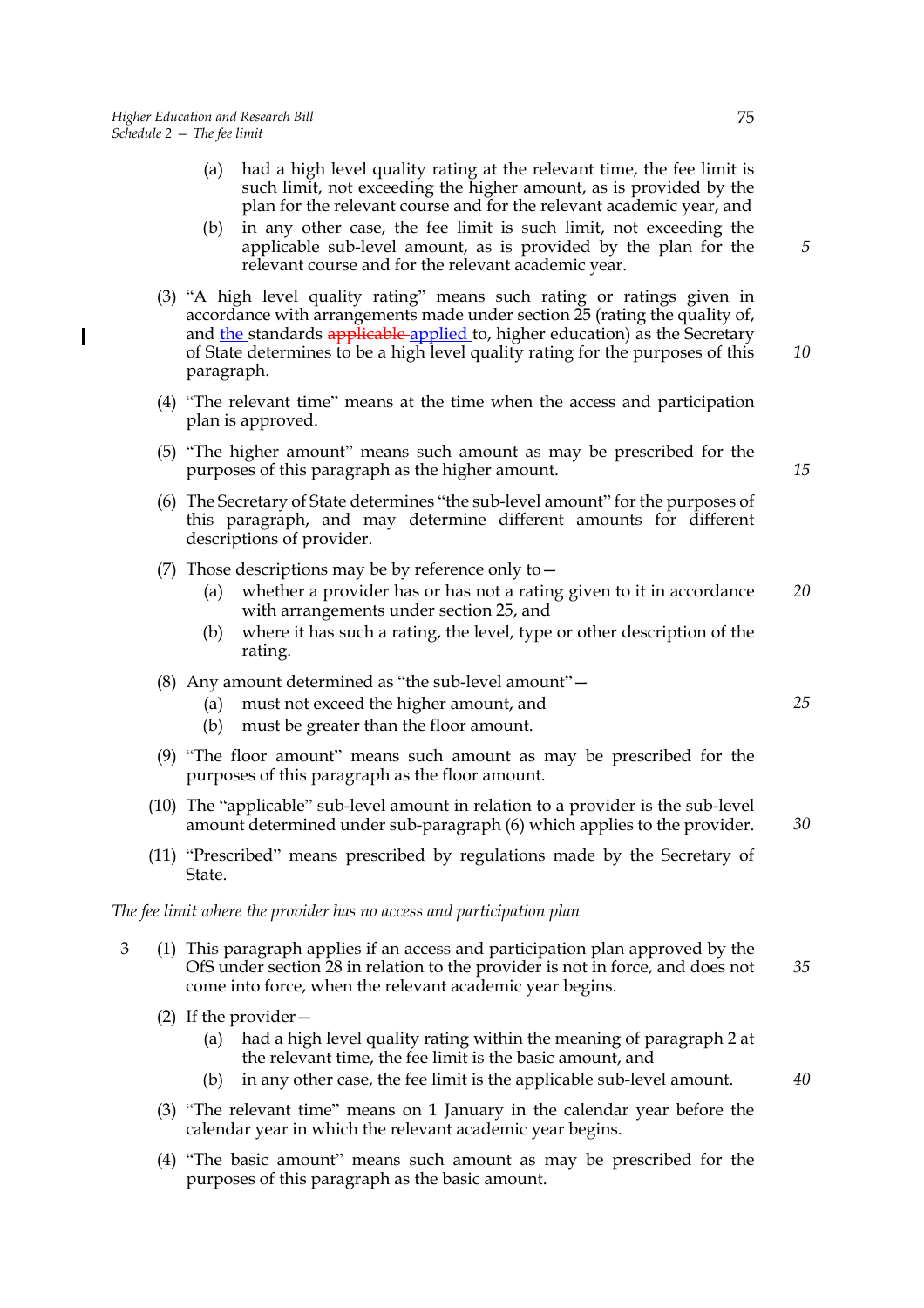(a) had a high level quality rating at the relevant time, the fee limit is such limit, not exceeding the higher amount, as is provided by the plan for the relevant course and for the relevant academic year, and

(b) in any other case, the fee limit is such limit, not exceeding the applicable sub-level amount, as is provided by the plan for the relevant course and for the relevant academic year.

(3) "A high level quality rating" means such rating or ratings given in accordance with arrangements made under section 25 (rating the quality of, and the standards ~~applicable~~ applied to, higher education) as the Secretary of State determines to be a high level quality rating for the purposes of this paragraph.

(4) "The relevant time" means at the time when the access and participation plan is approved.

(5) "The higher amount" means such amount as may be prescribed for the purposes of this paragraph as the higher amount.

(6) The Secretary of State determines "the sub-level amount" for the purposes of this paragraph, and may determine different amounts for different descriptions of provider.

(7) Those descriptions may be by reference only to—

(a) whether a provider has or has not a rating given to it in accordance with arrangements under section 25, and

(b) where it has such a rating, the level, type or other description of the rating.

(8) Any amount determined as "the sub-level amount"—

(a) must not exceed the higher amount, and

(b) must be greater than the floor amount.

(9) "The floor amount" means such amount as may be prescribed for the purposes of this paragraph as the floor amount.

(10) The "applicable" sub-level amount in relation to a provider is the sub-level amount determined under sub-paragraph (6) which applies to the provider.

(11) "Prescribed" means prescribed by regulations made by the Secretary of State.

*The fee limit where the provider has no access and participation plan*

3 (1) This paragraph applies if an access and participation plan approved by the OfS under section 28 in relation to the provider is not in force, and does not come into force, when the relevant academic year begins.

(2) If the provider—

(a) had a high level quality rating within the meaning of paragraph 2 at the relevant time, the fee limit is the basic amount, and

(b) in any other case, the fee limit is the applicable sub-level amount.

(3) "The relevant time" means on 1 January in the calendar year before the calendar year in which the relevant academic year begins.

(4) "The basic amount" means such amount as may be prescribed for the purposes of this paragraph as the basic amount.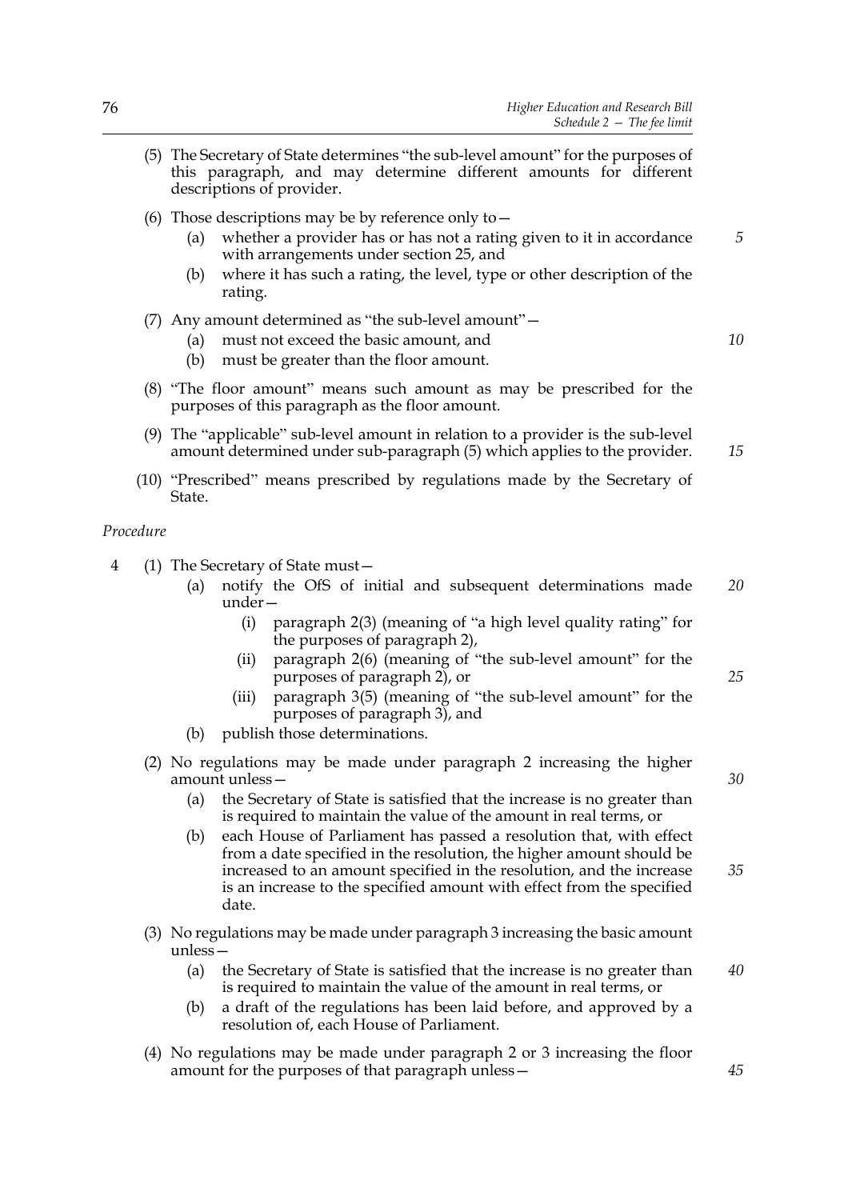(5) The Secretary of State determines "the sub-level amount" for the purposes of this paragraph, and may determine different amounts for different descriptions of provider.

(6) Those descriptions may be by reference only to—

- (a) whether a provider has or has not a rating given to it in accordance with arrangements under section 25, and
- (b) where it has such a rating, the level, type or other description of the rating.

(7) Any amount determined as "the sub-level amount"—

- (a) must not exceed the basic amount, and
- (b) must be greater than the floor amount.

(8) "The floor amount" means such amount as may be prescribed for the purposes of this paragraph as the floor amount.

(9) The "applicable" sub-level amount in relation to a provider is the sub-level amount determined under sub-paragraph (5) which applies to the provider.

(10) "Prescribed" means prescribed by regulations made by the Secretary of State.

*Procedure*

4 (1) The Secretary of State must—

- (a) notify the OfS of initial and subsequent determinations made under—
  - (i) paragraph 2(3) (meaning of "a high level quality rating" for the purposes of paragraph 2),
  - (ii) paragraph 2(6) (meaning of "the sub-level amount" for the purposes of paragraph 2), or
  - (iii) paragraph 3(5) (meaning of "the sub-level amount" for the purposes of paragraph 3), and
- (b) publish those determinations.

(2) No regulations may be made under paragraph 2 increasing the higher amount unless—

- (a) the Secretary of State is satisfied that the increase is no greater than is required to maintain the value of the amount in real terms, or
- (b) each House of Parliament has passed a resolution that, with effect from a date specified in the resolution, the higher amount should be increased to an amount specified in the resolution, and the increase is an increase to the specified amount with effect from the specified date.

(3) No regulations may be made under paragraph 3 increasing the basic amount unless—

- (a) the Secretary of State is satisfied that the increase is no greater than is required to maintain the value of the amount in real terms, or
- (b) a draft of the regulations has been laid before, and approved by a resolution of, each House of Parliament.

(4) No regulations may be made under paragraph 2 or 3 increasing the floor amount for the purposes of that paragraph unless—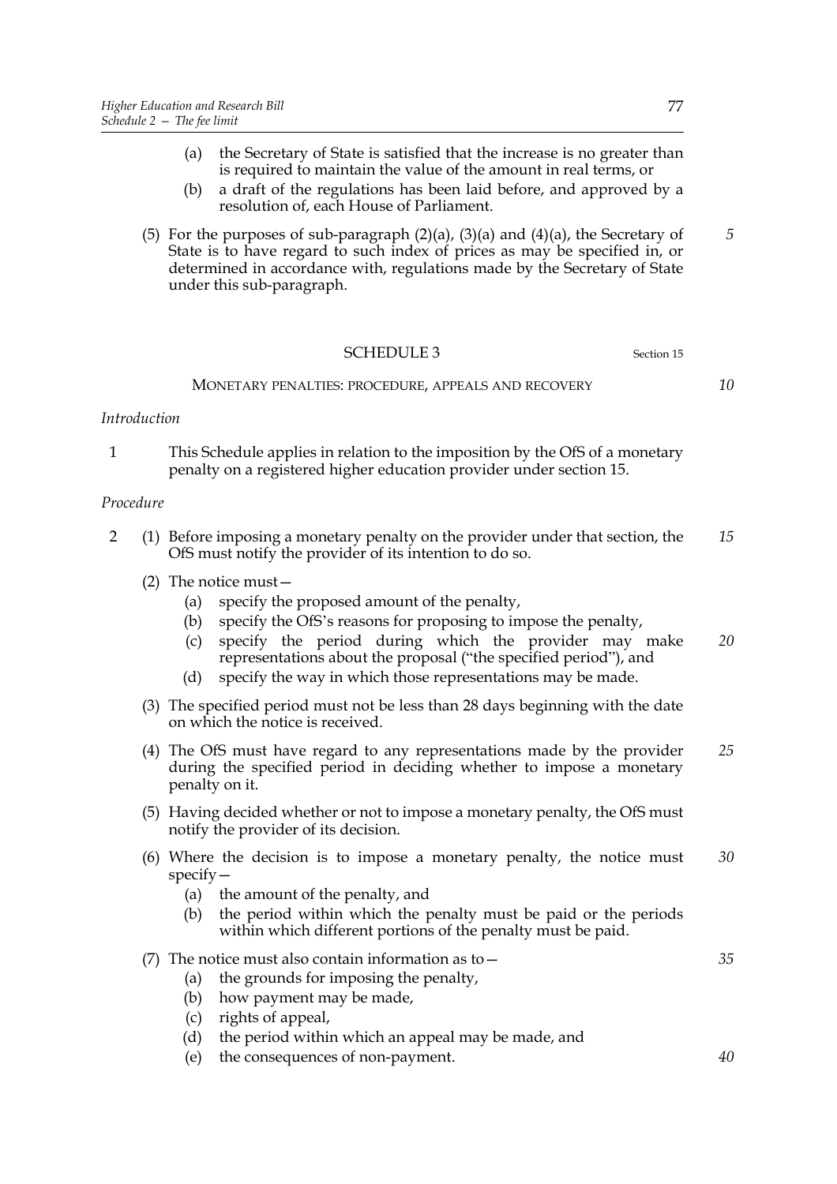(a) the Secretary of State is satisfied that the increase is no greater than is required to maintain the value of the amount in real terms, or

(b) a draft of the regulations has been laid before, and approved by a resolution of, each House of Parliament.

(5) For the purposes of sub-paragraph (2)(a), (3)(a) and (4)(a), the Secretary of State is to have regard to such index of prices as may be specified in, or determined in accordance with, regulations made by the Secretary of State under this sub-paragraph.

## SCHEDULE 3

Section 15

### MONETARY PENALTIES: PROCEDURE, APPEALS AND RECOVERY

*Introduction*

1 This Schedule applies in relation to the imposition by the OfS of a monetary penalty on a registered higher education provider under section 15.

*Procedure*

2 (1) Before imposing a monetary penalty on the provider under that section, the OfS must notify the provider of its intention to do so.

(2) The notice must—

(a) specify the proposed amount of the penalty,

(b) specify the OfS's reasons for proposing to impose the penalty,

(c) specify the period during which the provider may make representations about the proposal ("the specified period"), and

(d) specify the way in which those representations may be made.

(3) The specified period must not be less than 28 days beginning with the date on which the notice is received.

(4) The OfS must have regard to any representations made by the provider during the specified period in deciding whether to impose a monetary penalty on it.

(5) Having decided whether or not to impose a monetary penalty, the OfS must notify the provider of its decision.

(6) Where the decision is to impose a monetary penalty, the notice must specify—

(a) the amount of the penalty, and

(b) the period within which the penalty must be paid or the periods within which different portions of the penalty must be paid.

(7) The notice must also contain information as to—

(a) the grounds for imposing the penalty,

(b) how payment may be made,

(c) rights of appeal,

(d) the period within which an appeal may be made, and

(e) the consequences of non-payment.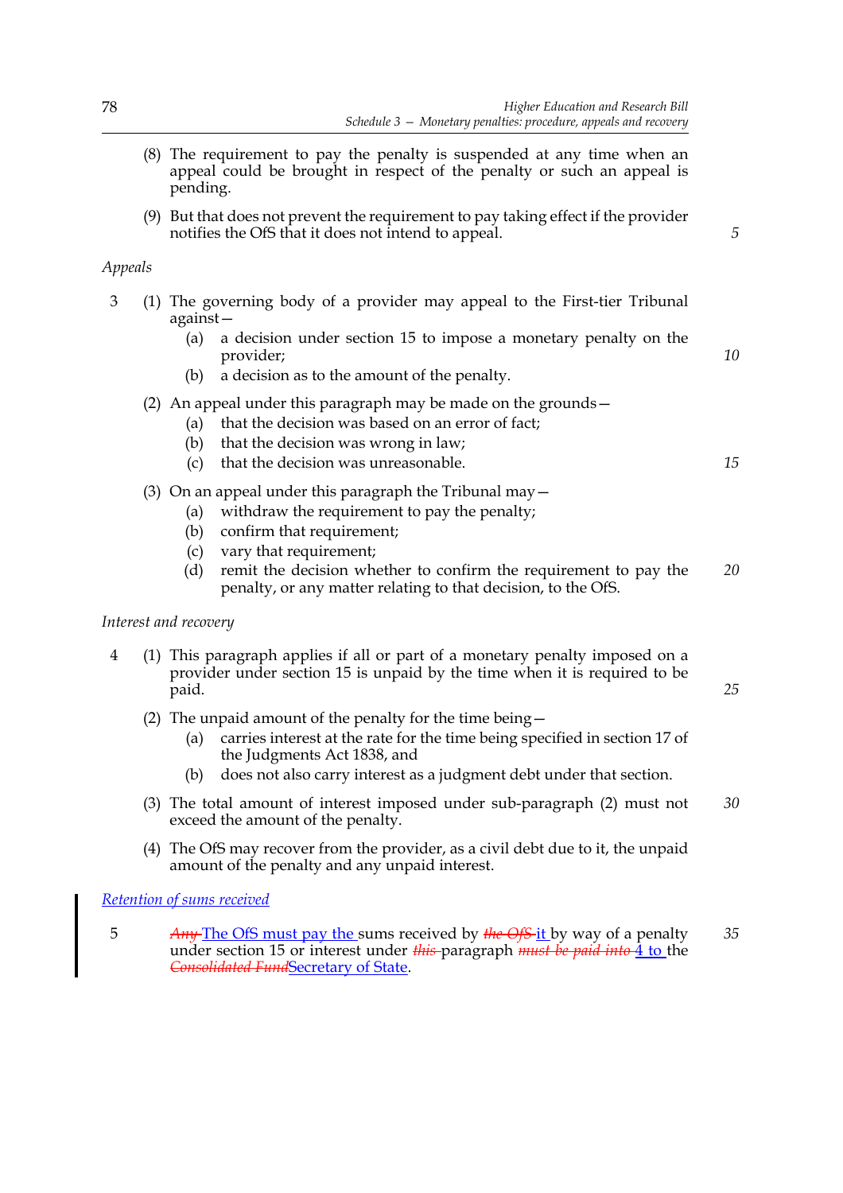(8) The requirement to pay the penalty is suspended at any time when an appeal could be brought in respect of the penalty or such an appeal is pending.

(9) But that does not prevent the requirement to pay taking effect if the provider notifies the OfS that it does not intend to appeal.

*Appeals*

3 (1) The governing body of a provider may appeal to the First-tier Tribunal against—

(a) a decision under section 15 to impose a monetary penalty on the provider;

(b) a decision as to the amount of the penalty.

(2) An appeal under this paragraph may be made on the grounds—

(a) that the decision was based on an error of fact;

(b) that the decision was wrong in law;

(c) that the decision was unreasonable.

(3) On an appeal under this paragraph the Tribunal may—

(a) withdraw the requirement to pay the penalty;

(b) confirm that requirement;

(c) vary that requirement;

(d) remit the decision whether to confirm the requirement to pay the penalty, or any matter relating to that decision, to the OfS.

*Interest and recovery*

4 (1) This paragraph applies if all or part of a monetary penalty imposed on a provider under section 15 is unpaid by the time when it is required to be paid.

(2) The unpaid amount of the penalty for the time being—

(a) carries interest at the rate for the time being specified in section 17 of the Judgments Act 1838, and

(b) does not also carry interest as a judgment debt under that section.

(3) The total amount of interest imposed under sub-paragraph (2) must not exceed the amount of the penalty.

(4) The OfS may recover from the provider, as a civil debt due to it, the unpaid amount of the penalty and any unpaid interest.

*Retention of sums received*

5 ~~Any~~ The OfS must pay the sums received by ~~the OfS~~ it by way of a penalty under section 15 or interest under ~~this~~ paragraph ~~must be paid into~~ 4 to the ~~Consolidated Fund~~Secretary of State.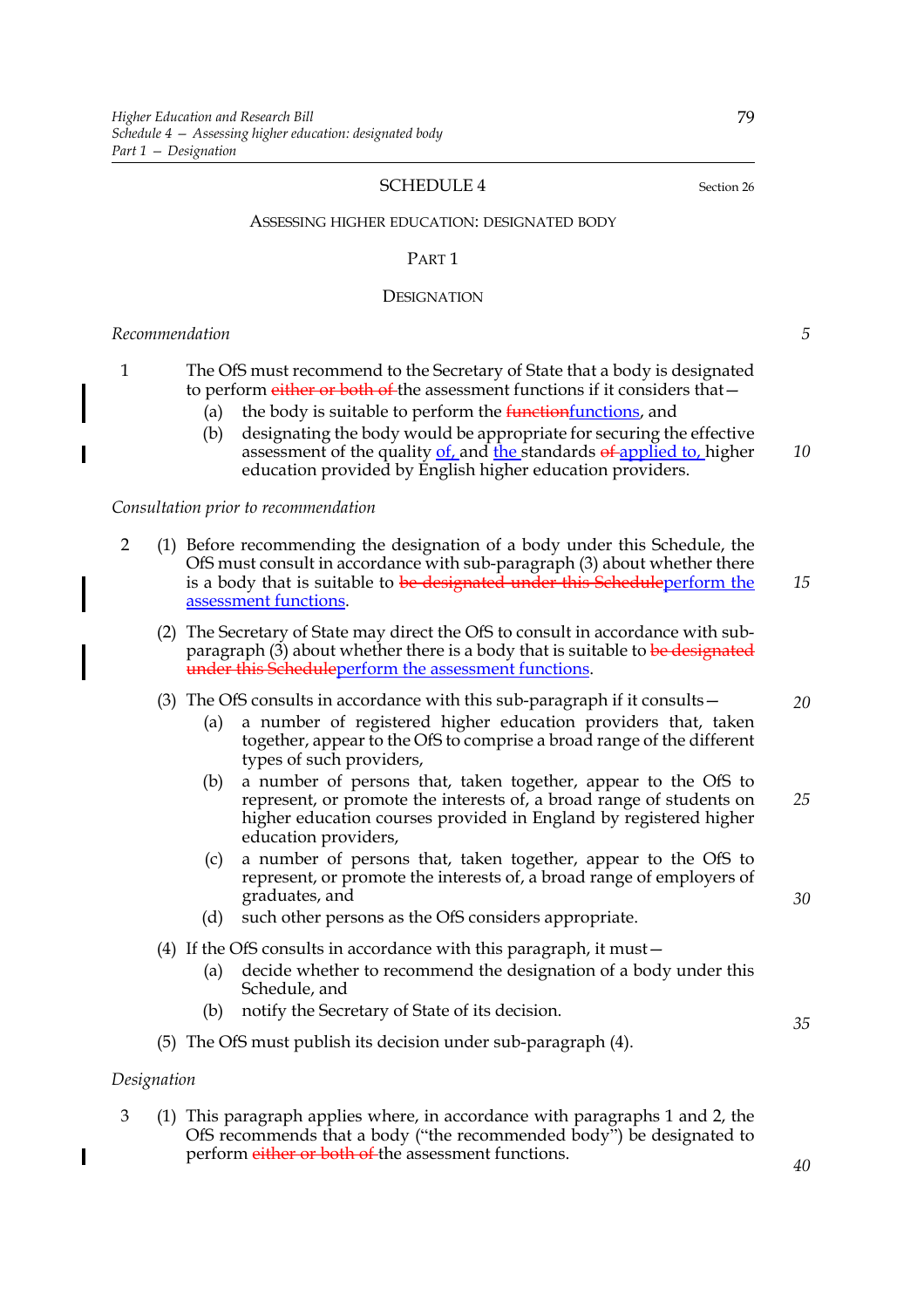## SCHEDULE 4

Section 26

### ASSESSING HIGHER EDUCATION: DESIGNATED BODY

#### PART 1

#### DESIGNATION

*Recommendation*

1 The OfS must recommend to the Secretary of State that a body is designated to perform ~~either or both of~~ the assessment functions if it considers that—

(a) the body is suitable to perform the ~~function~~functions, and

(b) designating the body would be appropriate for securing the effective assessment of the quality of, and the standards ~~of~~ applied to, higher education provided by English higher education providers.

*Consultation prior to recommendation*

2 (1) Before recommending the designation of a body under this Schedule, the OfS must consult in accordance with sub-paragraph (3) about whether there is a body that is suitable to ~~be designated under this Schedule~~perform the assessment functions.

(2) The Secretary of State may direct the OfS to consult in accordance with sub-paragraph (3) about whether there is a body that is suitable to ~~be designated under this Schedule~~perform the assessment functions.

(3) The OfS consults in accordance with this sub-paragraph if it consults—

(a) a number of registered higher education providers that, taken together, appear to the OfS to comprise a broad range of the different types of such providers,

(b) a number of persons that, taken together, appear to the OfS to represent, or promote the interests of, a broad range of students on higher education courses provided in England by registered higher education providers,

(c) a number of persons that, taken together, appear to the OfS to represent, or promote the interests of, a broad range of employers of graduates, and

(d) such other persons as the OfS considers appropriate.

(4) If the OfS consults in accordance with this paragraph, it must—

(a) decide whether to recommend the designation of a body under this Schedule, and

(b) notify the Secretary of State of its decision.

(5) The OfS must publish its decision under sub-paragraph (4).

*Designation*

3 (1) This paragraph applies where, in accordance with paragraphs 1 and 2, the OfS recommends that a body ("the recommended body") be designated to perform ~~either or both of~~ the assessment functions.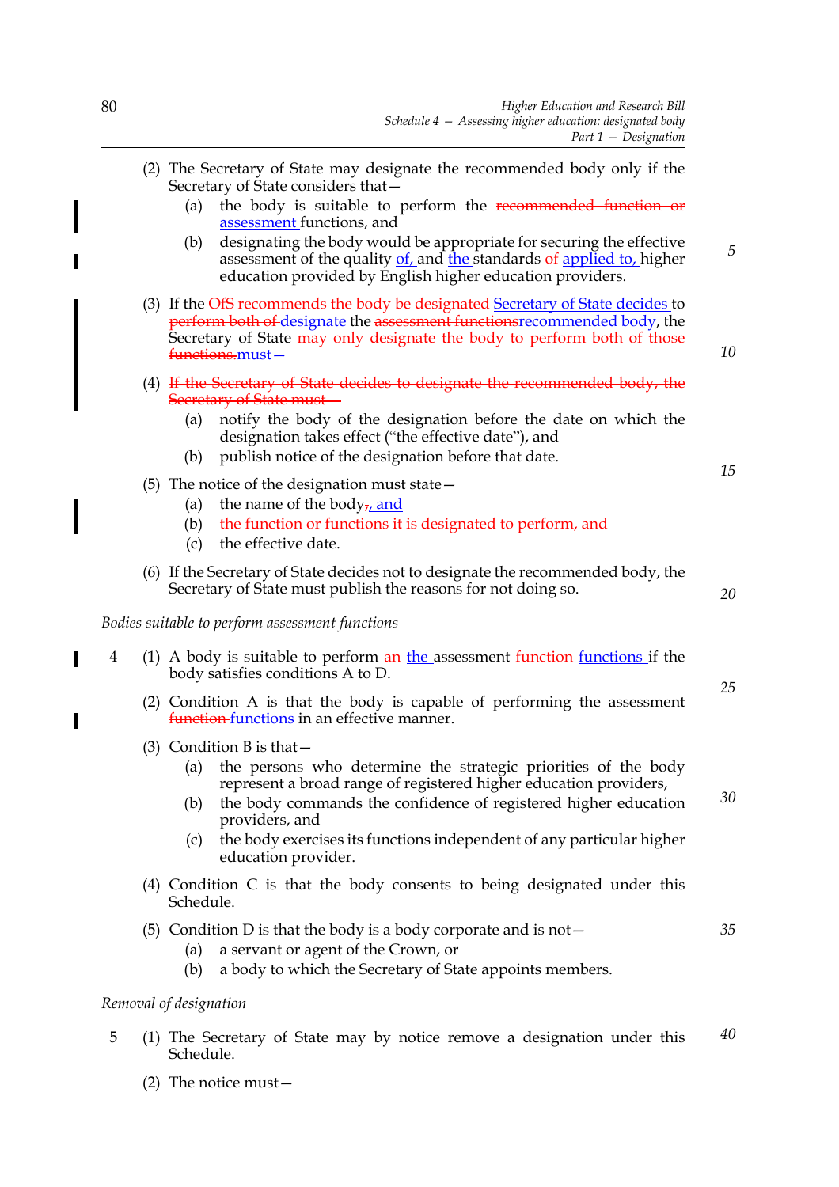(2) The Secretary of State may designate the recommended body only if the Secretary of State considers that—

(a) the body is suitable to perform the ~~recommended function or~~ assessment functions, and

(b) designating the body would be appropriate for securing the effective assessment of the quality of, and the standards ~~of~~ applied to, higher education provided by English higher education providers.

(3) If the ~~OfS recommends the body be designated~~ Secretary of State decides to ~~perform both of~~ designate the ~~assessment functions~~recommended body, the Secretary of State ~~may only designate the body to perform both of those functions.~~must—

(4) ~~If the Secretary of State decides to designate the recommended body, the Secretary of State must—~~

(a) notify the body of the designation before the date on which the designation takes effect ("the effective date"), and

(b) publish notice of the designation before that date.

(5) The notice of the designation must state—

(a) the name of the body~~,~~, and

(b) ~~the function or functions it is designated to perform, and~~

(c) the effective date.

(6) If the Secretary of State decides not to designate the recommended body, the Secretary of State must publish the reasons for not doing so.

*Bodies suitable to perform assessment functions*

4 (1) A body is suitable to perform ~~an~~ the assessment ~~function~~ functions if the body satisfies conditions A to D.

(2) Condition A is that the body is capable of performing the assessment ~~function~~ functions in an effective manner.

(3) Condition B is that—

(a) the persons who determine the strategic priorities of the body represent a broad range of registered higher education providers,

(b) the body commands the confidence of registered higher education providers, and

(c) the body exercises its functions independent of any particular higher education provider.

(4) Condition C is that the body consents to being designated under this Schedule.

(5) Condition D is that the body is a body corporate and is not—

(a) a servant or agent of the Crown, or

(b) a body to which the Secretary of State appoints members.

*Removal of designation*

5 (1) The Secretary of State may by notice remove a designation under this Schedule.

(2) The notice must—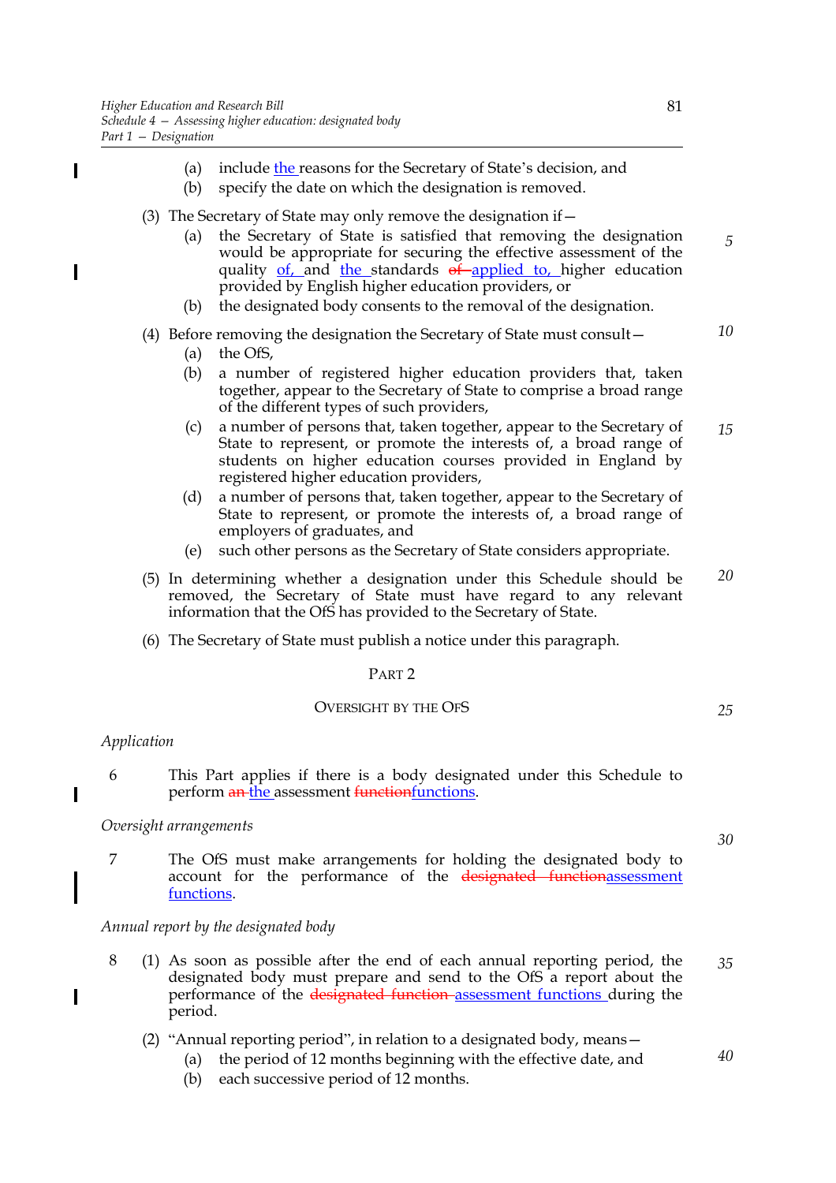(a) include the reasons for the Secretary of State's decision, and

(b) specify the date on which the designation is removed.

(3) The Secretary of State may only remove the designation if—

(a) the Secretary of State is satisfied that removing the designation would be appropriate for securing the effective assessment of the quality of, and the standards ~~of~~ applied to, higher education provided by English higher education providers, or

(b) the designated body consents to the removal of the designation.

(4) Before removing the designation the Secretary of State must consult—

(a) the OfS,

(b) a number of registered higher education providers that, taken together, appear to the Secretary of State to comprise a broad range of the different types of such providers,

(c) a number of persons that, taken together, appear to the Secretary of State to represent, or promote the interests of, a broad range of students on higher education courses provided in England by registered higher education providers,

(d) a number of persons that, taken together, appear to the Secretary of State to represent, or promote the interests of, a broad range of employers of graduates, and

(e) such other persons as the Secretary of State considers appropriate.

(5) In determining whether a designation under this Schedule should be removed, the Secretary of State must have regard to any relevant information that the OfS has provided to the Secretary of State.

(6) The Secretary of State must publish a notice under this paragraph.

## PART 2

## OVERSIGHT BY THE OFS

*Application*

6 This Part applies if there is a body designated under this Schedule to perform ~~an~~ the assessment ~~function~~functions.

*Oversight arrangements*

7 The OfS must make arrangements for holding the designated body to account for the performance of the ~~designated function~~assessment functions.

*Annual report by the designated body*

8 (1) As soon as possible after the end of each annual reporting period, the designated body must prepare and send to the OfS a report about the performance of the ~~designated function~~ assessment functions during the period.

(2) "Annual reporting period", in relation to a designated body, means—

(a) the period of 12 months beginning with the effective date, and

(b) each successive period of 12 months.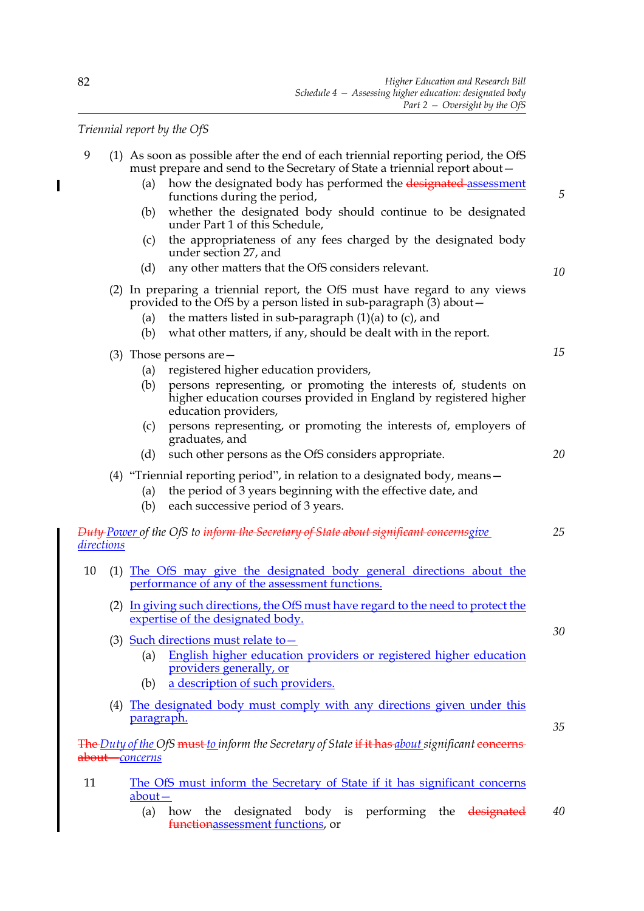*Triennial report by the OfS*

9 (1) As soon as possible after the end of each triennial reporting period, the OfS must prepare and send to the Secretary of State a triennial report about—

(a) how the designated body has performed the ~~designated~~ assessment functions during the period,

(b) whether the designated body should continue to be designated under Part 1 of this Schedule,

(c) the appropriateness of any fees charged by the designated body under section 27, and

(d) any other matters that the OfS considers relevant.

(2) In preparing a triennial report, the OfS must have regard to any views provided to the OfS by a person listed in sub-paragraph (3) about—

(a) the matters listed in sub-paragraph (1)(a) to (c), and

(b) what other matters, if any, should be dealt with in the report.

(3) Those persons are—

(a) registered higher education providers,

(b) persons representing, or promoting the interests of, students on higher education courses provided in England by registered higher education providers,

(c) persons representing, or promoting the interests of, employers of graduates, and

(d) such other persons as the OfS considers appropriate.

(4) "Triennial reporting period", in relation to a designated body, means—

(a) the period of 3 years beginning with the effective date, and

(b) each successive period of 3 years.

*~~Duty~~ Power of the OfS to ~~inform the Secretary of State about significant concerns~~give directions*

10 (1) The OfS may give the designated body general directions about the performance of any of the assessment functions.

(2) In giving such directions, the OfS must have regard to the need to protect the expertise of the designated body.

(3) Such directions must relate to—

(a) English higher education providers or registered higher education providers generally, or

(b) a description of such providers.

(4) The designated body must comply with any directions given under this paragraph.

*~~The~~ Duty of the OfS ~~must~~ to inform the Secretary of State ~~if it has~~ about significant ~~concerns about~~ concerns*

11 The OfS must inform the Secretary of State if it has significant concerns about—

(a) how the designated body is performing the ~~designated function~~assessment functions, or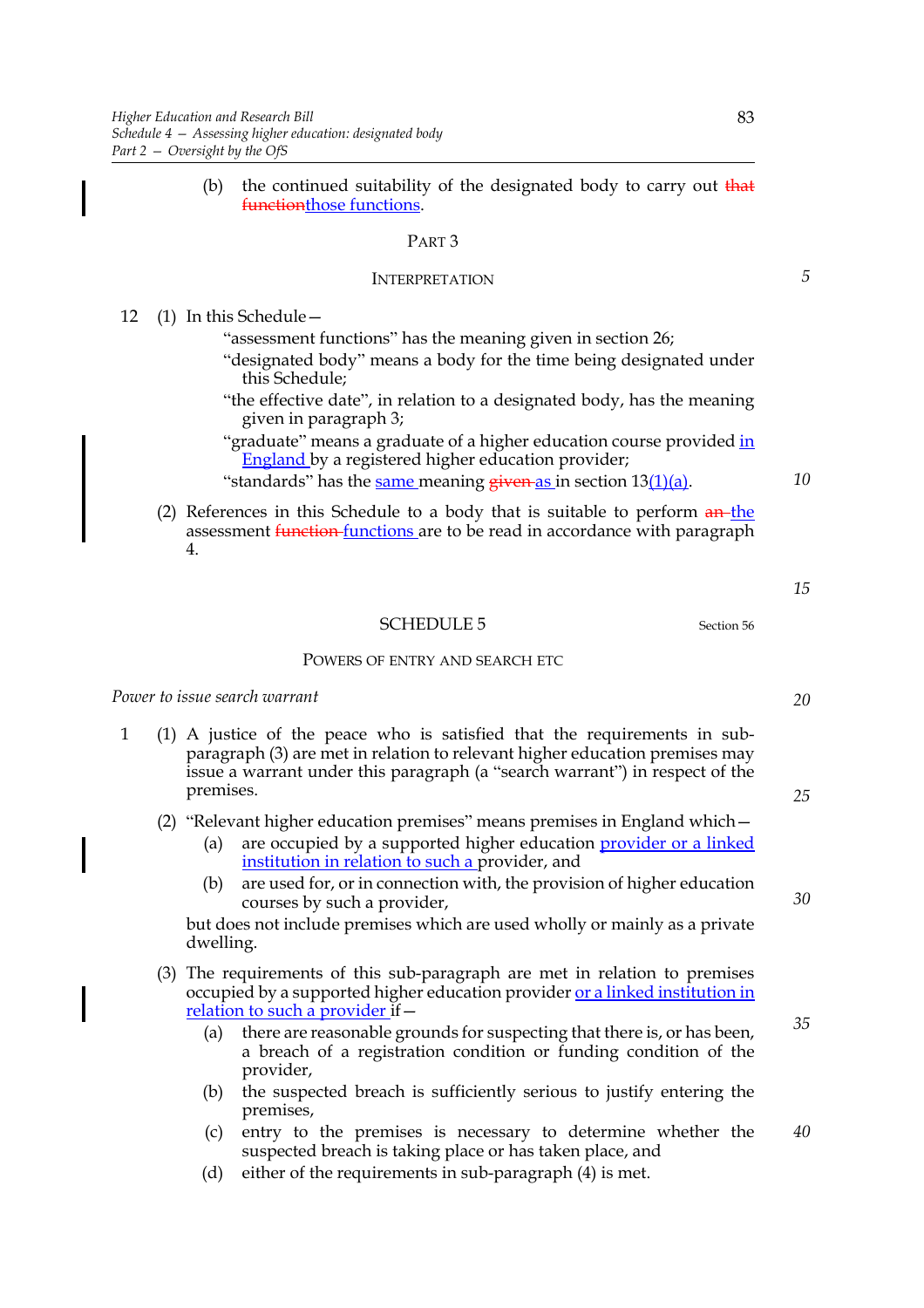(b) the continued suitability of the designated body to carry out ~~that function~~those functions.

## PART 3

### INTERPRETATION

12 (1) In this Schedule—

"assessment functions" has the meaning given in section 26;

"designated body" means a body for the time being designated under this Schedule;

"the effective date", in relation to a designated body, has the meaning given in paragraph 3;

"graduate" means a graduate of a higher education course provided in England by a registered higher education provider;

"standards" has the same meaning ~~given~~ as in section 13(1)(a).

(2) References in this Schedule to a body that is suitable to perform ~~an~~ the assessment ~~function~~ functions are to be read in accordance with paragraph 4.

## SCHEDULE 5

Section 56

### POWERS OF ENTRY AND SEARCH ETC

*Power to issue search warrant*

1 (1) A justice of the peace who is satisfied that the requirements in sub-paragraph (3) are met in relation to relevant higher education premises may issue a warrant under this paragraph (a "search warrant") in respect of the premises.

(2) "Relevant higher education premises" means premises in England which—

(a) are occupied by a supported higher education provider or a linked institution in relation to such a provider, and

(b) are used for, or in connection with, the provision of higher education courses by such a provider,

but does not include premises which are used wholly or mainly as a private dwelling.

(3) The requirements of this sub-paragraph are met in relation to premises occupied by a supported higher education provider or a linked institution in relation to such a provider if—

(a) there are reasonable grounds for suspecting that there is, or has been, a breach of a registration condition or funding condition of the provider,

(b) the suspected breach is sufficiently serious to justify entering the premises,

(c) entry to the premises is necessary to determine whether the suspected breach is taking place or has taken place, and

(d) either of the requirements in sub-paragraph (4) is met.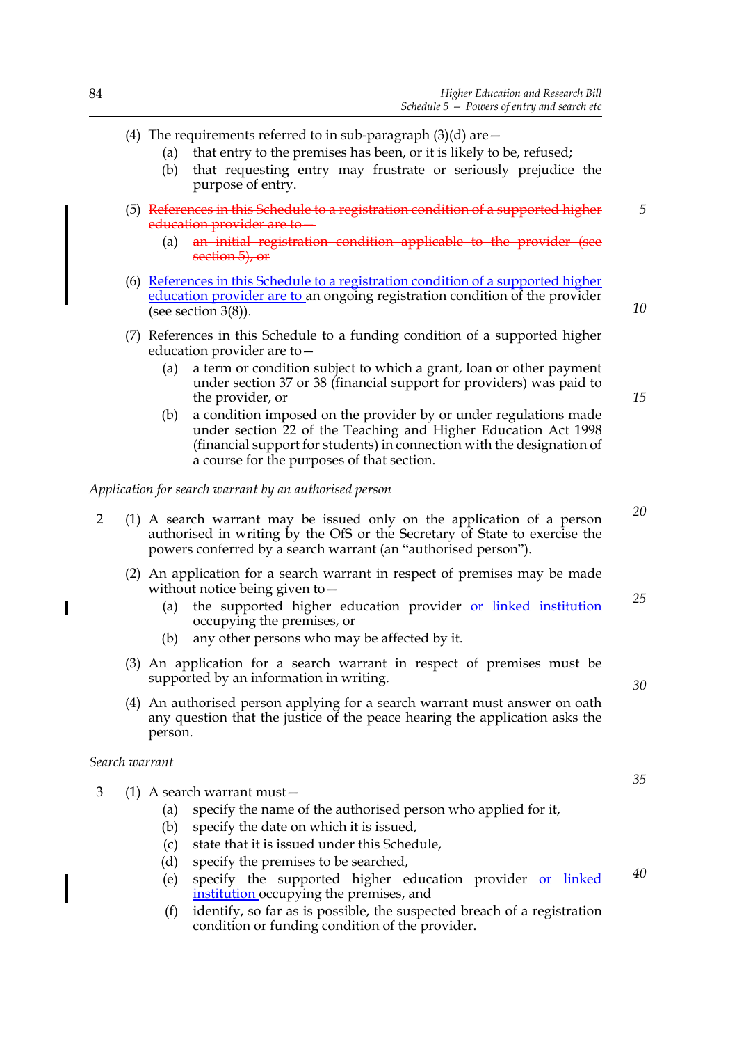(4) The requirements referred to in sub-paragraph (3)(d) are—

  (a) that entry to the premises has been, or it is likely to be, refused;

  (b) that requesting entry may frustrate or seriously prejudice the purpose of entry.

(5) ~~References in this Schedule to a registration condition of a supported higher education provider are to—~~

  (a) ~~an initial registration condition applicable to the provider (see section 5), or~~

(6) References in this Schedule to a registration condition of a supported higher education provider are to an ongoing registration condition of the provider (see section 3(8)).

(7) References in this Schedule to a funding condition of a supported higher education provider are to—

  (a) a term or condition subject to which a grant, loan or other payment under section 37 or 38 (financial support for providers) was paid to the provider, or

  (b) a condition imposed on the provider by or under regulations made under section 22 of the Teaching and Higher Education Act 1998 (financial support for students) in connection with the designation of a course for the purposes of that section.

*Application for search warrant by an authorised person*

2 (1) A search warrant may be issued only on the application of a person authorised in writing by the OfS or the Secretary of State to exercise the powers conferred by a search warrant (an "authorised person").

(2) An application for a search warrant in respect of premises may be made without notice being given to—

  (a) the supported higher education provider or linked institution occupying the premises, or

  (b) any other persons who may be affected by it.

(3) An application for a search warrant in respect of premises must be supported by an information in writing.

(4) An authorised person applying for a search warrant must answer on oath any question that the justice of the peace hearing the application asks the person.

*Search warrant*

3 (1) A search warrant must—

  (a) specify the name of the authorised person who applied for it,

  (b) specify the date on which it is issued,

  (c) state that it is issued under this Schedule,

  (d) specify the premises to be searched,

  (e) specify the supported higher education provider or linked institution occupying the premises, and

  (f) identify, so far as is possible, the suspected breach of a registration condition or funding condition of the provider.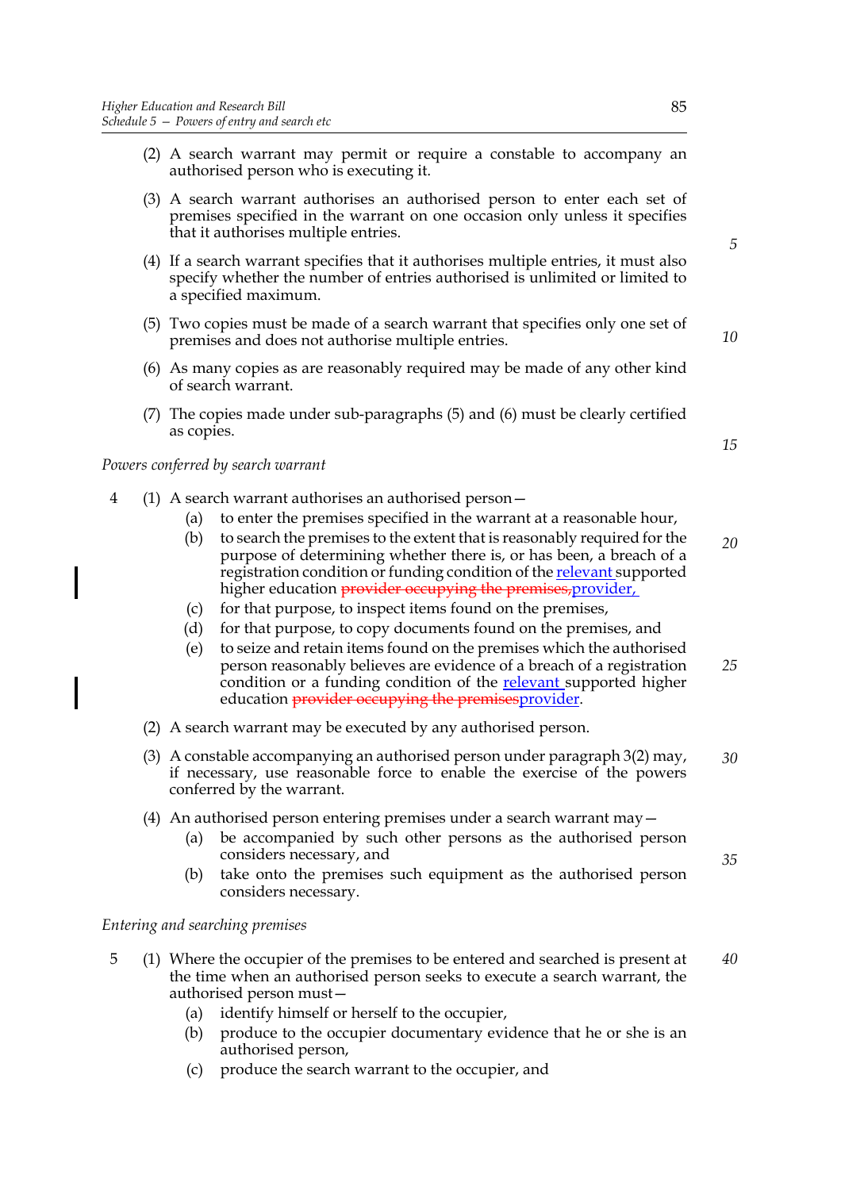(2) A search warrant may permit or require a constable to accompany an authorised person who is executing it.

(3) A search warrant authorises an authorised person to enter each set of premises specified in the warrant on one occasion only unless it specifies that it authorises multiple entries.

(4) If a search warrant specifies that it authorises multiple entries, it must also specify whether the number of entries authorised is unlimited or limited to a specified maximum.

(5) Two copies must be made of a search warrant that specifies only one set of premises and does not authorise multiple entries.

(6) As many copies as are reasonably required may be made of any other kind of search warrant.

(7) The copies made under sub-paragraphs (5) and (6) must be clearly certified as copies.

*Powers conferred by search warrant*

4 (1) A search warrant authorises an authorised person—

(a) to enter the premises specified in the warrant at a reasonable hour,

(b) to search the premises to the extent that is reasonably required for the purpose of determining whether there is, or has been, a breach of a registration condition or funding condition of the ~~relevant~~ relevant supported higher education ~~provider occupying the premises,~~ provider,

(c) for that purpose, to inspect items found on the premises,

(d) for that purpose, to copy documents found on the premises, and

(e) to seize and retain items found on the premises which the authorised person reasonably believes are evidence of a breach of a registration condition or a funding condition of the relevant supported higher education ~~provider occupying the premises~~provider.

(2) A search warrant may be executed by any authorised person.

(3) A constable accompanying an authorised person under paragraph 3(2) may, if necessary, use reasonable force to enable the exercise of the powers conferred by the warrant.

(4) An authorised person entering premises under a search warrant may—

(a) be accompanied by such other persons as the authorised person considers necessary, and

(b) take onto the premises such equipment as the authorised person considers necessary.

*Entering and searching premises*

5 (1) Where the occupier of the premises to be entered and searched is present at the time when an authorised person seeks to execute a search warrant, the authorised person must—

(a) identify himself or herself to the occupier,

(b) produce to the occupier documentary evidence that he or she is an authorised person,

(c) produce the search warrant to the occupier, and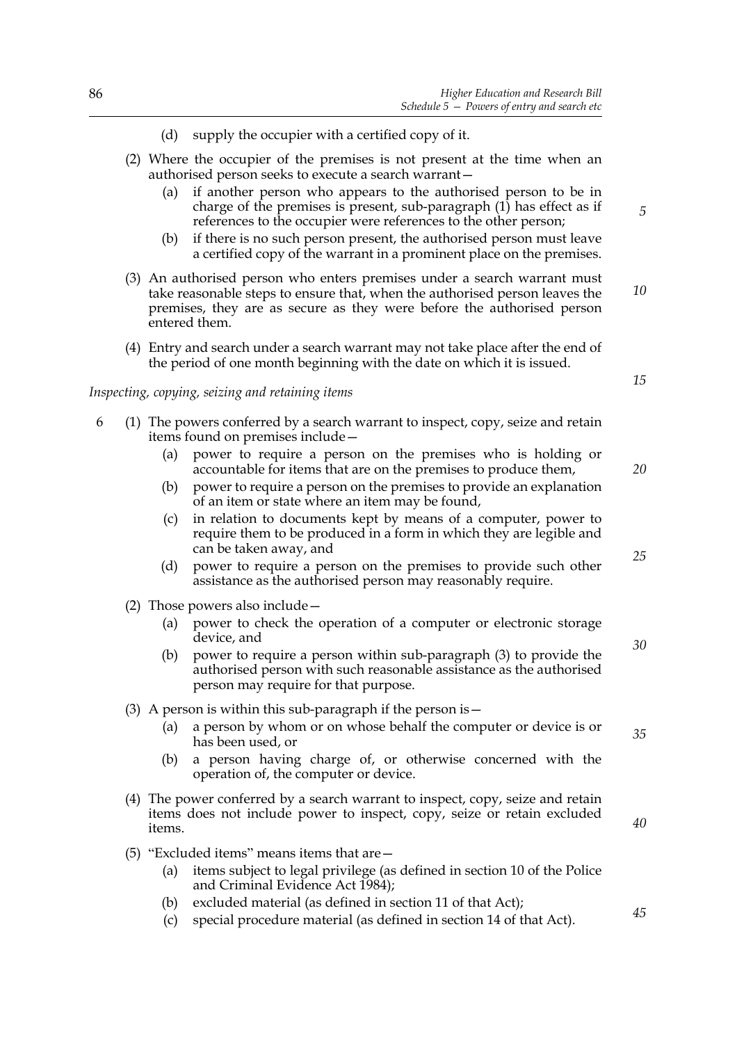(d) supply the occupier with a certified copy of it.

(2) Where the occupier of the premises is not present at the time when an authorised person seeks to execute a search warrant—

(a) if another person who appears to the authorised person to be in charge of the premises is present, sub-paragraph (1) has effect as if references to the occupier were references to the other person;

(b) if there is no such person present, the authorised person must leave a certified copy of the warrant in a prominent place on the premises.

(3) An authorised person who enters premises under a search warrant must take reasonable steps to ensure that, when the authorised person leaves the premises, they are as secure as they were before the authorised person entered them.

(4) Entry and search under a search warrant may not take place after the end of the period of one month beginning with the date on which it is issued.

*Inspecting, copying, seizing and retaining items*

6 (1) The powers conferred by a search warrant to inspect, copy, seize and retain items found on premises include—

(a) power to require a person on the premises who is holding or accountable for items that are on the premises to produce them,

(b) power to require a person on the premises to provide an explanation of an item or state where an item may be found,

(c) in relation to documents kept by means of a computer, power to require them to be produced in a form in which they are legible and can be taken away, and

(d) power to require a person on the premises to provide such other assistance as the authorised person may reasonably require.

(2) Those powers also include—

(a) power to check the operation of a computer or electronic storage device, and

(b) power to require a person within sub-paragraph (3) to provide the authorised person with such reasonable assistance as the authorised person may require for that purpose.

(3) A person is within this sub-paragraph if the person is—

(a) a person by whom or on whose behalf the computer or device is or has been used, or

(b) a person having charge of, or otherwise concerned with the operation of, the computer or device.

(4) The power conferred by a search warrant to inspect, copy, seize and retain items does not include power to inspect, copy, seize or retain excluded items.

(5) "Excluded items" means items that are—

(a) items subject to legal privilege (as defined in section 10 of the Police and Criminal Evidence Act 1984);

(b) excluded material (as defined in section 11 of that Act);

(c) special procedure material (as defined in section 14 of that Act).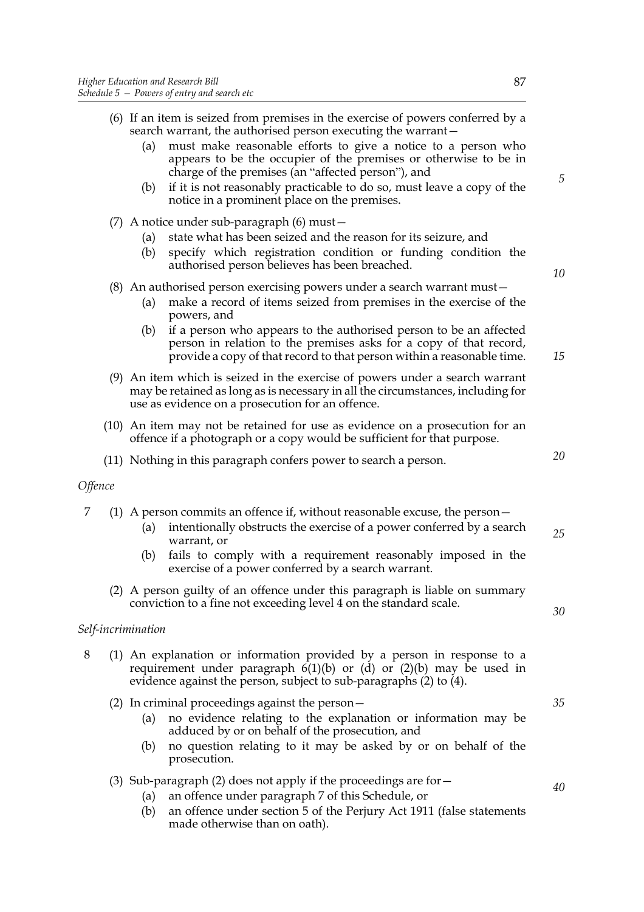(6) If an item is seized from premises in the exercise of powers conferred by a search warrant, the authorised person executing the warrant—

   (a) must make reasonable efforts to give a notice to a person who appears to be the occupier of the premises or otherwise to be in charge of the premises (an "affected person"), and

   (b) if it is not reasonably practicable to do so, must leave a copy of the notice in a prominent place on the premises.

(7) A notice under sub-paragraph (6) must—

   (a) state what has been seized and the reason for its seizure, and

   (b) specify which registration condition or funding condition the authorised person believes has been breached.

(8) An authorised person exercising powers under a search warrant must—

   (a) make a record of items seized from premises in the exercise of the powers, and

   (b) if a person who appears to the authorised person to be an affected person in relation to the premises asks for a copy of that record, provide a copy of that record to that person within a reasonable time.

(9) An item which is seized in the exercise of powers under a search warrant may be retained as long as is necessary in all the circumstances, including for use as evidence on a prosecution for an offence.

(10) An item may not be retained for use as evidence on a prosecution for an offence if a photograph or a copy would be sufficient for that purpose.

(11) Nothing in this paragraph confers power to search a person.

*Offence*

7 (1) A person commits an offence if, without reasonable excuse, the person—

   (a) intentionally obstructs the exercise of a power conferred by a search warrant, or

   (b) fails to comply with a requirement reasonably imposed in the exercise of a power conferred by a search warrant.

(2) A person guilty of an offence under this paragraph is liable on summary conviction to a fine not exceeding level 4 on the standard scale.

*Self-incrimination*

8 (1) An explanation or information provided by a person in response to a requirement under paragraph 6(1)(b) or (d) or (2)(b) may be used in evidence against the person, subject to sub-paragraphs (2) to (4).

(2) In criminal proceedings against the person—

   (a) no evidence relating to the explanation or information may be adduced by or on behalf of the prosecution, and

   (b) no question relating to it may be asked by or on behalf of the prosecution.

(3) Sub-paragraph (2) does not apply if the proceedings are for—

   (a) an offence under paragraph 7 of this Schedule, or

   (b) an offence under section 5 of the Perjury Act 1911 (false statements made otherwise than on oath).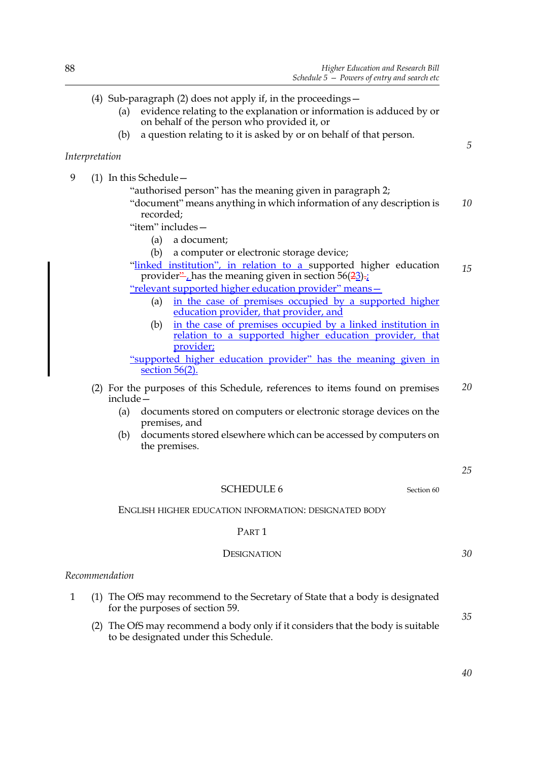(4) Sub-paragraph (2) does not apply if, in the proceedings—

(a) evidence relating to the explanation or information is adduced by or on behalf of the person who provided it, or

(b) a question relating to it is asked by or on behalf of that person.

*Interpretation*

9 (1) In this Schedule—

"authorised person" has the meaning given in paragraph 2;

"document" means anything in which information of any description is recorded;

"item" includes—

(a) a document;

(b) a computer or electronic storage device;

"linked institution", in relation to a supported higher education provider, has the meaning given in section 56(3);

"relevant supported higher education provider" means—

(a) in the case of premises occupied by a supported higher education provider, that provider, and

(b) in the case of premises occupied by a linked institution in relation to a supported higher education provider, that provider;

"supported higher education provider" has the meaning given in section 56(2).

(2) For the purposes of this Schedule, references to items found on premises include—

(a) documents stored on computers or electronic storage devices on the premises, and

(b) documents stored elsewhere which can be accessed by computers on the premises.

## SCHEDULE 6

Section 60

### ENGLISH HIGHER EDUCATION INFORMATION: DESIGNATED BODY

#### PART 1

#### DESIGNATION

*Recommendation*

1 (1) The OfS may recommend to the Secretary of State that a body is designated for the purposes of section 59.

(2) The OfS may recommend a body only if it considers that the body is suitable to be designated under this Schedule.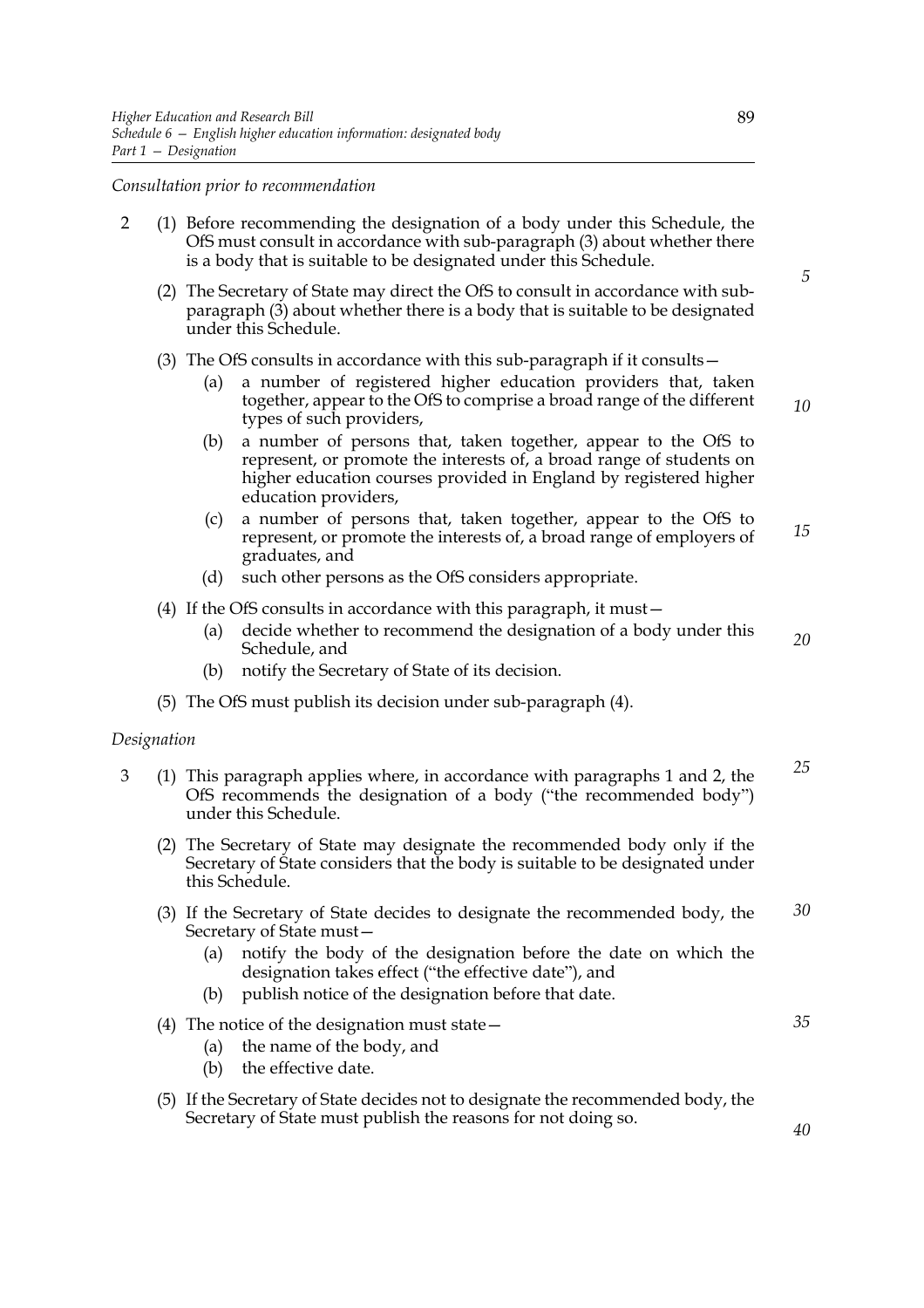*Consultation prior to recommendation*

2 (1) Before recommending the designation of a body under this Schedule, the OfS must consult in accordance with sub-paragraph (3) about whether there is a body that is suitable to be designated under this Schedule.

(2) The Secretary of State may direct the OfS to consult in accordance with sub-paragraph (3) about whether there is a body that is suitable to be designated under this Schedule.

(3) The OfS consults in accordance with this sub-paragraph if it consults—

- (a) a number of registered higher education providers that, taken together, appear to the OfS to comprise a broad range of the different types of such providers,
- (b) a number of persons that, taken together, appear to the OfS to represent, or promote the interests of, a broad range of students on higher education courses provided in England by registered higher education providers,
- (c) a number of persons that, taken together, appear to the OfS to represent, or promote the interests of, a broad range of employers of graduates, and
- (d) such other persons as the OfS considers appropriate.

(4) If the OfS consults in accordance with this paragraph, it must—

- (a) decide whether to recommend the designation of a body under this Schedule, and
- (b) notify the Secretary of State of its decision.

(5) The OfS must publish its decision under sub-paragraph (4).

*Designation*

3 (1) This paragraph applies where, in accordance with paragraphs 1 and 2, the OfS recommends the designation of a body ("the recommended body") under this Schedule.

(2) The Secretary of State may designate the recommended body only if the Secretary of State considers that the body is suitable to be designated under this Schedule.

(3) If the Secretary of State decides to designate the recommended body, the Secretary of State must—

- (a) notify the body of the designation before the date on which the designation takes effect ("the effective date"), and
- (b) publish notice of the designation before that date.

(4) The notice of the designation must state—

- (a) the name of the body, and
- (b) the effective date.

(5) If the Secretary of State decides not to designate the recommended body, the Secretary of State must publish the reasons for not doing so.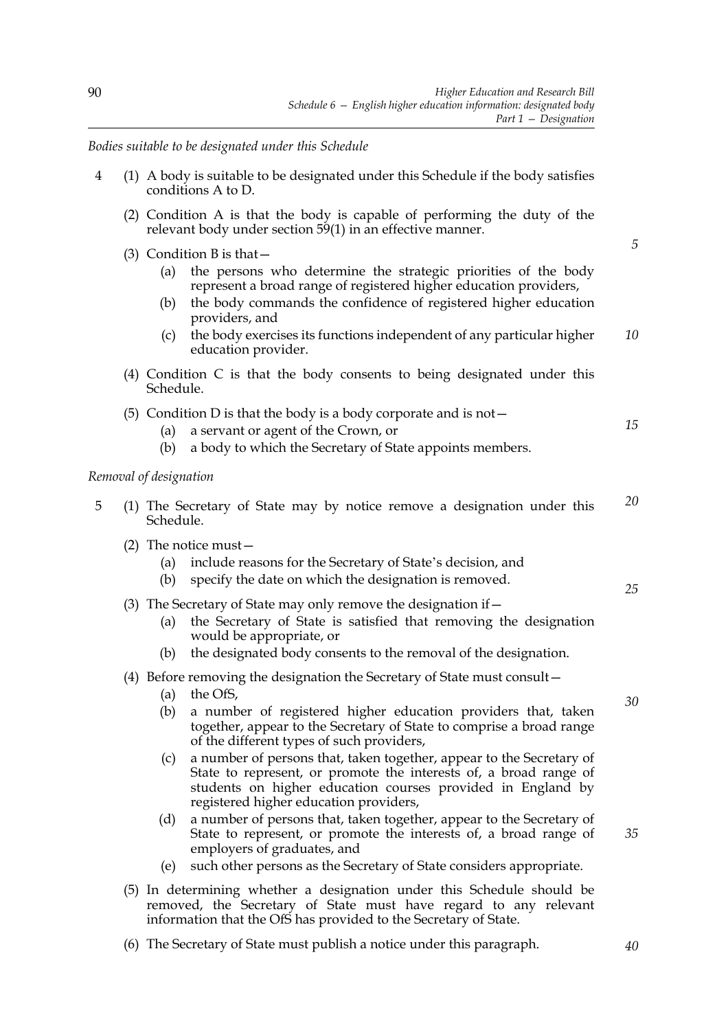*Bodies suitable to be designated under this Schedule*

4 (1) A body is suitable to be designated under this Schedule if the body satisfies conditions A to D.

(2) Condition A is that the body is capable of performing the duty of the relevant body under section 59(1) in an effective manner.

(3) Condition B is that—

- (a) the persons who determine the strategic priorities of the body represent a broad range of registered higher education providers,
- (b) the body commands the confidence of registered higher education providers, and
- (c) the body exercises its functions independent of any particular higher education provider.

(4) Condition C is that the body consents to being designated under this Schedule.

(5) Condition D is that the body is a body corporate and is not—

- (a) a servant or agent of the Crown, or
- (b) a body to which the Secretary of State appoints members.

*Removal of designation*

5 (1) The Secretary of State may by notice remove a designation under this Schedule.

(2) The notice must—

- (a) include reasons for the Secretary of State's decision, and
- (b) specify the date on which the designation is removed.

(3) The Secretary of State may only remove the designation if—

- (a) the Secretary of State is satisfied that removing the designation would be appropriate, or
- (b) the designated body consents to the removal of the designation.

(4) Before removing the designation the Secretary of State must consult—

- (a) the OfS,
- (b) a number of registered higher education providers that, taken together, appear to the Secretary of State to comprise a broad range of the different types of such providers,
- (c) a number of persons that, taken together, appear to the Secretary of State to represent, or promote the interests of, a broad range of students on higher education courses provided in England by registered higher education providers,
- (d) a number of persons that, taken together, appear to the Secretary of State to represent, or promote the interests of, a broad range of employers of graduates, and
- (e) such other persons as the Secretary of State considers appropriate.

(5) In determining whether a designation under this Schedule should be removed, the Secretary of State must have regard to any relevant information that the OfS has provided to the Secretary of State.

(6) The Secretary of State must publish a notice under this paragraph.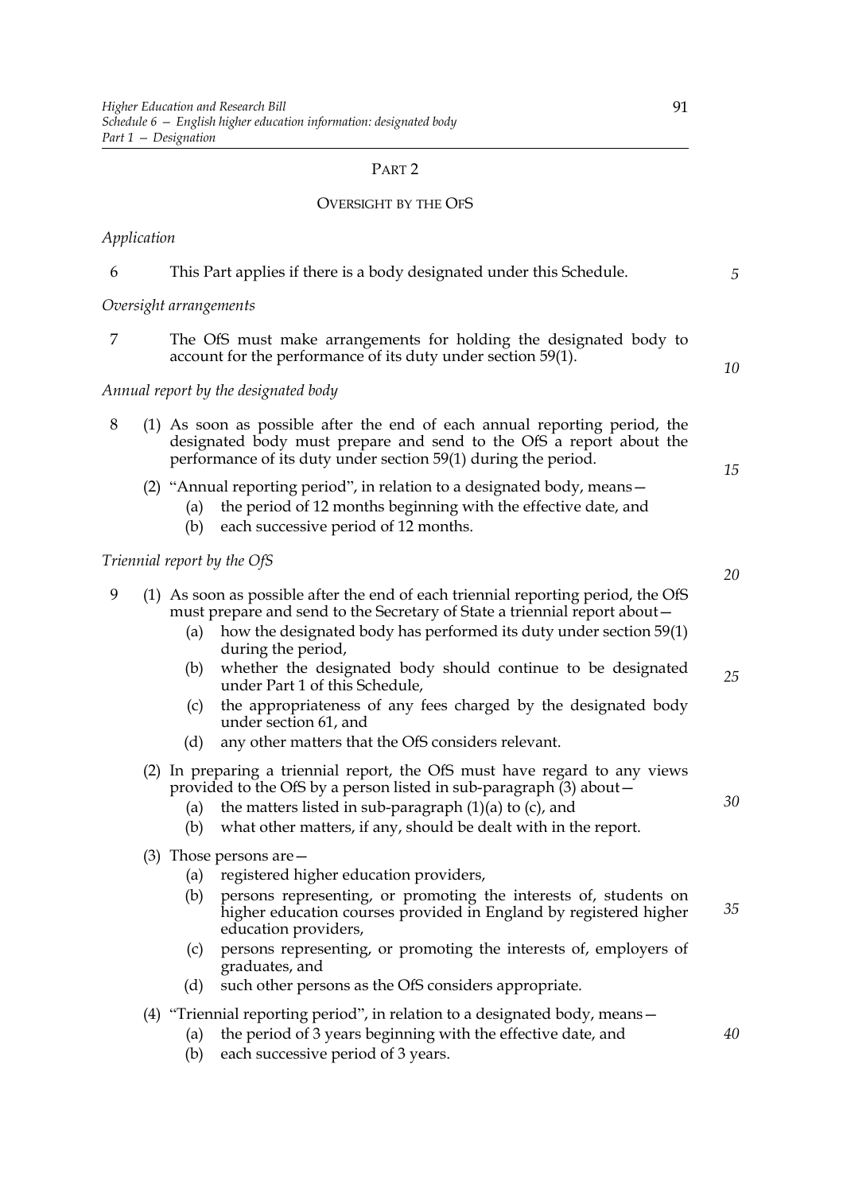## PART 2

### OVERSIGHT BY THE OFS

*Application*

6 This Part applies if there is a body designated under this Schedule.

*Oversight arrangements*

7 The OfS must make arrangements for holding the designated body to account for the performance of its duty under section 59(1).

*Annual report by the designated body*

8 (1) As soon as possible after the end of each annual reporting period, the designated body must prepare and send to the OfS a report about the performance of its duty under section 59(1) during the period.

(2) "Annual reporting period", in relation to a designated body, means—

- (a) the period of 12 months beginning with the effective date, and
- (b) each successive period of 12 months.

*Triennial report by the OfS*

9 (1) As soon as possible after the end of each triennial reporting period, the OfS must prepare and send to the Secretary of State a triennial report about—

- (a) how the designated body has performed its duty under section 59(1) during the period,
- (b) whether the designated body should continue to be designated under Part 1 of this Schedule,
- (c) the appropriateness of any fees charged by the designated body under section 61, and
- (d) any other matters that the OfS considers relevant.

(2) In preparing a triennial report, the OfS must have regard to any views provided to the OfS by a person listed in sub-paragraph (3) about—

- (a) the matters listed in sub-paragraph (1)(a) to (c), and
- (b) what other matters, if any, should be dealt with in the report.

(3) Those persons are—

- (a) registered higher education providers,
- (b) persons representing, or promoting the interests of, students on higher education courses provided in England by registered higher education providers,
- (c) persons representing, or promoting the interests of, employers of graduates, and
- (d) such other persons as the OfS considers appropriate.

(4) "Triennial reporting period", in relation to a designated body, means—

- (a) the period of 3 years beginning with the effective date, and
- (b) each successive period of 3 years.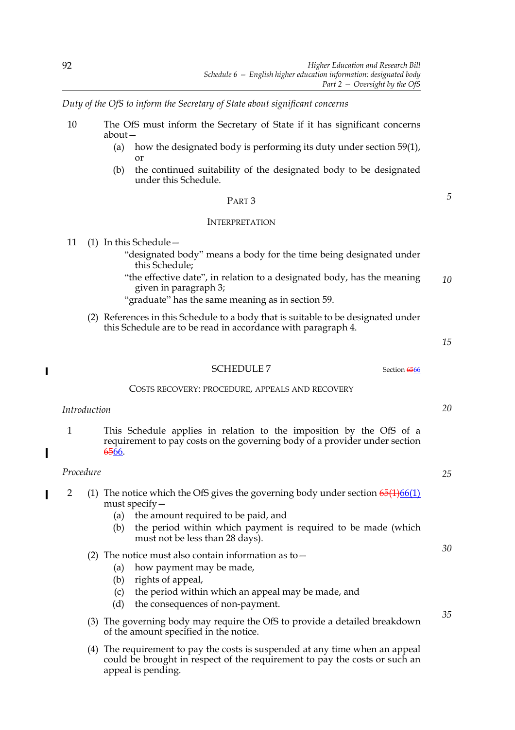*Duty of the OfS to inform the Secretary of State about significant concerns*

10 The OfS must inform the Secretary of State if it has significant concerns about—

(a) how the designated body is performing its duty under section 59(1), or

(b) the continued suitability of the designated body to be designated under this Schedule.

PART 3

INTERPRETATION

11 (1) In this Schedule—

"designated body" means a body for the time being designated under this Schedule;

"the effective date", in relation to a designated body, has the meaning given in paragraph 3;

"graduate" has the same meaning as in section 59.

(2) References in this Schedule to a body that is suitable to be designated under this Schedule are to be read in accordance with paragraph 4.

## SCHEDULE 7

Section ~~65~~66

COSTS RECOVERY: PROCEDURE, APPEALS AND RECOVERY

*Introduction*

1 This Schedule applies in relation to the imposition by the OfS of a requirement to pay costs on the governing body of a provider under section ~~65~~66.

*Procedure*

2 (1) The notice which the OfS gives the governing body under section ~~65(1)~~66(1) must specify—

(a) the amount required to be paid, and

(b) the period within which payment is required to be made (which must not be less than 28 days).

(2) The notice must also contain information as to—

(a) how payment may be made,

(b) rights of appeal,

(c) the period within which an appeal may be made, and

(d) the consequences of non-payment.

(3) The governing body may require the OfS to provide a detailed breakdown of the amount specified in the notice.

(4) The requirement to pay the costs is suspended at any time when an appeal could be brought in respect of the requirement to pay the costs or such an appeal is pending.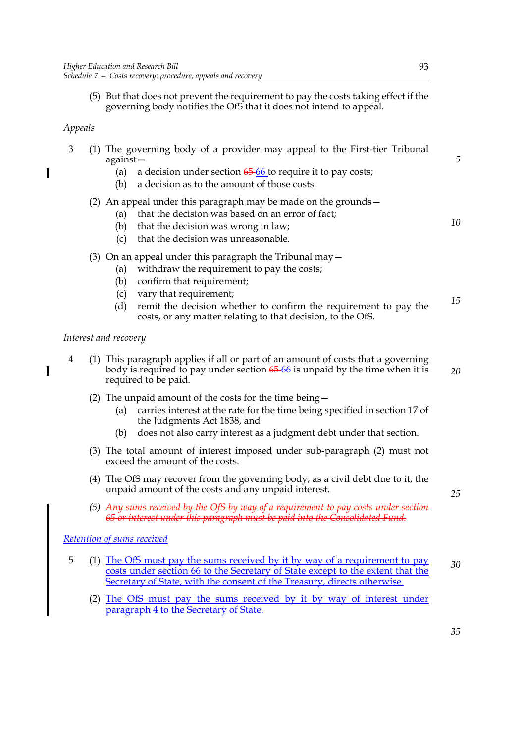(5) But that does not prevent the requirement to pay the costs taking effect if the governing body notifies the OfS that it does not intend to appeal.

*Appeals*

3 (1) The governing body of a provider may appeal to the First-tier Tribunal against—

(a) a decision under section ~~65~~ 66 to require it to pay costs;

(b) a decision as to the amount of those costs.

(2) An appeal under this paragraph may be made on the grounds—

(a) that the decision was based on an error of fact;

(b) that the decision was wrong in law;

(c) that the decision was unreasonable.

(3) On an appeal under this paragraph the Tribunal may—

(a) withdraw the requirement to pay the costs;

(b) confirm that requirement;

(c) vary that requirement;

(d) remit the decision whether to confirm the requirement to pay the costs, or any matter relating to that decision, to the OfS.

*Interest and recovery*

4 (1) This paragraph applies if all or part of an amount of costs that a governing body is required to pay under section ~~65~~ 66 is unpaid by the time when it is required to be paid.

(2) The unpaid amount of the costs for the time being—

(a) carries interest at the rate for the time being specified in section 17 of the Judgments Act 1838, and

(b) does not also carry interest as a judgment debt under that section.

(3) The total amount of interest imposed under sub-paragraph (2) must not exceed the amount of the costs.

(4) The OfS may recover from the governing body, as a civil debt due to it, the unpaid amount of the costs and any unpaid interest.

~~(5) *Any sums received by the OfS by way of a requirement to pay costs under section 65 or interest under this paragraph must be paid into the Consolidated Fund.*~~

*Retention of sums received*

5 (1) The OfS must pay the sums received by it by way of a requirement to pay costs under section 66 to the Secretary of State except to the extent that the Secretary of State, with the consent of the Treasury, directs otherwise.

(2) The OfS must pay the sums received by it by way of interest under paragraph 4 to the Secretary of State.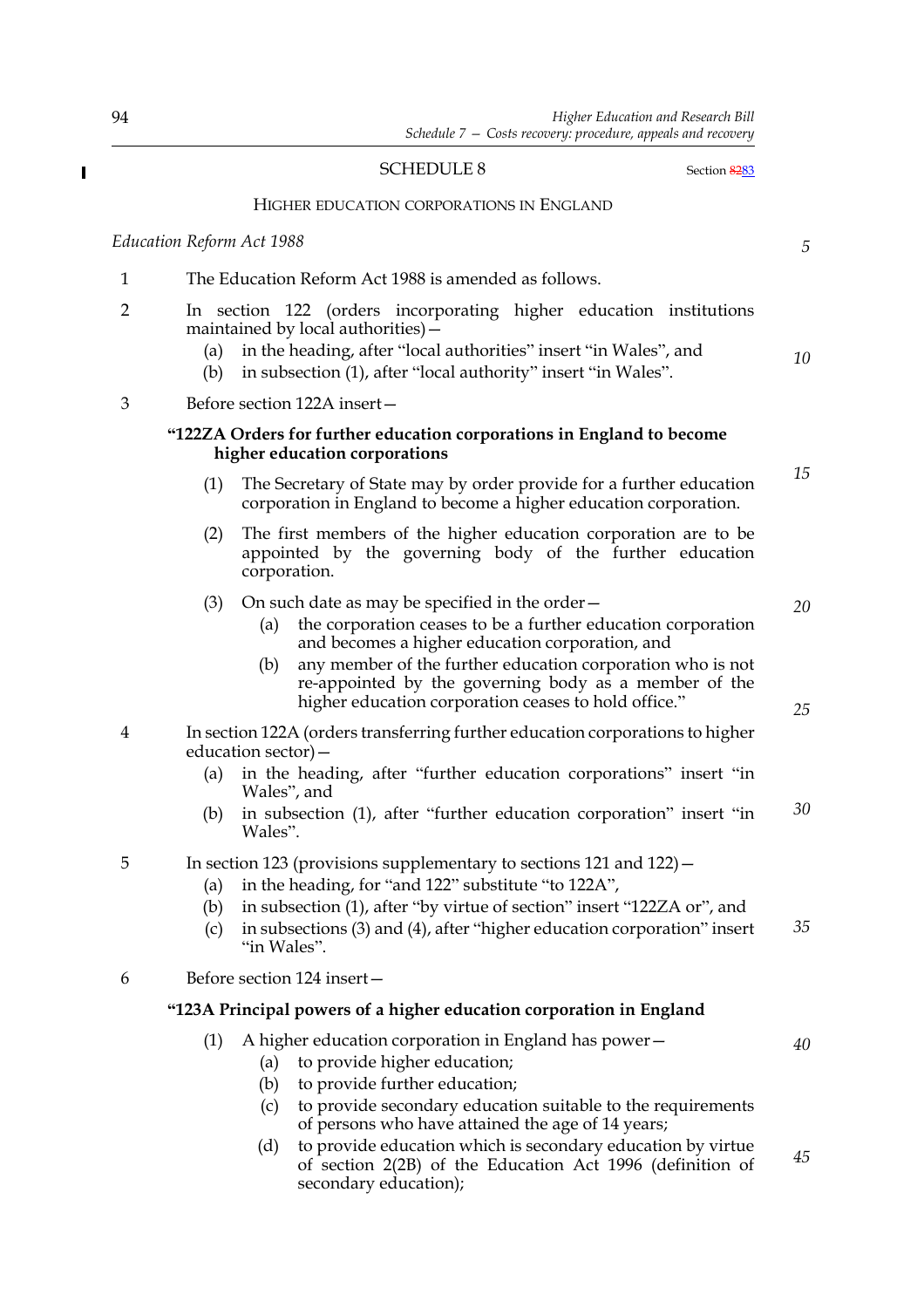## SCHEDULE 8

Section ~~82~~83

### HIGHER EDUCATION CORPORATIONS IN ENGLAND

*Education Reform Act 1988*

1 The Education Reform Act 1988 is amended as follows.

2 In section 122 (orders incorporating higher education institutions maintained by local authorities)—

(a) in the heading, after "local authorities" insert "in Wales", and

(b) in subsection (1), after "local authority" insert "in Wales".

3 Before section 122A insert—

**"122ZA Orders for further education corporations in England to become higher education corporations**

(1) The Secretary of State may by order provide for a further education corporation in England to become a higher education corporation.

(2) The first members of the higher education corporation are to be appointed by the governing body of the further education corporation.

(3) On such date as may be specified in the order—

(a) the corporation ceases to be a further education corporation and becomes a higher education corporation, and

(b) any member of the further education corporation who is not re-appointed by the governing body as a member of the higher education corporation ceases to hold office."

4 In section 122A (orders transferring further education corporations to higher education sector)—

(a) in the heading, after "further education corporations" insert "in Wales", and

(b) in subsection (1), after "further education corporation" insert "in Wales".

5 In section 123 (provisions supplementary to sections 121 and 122)—

(a) in the heading, for "and 122" substitute "to 122A",

(b) in subsection (1), after "by virtue of section" insert "122ZA or", and

(c) in subsections (3) and (4), after "higher education corporation" insert "in Wales".

6 Before section 124 insert—

**"123A Principal powers of a higher education corporation in England**

(1) A higher education corporation in England has power—

(a) to provide higher education;

(b) to provide further education;

(c) to provide secondary education suitable to the requirements of persons who have attained the age of 14 years;

(d) to provide education which is secondary education by virtue of section 2(2B) of the Education Act 1996 (definition of secondary education);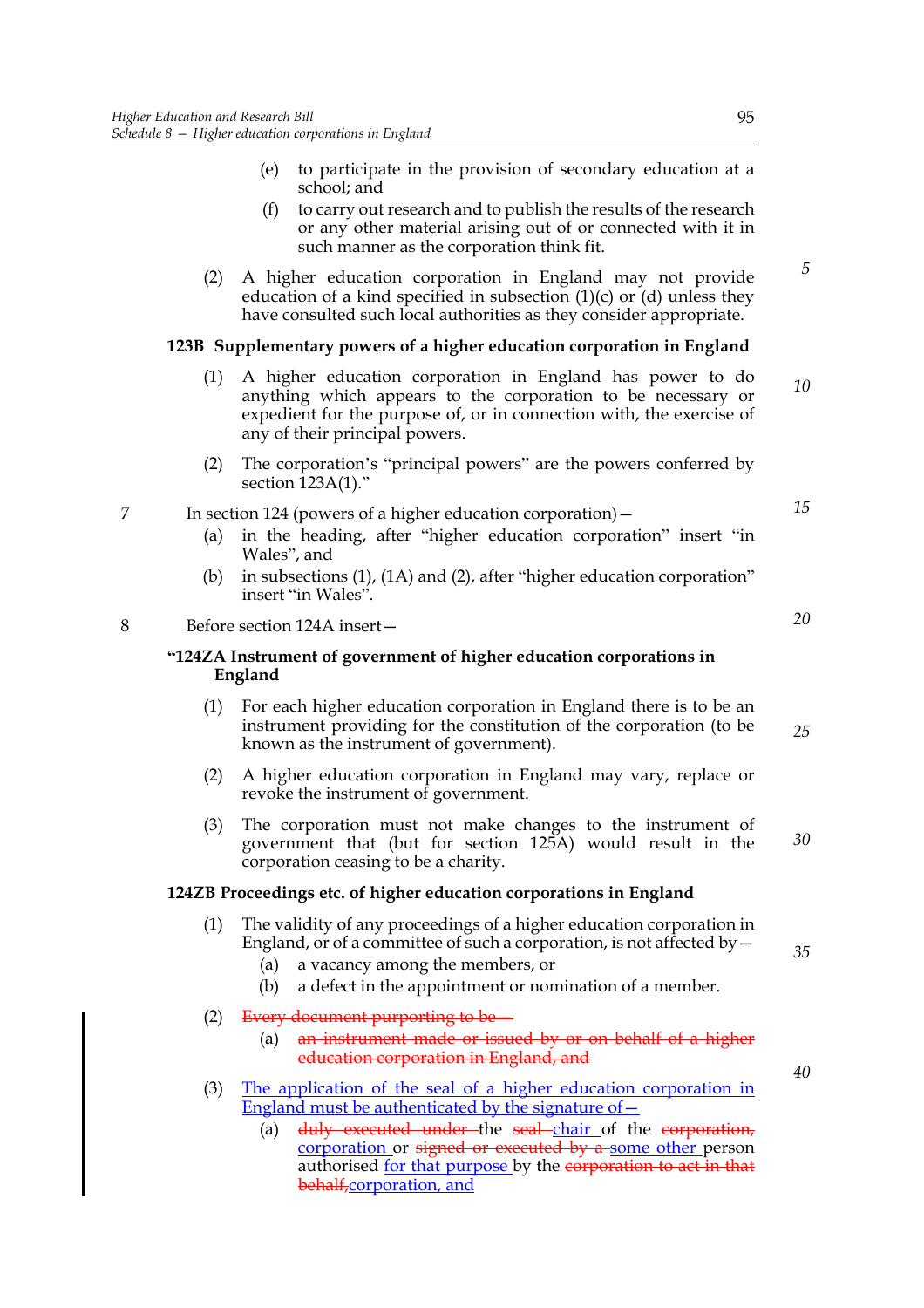(e) to participate in the provision of secondary education at a school; and

(f) to carry out research and to publish the results of the research or any other material arising out of or connected with it in such manner as the corporation think fit.

(2) A higher education corporation in England may not provide education of a kind specified in subsection (1)(c) or (d) unless they have consulted such local authorities as they consider appropriate.

**123B Supplementary powers of a higher education corporation in England**

(1) A higher education corporation in England has power to do anything which appears to the corporation to be necessary or expedient for the purpose of, or in connection with, the exercise of any of their principal powers.

(2) The corporation's "principal powers" are the powers conferred by section 123A(1)."

7 In section 124 (powers of a higher education corporation)—

(a) in the heading, after "higher education corporation" insert "in Wales", and

(b) in subsections (1), (1A) and (2), after "higher education corporation" insert "in Wales".

8 Before section 124A insert—

**"124ZA Instrument of government of higher education corporations in England**

(1) For each higher education corporation in England there is to be an instrument providing for the constitution of the corporation (to be known as the instrument of government).

(2) A higher education corporation in England may vary, replace or revoke the instrument of government.

(3) The corporation must not make changes to the instrument of government that (but for section 125A) would result in the corporation ceasing to be a charity.

**124ZB Proceedings etc. of higher education corporations in England**

(1) The validity of any proceedings of a higher education corporation in England, or of a committee of such a corporation, is not affected by—

(a) a vacancy among the members, or

(b) a defect in the appointment or nomination of a member.

(2) ~~Every document purporting to be—~~

(a) ~~an instrument made or issued by or on behalf of a higher education corporation in England, and~~

(3) The application of the seal of a higher education corporation in England must be authenticated by the signature of—

(a) ~~duly executed under~~ the ~~seal~~ chair of the ~~corporation,~~ corporation or ~~signed or executed by a~~ some other person authorised for that purpose by the ~~corporation to act in that behalf,~~corporation, and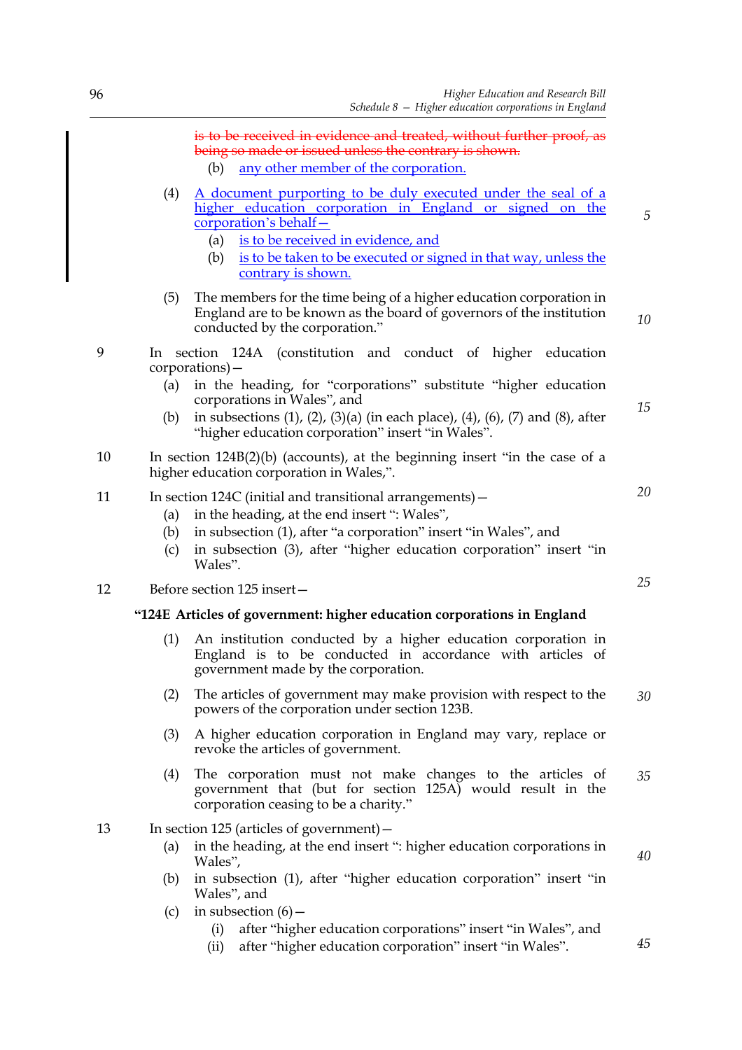~~is to be received in evidence and treated, without further proof, as being so made or issued unless the contrary is shown.~~

(b) <u>any other member of the corporation.</u>

(4) <u>A document purporting to be duly executed under the seal of a higher education corporation in England or signed on the corporation's behalf—</u>

(a) <u>is to be received in evidence, and</u>

(b) <u>is to be taken to be executed or signed in that way, unless the contrary is shown.</u>

(5) The members for the time being of a higher education corporation in England are to be known as the board of governors of the institution conducted by the corporation."

9 In section 124A (constitution and conduct of higher education corporations)—

(a) in the heading, for "corporations" substitute "higher education corporations in Wales", and

(b) in subsections (1), (2), (3)(a) (in each place), (4), (6), (7) and (8), after "higher education corporation" insert "in Wales".

10 In section 124B(2)(b) (accounts), at the beginning insert "in the case of a higher education corporation in Wales,".

11 In section 124C (initial and transitional arrangements)—

(a) in the heading, at the end insert ": Wales",

(b) in subsection (1), after "a corporation" insert "in Wales", and

(c) in subsection (3), after "higher education corporation" insert "in Wales".

12 Before section 125 insert—

**"124E Articles of government: higher education corporations in England**

(1) An institution conducted by a higher education corporation in England is to be conducted in accordance with articles of government made by the corporation.

(2) The articles of government may make provision with respect to the powers of the corporation under section 123B.

(3) A higher education corporation in England may vary, replace or revoke the articles of government.

(4) The corporation must not make changes to the articles of government that (but for section 125A) would result in the corporation ceasing to be a charity."

13 In section 125 (articles of government)—

(a) in the heading, at the end insert ": higher education corporations in Wales",

(b) in subsection (1), after "higher education corporation" insert "in Wales", and

(c) in subsection (6)—

(i) after "higher education corporations" insert "in Wales", and

(ii) after "higher education corporation" insert "in Wales".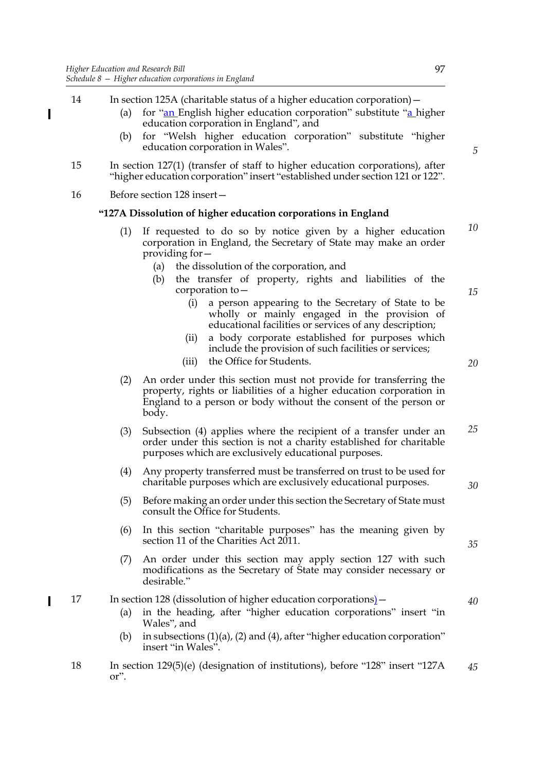14 In section 125A (charitable status of a higher education corporation)—

(a) for "an English higher education corporation" substitute "a higher education corporation in England", and

(b) for "Welsh higher education corporation" substitute "higher education corporation in Wales".

15 In section 127(1) (transfer of staff to higher education corporations), after "higher education corporation" insert "established under section 121 or 122".

16 Before section 128 insert—

**"127A Dissolution of higher education corporations in England**

(1) If requested to do so by notice given by a higher education corporation in England, the Secretary of State may make an order providing for—

(a) the dissolution of the corporation, and

(b) the transfer of property, rights and liabilities of the corporation to—

(i) a person appearing to the Secretary of State to be wholly or mainly engaged in the provision of educational facilities or services of any description;

(ii) a body corporate established for purposes which include the provision of such facilities or services;

(iii) the Office for Students.

(2) An order under this section must not provide for transferring the property, rights or liabilities of a higher education corporation in England to a person or body without the consent of the person or body.

(3) Subsection (4) applies where the recipient of a transfer under an order under this section is not a charity established for charitable purposes which are exclusively educational purposes.

(4) Any property transferred must be transferred on trust to be used for charitable purposes which are exclusively educational purposes.

(5) Before making an order under this section the Secretary of State must consult the Office for Students.

(6) In this section "charitable purposes" has the meaning given by section 11 of the Charities Act 2011.

(7) An order under this section may apply section 127 with such modifications as the Secretary of State may consider necessary or desirable."

17 In section 128 (dissolution of higher education corporations)—

(a) in the heading, after "higher education corporations" insert "in Wales", and

(b) in subsections (1)(a), (2) and (4), after "higher education corporation" insert "in Wales".

18 In section 129(5)(e) (designation of institutions), before "128" insert "127A or".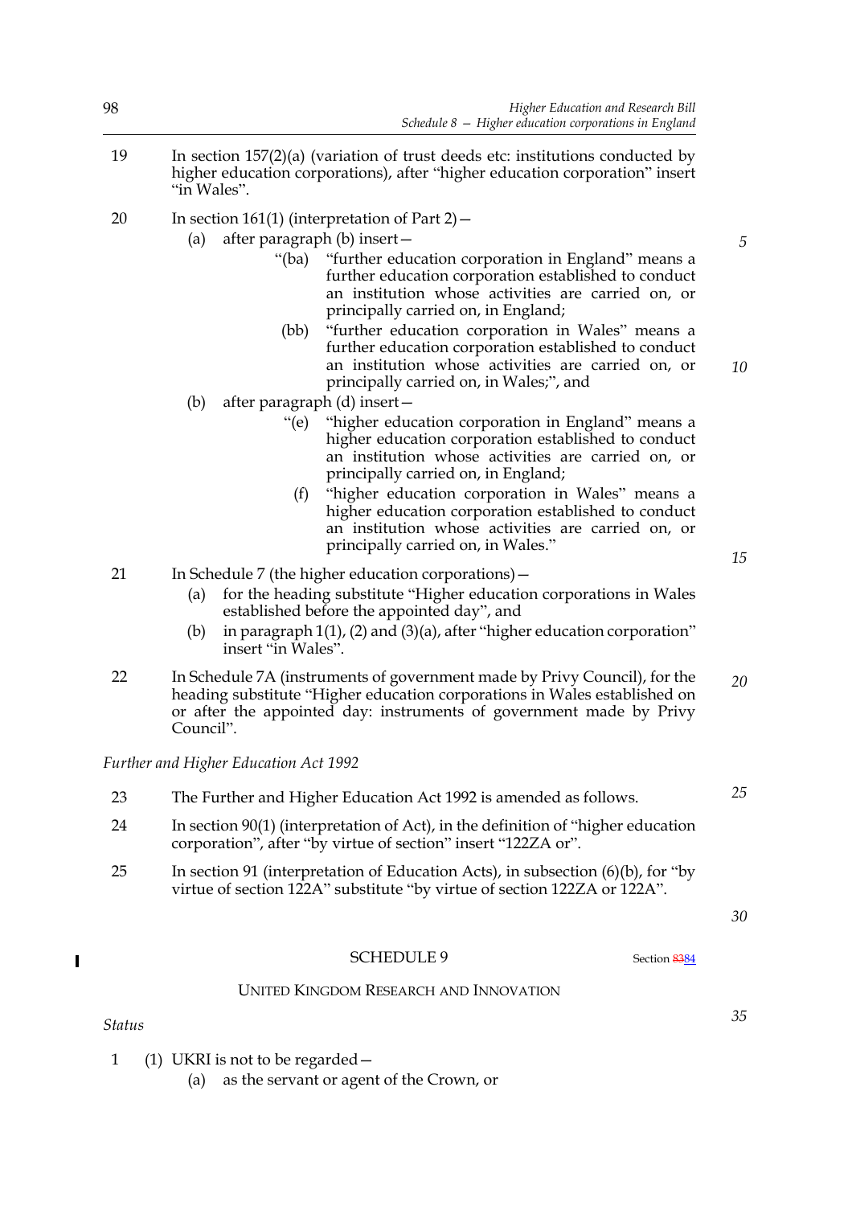19 In section 157(2)(a) (variation of trust deeds etc: institutions conducted by higher education corporations), after "higher education corporation" insert "in Wales".

20 In section 161(1) (interpretation of Part 2)—

(a) after paragraph (b) insert—

"(ba) "further education corporation in England" means a further education corporation established to conduct an institution whose activities are carried on, or principally carried on, in England;

(bb) "further education corporation in Wales" means a further education corporation established to conduct an institution whose activities are carried on, or principally carried on, in Wales;", and

(b) after paragraph (d) insert—

"(e) "higher education corporation in England" means a higher education corporation established to conduct an institution whose activities are carried on, or principally carried on, in England;

(f) "higher education corporation in Wales" means a higher education corporation established to conduct an institution whose activities are carried on, or principally carried on, in Wales."

21 In Schedule 7 (the higher education corporations)—

(a) for the heading substitute "Higher education corporations in Wales established before the appointed day", and

(b) in paragraph 1(1), (2) and (3)(a), after "higher education corporation" insert "in Wales".

22 In Schedule 7A (instruments of government made by Privy Council), for the heading substitute "Higher education corporations in Wales established on or after the appointed day: instruments of government made by Privy Council".

*Further and Higher Education Act 1992*

23 The Further and Higher Education Act 1992 is amended as follows.

24 In section 90(1) (interpretation of Act), in the definition of "higher education corporation", after "by virtue of section" insert "122ZA or".

25 In section 91 (interpretation of Education Acts), in subsection (6)(b), for "by virtue of section 122A" substitute "by virtue of section 122ZA or 122A".

## SCHEDULE 9

Section ~~83~~84

### UNITED KINGDOM RESEARCH AND INNOVATION

*Status*

1 (1) UKRI is not to be regarded—

(a) as the servant or agent of the Crown, or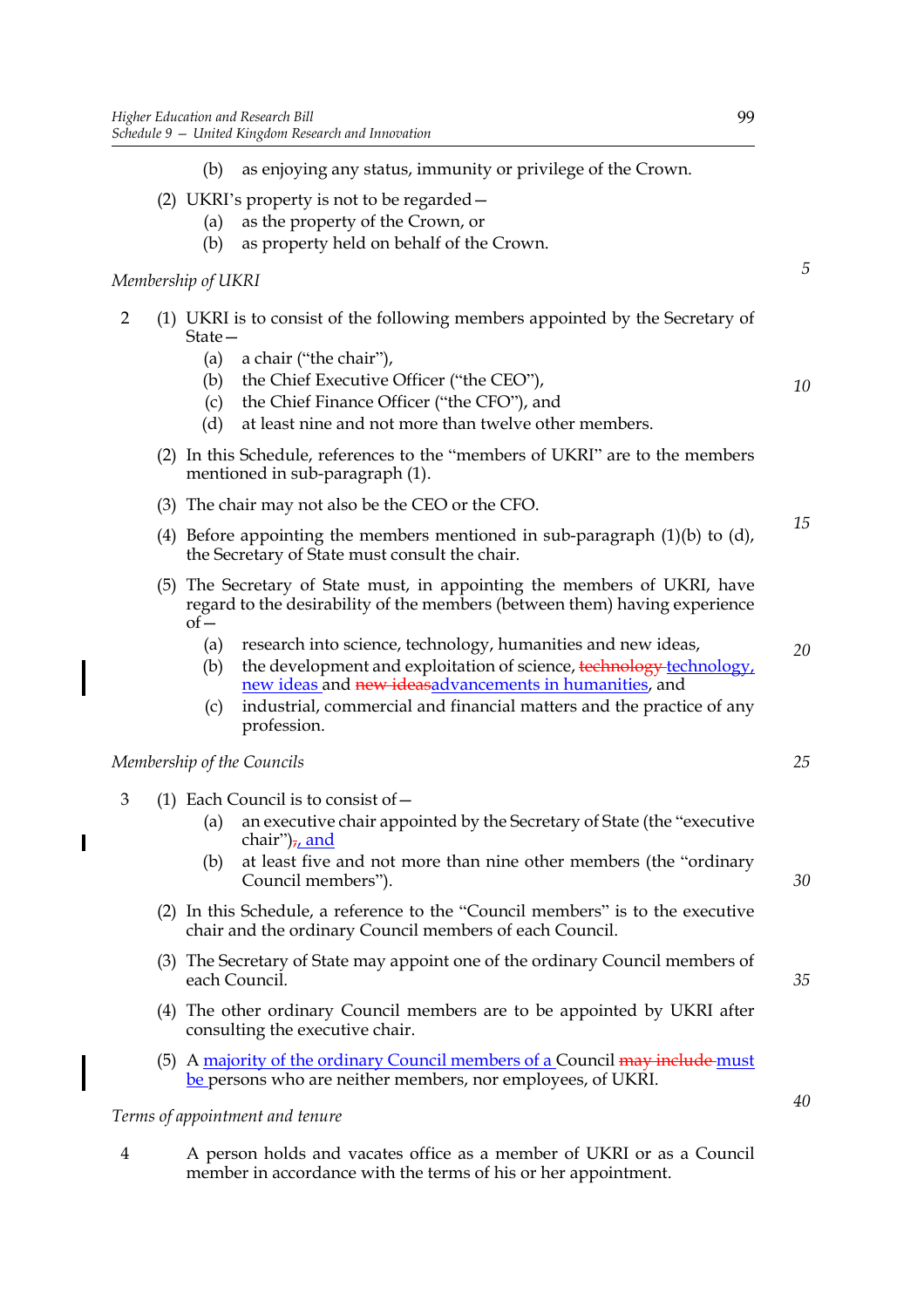(b) as enjoying any status, immunity or privilege of the Crown.

(2) UKRI's property is not to be regarded—

(a) as the property of the Crown, or

(b) as property held on behalf of the Crown.

*Membership of UKRI*

2 (1) UKRI is to consist of the following members appointed by the Secretary of State—

(a) a chair ("the chair"),

(b) the Chief Executive Officer ("the CEO"),

(c) the Chief Finance Officer ("the CFO"), and

(d) at least nine and not more than twelve other members.

(2) In this Schedule, references to the "members of UKRI" are to the members mentioned in sub-paragraph (1).

(3) The chair may not also be the CEO or the CFO.

(4) Before appointing the members mentioned in sub-paragraph (1)(b) to (d), the Secretary of State must consult the chair.

(5) The Secretary of State must, in appointing the members of UKRI, have regard to the desirability of the members (between them) having experience of—

(a) research into science, technology, humanities and new ideas,

(b) the development and exploitation of science, ~~technology~~ technology, new ideas and ~~new ideas~~advancements in humanities, and

(c) industrial, commercial and financial matters and the practice of any profession.

*Membership of the Councils*

3 (1) Each Council is to consist of—

(a) an executive chair appointed by the Secretary of State (the "executive chair")~~,~~, and

(b) at least five and not more than nine other members (the "ordinary Council members").

(2) In this Schedule, a reference to the "Council members" is to the executive chair and the ordinary Council members of each Council.

(3) The Secretary of State may appoint one of the ordinary Council members of each Council.

(4) The other ordinary Council members are to be appointed by UKRI after consulting the executive chair.

(5) A majority of the ordinary Council members of a Council ~~may include~~ must be persons who are neither members, nor employees, of UKRI.

*Terms of appointment and tenure*

4 A person holds and vacates office as a member of UKRI or as a Council member in accordance with the terms of his or her appointment.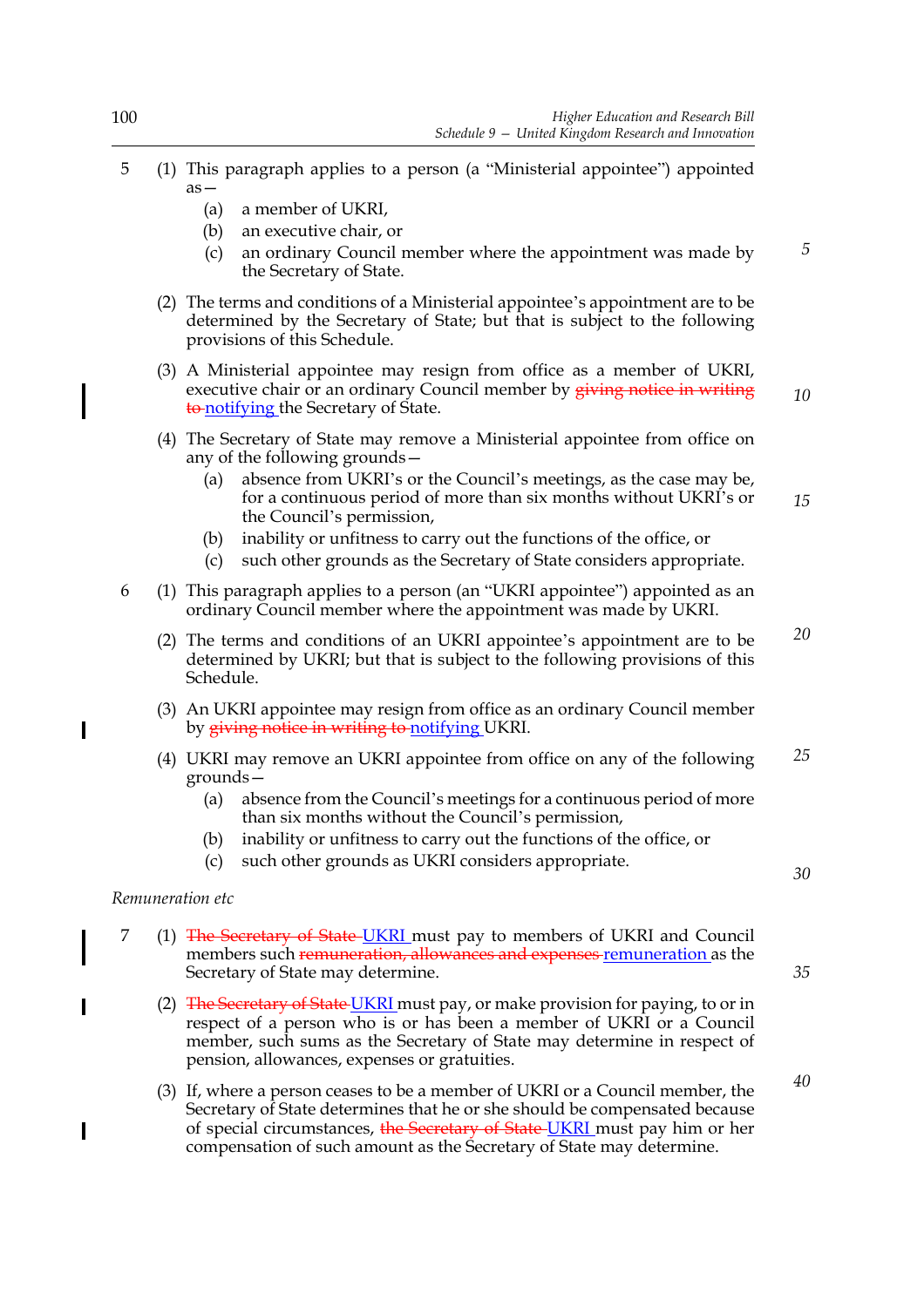5 (1) This paragraph applies to a person (a "Ministerial appointee") appointed as—

(a) a member of UKRI,

(b) an executive chair, or

(c) an ordinary Council member where the appointment was made by the Secretary of State.

(2) The terms and conditions of a Ministerial appointee's appointment are to be determined by the Secretary of State; but that is subject to the following provisions of this Schedule.

(3) A Ministerial appointee may resign from office as a member of UKRI, executive chair or an ordinary Council member by ~~giving notice in writing to~~ notifying the Secretary of State.

(4) The Secretary of State may remove a Ministerial appointee from office on any of the following grounds—

(a) absence from UKRI's or the Council's meetings, as the case may be, for a continuous period of more than six months without UKRI's or the Council's permission,

(b) inability or unfitness to carry out the functions of the office, or

(c) such other grounds as the Secretary of State considers appropriate.

6 (1) This paragraph applies to a person (an "UKRI appointee") appointed as an ordinary Council member where the appointment was made by UKRI.

(2) The terms and conditions of an UKRI appointee's appointment are to be determined by UKRI; but that is subject to the following provisions of this Schedule.

(3) An UKRI appointee may resign from office as an ordinary Council member by ~~giving notice in writing to~~ notifying UKRI.

(4) UKRI may remove an UKRI appointee from office on any of the following grounds—

(a) absence from the Council's meetings for a continuous period of more than six months without the Council's permission,

(b) inability or unfitness to carry out the functions of the office, or

(c) such other grounds as UKRI considers appropriate.

*Remuneration etc*

7 (1) ~~The Secretary of State~~ UKRI must pay to members of UKRI and Council members such ~~remuneration, allowances and expenses~~ remuneration as the Secretary of State may determine.

(2) ~~The Secretary of State~~ UKRI must pay, or make provision for paying, to or in respect of a person who is or has been a member of UKRI or a Council member, such sums as the Secretary of State may determine in respect of pension, allowances, expenses or gratuities.

(3) If, where a person ceases to be a member of UKRI or a Council member, the Secretary of State determines that he or she should be compensated because of special circumstances, ~~the Secretary of State~~ UKRI must pay him or her compensation of such amount as the Secretary of State may determine.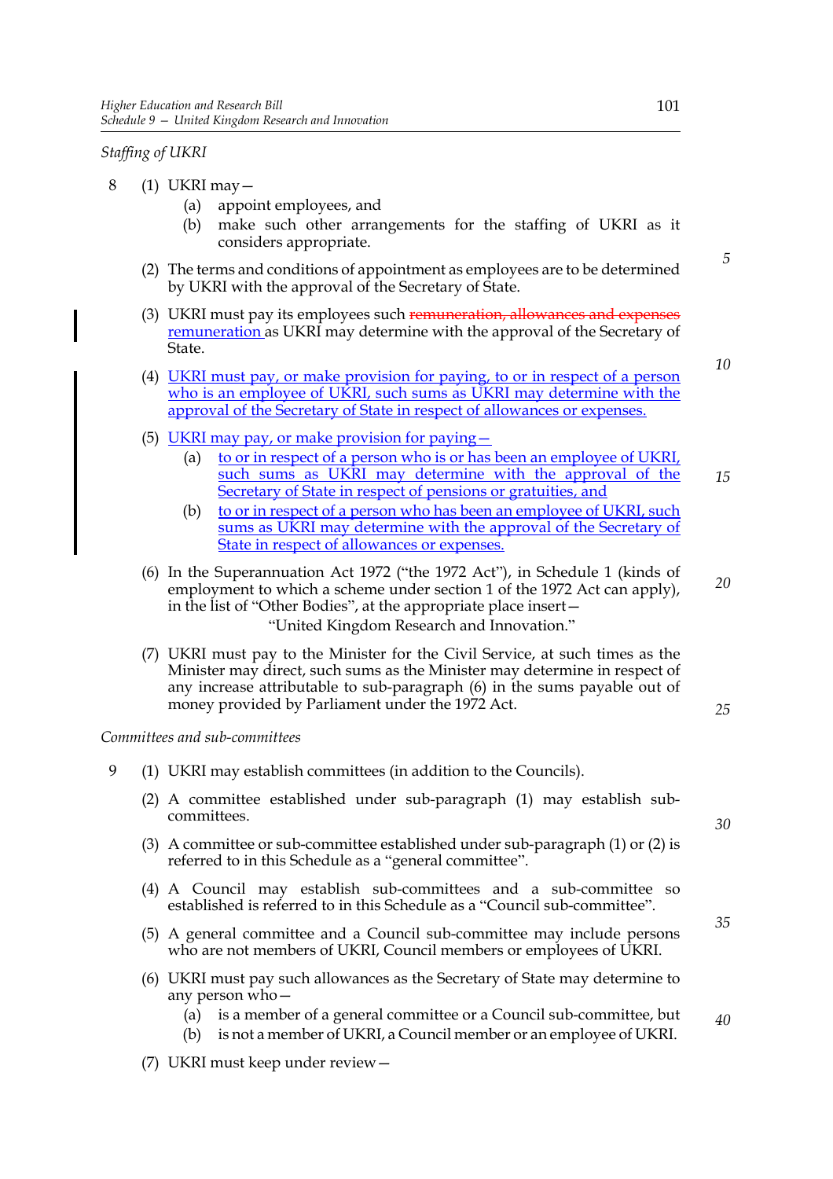*Staffing of UKRI*

8 (1) UKRI may—

(a) appoint employees, and

(b) make such other arrangements for the staffing of UKRI as it considers appropriate.

(2) The terms and conditions of appointment as employees are to be determined by UKRI with the approval of the Secretary of State.

(3) UKRI must pay its employees such ~~remuneration, allowances and expenses~~ remuneration as UKRI may determine with the approval of the Secretary of State.

(4) UKRI must pay, or make provision for paying, to or in respect of a person who is an employee of UKRI, such sums as UKRI may determine with the approval of the Secretary of State in respect of allowances or expenses.

(5) UKRI may pay, or make provision for paying—

(a) to or in respect of a person who is or has been an employee of UKRI, such sums as UKRI may determine with the approval of the Secretary of State in respect of pensions or gratuities, and

(b) to or in respect of a person who has been an employee of UKRI, such sums as UKRI may determine with the approval of the Secretary of State in respect of allowances or expenses.

(6) In the Superannuation Act 1972 ("the 1972 Act"), in Schedule 1 (kinds of employment to which a scheme under section 1 of the 1972 Act can apply), in the list of "Other Bodies", at the appropriate place insert—

"United Kingdom Research and Innovation."

(7) UKRI must pay to the Minister for the Civil Service, at such times as the Minister may direct, such sums as the Minister may determine in respect of any increase attributable to sub-paragraph (6) in the sums payable out of money provided by Parliament under the 1972 Act.

*Committees and sub-committees*

9 (1) UKRI may establish committees (in addition to the Councils).

(2) A committee established under sub-paragraph (1) may establish sub-committees.

(3) A committee or sub-committee established under sub-paragraph (1) or (2) is referred to in this Schedule as a "general committee".

(4) A Council may establish sub-committees and a sub-committee so established is referred to in this Schedule as a "Council sub-committee".

(5) A general committee and a Council sub-committee may include persons who are not members of UKRI, Council members or employees of UKRI.

(6) UKRI must pay such allowances as the Secretary of State may determine to any person who—

(a) is a member of a general committee or a Council sub-committee, but

(b) is not a member of UKRI, a Council member or an employee of UKRI.

(7) UKRI must keep under review—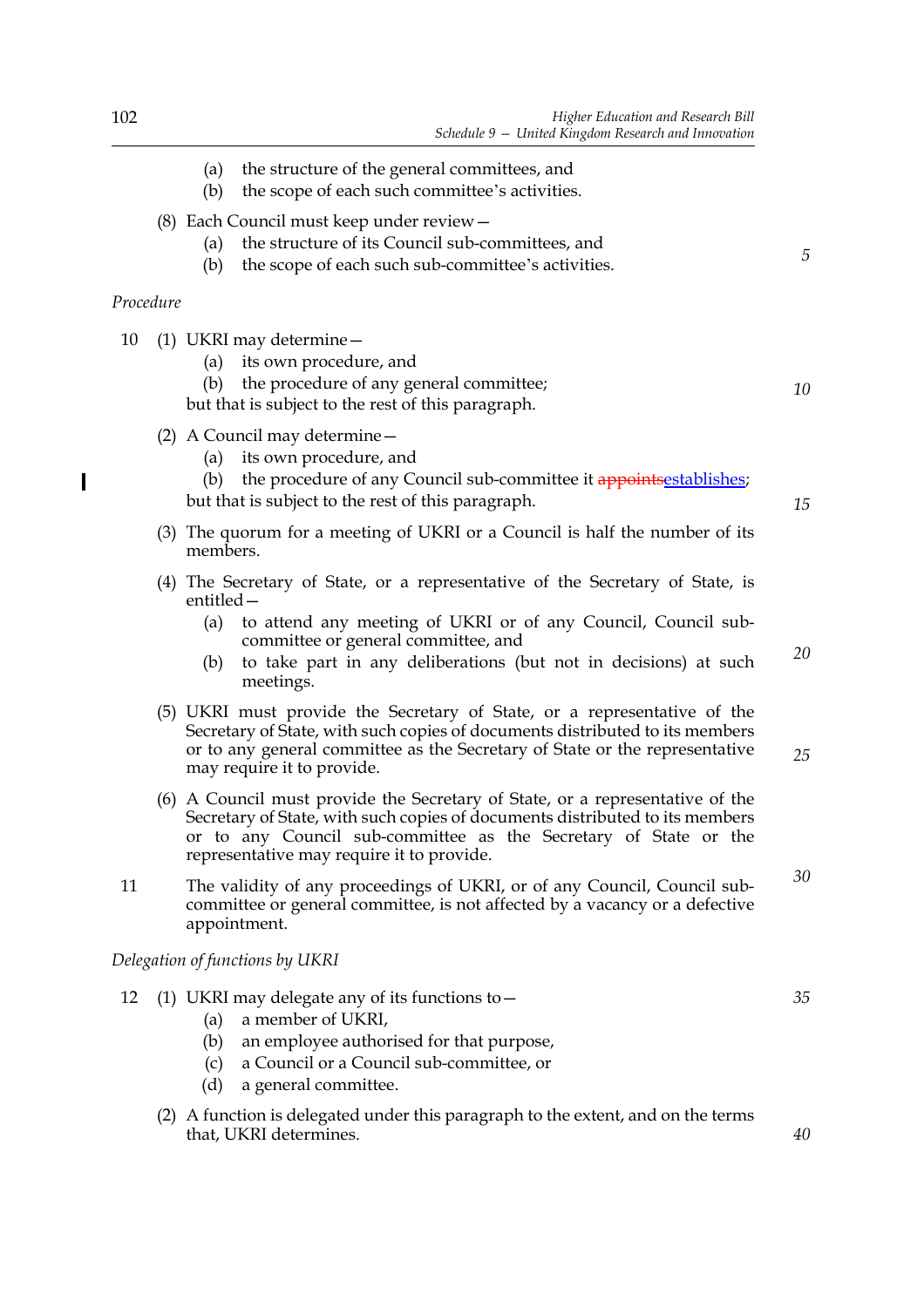(a) the structure of the general committees, and
(b) the scope of each such committee's activities.

(8) Each Council must keep under review—
(a) the structure of its Council sub-committees, and
(b) the scope of each such sub-committee's activities.

*Procedure*

10 (1) UKRI may determine—
(a) its own procedure, and
(b) the procedure of any general committee;
but that is subject to the rest of this paragraph.

(2) A Council may determine—
(a) its own procedure, and
(b) the procedure of any Council sub-committee it ~~appoints~~establishes;
but that is subject to the rest of this paragraph.

(3) The quorum for a meeting of UKRI or a Council is half the number of its members.

(4) The Secretary of State, or a representative of the Secretary of State, is entitled—
(a) to attend any meeting of UKRI or of any Council, Council sub-committee or general committee, and
(b) to take part in any deliberations (but not in decisions) at such meetings.

(5) UKRI must provide the Secretary of State, or a representative of the Secretary of State, with such copies of documents distributed to its members or to any general committee as the Secretary of State or the representative may require it to provide.

(6) A Council must provide the Secretary of State, or a representative of the Secretary of State, with such copies of documents distributed to its members or to any Council sub-committee as the Secretary of State or the representative may require it to provide.

11 The validity of any proceedings of UKRI, or of any Council, Council sub-committee or general committee, is not affected by a vacancy or a defective appointment.

*Delegation of functions by UKRI*

12 (1) UKRI may delegate any of its functions to—
(a) a member of UKRI,
(b) an employee authorised for that purpose,
(c) a Council or a Council sub-committee, or
(d) a general committee.

(2) A function is delegated under this paragraph to the extent, and on the terms that, UKRI determines.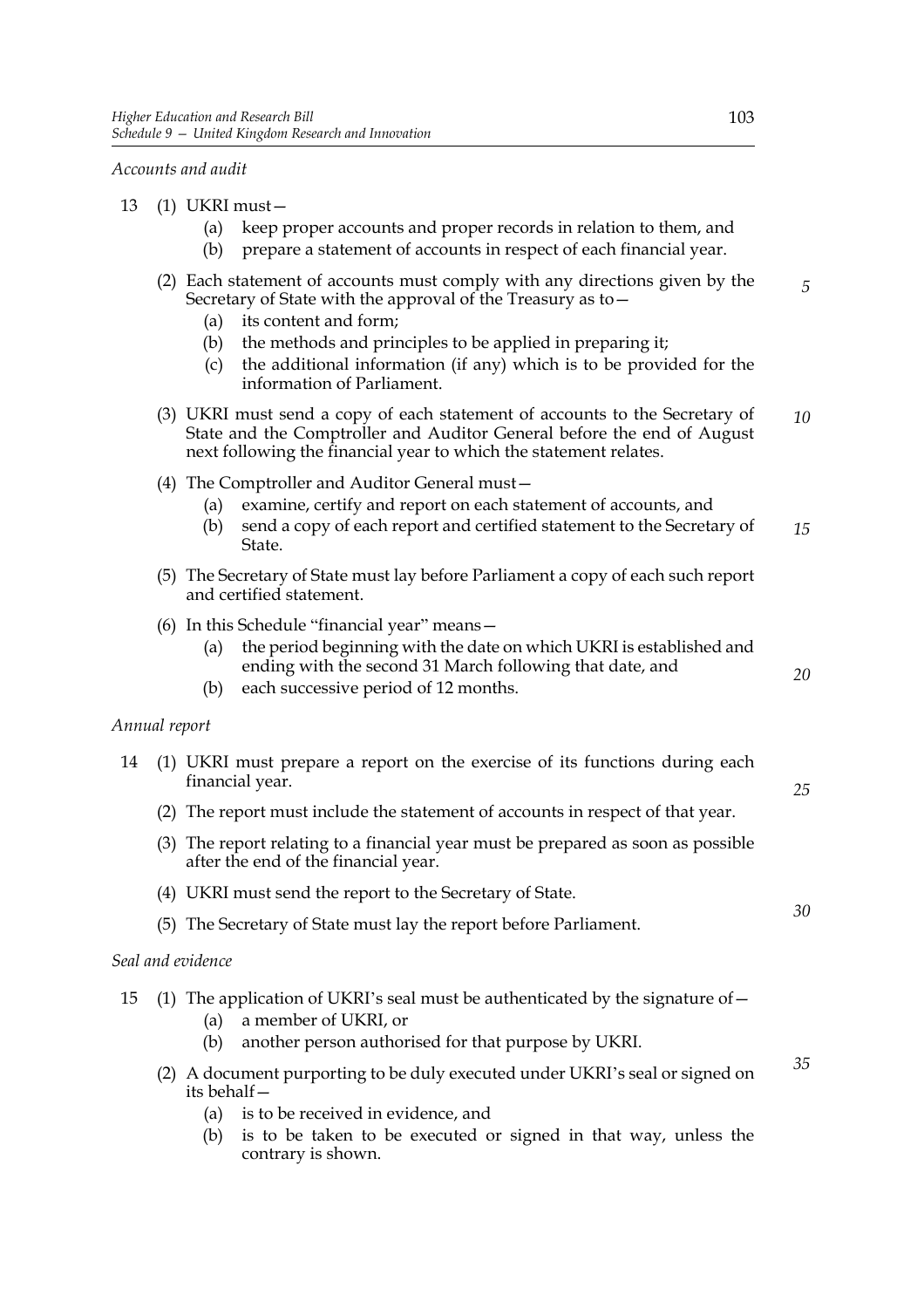*Accounts and audit*

13 (1) UKRI must—

(a) keep proper accounts and proper records in relation to them, and

(b) prepare a statement of accounts in respect of each financial year.

(2) Each statement of accounts must comply with any directions given by the Secretary of State with the approval of the Treasury as to—

(a) its content and form;

(b) the methods and principles to be applied in preparing it;

(c) the additional information (if any) which is to be provided for the information of Parliament.

(3) UKRI must send a copy of each statement of accounts to the Secretary of State and the Comptroller and Auditor General before the end of August next following the financial year to which the statement relates.

(4) The Comptroller and Auditor General must—

(a) examine, certify and report on each statement of accounts, and

(b) send a copy of each report and certified statement to the Secretary of State.

(5) The Secretary of State must lay before Parliament a copy of each such report and certified statement.

(6) In this Schedule "financial year" means—

(a) the period beginning with the date on which UKRI is established and ending with the second 31 March following that date, and

(b) each successive period of 12 months.

*Annual report*

14 (1) UKRI must prepare a report on the exercise of its functions during each financial year.

(2) The report must include the statement of accounts in respect of that year.

(3) The report relating to a financial year must be prepared as soon as possible after the end of the financial year.

(4) UKRI must send the report to the Secretary of State.

(5) The Secretary of State must lay the report before Parliament.

*Seal and evidence*

15 (1) The application of UKRI's seal must be authenticated by the signature of—

(a) a member of UKRI, or

(b) another person authorised for that purpose by UKRI.

(2) A document purporting to be duly executed under UKRI's seal or signed on its behalf—

(a) is to be received in evidence, and

(b) is to be taken to be executed or signed in that way, unless the contrary is shown.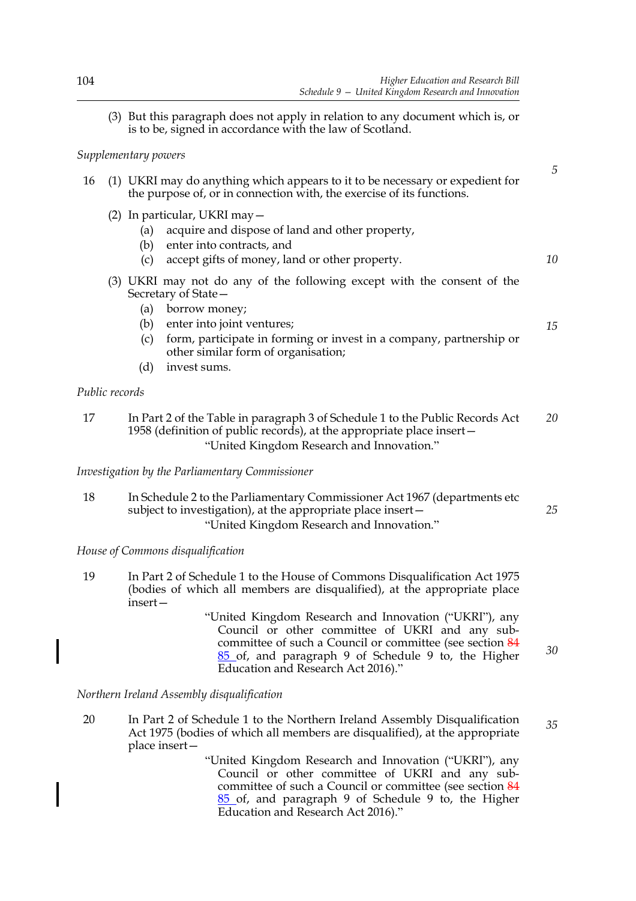(3) But this paragraph does not apply in relation to any document which is, or is to be, signed in accordance with the law of Scotland.

*Supplementary powers*

16 (1) UKRI may do anything which appears to it to be necessary or expedient for the purpose of, or in connection with, the exercise of its functions.

(2) In particular, UKRI may—

(a) acquire and dispose of land and other property,

(b) enter into contracts, and

(c) accept gifts of money, land or other property.

(3) UKRI may not do any of the following except with the consent of the Secretary of State—

(a) borrow money;

(b) enter into joint ventures;

(c) form, participate in forming or invest in a company, partnership or other similar form of organisation;

(d) invest sums.

*Public records*

17 In Part 2 of the Table in paragraph 3 of Schedule 1 to the Public Records Act 1958 (definition of public records), at the appropriate place insert—

"United Kingdom Research and Innovation."

*Investigation by the Parliamentary Commissioner*

18 In Schedule 2 to the Parliamentary Commissioner Act 1967 (departments etc subject to investigation), at the appropriate place insert—

"United Kingdom Research and Innovation."

*House of Commons disqualification*

19 In Part 2 of Schedule 1 to the House of Commons Disqualification Act 1975 (bodies of which all members are disqualified), at the appropriate place insert—

"United Kingdom Research and Innovation ("UKRI"), any Council or other committee of UKRI and any sub-committee of such a Council or committee (see section ~~84~~ 85 of, and paragraph 9 of Schedule 9 to, the Higher Education and Research Act 2016)."

*Northern Ireland Assembly disqualification*

20 In Part 2 of Schedule 1 to the Northern Ireland Assembly Disqualification Act 1975 (bodies of which all members are disqualified), at the appropriate place insert—

"United Kingdom Research and Innovation ("UKRI"), any Council or other committee of UKRI and any sub-committee of such a Council or committee (see section ~~84~~ 85 of, and paragraph 9 of Schedule 9 to, the Higher Education and Research Act 2016)."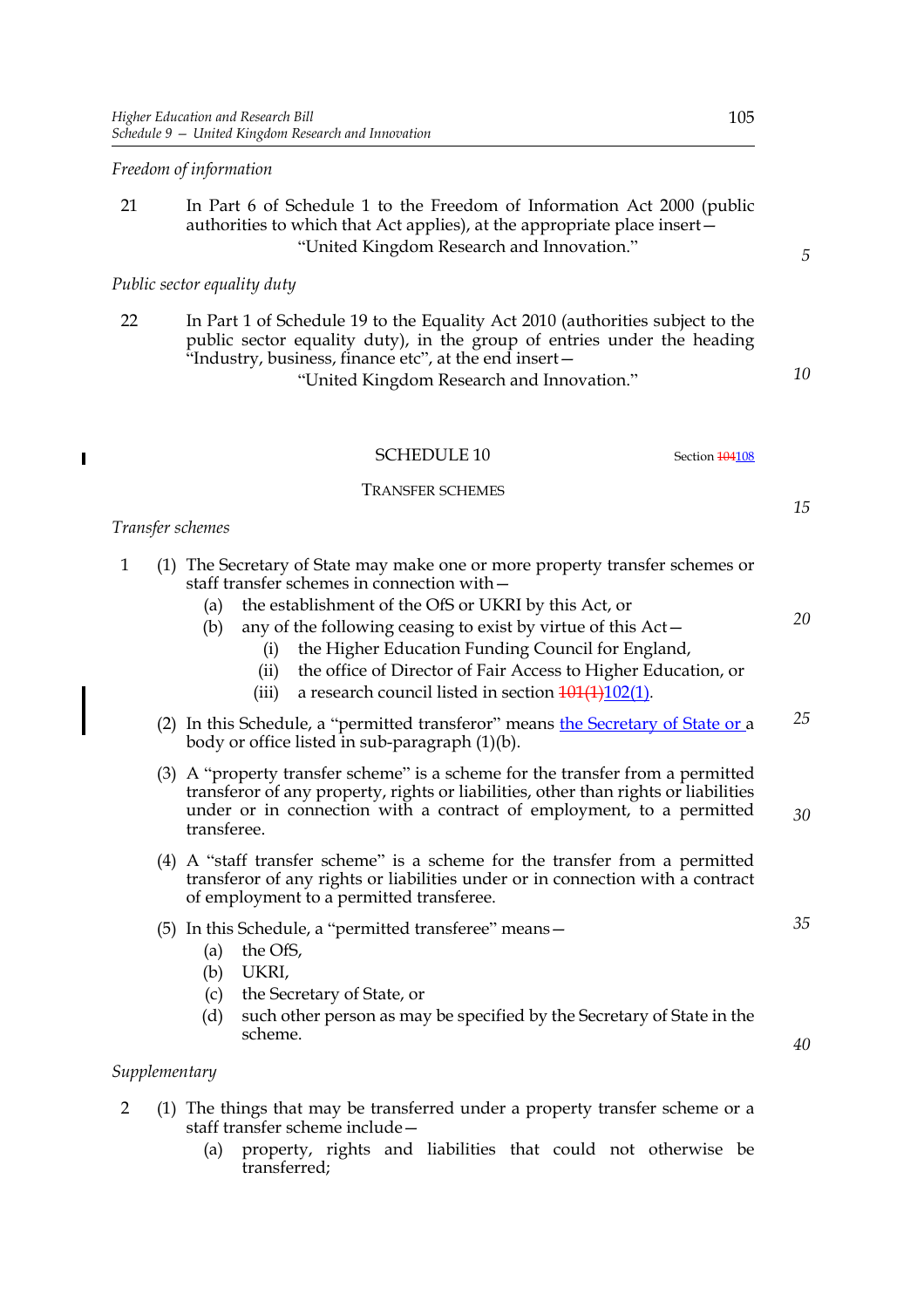*Freedom of information*

21 In Part 6 of Schedule 1 to the Freedom of Information Act 2000 (public authorities to which that Act applies), at the appropriate place insert—

"United Kingdom Research and Innovation."

*Public sector equality duty*

22 In Part 1 of Schedule 19 to the Equality Act 2010 (authorities subject to the public sector equality duty), in the group of entries under the heading "Industry, business, finance etc", at the end insert—

"United Kingdom Research and Innovation."

## SCHEDULE 10

Section ~~104~~108

### TRANSFER SCHEMES

*Transfer schemes*

1 (1) The Secretary of State may make one or more property transfer schemes or staff transfer schemes in connection with—

(a) the establishment of the OfS or UKRI by this Act, or

(b) any of the following ceasing to exist by virtue of this Act—

(i) the Higher Education Funding Council for England,

(ii) the office of Director of Fair Access to Higher Education, or

(iii) a research council listed in section ~~101(1)~~102(1).

(2) In this Schedule, a "permitted transferor" means the Secretary of State or a body or office listed in sub-paragraph (1)(b).

(3) A "property transfer scheme" is a scheme for the transfer from a permitted transferor of any property, rights or liabilities, other than rights or liabilities under or in connection with a contract of employment, to a permitted transferee.

(4) A "staff transfer scheme" is a scheme for the transfer from a permitted transferor of any rights or liabilities under or in connection with a contract of employment to a permitted transferee.

(5) In this Schedule, a "permitted transferee" means—

(a) the OfS,

(b) UKRI,

(c) the Secretary of State, or

(d) such other person as may be specified by the Secretary of State in the scheme.

*Supplementary*

2 (1) The things that may be transferred under a property transfer scheme or a staff transfer scheme include—

(a) property, rights and liabilities that could not otherwise be transferred;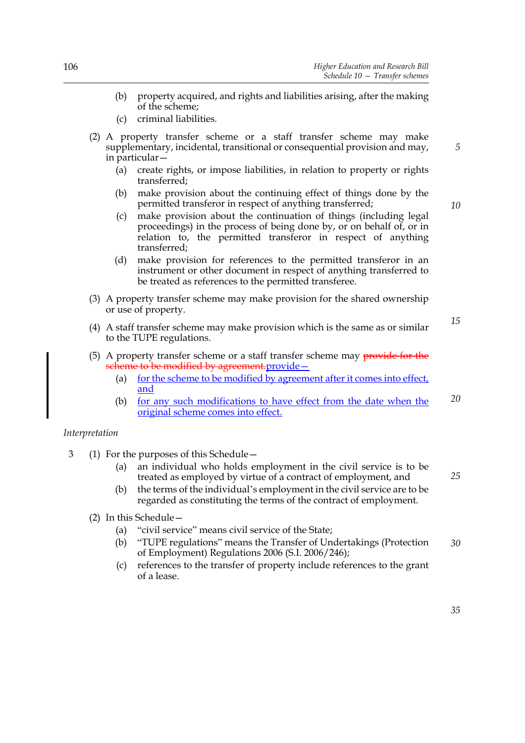(b) property acquired, and rights and liabilities arising, after the making of the scheme;

(c) criminal liabilities.

(2) A property transfer scheme or a staff transfer scheme may make supplementary, incidental, transitional or consequential provision and may, in particular—

(a) create rights, or impose liabilities, in relation to property or rights transferred;

(b) make provision about the continuing effect of things done by the permitted transferor in respect of anything transferred;

(c) make provision about the continuation of things (including legal proceedings) in the process of being done by, or on behalf of, or in relation to, the permitted transferor in respect of anything transferred;

(d) make provision for references to the permitted transferor in an instrument or other document in respect of anything transferred to be treated as references to the permitted transferee.

(3) A property transfer scheme may make provision for the shared ownership or use of property.

(4) A staff transfer scheme may make provision which is the same as or similar to the TUPE regulations.

(5) A property transfer scheme or a staff transfer scheme may ~~provide for the scheme to be modified by agreement.~~provide—

(a) for the scheme to be modified by agreement after it comes into effect, and

(b) for any such modifications to have effect from the date when the original scheme comes into effect.

*Interpretation*

3 (1) For the purposes of this Schedule—

(a) an individual who holds employment in the civil service is to be treated as employed by virtue of a contract of employment, and

(b) the terms of the individual's employment in the civil service are to be regarded as constituting the terms of the contract of employment.

(2) In this Schedule—

(a) "civil service" means civil service of the State;

(b) "TUPE regulations" means the Transfer of Undertakings (Protection of Employment) Regulations 2006 (S.I. 2006/246);

(c) references to the transfer of property include references to the grant of a lease.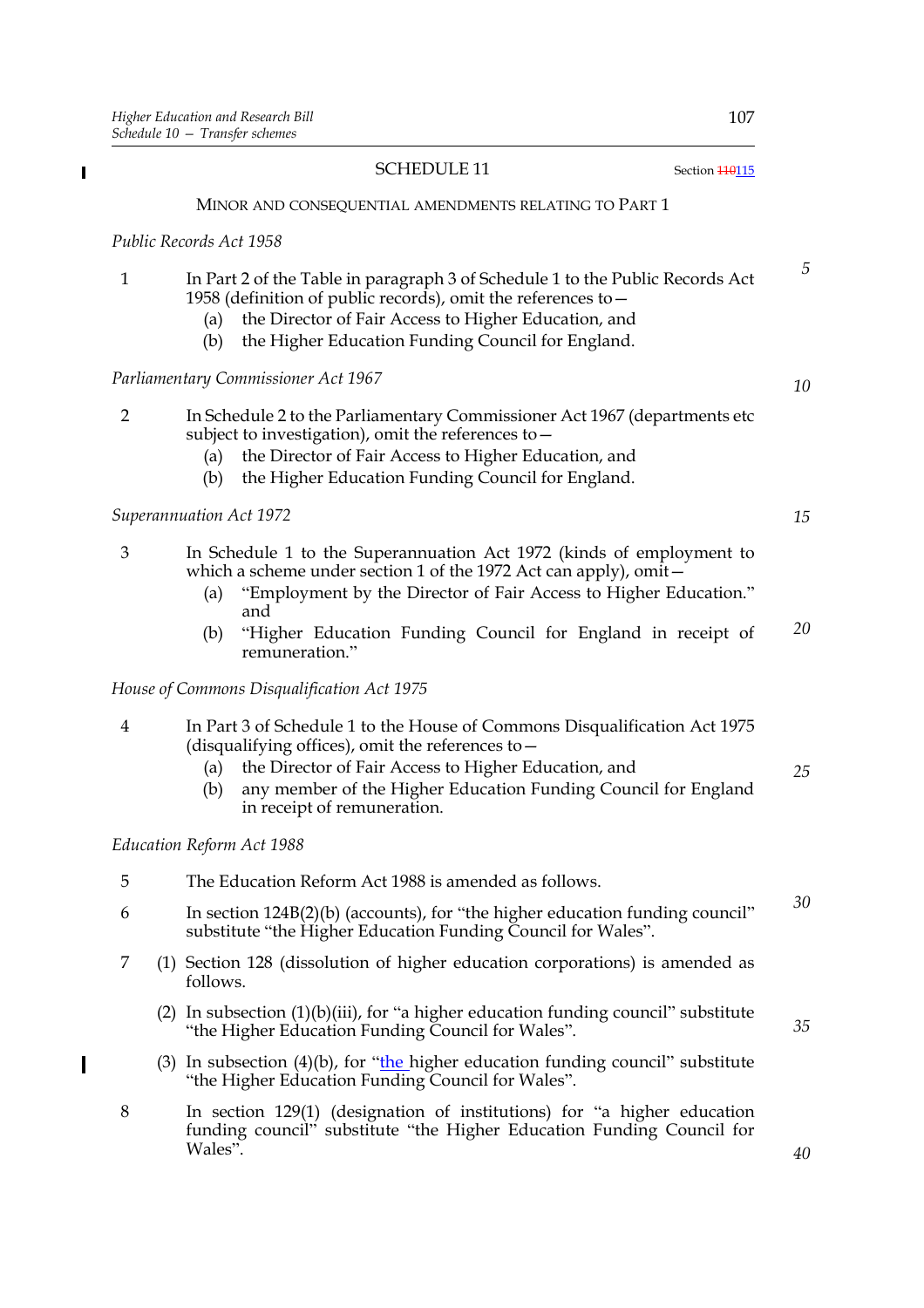## SCHEDULE 11

Section ~~110~~115

### MINOR AND CONSEQUENTIAL AMENDMENTS RELATING TO PART 1

*Public Records Act 1958*

1 In Part 2 of the Table in paragraph 3 of Schedule 1 to the Public Records Act 1958 (definition of public records), omit the references to—

(a) the Director of Fair Access to Higher Education, and

(b) the Higher Education Funding Council for England.

*Parliamentary Commissioner Act 1967*

2 In Schedule 2 to the Parliamentary Commissioner Act 1967 (departments etc subject to investigation), omit the references to—

(a) the Director of Fair Access to Higher Education, and

(b) the Higher Education Funding Council for England.

*Superannuation Act 1972*

3 In Schedule 1 to the Superannuation Act 1972 (kinds of employment to which a scheme under section 1 of the 1972 Act can apply), omit—

(a) "Employment by the Director of Fair Access to Higher Education." and

(b) "Higher Education Funding Council for England in receipt of remuneration."

*House of Commons Disqualification Act 1975*

4 In Part 3 of Schedule 1 to the House of Commons Disqualification Act 1975 (disqualifying offices), omit the references to—

(a) the Director of Fair Access to Higher Education, and

(b) any member of the Higher Education Funding Council for England in receipt of remuneration.

*Education Reform Act 1988*

5 The Education Reform Act 1988 is amended as follows.

6 In section 124B(2)(b) (accounts), for "the higher education funding council" substitute "the Higher Education Funding Council for Wales".

7 (1) Section 128 (dissolution of higher education corporations) is amended as follows.

(2) In subsection (1)(b)(iii), for "a higher education funding council" substitute "the Higher Education Funding Council for Wales".

(3) In subsection (4)(b), for "the higher education funding council" substitute "the Higher Education Funding Council for Wales".

8 In section 129(1) (designation of institutions) for "a higher education funding council" substitute "the Higher Education Funding Council for Wales".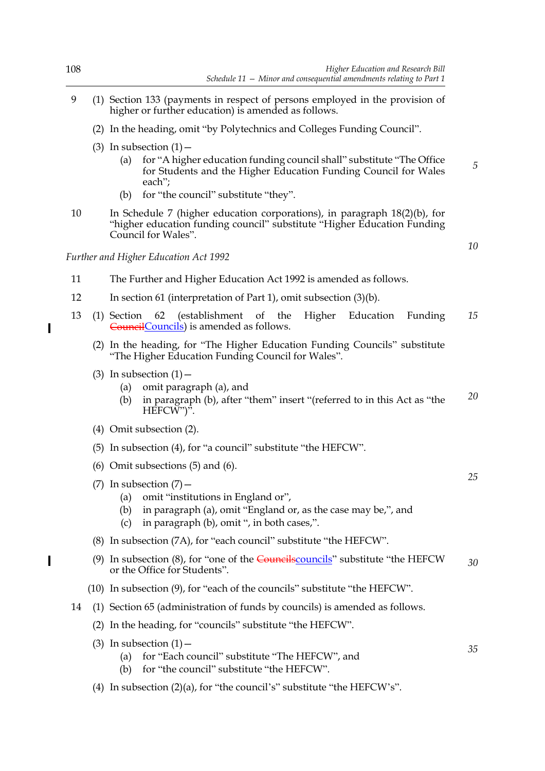9 (1) Section 133 (payments in respect of persons employed in the provision of higher or further education) is amended as follows.

(2) In the heading, omit "by Polytechnics and Colleges Funding Council".

(3) In subsection (1)—

(a) for "A higher education funding council shall" substitute "The Office for Students and the Higher Education Funding Council for Wales each";

(b) for "the council" substitute "they".

10 In Schedule 7 (higher education corporations), in paragraph 18(2)(b), for "higher education funding council" substitute "Higher Education Funding Council for Wales".

*Further and Higher Education Act 1992*

11 The Further and Higher Education Act 1992 is amended as follows.

12 In section 61 (interpretation of Part 1), omit subsection (3)(b).

13 (1) Section 62 (establishment of the Higher Education Funding ~~Council~~Councils) is amended as follows.

(2) In the heading, for "The Higher Education Funding Councils" substitute "The Higher Education Funding Council for Wales".

(3) In subsection (1)—

(a) omit paragraph (a), and

(b) in paragraph (b), after "them" insert "(referred to in this Act as "the HEFCW")".

(4) Omit subsection (2).

(5) In subsection (4), for "a council" substitute "the HEFCW".

(6) Omit subsections (5) and (6).

(7) In subsection (7)—

(a) omit "institutions in England or",

(b) in paragraph (a), omit "England or, as the case may be,", and

(c) in paragraph (b), omit ", in both cases,".

(8) In subsection (7A), for "each council" substitute "the HEFCW".

(9) In subsection (8), for "one of the ~~Councils~~councils" substitute "the HEFCW or the Office for Students".

(10) In subsection (9), for "each of the councils" substitute "the HEFCW".

14 (1) Section 65 (administration of funds by councils) is amended as follows.

(2) In the heading, for "councils" substitute "the HEFCW".

(3) In subsection (1)—

(a) for "Each council" substitute "The HEFCW", and

(b) for "the council" substitute "the HEFCW".

(4) In subsection (2)(a), for "the council's" substitute "the HEFCW's".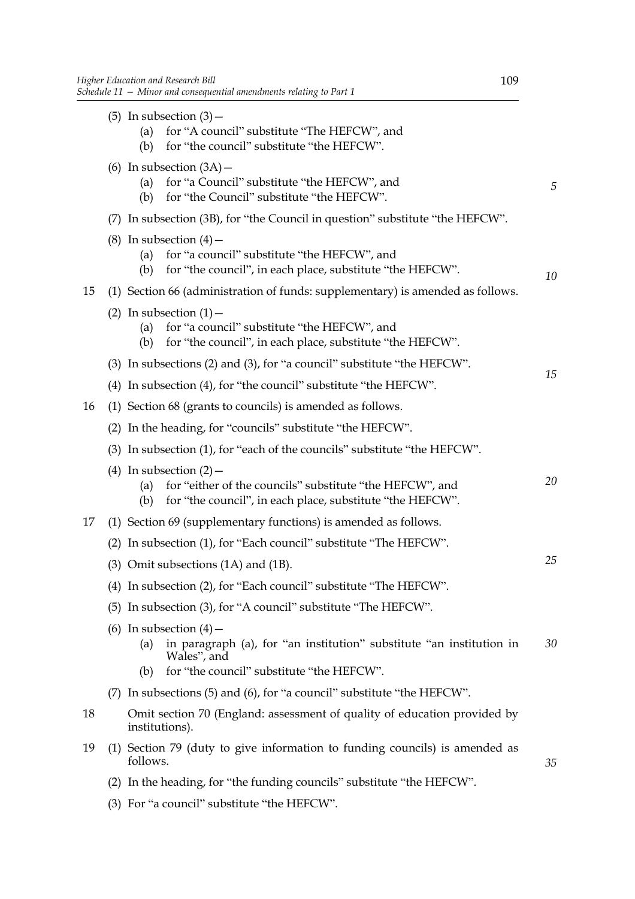(5) In subsection (3)—
  (a) for "A council" substitute "The HEFCW", and
  (b) for "the council" substitute "the HEFCW".

(6) In subsection (3A)—
  (a) for "a Council" substitute "the HEFCW", and
  (b) for "the Council" substitute "the HEFCW".

(7) In subsection (3B), for "the Council in question" substitute "the HEFCW".

(8) In subsection (4)—
  (a) for "a council" substitute "the HEFCW", and
  (b) for "the council", in each place, substitute "the HEFCW".

15 (1) Section 66 (administration of funds: supplementary) is amended as follows.

(2) In subsection (1)—
  (a) for "a council" substitute "the HEFCW", and
  (b) for "the council", in each place, substitute "the HEFCW".

(3) In subsections (2) and (3), for "a council" substitute "the HEFCW".

(4) In subsection (4), for "the council" substitute "the HEFCW".

16 (1) Section 68 (grants to councils) is amended as follows.

(2) In the heading, for "councils" substitute "the HEFCW".

(3) In subsection (1), for "each of the councils" substitute "the HEFCW".

(4) In subsection (2)—
  (a) for "either of the councils" substitute "the HEFCW", and
  (b) for "the council", in each place, substitute "the HEFCW".

17 (1) Section 69 (supplementary functions) is amended as follows.

(2) In subsection (1), for "Each council" substitute "The HEFCW".

(3) Omit subsections (1A) and (1B).

(4) In subsection (2), for "Each council" substitute "The HEFCW".

(5) In subsection (3), for "A council" substitute "The HEFCW".

(6) In subsection (4)—
  (a) in paragraph (a), for "an institution" substitute "an institution in Wales", and
  (b) for "the council" substitute "the HEFCW".

(7) In subsections (5) and (6), for "a council" substitute "the HEFCW".

18 Omit section 70 (England: assessment of quality of education provided by institutions).

19 (1) Section 79 (duty to give information to funding councils) is amended as follows.

(2) In the heading, for "the funding councils" substitute "the HEFCW".

(3) For "a council" substitute "the HEFCW".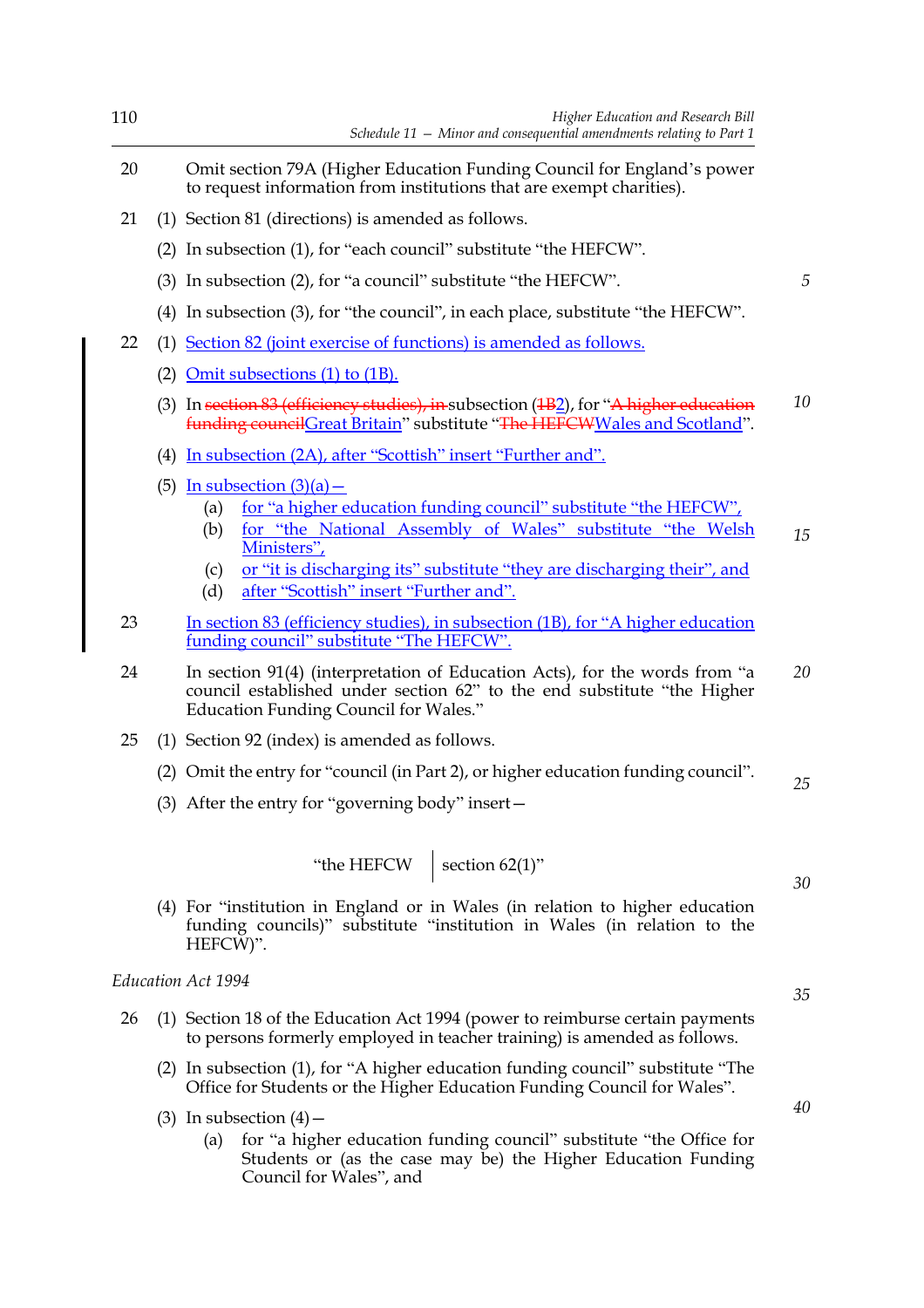20 Omit section 79A (Higher Education Funding Council for England's power to request information from institutions that are exempt charities).

21 (1) Section 81 (directions) is amended as follows.

(2) In subsection (1), for "each council" substitute "the HEFCW".

(3) In subsection (2), for "a council" substitute "the HEFCW".

(4) In subsection (3), for "the council", in each place, substitute "the HEFCW".

22 (1) Section 82 (joint exercise of functions) is amended as follows.

(2) Omit subsections (1) to (1B).

(3) In ~~section 83 (efficiency studies), in~~ subsection (~~1B~~2), for "~~A higher education funding council~~Great Britain" substitute "~~The HEFCW~~Wales and Scotland".

(4) In subsection (2A), after "Scottish" insert "Further and".

(5) In subsection (3)(a)—

(a) for "a higher education funding council" substitute "the HEFCW",

(b) for "the National Assembly of Wales" substitute "the Welsh Ministers",

(c) or "it is discharging its" substitute "they are discharging their", and

(d) after "Scottish" insert "Further and".

23 In section 83 (efficiency studies), in subsection (1B), for "A higher education funding council" substitute "The HEFCW".

24 In section 91(4) (interpretation of Education Acts), for the words from "a council established under section 62" to the end substitute "the Higher Education Funding Council for Wales."

25 (1) Section 92 (index) is amended as follows.

(2) Omit the entry for "council (in Part 2), or higher education funding council".

(3) After the entry for "governing body" insert—

| | |
|---|---|
| "the HEFCW | section 62(1)" |

(4) For "institution in England or in Wales (in relation to higher education funding councils)" substitute "institution in Wales (in relation to the HEFCW)".

*Education Act 1994*

26 (1) Section 18 of the Education Act 1994 (power to reimburse certain payments to persons formerly employed in teacher training) is amended as follows.

(2) In subsection (1), for "A higher education funding council" substitute "The Office for Students or the Higher Education Funding Council for Wales".

(3) In subsection (4)—

(a) for "a higher education funding council" substitute "the Office for Students or (as the case may be) the Higher Education Funding Council for Wales", and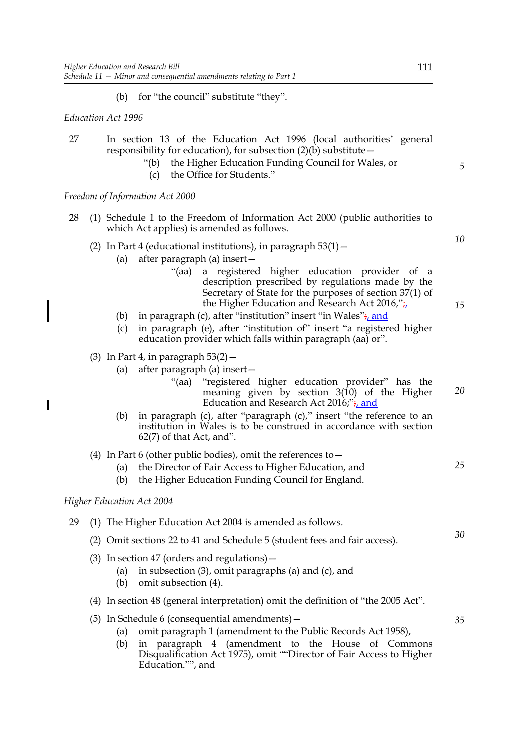(b) for "the council" substitute "they".

*Education Act 1996*

27 In section 13 of the Education Act 1996 (local authorities' general responsibility for education), for subsection (2)(b) substitute—

"(b) the Higher Education Funding Council for Wales, or

(c) the Office for Students."

*Freedom of Information Act 2000*

28 (1) Schedule 1 to the Freedom of Information Act 2000 (public authorities to which Act applies) is amended as follows.

(2) In Part 4 (educational institutions), in paragraph 53(1)—

(a) after paragraph (a) insert—

"(aa) a registered higher education provider of a description prescribed by regulations made by the Secretary of State for the purposes of section 37(1) of the Higher Education and Research Act 2016,", and

(b) in paragraph (c), after "institution" insert "in Wales", and

(c) in paragraph (e), after "institution of" insert "a registered higher education provider which falls within paragraph (aa) or".

(3) In Part 4, in paragraph 53(2)—

(a) after paragraph (a) insert—

"(aa) "registered higher education provider" has the meaning given by section 3(10) of the Higher Education and Research Act 2016;", and

(b) in paragraph (c), after "paragraph (c)," insert "the reference to an institution in Wales is to be construed in accordance with section 62(7) of that Act, and".

(4) In Part 6 (other public bodies), omit the references to—

(a) the Director of Fair Access to Higher Education, and

(b) the Higher Education Funding Council for England.

*Higher Education Act 2004*

29 (1) The Higher Education Act 2004 is amended as follows.

(2) Omit sections 22 to 41 and Schedule 5 (student fees and fair access).

(3) In section 47 (orders and regulations)—

(a) in subsection (3), omit paragraphs (a) and (c), and

(b) omit subsection (4).

(4) In section 48 (general interpretation) omit the definition of "the 2005 Act".

(5) In Schedule 6 (consequential amendments)—

(a) omit paragraph 1 (amendment to the Public Records Act 1958),

(b) in paragraph 4 (amendment to the House of Commons Disqualification Act 1975), omit ""Director of Fair Access to Higher Education."", and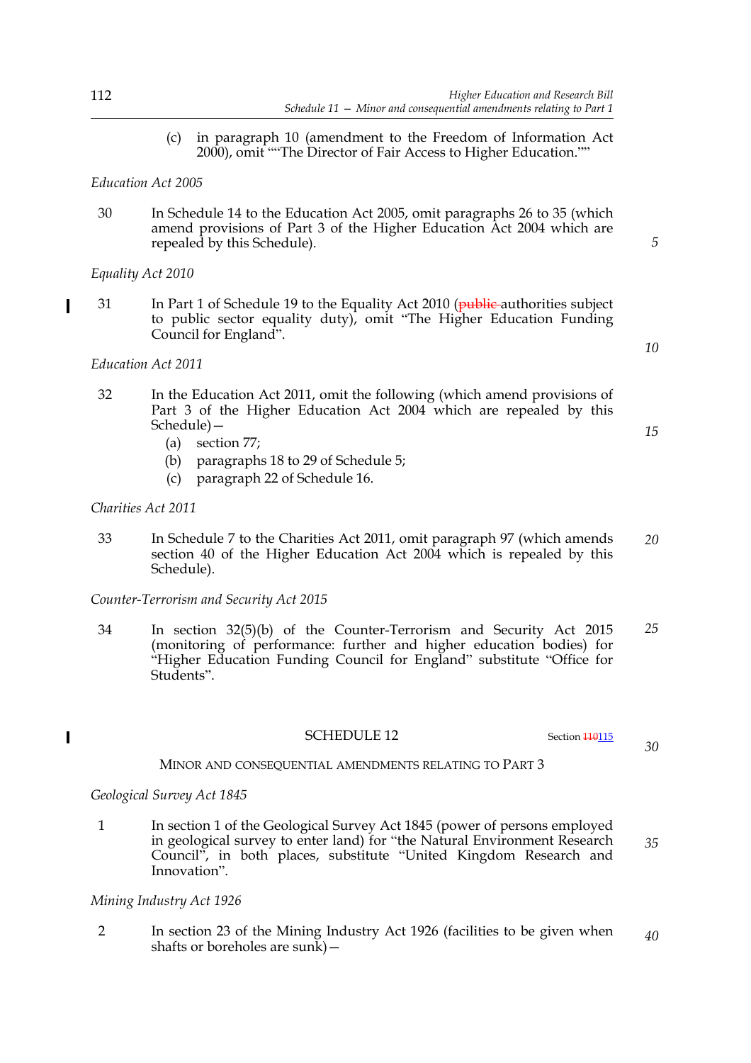(c) in paragraph 10 (amendment to the Freedom of Information Act 2000), omit ""The Director of Fair Access to Higher Education.""

*Education Act 2005*

30 In Schedule 14 to the Education Act 2005, omit paragraphs 26 to 35 (which amend provisions of Part 3 of the Higher Education Act 2004 which are repealed by this Schedule).

*Equality Act 2010*

31 In Part 1 of Schedule 19 to the Equality Act 2010 (~~public~~ authorities subject to public sector equality duty), omit "The Higher Education Funding Council for England".

*Education Act 2011*

32 In the Education Act 2011, omit the following (which amend provisions of Part 3 of the Higher Education Act 2004 which are repealed by this Schedule)—

(a) section 77;

(b) paragraphs 18 to 29 of Schedule 5;

(c) paragraph 22 of Schedule 16.

*Charities Act 2011*

33 In Schedule 7 to the Charities Act 2011, omit paragraph 97 (which amends section 40 of the Higher Education Act 2004 which is repealed by this Schedule).

*Counter-Terrorism and Security Act 2015*

34 In section 32(5)(b) of the Counter-Terrorism and Security Act 2015 (monitoring of performance: further and higher education bodies) for "Higher Education Funding Council for England" substitute "Office for Students".

## SCHEDULE 12

Section ~~110~~115

### MINOR AND CONSEQUENTIAL AMENDMENTS RELATING TO PART 3

*Geological Survey Act 1845*

1 In section 1 of the Geological Survey Act 1845 (power of persons employed in geological survey to enter land) for "the Natural Environment Research Council", in both places, substitute "United Kingdom Research and Innovation".

*Mining Industry Act 1926*

2 In section 23 of the Mining Industry Act 1926 (facilities to be given when shafts or boreholes are sunk)—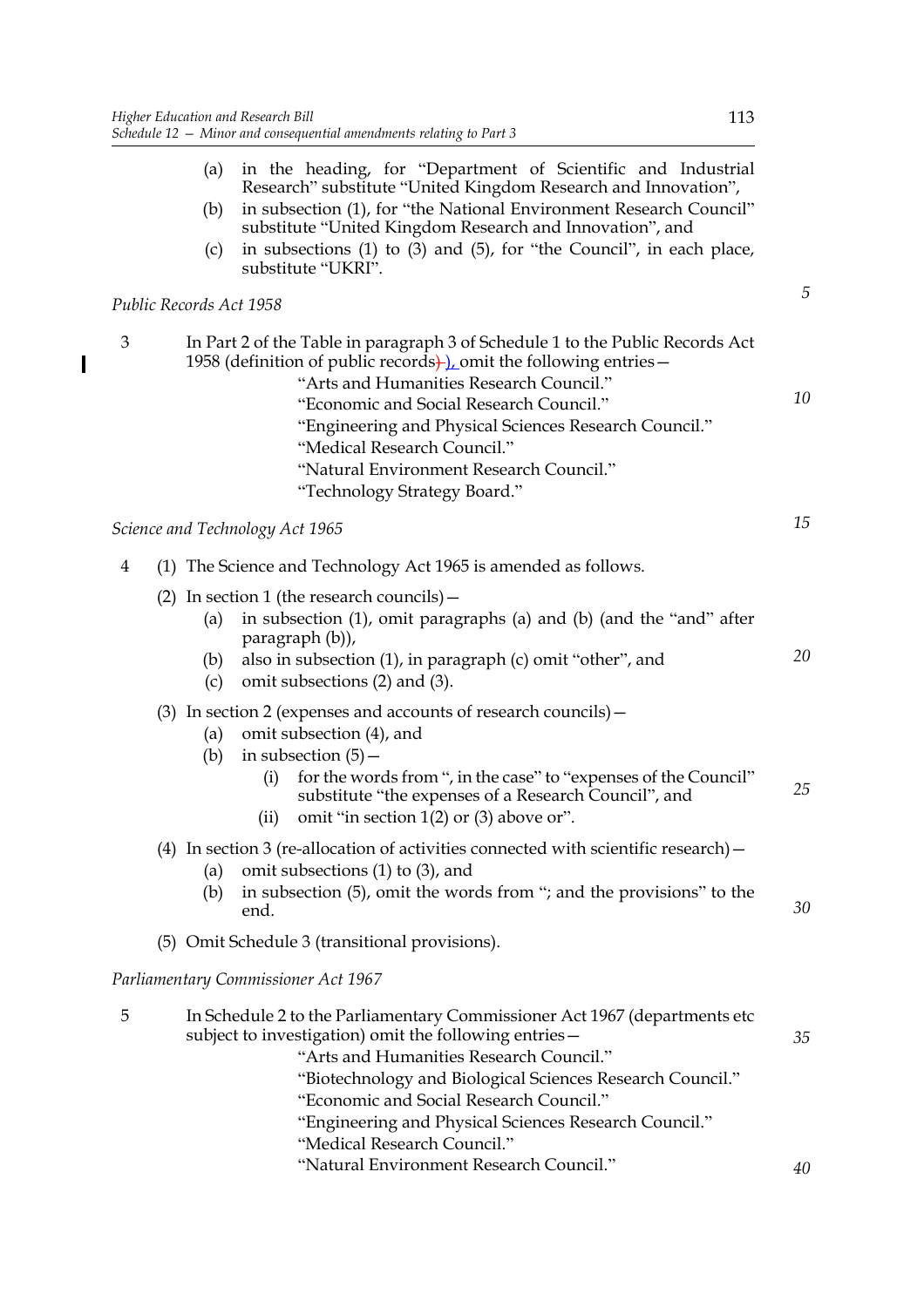(a) in the heading, for "Department of Scientific and Industrial Research" substitute "United Kingdom Research and Innovation",

(b) in subsection (1), for "the National Environment Research Council" substitute "United Kingdom Research and Innovation", and

(c) in subsections (1) to (3) and (5), for "the Council", in each place, substitute "UKRI".

*Public Records Act 1958*

3 In Part 2 of the Table in paragraph 3 of Schedule 1 to the Public Records Act 1958 (definition of public records), omit the following entries—

"Arts and Humanities Research Council."
"Economic and Social Research Council."
"Engineering and Physical Sciences Research Council."
"Medical Research Council."
"Natural Environment Research Council."
"Technology Strategy Board."

*Science and Technology Act 1965*

4 (1) The Science and Technology Act 1965 is amended as follows.

(2) In section 1 (the research councils)—

(a) in subsection (1), omit paragraphs (a) and (b) (and the "and" after paragraph (b)),

(b) also in subsection (1), in paragraph (c) omit "other", and

(c) omit subsections (2) and (3).

(3) In section 2 (expenses and accounts of research councils)—

(a) omit subsection (4), and

(b) in subsection (5)—

(i) for the words from ", in the case" to "expenses of the Council" substitute "the expenses of a Research Council", and

(ii) omit "in section 1(2) or (3) above or".

(4) In section 3 (re-allocation of activities connected with scientific research)—

(a) omit subsections (1) to (3), and

(b) in subsection (5), omit the words from "; and the provisions" to the end.

(5) Omit Schedule 3 (transitional provisions).

*Parliamentary Commissioner Act 1967*

5 In Schedule 2 to the Parliamentary Commissioner Act 1967 (departments etc subject to investigation) omit the following entries—

"Arts and Humanities Research Council."
"Biotechnology and Biological Sciences Research Council."
"Economic and Social Research Council."
"Engineering and Physical Sciences Research Council."
"Medical Research Council."
"Natural Environment Research Council."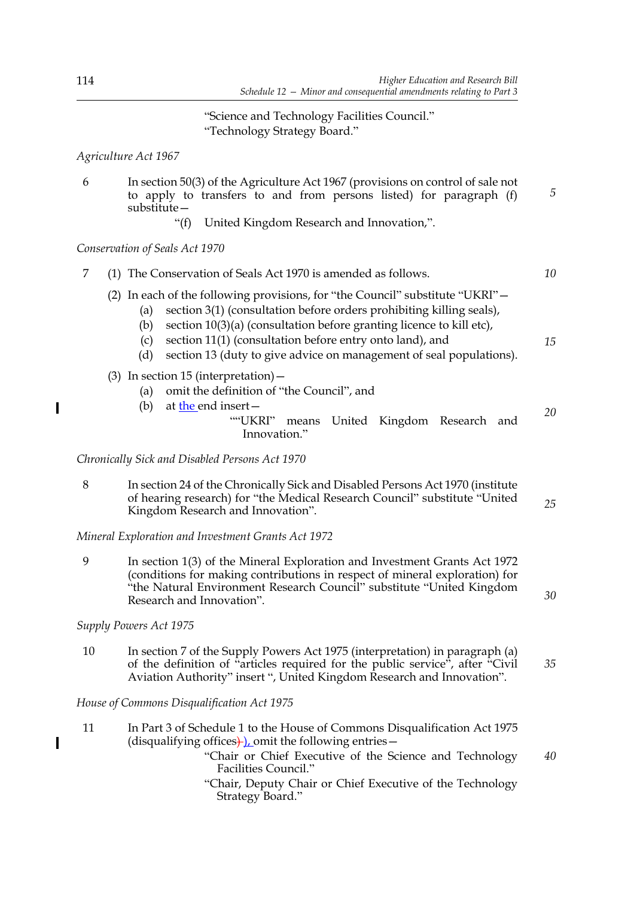"Science and Technology Facilities Council."
"Technology Strategy Board."

*Agriculture Act 1967*

6 In section 50(3) of the Agriculture Act 1967 (provisions on control of sale not to apply to transfers to and from persons listed) for paragraph (f) substitute—

"(f) United Kingdom Research and Innovation,".

*Conservation of Seals Act 1970*

7 (1) The Conservation of Seals Act 1970 is amended as follows.

(2) In each of the following provisions, for "the Council" substitute "UKRI"—

(a) section 3(1) (consultation before orders prohibiting killing seals),

(b) section 10(3)(a) (consultation before granting licence to kill etc),

(c) section 11(1) (consultation before entry onto land), and

(d) section 13 (duty to give advice on management of seal populations).

(3) In section 15 (interpretation)—

(a) omit the definition of "the Council", and

(b) at the end insert—

""UKRI" means United Kingdom Research and Innovation."

*Chronically Sick and Disabled Persons Act 1970*

8 In section 24 of the Chronically Sick and Disabled Persons Act 1970 (institute of hearing research) for "the Medical Research Council" substitute "United Kingdom Research and Innovation".

*Mineral Exploration and Investment Grants Act 1972*

9 In section 1(3) of the Mineral Exploration and Investment Grants Act 1972 (conditions for making contributions in respect of mineral exploration) for "the Natural Environment Research Council" substitute "United Kingdom Research and Innovation".

*Supply Powers Act 1975*

10 In section 7 of the Supply Powers Act 1975 (interpretation) in paragraph (a) of the definition of "articles required for the public service", after "Civil Aviation Authority" insert ", United Kingdom Research and Innovation".

*House of Commons Disqualification Act 1975*

11 In Part 3 of Schedule 1 to the House of Commons Disqualification Act 1975 (disqualifying offices), omit the following entries—

"Chair or Chief Executive of the Science and Technology Facilities Council."

"Chair, Deputy Chair or Chief Executive of the Technology Strategy Board."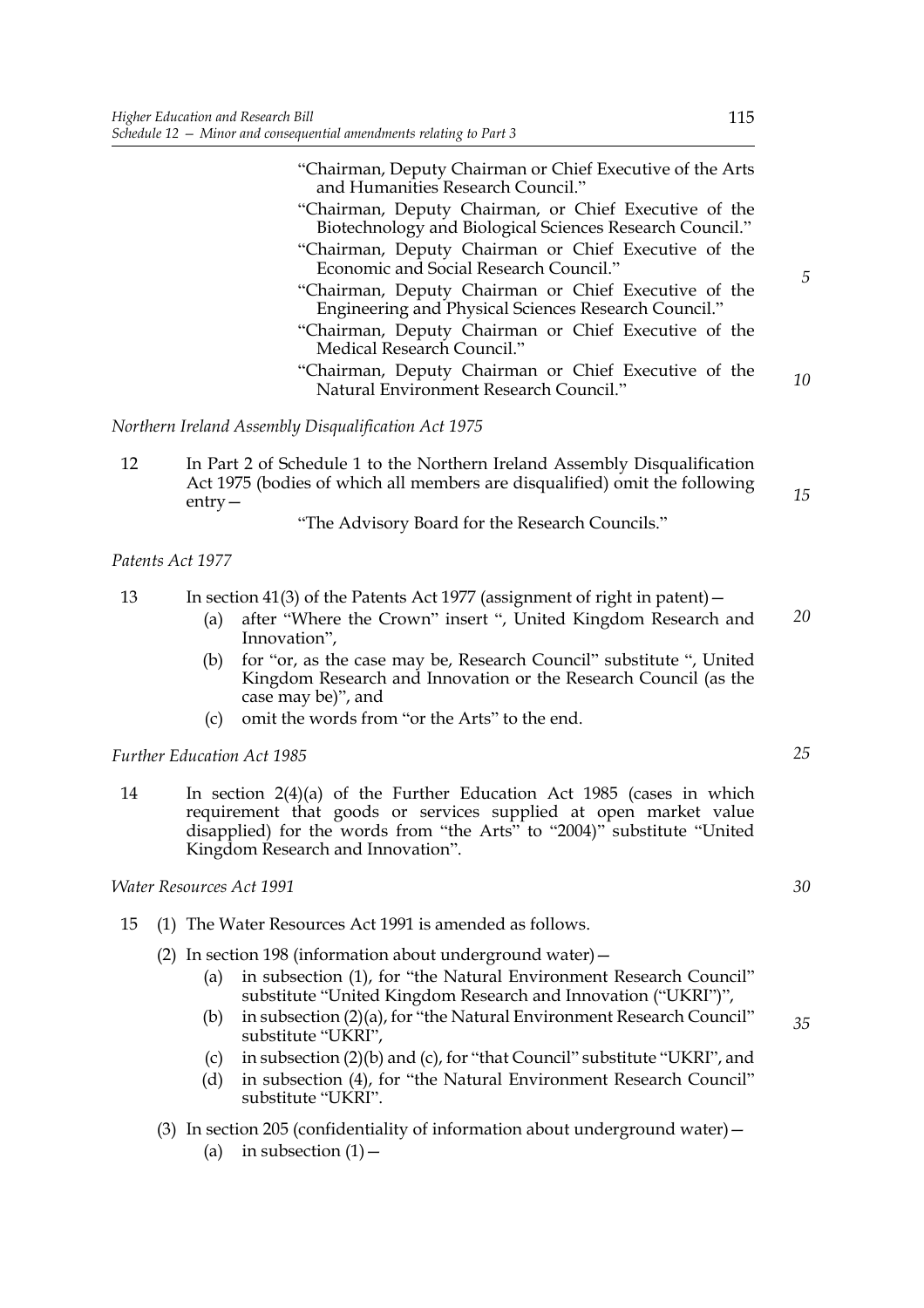"Chairman, Deputy Chairman or Chief Executive of the Arts and Humanities Research Council."

"Chairman, Deputy Chairman, or Chief Executive of the Biotechnology and Biological Sciences Research Council."

"Chairman, Deputy Chairman or Chief Executive of the Economic and Social Research Council."

"Chairman, Deputy Chairman or Chief Executive of the Engineering and Physical Sciences Research Council."

"Chairman, Deputy Chairman or Chief Executive of the Medical Research Council."

"Chairman, Deputy Chairman or Chief Executive of the Natural Environment Research Council."

*Northern Ireland Assembly Disqualification Act 1975*

12 In Part 2 of Schedule 1 to the Northern Ireland Assembly Disqualification Act 1975 (bodies of which all members are disqualified) omit the following entry—

"The Advisory Board for the Research Councils."

*Patents Act 1977*

13 In section 41(3) of the Patents Act 1977 (assignment of right in patent)—

(a) after "Where the Crown" insert ", United Kingdom Research and Innovation",

(b) for "or, as the case may be, Research Council" substitute ", United Kingdom Research and Innovation or the Research Council (as the case may be)", and

(c) omit the words from "or the Arts" to the end.

*Further Education Act 1985*

14 In section 2(4)(a) of the Further Education Act 1985 (cases in which requirement that goods or services supplied at open market value disapplied) for the words from "the Arts" to "2004)" substitute "United Kingdom Research and Innovation".

*Water Resources Act 1991*

15 (1) The Water Resources Act 1991 is amended as follows.

(2) In section 198 (information about underground water)—

(a) in subsection (1), for "the Natural Environment Research Council" substitute "United Kingdom Research and Innovation ("UKRI")",

(b) in subsection (2)(a), for "the Natural Environment Research Council" substitute "UKRI",

(c) in subsection (2)(b) and (c), for "that Council" substitute "UKRI", and

(d) in subsection (4), for "the Natural Environment Research Council" substitute "UKRI".

(3) In section 205 (confidentiality of information about underground water)—

(a) in subsection (1)—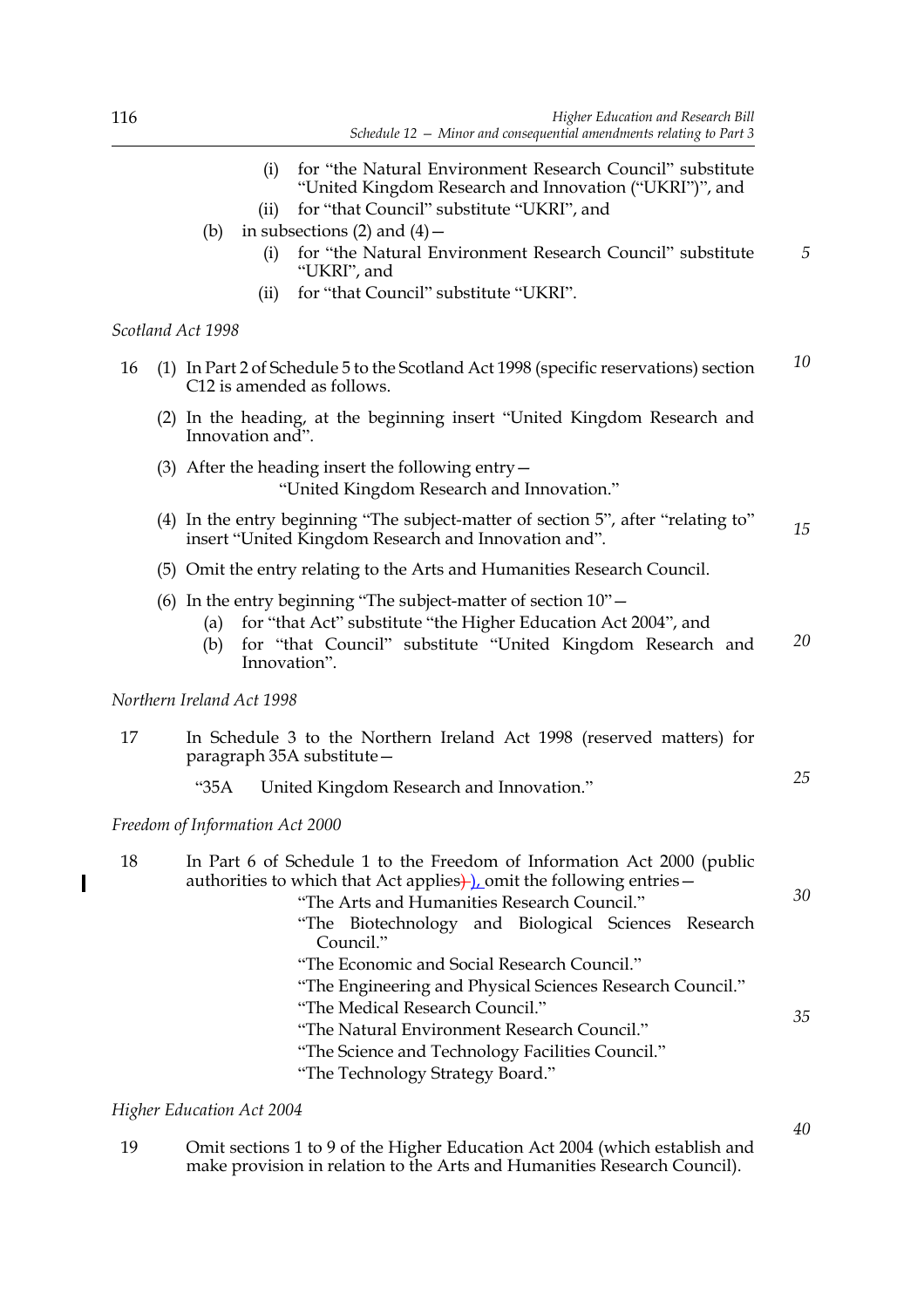(i) for "the Natural Environment Research Council" substitute "United Kingdom Research and Innovation ("UKRI")", and

(ii) for "that Council" substitute "UKRI", and

(b) in subsections (2) and (4)—

(i) for "the Natural Environment Research Council" substitute "UKRI", and

(ii) for "that Council" substitute "UKRI".

*Scotland Act 1998*

16 (1) In Part 2 of Schedule 5 to the Scotland Act 1998 (specific reservations) section C12 is amended as follows.

(2) In the heading, at the beginning insert "United Kingdom Research and Innovation and".

(3) After the heading insert the following entry—

"United Kingdom Research and Innovation."

(4) In the entry beginning "The subject-matter of section 5", after "relating to" insert "United Kingdom Research and Innovation and".

(5) Omit the entry relating to the Arts and Humanities Research Council.

(6) In the entry beginning "The subject-matter of section 10"—

(a) for "that Act" substitute "the Higher Education Act 2004", and

(b) for "that Council" substitute "United Kingdom Research and Innovation".

*Northern Ireland Act 1998*

17 In Schedule 3 to the Northern Ireland Act 1998 (reserved matters) for paragraph 35A substitute—

"35A United Kingdom Research and Innovation."

*Freedom of Information Act 2000*

18 In Part 6 of Schedule 1 to the Freedom of Information Act 2000 (public authorities to which that Act applies), omit the following entries—

"The Arts and Humanities Research Council."

"The Biotechnology and Biological Sciences Research Council."

"The Economic and Social Research Council."

"The Engineering and Physical Sciences Research Council."

"The Medical Research Council."

"The Natural Environment Research Council."

"The Science and Technology Facilities Council."

"The Technology Strategy Board."

*Higher Education Act 2004*

19 Omit sections 1 to 9 of the Higher Education Act 2004 (which establish and make provision in relation to the Arts and Humanities Research Council).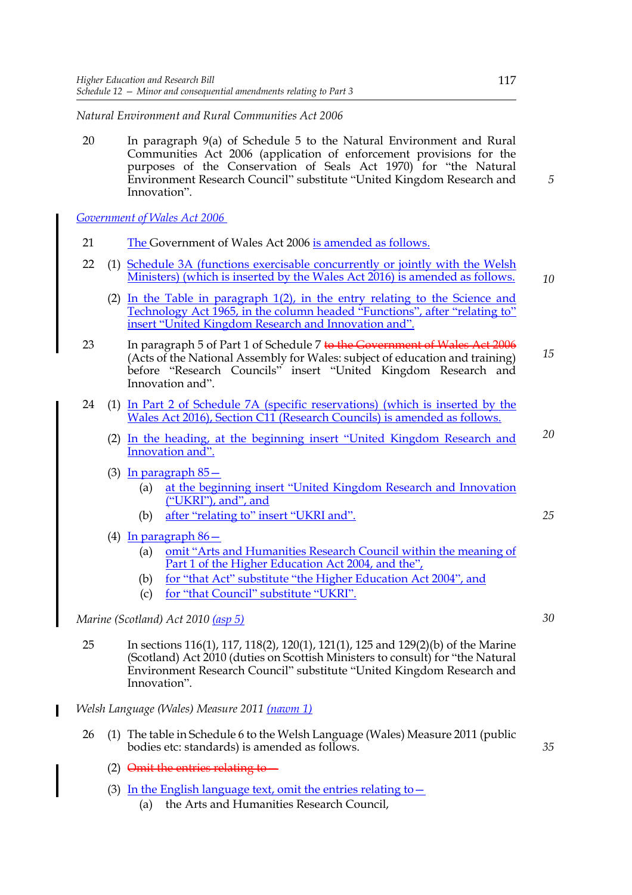*Natural Environment and Rural Communities Act 2006*

20 In paragraph 9(a) of Schedule 5 to the Natural Environment and Rural Communities Act 2006 (application of enforcement provisions for the purposes of the Conservation of Seals Act 1970) for "the Natural Environment Research Council" substitute "United Kingdom Research and Innovation".

*Government of Wales Act 2006*

21 The Government of Wales Act 2006 is amended as follows.

22 (1) Schedule 3A (functions exercisable concurrently or jointly with the Welsh Ministers) (which is inserted by the Wales Act 2016) is amended as follows.

(2) In the Table in paragraph 1(2), in the entry relating to the Science and Technology Act 1965, in the column headed "Functions", after "relating to" insert "United Kingdom Research and Innovation and".

23 In paragraph 5 of Part 1 of Schedule 7 ~~to the Government of Wales Act 2006~~ (Acts of the National Assembly for Wales: subject of education and training) before "Research Councils" insert "United Kingdom Research and Innovation and".

24 (1) In Part 2 of Schedule 7A (specific reservations) (which is inserted by the Wales Act 2016), Section C11 (Research Councils) is amended as follows.

(2) In the heading, at the beginning insert "United Kingdom Research and Innovation and".

(3) In paragraph 85—

(a) at the beginning insert "United Kingdom Research and Innovation ("UKRI"), and", and

(b) after "relating to" insert "UKRI and".

(4) In paragraph 86—

(a) omit "Arts and Humanities Research Council within the meaning of Part 1 of the Higher Education Act 2004, and the",

(b) for "that Act" substitute "the Higher Education Act 2004", and

(c) for "that Council" substitute "UKRI".

*Marine (Scotland) Act 2010 (asp 5)*

25 In sections 116(1), 117, 118(2), 120(1), 121(1), 125 and 129(2)(b) of the Marine (Scotland) Act 2010 (duties on Scottish Ministers to consult) for "the Natural Environment Research Council" substitute "United Kingdom Research and Innovation".

*Welsh Language (Wales) Measure 2011 (nawm 1)*

26 (1) The table in Schedule 6 to the Welsh Language (Wales) Measure 2011 (public bodies etc: standards) is amended as follows.

(2) ~~Omit the entries relating to—~~

(3) In the English language text, omit the entries relating to—

(a) the Arts and Humanities Research Council,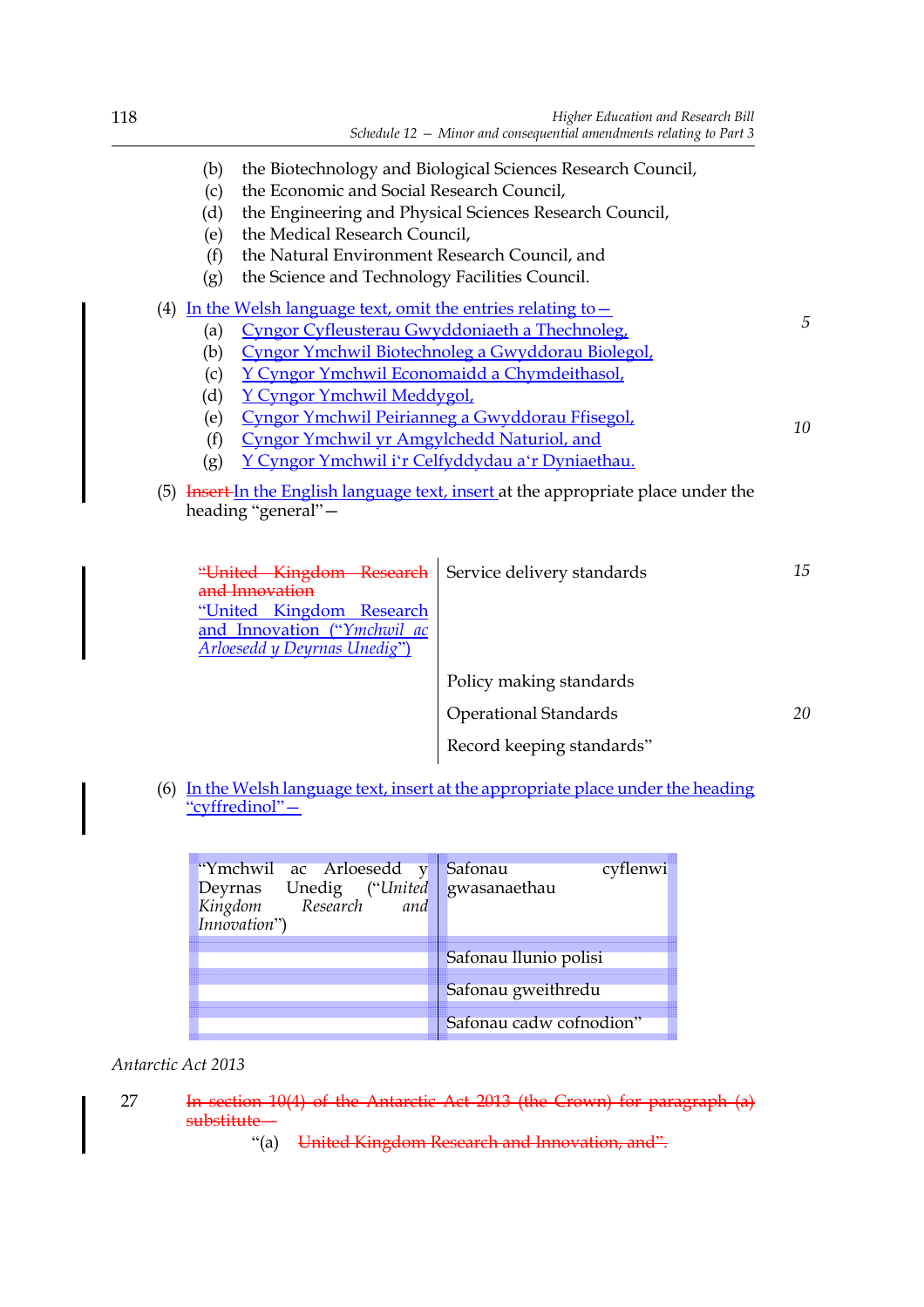(b) the Biotechnology and Biological Sciences Research Council,
(c) the Economic and Social Research Council,
(d) the Engineering and Physical Sciences Research Council,
(e) the Medical Research Council,
(f) the Natural Environment Research Council, and
(g) the Science and Technology Facilities Council.

(4) In the Welsh language text, omit the entries relating to—
(a) Cyngor Cyfleusterau Gwyddoniaeth a Thechnoleg,
(b) Cyngor Ymchwil Biotechnoleg a Gwyddorau Biolegol,
(c) Y Cyngor Ymchwil Economaidd a Chymdeithasol,
(d) Y Cyngor Ymchwil Meddygol,
(e) Cyngor Ymchwil Peirianneg a Gwyddorau Ffisegol,
(f) Cyngor Ymchwil yr Amgylchedd Naturiol, and
(g) Y Cyngor Ymchwil i'r Celfyddydau a'r Dyniaethau.

(5) ~~Insert~~ In the English language text, insert at the appropriate place under the heading "general"—

| | |
|---|---|
| ~~"United Kingdom Research and Innovation~~ "United Kingdom Research and Innovation ("*Ymchwil ac Arloesedd y Deyrnas Unedig*") | Service delivery standards |
| | Policy making standards |
| | Operational Standards |
| | Record keeping standards" |

(6) In the Welsh language text, insert at the appropriate place under the heading "cyffredinol"—

| | |
|---|---|
| "Ymchwil ac Arloesedd y Deyrnas Unedig ("*United Kingdom Research and Innovation*") | Safonau cyflenwi gwasanaethau |
| | Safonau llunio polisi |
| | Safonau gweithredu |
| | Safonau cadw cofnodion" |

*Antarctic Act 2013*

27 ~~In section 10(4) of the Antarctic Act 2013 (the Crown) for paragraph (a) substitute—~~

"(a) ~~United Kingdom Research and Innovation, and".~~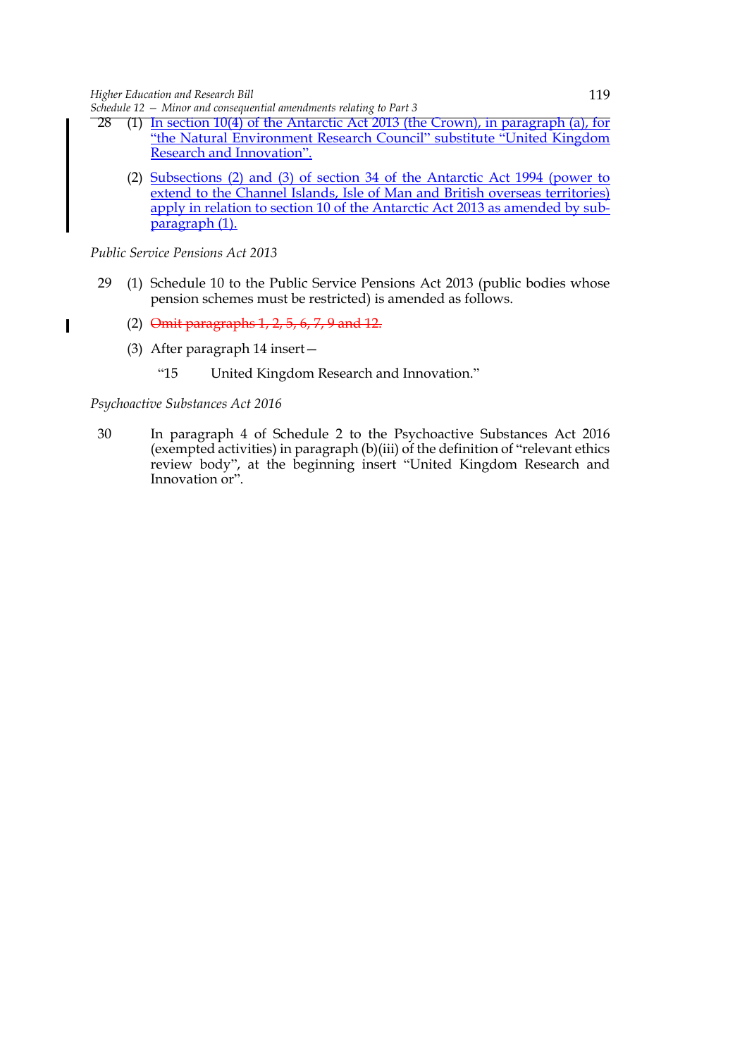28 (1) In section 10(4) of the Antarctic Act 2013 (the Crown), in paragraph (a), for "the Natural Environment Research Council" substitute "United Kingdom Research and Innovation".

(2) Subsections (2) and (3) of section 34 of the Antarctic Act 1994 (power to extend to the Channel Islands, Isle of Man and British overseas territories) apply in relation to section 10 of the Antarctic Act 2013 as amended by sub-paragraph (1).

*Public Service Pensions Act 2013*

29 (1) Schedule 10 to the Public Service Pensions Act 2013 (public bodies whose pension schemes must be restricted) is amended as follows.

(2) ~~Omit paragraphs 1, 2, 5, 6, 7, 9 and 12.~~

(3) After paragraph 14 insert—

"15 United Kingdom Research and Innovation."

*Psychoactive Substances Act 2016*

30 In paragraph 4 of Schedule 2 to the Psychoactive Substances Act 2016 (exempted activities) in paragraph (b)(iii) of the definition of "relevant ethics review body", at the beginning insert "United Kingdom Research and Innovation or".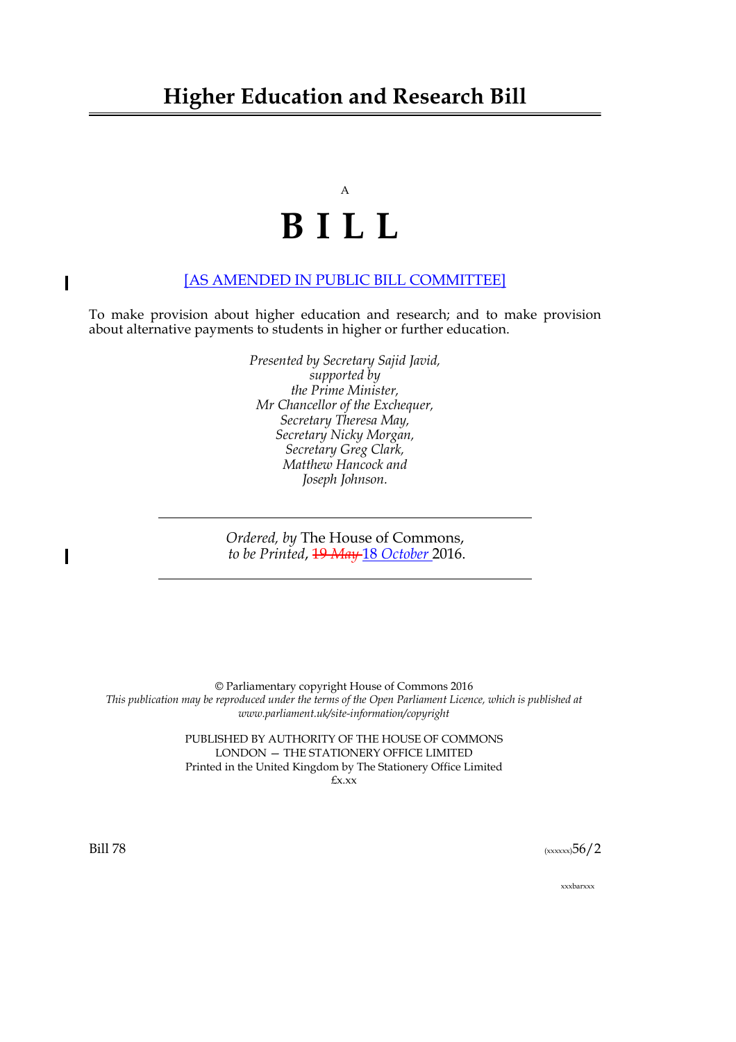# Higher Education and Research Bill

A

# B I L L

[AS AMENDED IN PUBLIC BILL COMMITTEE]

To make provision about higher education and research; and to make provision about alternative payments to students in higher or further education.

*Presented by Secretary Sajid Javid,*
*supported by*
*the Prime Minister,*
*Mr Chancellor of the Exchequer,*
*Secretary Theresa May,*
*Secretary Nicky Morgan,*
*Secretary Greg Clark,*
*Matthew Hancock and*
*Joseph Johnson.*

---

*Ordered, by* The House of Commons,
*to be Printed*, ~~19 *May*~~ 18 *October* 2016.

---

© Parliamentary copyright House of Commons 2016
*This publication may be reproduced under the terms of the Open Parliament Licence, which is published at www.parliament.uk/site-information/copyright*

PUBLISHED BY AUTHORITY OF THE HOUSE OF COMMONS
LONDON — THE STATIONERY OFFICE LIMITED
Printed in the United Kingdom by The Stationery Office Limited
£x.xx

Bill 78 (xxxxxx)56/2

xxxbarxxx